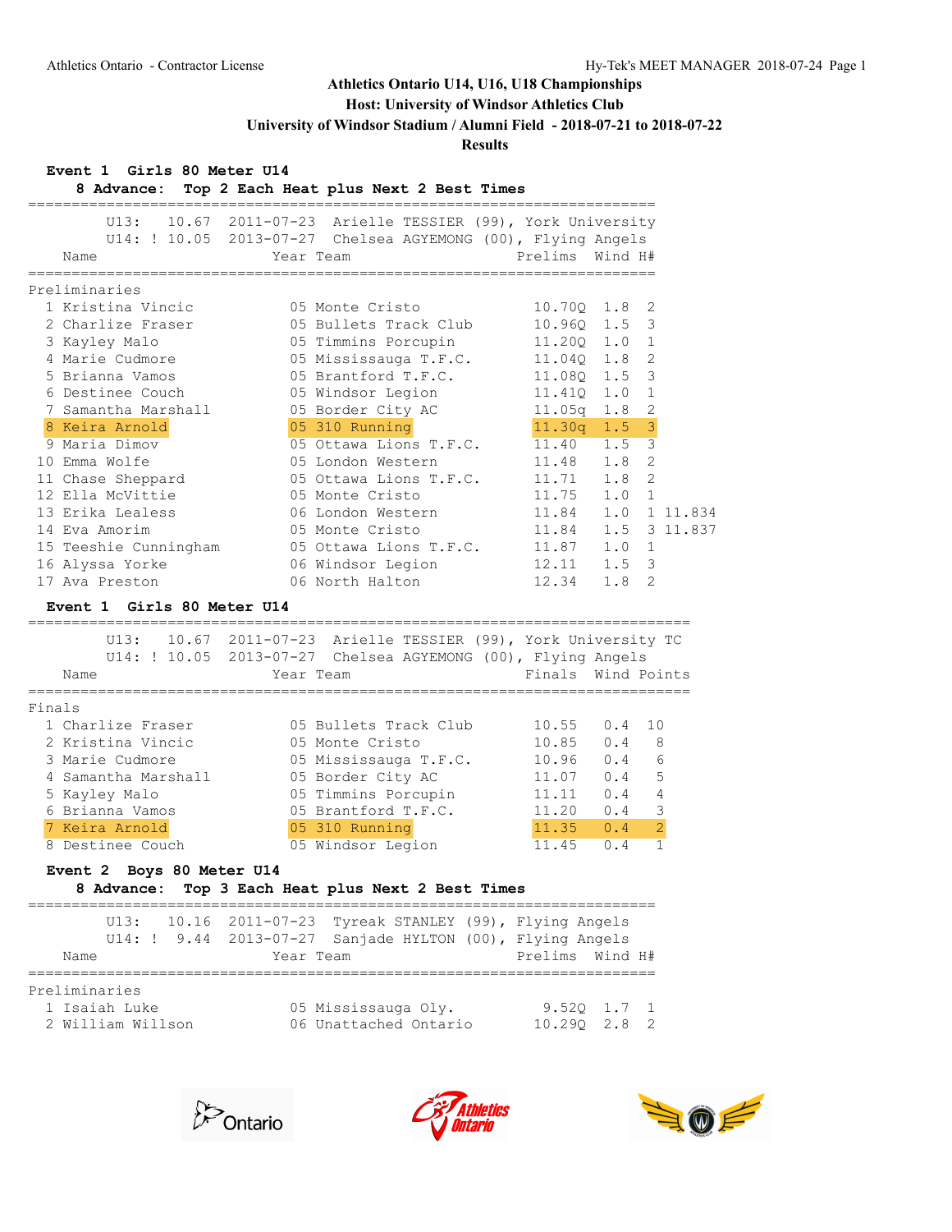**Athletics Ontario U14, U16, U18 Championships**

**Host: University of Windsor Athletics Club**

**University of Windsor Stadium / Alumni Field - 2018-07-21 to 2018-07-22**

**Results**

### Event 1 Girls 80 Meter U14

**8 Advance: Top 2 Each Heat plus Next 2 Best Times**

U13: 10.67 2011-07-23 Arielle TESSIER (99), York University
U14: ! 10.05 2013-07-27 Chelsea AGYEMONG (00), Flying Angels

**Preliminaries**

| | Name | Year | Team | Prelims | Wind | H# | |
|---|---|---|---|---|---|---|---|
| 1 | Kristina Vincic | 05 | Monte Cristo | 10.70Q | 1.8 | 2 | |
| 2 | Charlize Fraser | 05 | Bullets Track Club | 10.96Q | 1.5 | 3 | |
| 3 | Kayley Malo | 05 | Timmins Porcupin | 11.20Q | 1.0 | 1 | |
| 4 | Marie Cudmore | 05 | Mississauga T.F.C. | 11.04Q | 1.8 | 2 | |
| 5 | Brianna Vamos | 05 | Brantford T.F.C. | 11.08Q | 1.5 | 3 | |
| 6 | Destinee Couch | 05 | Windsor Legion | 11.41Q | 1.0 | 1 | |
| 7 | Samantha Marshall | 05 | Border City AC | 11.05q | 1.8 | 2 | |
| 8 | Keira Arnold | 05 | 310 Running | 11.30q | 1.5 | 3 | |
| 9 | Maria Dimov | 05 | Ottawa Lions T.F.C. | 11.40 | 1.5 | 3 | |
| 10 | Emma Wolfe | 05 | London Western | 11.48 | 1.8 | 2 | |
| 11 | Chase Sheppard | 05 | Ottawa Lions T.F.C. | 11.71 | 1.8 | 2 | |
| 12 | Ella McVittie | 05 | Monte Cristo | 11.75 | 1.0 | 1 | |
| 13 | Erika Lealess | 06 | London Western | 11.84 | 1.0 | 1 | 11.834 |
| 14 | Eva Amorim | 05 | Monte Cristo | 11.84 | 1.5 | 3 | 11.837 |
| 15 | Teeshie Cunningham | 05 | Ottawa Lions T.F.C. | 11.87 | 1.0 | 1 | |
| 16 | Alyssa Yorke | 06 | Windsor Legion | 12.11 | 1.5 | 3 | |
| 17 | Ava Preston | 06 | North Halton | 12.34 | 1.8 | 2 | |

### Event 1 Girls 80 Meter U14

U13: 10.67 2011-07-23 Arielle TESSIER (99), York University TC
U14: ! 10.05 2013-07-27 Chelsea AGYEMONG (00), Flying Angels

**Finals**

| | Name | Year | Team | Finals | Wind | Points |
|---|---|---|---|---|---|---|
| 1 | Charlize Fraser | 05 | Bullets Track Club | 10.55 | 0.4 | 10 |
| 2 | Kristina Vincic | 05 | Monte Cristo | 10.85 | 0.4 | 8 |
| 3 | Marie Cudmore | 05 | Mississauga T.F.C. | 10.96 | 0.4 | 6 |
| 4 | Samantha Marshall | 05 | Border City AC | 11.07 | 0.4 | 5 |
| 5 | Kayley Malo | 05 | Timmins Porcupin | 11.11 | 0.4 | 4 |
| 6 | Brianna Vamos | 05 | Brantford T.F.C. | 11.20 | 0.4 | 3 |
| 7 | Keira Arnold | 05 | 310 Running | 11.35 | 0.4 | 2 |
| 8 | Destinee Couch | 05 | Windsor Legion | 11.45 | 0.4 | 1 |

### Event 2 Boys 80 Meter U14

**8 Advance: Top 3 Each Heat plus Next 2 Best Times**

U13: 10.16 2011-07-23 Tyreak STANLEY (99), Flying Angels
U14: ! 9.44 2013-07-27 Sanjade HYLTON (00), Flying Angels

**Preliminaries**

| | Name | Year | Team | Prelims | Wind | H# |
|---|---|---|---|---|---|---|
| 1 | Isaiah Luke | 05 | Mississauga Oly. | 9.52Q | 1.7 | 1 |
| 2 | William Willson | 06 | Unattached Ontario | 10.29Q | 2.8 | 2 |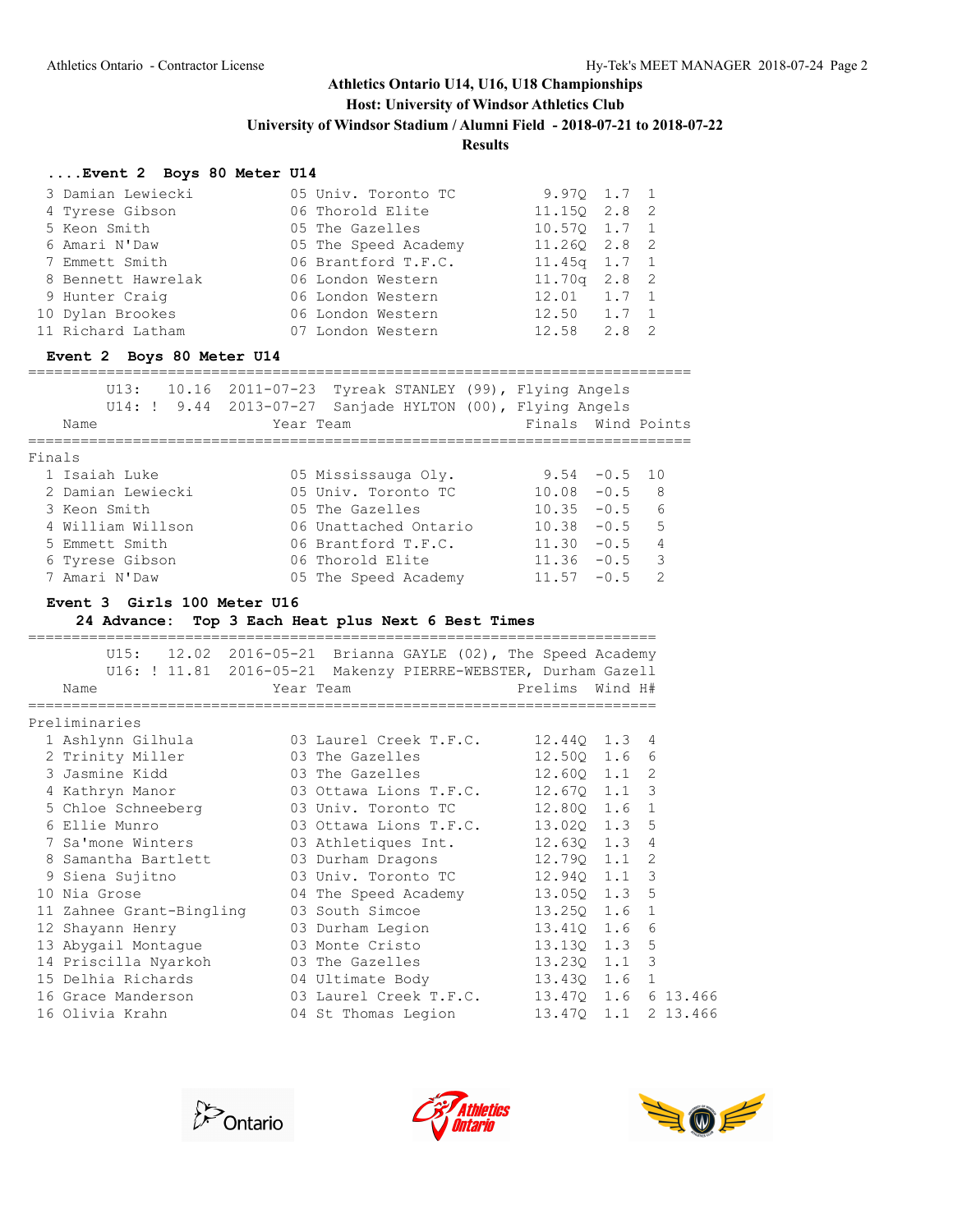## Athletics Ontario U14, U16, U18 Championships

**Host: University of Windsor Athletics Club**

**University of Windsor Stadium / Alumni Field - 2018-07-21 to 2018-07-22**

**Results**

### ....Event 2 Boys 80 Meter U14

| Place | Name | Year | Team | Prelims | Wind | H# |
|---|---|---|---|---|---|---|
| 3 | Damian Lewiecki | 05 | Univ. Toronto TC | 9.97Q | 1.7 | 1 |
| 4 | Tyrese Gibson | 06 | Thorold Elite | 11.15Q | 2.8 | 2 |
| 5 | Keon Smith | 05 | The Gazelles | 10.57Q | 1.7 | 1 |
| 6 | Amari N'Daw | 05 | The Speed Academy | 11.26Q | 2.8 | 2 |
| 7 | Emmett Smith | 06 | Brantford T.F.C. | 11.45q | 1.7 | 1 |
| 8 | Bennett Hawrelak | 06 | London Western | 11.70q | 2.8 | 2 |
| 9 | Hunter Craig | 06 | London Western | 12.01 | 1.7 | 1 |
| 10 | Dylan Brookes | 06 | London Western | 12.50 | 1.7 | 1 |
| 11 | Richard Latham | 07 | London Western | 12.58 | 2.8 | 2 |

### Event 2 Boys 80 Meter U14

U13: 10.16 2011-07-23 Tyreak STANLEY (99), Flying Angels
U14: ! 9.44 2013-07-27 Sanjade HYLTON (00), Flying Angels

Finals

| Place | Name | Year | Team | Finals | Wind | Points |
|---|---|---|---|---|---|---|
| 1 | Isaiah Luke | 05 | Mississauga Oly. | 9.54 | -0.5 | 10 |
| 2 | Damian Lewiecki | 05 | Univ. Toronto TC | 10.08 | -0.5 | 8 |
| 3 | Keon Smith | 05 | The Gazelles | 10.35 | -0.5 | 6 |
| 4 | William Willson | 06 | Unattached Ontario | 10.38 | -0.5 | 5 |
| 5 | Emmett Smith | 06 | Brantford T.F.C. | 11.30 | -0.5 | 4 |
| 6 | Tyrese Gibson | 06 | Thorold Elite | 11.36 | -0.5 | 3 |
| 7 | Amari N'Daw | 05 | The Speed Academy | 11.57 | -0.5 | 2 |

### Event 3 Girls 100 Meter U16

**24 Advance: Top 3 Each Heat plus Next 6 Best Times**

U15: 12.02 2016-05-21 Brianna GAYLE (02), The Speed Academy
U16: ! 11.81 2016-05-21 Makenzy PIERRE-WEBSTER, Durham Gazell

Preliminaries

| Place | Name | Year | Team | Prelims | Wind | H# | |
|---|---|---|---|---|---|---|---|
| 1 | Ashlynn Gilhula | 03 | Laurel Creek T.F.C. | 12.44Q | 1.3 | 4 | |
| 2 | Trinity Miller | 03 | The Gazelles | 12.50Q | 1.6 | 6 | |
| 3 | Jasmine Kidd | 03 | The Gazelles | 12.60Q | 1.1 | 2 | |
| 4 | Kathryn Manor | 03 | Ottawa Lions T.F.C. | 12.67Q | 1.1 | 3 | |
| 5 | Chloe Schneeberg | 03 | Univ. Toronto TC | 12.80Q | 1.6 | 1 | |
| 6 | Ellie Munro | 03 | Ottawa Lions T.F.C. | 13.02Q | 1.3 | 5 | |
| 7 | Sa'mone Winters | 03 | Athletiques Int. | 12.63Q | 1.3 | 4 | |
| 8 | Samantha Bartlett | 03 | Durham Dragons | 12.79Q | 1.1 | 2 | |
| 9 | Siena Sujitno | 03 | Univ. Toronto TC | 12.94Q | 1.1 | 3 | |
| 10 | Nia Grose | 04 | The Speed Academy | 13.05Q | 1.3 | 5 | |
| 11 | Zahnee Grant-Bingling | 03 | South Simcoe | 13.25Q | 1.6 | 1 | |
| 12 | Shayann Henry | 03 | Durham Legion | 13.41Q | 1.6 | 6 | |
| 13 | Abygail Montague | 03 | Monte Cristo | 13.13Q | 1.3 | 5 | |
| 14 | Priscilla Nyarkoh | 03 | The Gazelles | 13.23Q | 1.1 | 3 | |
| 15 | Delhia Richards | 04 | Ultimate Body | 13.43Q | 1.6 | 1 | |
| 16 | Grace Manderson | 03 | Laurel Creek T.F.C. | 13.47Q | 1.6 | 6 | 13.466 |
| 16 | Olivia Krahn | 04 | St Thomas Legion | 13.47Q | 1.1 | 2 | 13.466 |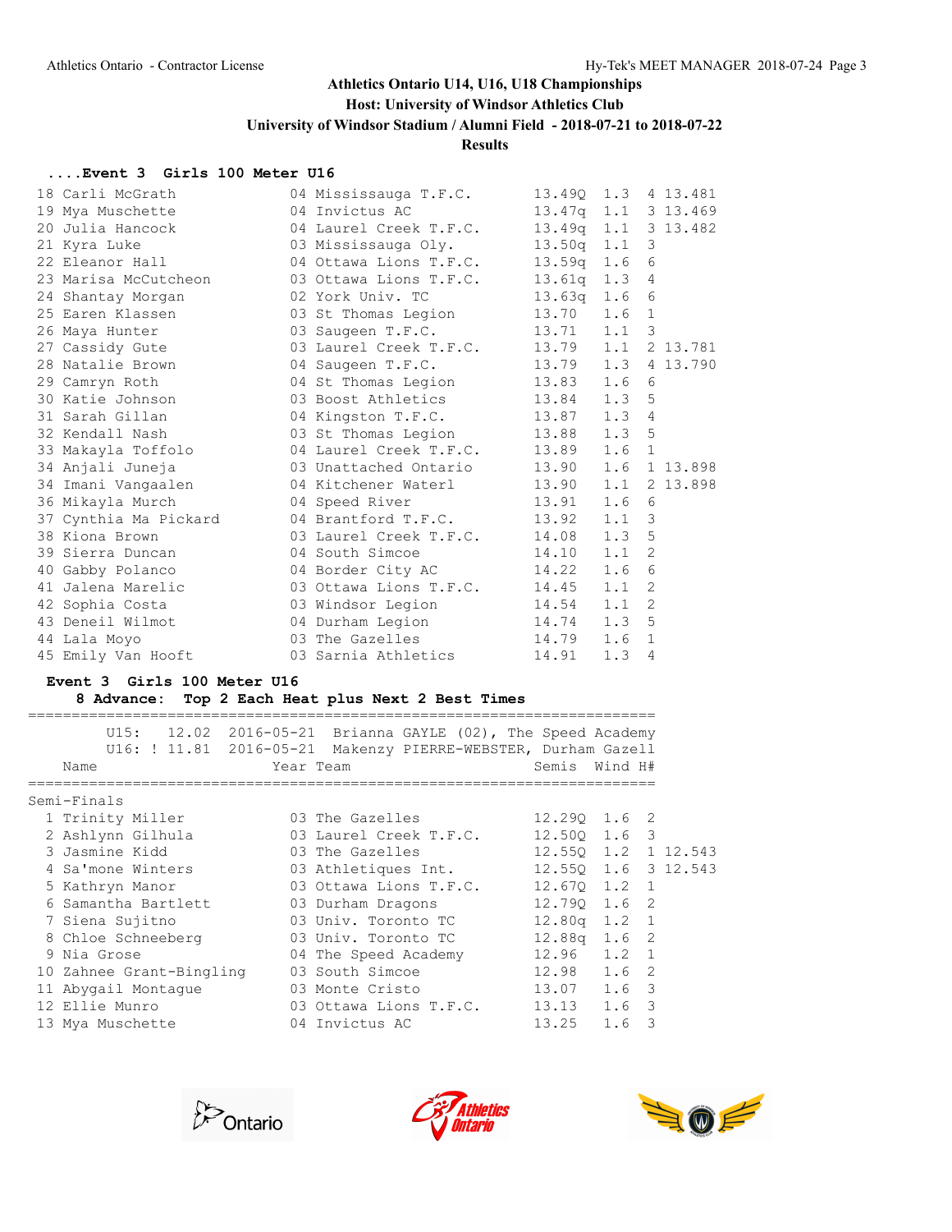# Athletics Ontario U14, U16, U18 Championships

**Host: University of Windsor Athletics Club**

**University of Windsor Stadium / Alumni Field - 2018-07-21 to 2018-07-22**

**Results**

## ....Event 3 Girls 100 Meter U16

| Place | Name | Year | Team | Time | Wind | H# | Tiebreak |
|---|---|---|---|---|---|---|---|
| 18 | Carli McGrath | 04 | Mississauga T.F.C. | 13.49Q | 1.3 | 4 | 13.481 |
| 19 | Mya Muschette | 04 | Invictus AC | 13.47q | 1.1 | 3 | 13.469 |
| 20 | Julia Hancock | 04 | Laurel Creek T.F.C. | 13.49q | 1.1 | 3 | 13.482 |
| 21 | Kyra Luke | 03 | Mississauga Oly. | 13.50q | 1.1 | 3 | |
| 22 | Eleanor Hall | 04 | Ottawa Lions T.F.C. | 13.59q | 1.6 | 6 | |
| 23 | Marisa McCutcheon | 03 | Ottawa Lions T.F.C. | 13.61q | 1.3 | 4 | |
| 24 | Shantay Morgan | 02 | York Univ. TC | 13.63q | 1.6 | 6 | |
| 25 | Earen Klassen | 03 | St Thomas Legion | 13.70 | 1.6 | 1 | |
| 26 | Maya Hunter | 03 | Saugeen T.F.C. | 13.71 | 1.1 | 3 | |
| 27 | Cassidy Gute | 03 | Laurel Creek T.F.C. | 13.79 | 1.1 | 2 | 13.781 |
| 28 | Natalie Brown | 04 | Saugeen T.F.C. | 13.79 | 1.3 | 4 | 13.790 |
| 29 | Camryn Roth | 04 | St Thomas Legion | 13.83 | 1.6 | 6 | |
| 30 | Katie Johnson | 03 | Boost Athletics | 13.84 | 1.3 | 5 | |
| 31 | Sarah Gillan | 04 | Kingston T.F.C. | 13.87 | 1.3 | 4 | |
| 32 | Kendall Nash | 03 | St Thomas Legion | 13.88 | 1.3 | 5 | |
| 33 | Makayla Toffolo | 04 | Laurel Creek T.F.C. | 13.89 | 1.6 | 1 | |
| 34 | Anjali Juneja | 03 | Unattached Ontario | 13.90 | 1.6 | 1 | 13.898 |
| 34 | Imani Vangaalen | 04 | Kitchener Waterl | 13.90 | 1.1 | 2 | 13.898 |
| 36 | Mikayla Murch | 04 | Speed River | 13.91 | 1.6 | 6 | |
| 37 | Cynthia Ma Pickard | 04 | Brantford T.F.C. | 13.92 | 1.1 | 3 | |
| 38 | Kiona Brown | 03 | Laurel Creek T.F.C. | 14.08 | 1.3 | 5 | |
| 39 | Sierra Duncan | 04 | South Simcoe | 14.10 | 1.1 | 2 | |
| 40 | Gabby Polanco | 04 | Border City AC | 14.22 | 1.6 | 6 | |
| 41 | Jalena Marelic | 03 | Ottawa Lions T.F.C. | 14.45 | 1.1 | 2 | |
| 42 | Sophia Costa | 03 | Windsor Legion | 14.54 | 1.1 | 2 | |
| 43 | Deneil Wilmot | 04 | Durham Legion | 14.74 | 1.3 | 5 | |
| 44 | Lala Moyo | 03 | The Gazelles | 14.79 | 1.6 | 1 | |
| 45 | Emily Van Hooft | 03 | Sarnia Athletics | 14.91 | 1.3 | 4 | |

## Event 3 Girls 100 Meter U16

**8 Advance: Top 2 Each Heat plus Next 2 Best Times**

U15: 12.02 2016-05-21 Brianna GAYLE (02), The Speed Academy

U16: ! 11.81 2016-05-21 Makenzy PIERRE-WEBSTER, Durham Gazell

### Semi-Finals

| Place | Name | Year | Team | Semis | Wind | H# | Tiebreak |
|---|---|---|---|---|---|---|---|
| 1 | Trinity Miller | 03 | The Gazelles | 12.29Q | 1.6 | 2 | |
| 2 | Ashlynn Gilhula | 03 | Laurel Creek T.F.C. | 12.50Q | 1.6 | 3 | |
| 3 | Jasmine Kidd | 03 | The Gazelles | 12.55Q | 1.2 | 1 | 12.543 |
| 4 | Sa'mone Winters | 03 | Athletiques Int. | 12.55Q | 1.6 | 3 | 12.543 |
| 5 | Kathryn Manor | 03 | Ottawa Lions T.F.C. | 12.67Q | 1.2 | 1 | |
| 6 | Samantha Bartlett | 03 | Durham Dragons | 12.79Q | 1.6 | 2 | |
| 7 | Siena Sujitno | 03 | Univ. Toronto TC | 12.80q | 1.2 | 1 | |
| 8 | Chloe Schneeberg | 03 | Univ. Toronto TC | 12.88q | 1.6 | 2 | |
| 9 | Nia Grose | 04 | The Speed Academy | 12.96 | 1.2 | 1 | |
| 10 | Zahnee Grant-Bingling | 03 | South Simcoe | 12.98 | 1.6 | 2 | |
| 11 | Abygail Montague | 03 | Monte Cristo | 13.07 | 1.6 | 3 | |
| 12 | Ellie Munro | 03 | Ottawa Lions T.F.C. | 13.13 | 1.6 | 3 | |
| 13 | Mya Muschette | 04 | Invictus AC | 13.25 | 1.6 | 3 | |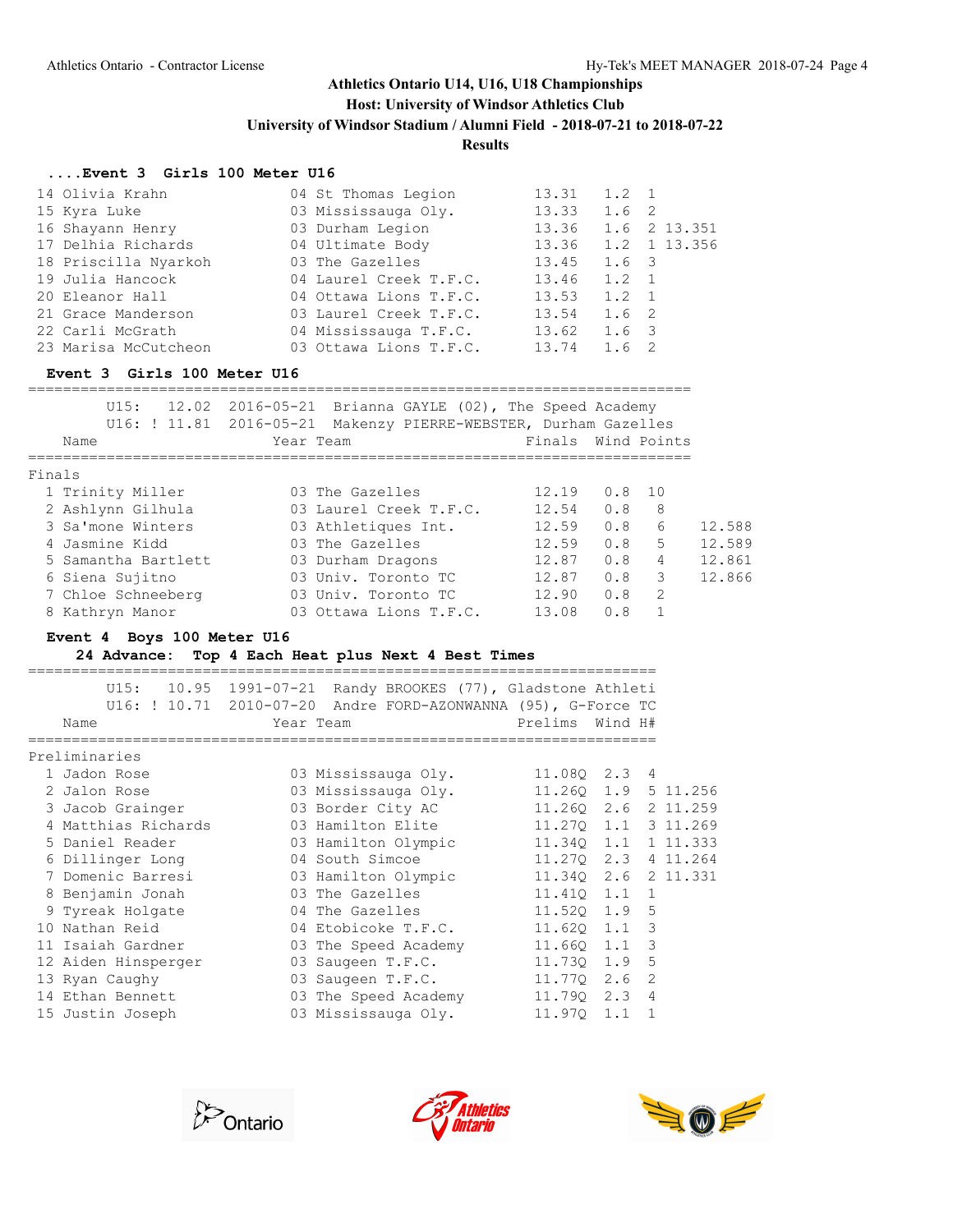## Athletics Ontario U14, U16, U18 Championships

**Host: University of Windsor Athletics Club**

**University of Windsor Stadium / Alumni Field - 2018-07-21 to 2018-07-22**

**Results**

### ....Event 3 Girls 100 Meter U16

| Place | Name | Year | Team | Finals | Wind | H# | |
|---|---|---|---|---|---|---|---|
| 14 | Olivia Krahn | 04 | St Thomas Legion | 13.31 | 1.2 | 1 | |
| 15 | Kyra Luke | 03 | Mississauga Oly. | 13.33 | 1.6 | 2 | |
| 16 | Shayann Henry | 03 | Durham Legion | 13.36 | 1.6 | 2 | 13.351 |
| 17 | Delhia Richards | 04 | Ultimate Body | 13.36 | 1.2 | 1 | 13.356 |
| 18 | Priscilla Nyarkoh | 03 | The Gazelles | 13.45 | 1.6 | 3 | |
| 19 | Julia Hancock | 04 | Laurel Creek T.F.C. | 13.46 | 1.2 | 1 | |
| 20 | Eleanor Hall | 04 | Ottawa Lions T.F.C. | 13.53 | 1.2 | 1 | |
| 21 | Grace Manderson | 03 | Laurel Creek T.F.C. | 13.54 | 1.6 | 2 | |
| 22 | Carli McGrath | 04 | Mississauga T.F.C. | 13.62 | 1.6 | 3 | |
| 23 | Marisa McCutcheon | 03 | Ottawa Lions T.F.C. | 13.74 | 1.6 | 2 | |

### Event 3 Girls 100 Meter U16

U15: 12.02 2016-05-21 Brianna GAYLE (02), The Speed Academy

U16: ! 11.81 2016-05-21 Makenzy PIERRE-WEBSTER, Durham Gazelles

**Finals**

| Place | Name | Year | Team | Finals | Wind | Points | |
|---|---|---|---|---|---|---|---|
| 1 | Trinity Miller | 03 | The Gazelles | 12.19 | 0.8 | 10 | |
| 2 | Ashlynn Gilhula | 03 | Laurel Creek T.F.C. | 12.54 | 0.8 | 8 | |
| 3 | Sa'mone Winters | 03 | Athletiques Int. | 12.59 | 0.8 | 6 | 12.588 |
| 4 | Jasmine Kidd | 03 | The Gazelles | 12.59 | 0.8 | 5 | 12.589 |
| 5 | Samantha Bartlett | 03 | Durham Dragons | 12.87 | 0.8 | 4 | 12.861 |
| 6 | Siena Sujitno | 03 | Univ. Toronto TC | 12.87 | 0.8 | 3 | 12.866 |
| 7 | Chloe Schneeberg | 03 | Univ. Toronto TC | 12.90 | 0.8 | 2 | |
| 8 | Kathryn Manor | 03 | Ottawa Lions T.F.C. | 13.08 | 0.8 | 1 | |

### Event 4 Boys 100 Meter U16

**24 Advance: Top 4 Each Heat plus Next 4 Best Times**

U15: 10.95 1991-07-21 Randy BROOKES (77), Gladstone Athleti

U16: ! 10.71 2010-07-20 Andre FORD-AZONWANNA (95), G-Force TC

**Preliminaries**

| Place | Name | Year | Team | Prelims | Wind | H# | |
|---|---|---|---|---|---|---|---|
| 1 | Jadon Rose | 03 | Mississauga Oly. | 11.08Q | 2.3 | 4 | |
| 2 | Jalon Rose | 03 | Mississauga Oly. | 11.26Q | 1.9 | 5 | 11.256 |
| 3 | Jacob Grainger | 03 | Border City AC | 11.26Q | 2.6 | 2 | 11.259 |
| 4 | Matthias Richards | 03 | Hamilton Elite | 11.27Q | 1.1 | 3 | 11.269 |
| 5 | Daniel Reader | 03 | Hamilton Olympic | 11.34Q | 1.1 | 1 | 11.333 |
| 6 | Dillinger Long | 04 | South Simcoe | 11.27Q | 2.3 | 4 | 11.264 |
| 7 | Domenic Barresi | 03 | Hamilton Olympic | 11.34Q | 2.6 | 2 | 11.331 |
| 8 | Benjamin Jonah | 03 | The Gazelles | 11.41Q | 1.1 | 1 | |
| 9 | Tyreak Holgate | 04 | The Gazelles | 11.52Q | 1.9 | 5 | |
| 10 | Nathan Reid | 04 | Etobicoke T.F.C. | 11.62Q | 1.1 | 3 | |
| 11 | Isaiah Gardner | 03 | The Speed Academy | 11.66Q | 1.1 | 3 | |
| 12 | Aiden Hinsperger | 03 | Saugeen T.F.C. | 11.73Q | 1.9 | 5 | |
| 13 | Ryan Caughy | 03 | Saugeen T.F.C. | 11.77Q | 2.6 | 2 | |
| 14 | Ethan Bennett | 03 | The Speed Academy | 11.79Q | 2.3 | 4 | |
| 15 | Justin Joseph | 03 | Mississauga Oly. | 11.97Q | 1.1 | 1 | |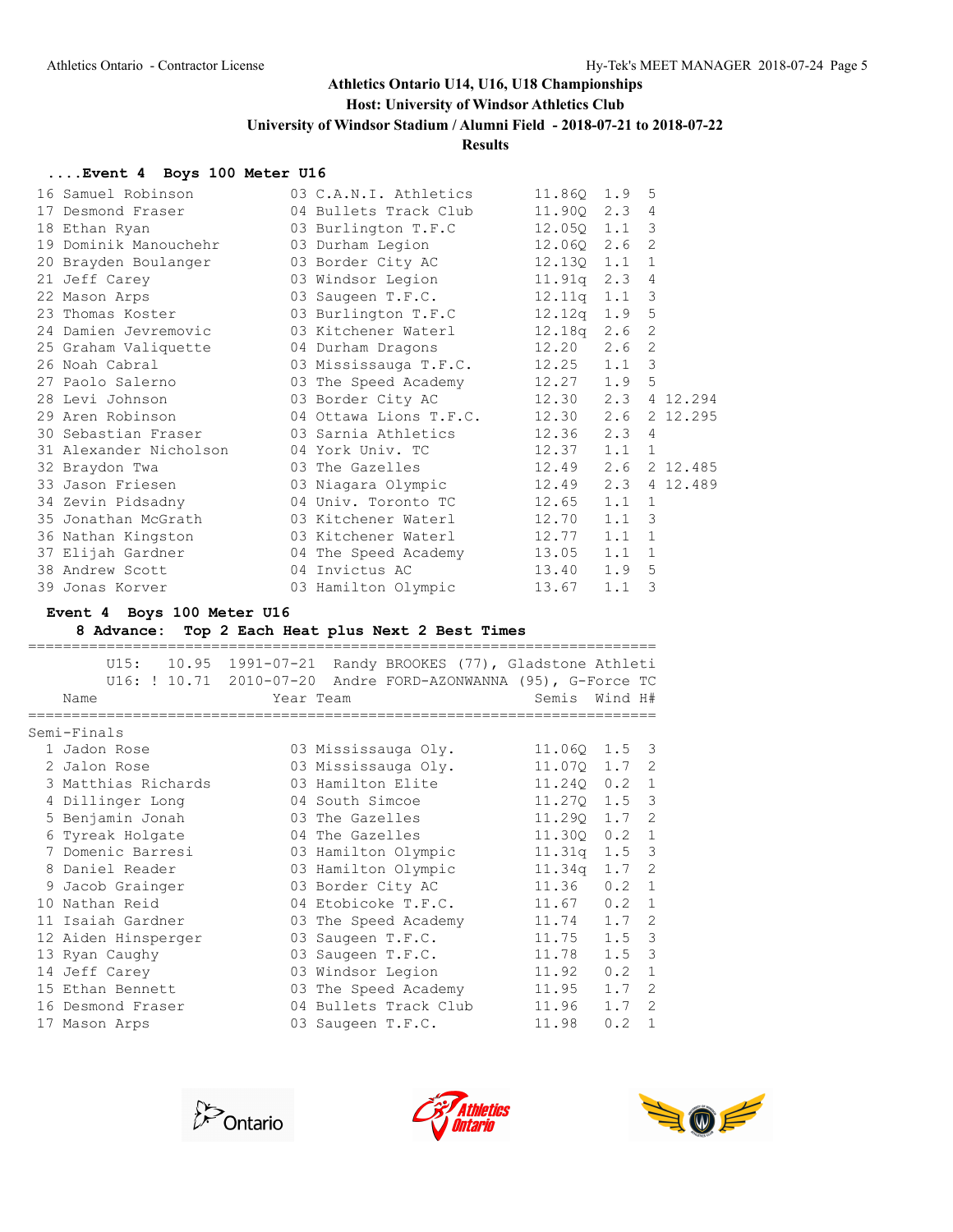## Athletics Ontario U14, U16, U18 Championships

**Host: University of Windsor Athletics Club**

**University of Windsor Stadium / Alumni Field - 2018-07-21 to 2018-07-22**

**Results**

### ....Event 4 Boys 100 Meter U16

| Place | Name | Year | Team | Time | Wind | H# | |
|---|---|---|---|---|---|---|---|
| 16 | Samuel Robinson | 03 | C.A.N.I. Athletics | 11.86Q | 1.9 | 5 | |
| 17 | Desmond Fraser | 04 | Bullets Track Club | 11.90Q | 2.3 | 4 | |
| 18 | Ethan Ryan | 03 | Burlington T.F.C | 12.05Q | 1.1 | 3 | |
| 19 | Dominik Manouchehr | 03 | Durham Legion | 12.06Q | 2.6 | 2 | |
| 20 | Brayden Boulanger | 03 | Border City AC | 12.13Q | 1.1 | 1 | |
| 21 | Jeff Carey | 03 | Windsor Legion | 11.91q | 2.3 | 4 | |
| 22 | Mason Arps | 03 | Saugeen T.F.C. | 12.11q | 1.1 | 3 | |
| 23 | Thomas Koster | 03 | Burlington T.F.C | 12.12q | 1.9 | 5 | |
| 24 | Damien Jevremovic | 03 | Kitchener Waterl | 12.18q | 2.6 | 2 | |
| 25 | Graham Valiquette | 04 | Durham Dragons | 12.20 | 2.6 | 2 | |
| 26 | Noah Cabral | 03 | Mississauga T.F.C. | 12.25 | 1.1 | 3 | |
| 27 | Paolo Salerno | 03 | The Speed Academy | 12.27 | 1.9 | 5 | |
| 28 | Levi Johnson | 03 | Border City AC | 12.30 | 2.3 | 4 | 12.294 |
| 29 | Aren Robinson | 04 | Ottawa Lions T.F.C. | 12.30 | 2.6 | 2 | 12.295 |
| 30 | Sebastian Fraser | 03 | Sarnia Athletics | 12.36 | 2.3 | 4 | |
| 31 | Alexander Nicholson | 04 | York Univ. TC | 12.37 | 1.1 | 1 | |
| 32 | Braydon Twa | 03 | The Gazelles | 12.49 | 2.6 | 2 | 12.485 |
| 33 | Jason Friesen | 03 | Niagara Olympic | 12.49 | 2.3 | 4 | 12.489 |
| 34 | Zevin Pidsadny | 04 | Univ. Toronto TC | 12.65 | 1.1 | 1 | |
| 35 | Jonathan McGrath | 03 | Kitchener Waterl | 12.70 | 1.1 | 3 | |
| 36 | Nathan Kingston | 03 | Kitchener Waterl | 12.77 | 1.1 | 1 | |
| 37 | Elijah Gardner | 04 | The Speed Academy | 13.05 | 1.1 | 1 | |
| 38 | Andrew Scott | 04 | Invictus AC | 13.40 | 1.9 | 5 | |
| 39 | Jonas Korver | 03 | Hamilton Olympic | 13.67 | 1.1 | 3 | |

### Event 4 Boys 100 Meter U16

**8 Advance: Top 2 Each Heat plus Next 2 Best Times**

U15: 10.95 1991-07-21 Randy BROOKES (77), Gladstone Athleti
U16: ! 10.71 2010-07-20 Andre FORD-AZONWANNA (95), G-Force TC

**Semi-Finals**

| Place | Name | Year | Team | Semis | Wind | H# |
|---|---|---|---|---|---|---|
| 1 | Jadon Rose | 03 | Mississauga Oly. | 11.06Q | 1.5 | 3 |
| 2 | Jalon Rose | 03 | Mississauga Oly. | 11.07Q | 1.7 | 2 |
| 3 | Matthias Richards | 03 | Hamilton Elite | 11.24Q | 0.2 | 1 |
| 4 | Dillinger Long | 04 | South Simcoe | 11.27Q | 1.5 | 3 |
| 5 | Benjamin Jonah | 03 | The Gazelles | 11.29Q | 1.7 | 2 |
| 6 | Tyreak Holgate | 04 | The Gazelles | 11.30Q | 0.2 | 1 |
| 7 | Domenic Barresi | 03 | Hamilton Olympic | 11.31q | 1.5 | 3 |
| 8 | Daniel Reader | 03 | Hamilton Olympic | 11.34q | 1.7 | 2 |
| 9 | Jacob Grainger | 03 | Border City AC | 11.36 | 0.2 | 1 |
| 10 | Nathan Reid | 04 | Etobicoke T.F.C. | 11.67 | 0.2 | 1 |
| 11 | Isaiah Gardner | 03 | The Speed Academy | 11.74 | 1.7 | 2 |
| 12 | Aiden Hinsperger | 03 | Saugeen T.F.C. | 11.75 | 1.5 | 3 |
| 13 | Ryan Caughy | 03 | Saugeen T.F.C. | 11.78 | 1.5 | 3 |
| 14 | Jeff Carey | 03 | Windsor Legion | 11.92 | 0.2 | 1 |
| 15 | Ethan Bennett | 03 | The Speed Academy | 11.95 | 1.7 | 2 |
| 16 | Desmond Fraser | 04 | Bullets Track Club | 11.96 | 1.7 | 2 |
| 17 | Mason Arps | 03 | Saugeen T.F.C. | 11.98 | 0.2 | 1 |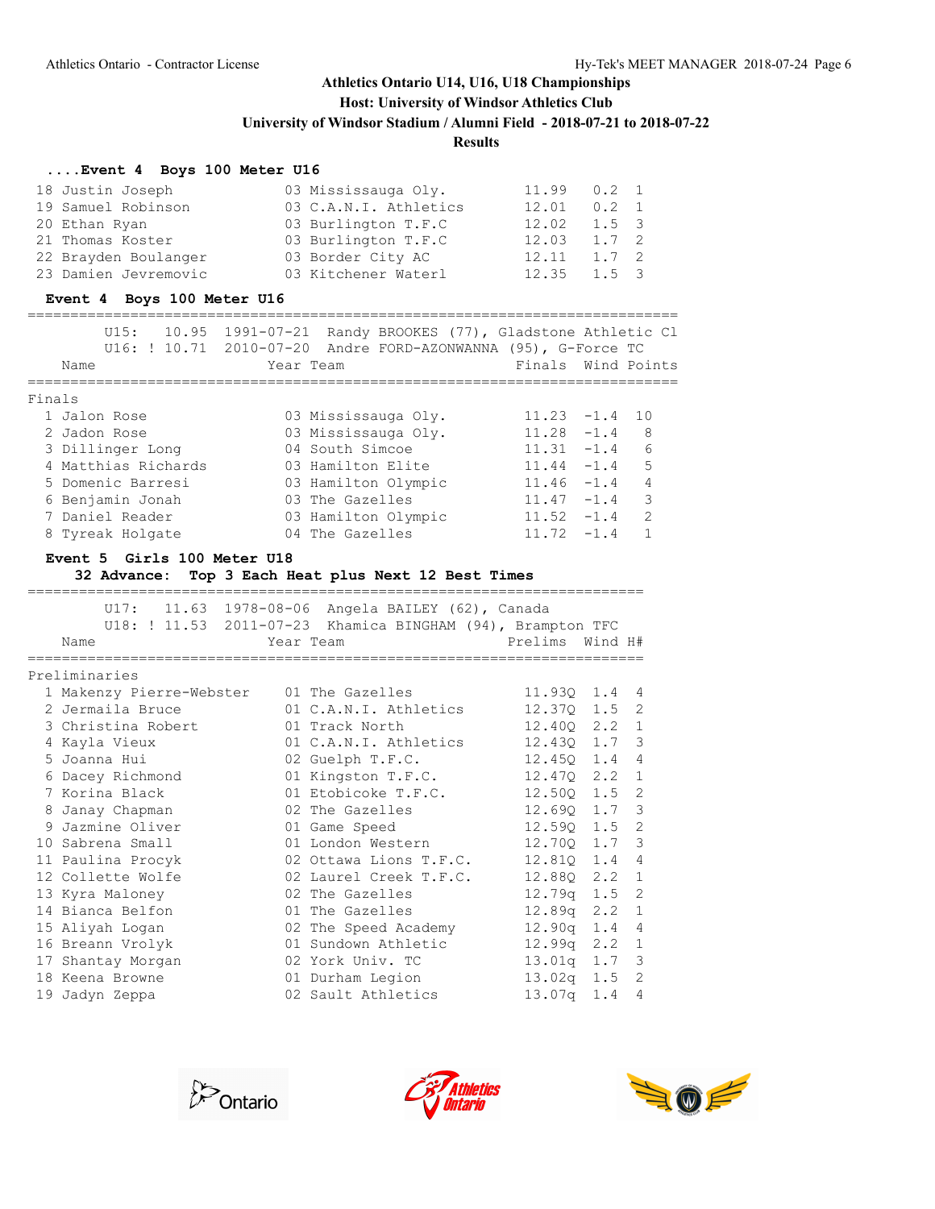Athletics Ontario U14, U16, U18 Championships

Host: University of Windsor Athletics Club

University of Windsor Stadium / Alumni Field - 2018-07-21 to 2018-07-22

Results

### ....Event 4 Boys 100 Meter U16

| | Name | Year | Team | Finals | Wind | H# |
|---|---|---|---|---|---|---|
| 18 | Justin Joseph | 03 | Mississauga Oly. | 11.99 | 0.2 | 1 |
| 19 | Samuel Robinson | 03 | C.A.N.I. Athletics | 12.01 | 0.2 | 1 |
| 20 | Ethan Ryan | 03 | Burlington T.F.C | 12.02 | 1.5 | 3 |
| 21 | Thomas Koster | 03 | Burlington T.F.C | 12.03 | 1.7 | 2 |
| 22 | Brayden Boulanger | 03 | Border City AC | 12.11 | 1.7 | 2 |
| 23 | Damien Jevremovic | 03 | Kitchener Waterl | 12.35 | 1.5 | 3 |

### Event 4 Boys 100 Meter U16

U15: 10.95 1991-07-21 Randy BROOKES (77), Gladstone Athletic Cl

U16: ! 10.71 2010-07-20 Andre FORD-AZONWANNA (95), G-Force TC

Finals

| | Name | Year | Team | Finals | Wind | Points |
|---|---|---|---|---|---|---|
| 1 | Jalon Rose | 03 | Mississauga Oly. | 11.23 | -1.4 | 10 |
| 2 | Jadon Rose | 03 | Mississauga Oly. | 11.28 | -1.4 | 8 |
| 3 | Dillinger Long | 04 | South Simcoe | 11.31 | -1.4 | 6 |
| 4 | Matthias Richards | 03 | Hamilton Elite | 11.44 | -1.4 | 5 |
| 5 | Domenic Barresi | 03 | Hamilton Olympic | 11.46 | -1.4 | 4 |
| 6 | Benjamin Jonah | 03 | The Gazelles | 11.47 | -1.4 | 3 |
| 7 | Daniel Reader | 03 | Hamilton Olympic | 11.52 | -1.4 | 2 |
| 8 | Tyreak Holgate | 04 | The Gazelles | 11.72 | -1.4 | 1 |

### Event 5 Girls 100 Meter U18

**32 Advance: Top 3 Each Heat plus Next 12 Best Times**

U17: 11.63 1978-08-06 Angela BAILEY (62), Canada

U18: ! 11.53 2011-07-23 Khamica BINGHAM (94), Brampton TFC

Preliminaries

| | Name | Year | Team | Prelims | Wind | H# |
|---|---|---|---|---|---|---|
| 1 | Makenzy Pierre-Webster | 01 | The Gazelles | 11.93Q | 1.4 | 4 |
| 2 | Jermaila Bruce | 01 | C.A.N.I. Athletics | 12.37Q | 1.5 | 2 |
| 3 | Christina Robert | 01 | Track North | 12.40Q | 2.2 | 1 |
| 4 | Kayla Vieux | 01 | C.A.N.I. Athletics | 12.43Q | 1.7 | 3 |
| 5 | Joanna Hui | 02 | Guelph T.F.C. | 12.45Q | 1.4 | 4 |
| 6 | Dacey Richmond | 01 | Kingston T.F.C. | 12.47Q | 2.2 | 1 |
| 7 | Korina Black | 01 | Etobicoke T.F.C. | 12.50Q | 1.5 | 2 |
| 8 | Janay Chapman | 02 | The Gazelles | 12.69Q | 1.7 | 3 |
| 9 | Jazmine Oliver | 01 | Game Speed | 12.59Q | 1.5 | 2 |
| 10 | Sabrena Small | 01 | London Western | 12.70Q | 1.7 | 3 |
| 11 | Paulina Procyk | 02 | Ottawa Lions T.F.C. | 12.81Q | 1.4 | 4 |
| 12 | Collette Wolfe | 02 | Laurel Creek T.F.C. | 12.88Q | 2.2 | 1 |
| 13 | Kyra Maloney | 02 | The Gazelles | 12.79q | 1.5 | 2 |
| 14 | Bianca Belfon | 01 | The Gazelles | 12.89q | 2.2 | 1 |
| 15 | Aliyah Logan | 02 | The Speed Academy | 12.90q | 1.4 | 4 |
| 16 | Breann Vrolyk | 01 | Sundown Athletic | 12.99q | 2.2 | 1 |
| 17 | Shantay Morgan | 02 | York Univ. TC | 13.01q | 1.7 | 3 |
| 18 | Keena Browne | 01 | Durham Legion | 13.02q | 1.5 | 2 |
| 19 | Jadyn Zeppa | 02 | Sault Athletics | 13.07q | 1.4 | 4 |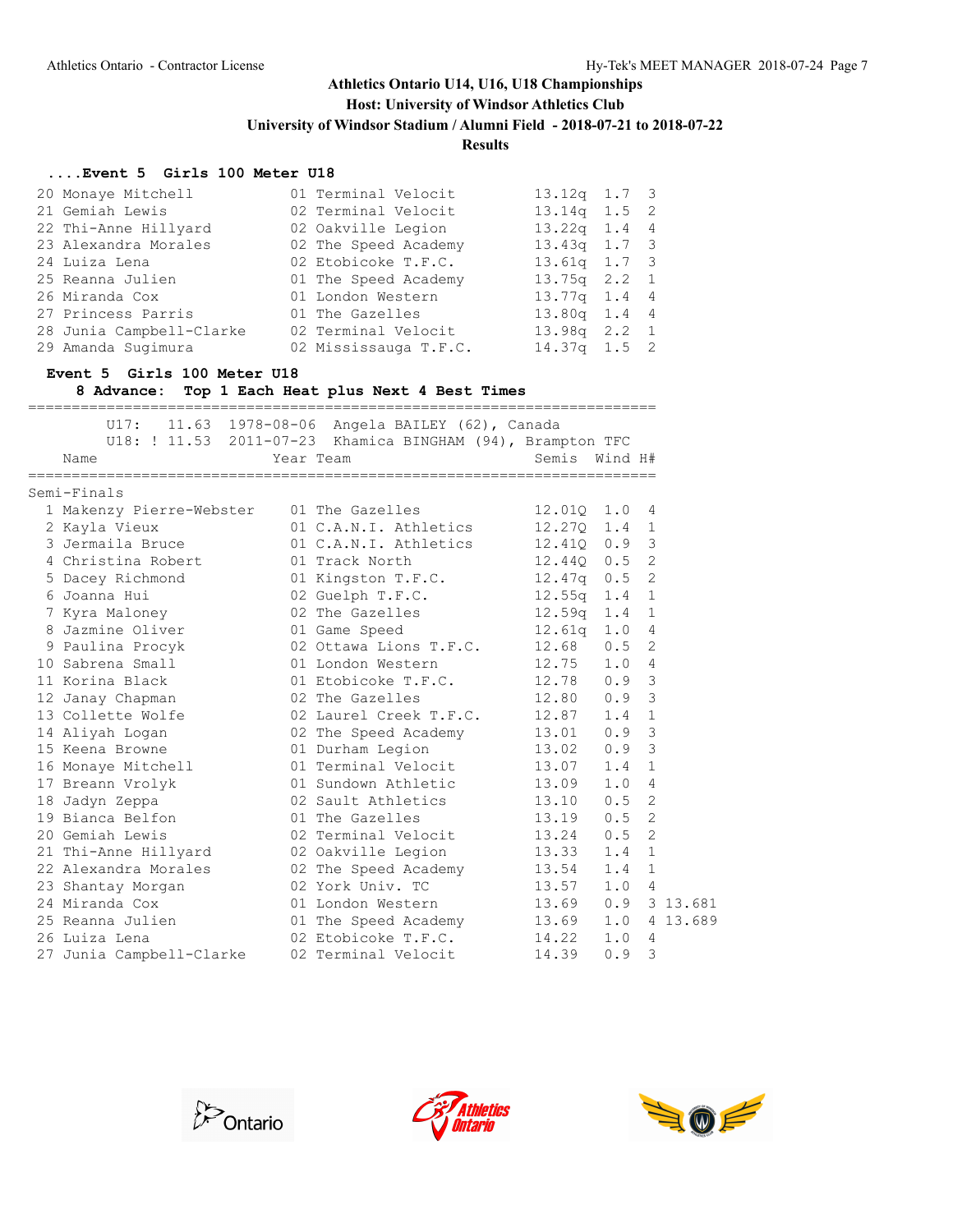# Athletics Ontario U14, U16, U18 Championships

**Host: University of Windsor Athletics Club**

**University of Windsor Stadium / Alumni Field - 2018-07-21 to 2018-07-22**

**Results**

### ....Event 5 Girls 100 Meter U18

| Place | Name | Year | Team | Time | Wind | H# |
|---|---|---|---|---|---|---|
| 20 | Monaye Mitchell | 01 | Terminal Velocit | 13.12q | 1.7 | 3 |
| 21 | Gemiah Lewis | 02 | Terminal Velocit | 13.14q | 1.5 | 2 |
| 22 | Thi-Anne Hillyard | 02 | Oakville Legion | 13.22q | 1.4 | 4 |
| 23 | Alexandra Morales | 02 | The Speed Academy | 13.43q | 1.7 | 3 |
| 24 | Luiza Lena | 02 | Etobicoke T.F.C. | 13.61q | 1.7 | 3 |
| 25 | Reanna Julien | 01 | The Speed Academy | 13.75q | 2.2 | 1 |
| 26 | Miranda Cox | 01 | London Western | 13.77q | 1.4 | 4 |
| 27 | Princess Parris | 01 | The Gazelles | 13.80q | 1.4 | 4 |
| 28 | Junia Campbell-Clarke | 02 | Terminal Velocit | 13.98q | 2.2 | 1 |
| 29 | Amanda Sugimura | 02 | Mississauga T.F.C. | 14.37q | 1.5 | 2 |

### Event 5 Girls 100 Meter U18

**8 Advance: Top 1 Each Heat plus Next 4 Best Times**

U17: 11.63 1978-08-06 Angela BAILEY (62), Canada

U18: ! 11.53 2011-07-23 Khamica BINGHAM (94), Brampton TFC

Semi-Finals

| Place | Name | Year | Team | Semis | Wind | H# | |
|---|---|---|---|---|---|---|---|
| 1 | Makenzy Pierre-Webster | 01 | The Gazelles | 12.01Q | 1.0 | 4 | |
| 2 | Kayla Vieux | 01 | C.A.N.I. Athletics | 12.27Q | 1.4 | 1 | |
| 3 | Jermaila Bruce | 01 | C.A.N.I. Athletics | 12.41Q | 0.9 | 3 | |
| 4 | Christina Robert | 01 | Track North | 12.44Q | 0.5 | 2 | |
| 5 | Dacey Richmond | 01 | Kingston T.F.C. | 12.47q | 0.5 | 2 | |
| 6 | Joanna Hui | 02 | Guelph T.F.C. | 12.55q | 1.4 | 1 | |
| 7 | Kyra Maloney | 02 | The Gazelles | 12.59q | 1.4 | 1 | |
| 8 | Jazmine Oliver | 01 | Game Speed | 12.61q | 1.0 | 4 | |
| 9 | Paulina Procyk | 02 | Ottawa Lions T.F.C. | 12.68 | 0.5 | 2 | |
| 10 | Sabrena Small | 01 | London Western | 12.75 | 1.0 | 4 | |
| 11 | Korina Black | 01 | Etobicoke T.F.C. | 12.78 | 0.9 | 3 | |
| 12 | Janay Chapman | 02 | The Gazelles | 12.80 | 0.9 | 3 | |
| 13 | Collette Wolfe | 02 | Laurel Creek T.F.C. | 12.87 | 1.4 | 1 | |
| 14 | Aliyah Logan | 02 | The Speed Academy | 13.01 | 0.9 | 3 | |
| 15 | Keena Browne | 01 | Durham Legion | 13.02 | 0.9 | 3 | |
| 16 | Monaye Mitchell | 01 | Terminal Velocit | 13.07 | 1.4 | 1 | |
| 17 | Breann Vrolyk | 01 | Sundown Athletic | 13.09 | 1.0 | 4 | |
| 18 | Jadyn Zeppa | 02 | Sault Athletics | 13.10 | 0.5 | 2 | |
| 19 | Bianca Belfon | 01 | The Gazelles | 13.19 | 0.5 | 2 | |
| 20 | Gemiah Lewis | 02 | Terminal Velocit | 13.24 | 0.5 | 2 | |
| 21 | Thi-Anne Hillyard | 02 | Oakville Legion | 13.33 | 1.4 | 1 | |
| 22 | Alexandra Morales | 02 | The Speed Academy | 13.54 | 1.4 | 1 | |
| 23 | Shantay Morgan | 02 | York Univ. TC | 13.57 | 1.0 | 4 | |
| 24 | Miranda Cox | 01 | London Western | 13.69 | 0.9 | 3 | 13.681 |
| 25 | Reanna Julien | 01 | The Speed Academy | 13.69 | 1.0 | 4 | 13.689 |
| 26 | Luiza Lena | 02 | Etobicoke T.F.C. | 14.22 | 1.0 | 4 | |
| 27 | Junia Campbell-Clarke | 02 | Terminal Velocit | 14.39 | 0.9 | 3 | |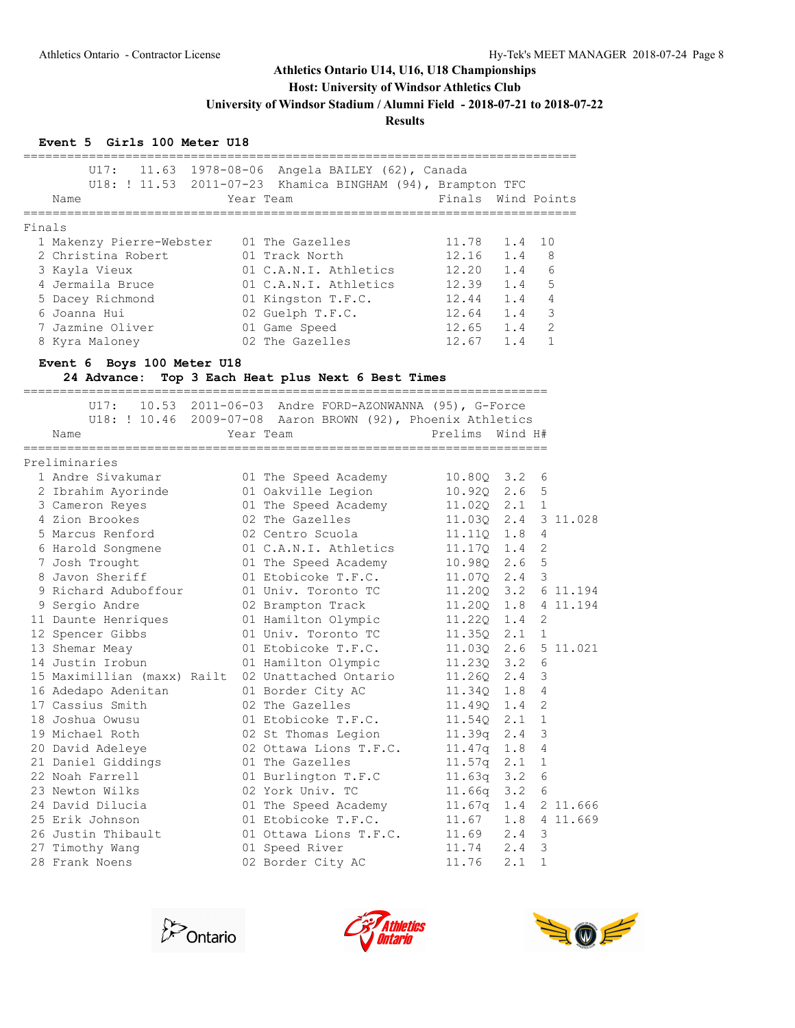**Athletics Ontario U14, U16, U18 Championships**
**Host: University of Windsor Athletics Club**
**University of Windsor Stadium / Alumni Field - 2018-07-21 to 2018-07-22**
**Results**

### Event 5 Girls 100 Meter U18

U17: 11.63 1978-08-06 Angela BAILEY (62), Canada
U18: ! 11.53 2011-07-23 Khamica BINGHAM (94), Brampton TFC

**Finals**

| Place | Name | Year | Team | Finals | Wind | Points |
|---|---|---|---|---|---|---|
| 1 | Makenzy Pierre-Webster | 01 | The Gazelles | 11.78 | 1.4 | 10 |
| 2 | Christina Robert | 01 | Track North | 12.16 | 1.4 | 8 |
| 3 | Kayla Vieux | 01 | C.A.N.I. Athletics | 12.20 | 1.4 | 6 |
| 4 | Jermaila Bruce | 01 | C.A.N.I. Athletics | 12.39 | 1.4 | 5 |
| 5 | Dacey Richmond | 01 | Kingston T.F.C. | 12.44 | 1.4 | 4 |
| 6 | Joanna Hui | 02 | Guelph T.F.C. | 12.64 | 1.4 | 3 |
| 7 | Jazmine Oliver | 01 | Game Speed | 12.65 | 1.4 | 2 |
| 8 | Kyra Maloney | 02 | The Gazelles | 12.67 | 1.4 | 1 |

### Event 6 Boys 100 Meter U18

24 Advance: Top 3 Each Heat plus Next 6 Best Times

U17: 10.53 2011-06-03 Andre FORD-AZONWANNA (95), G-Force
U18: ! 10.46 2009-07-08 Aaron BROWN (92), Phoenix Athletics

**Preliminaries**

| Place | Name | Year | Team | Prelims | Wind | H# | |
|---|---|---|---|---|---|---|---|
| 1 | Andre Sivakumar | 01 | The Speed Academy | 10.80Q | 3.2 | 6 | |
| 2 | Ibrahim Ayorinde | 01 | Oakville Legion | 10.92Q | 2.6 | 5 | |
| 3 | Cameron Reyes | 01 | The Speed Academy | 11.02Q | 2.1 | 1 | |
| 4 | Zion Brookes | 02 | The Gazelles | 11.03Q | 2.4 | 3 | 11.028 |
| 5 | Marcus Renford | 02 | Centro Scuola | 11.11Q | 1.8 | 4 | |
| 6 | Harold Songmene | 01 | C.A.N.I. Athletics | 11.17Q | 1.4 | 2 | |
| 7 | Josh Trought | 01 | The Speed Academy | 10.98Q | 2.6 | 5 | |
| 8 | Javon Sheriff | 01 | Etobicoke T.F.C. | 11.07Q | 2.4 | 3 | |
| 9 | Richard Aduboffour | 01 | Univ. Toronto TC | 11.20Q | 3.2 | 6 | 11.194 |
| 9 | Sergio Andre | 02 | Brampton Track | 11.20Q | 1.8 | 4 | 11.194 |
| 11 | Daunte Henriques | 01 | Hamilton Olympic | 11.22Q | 1.4 | 2 | |
| 12 | Spencer Gibbs | 01 | Univ. Toronto TC | 11.35Q | 2.1 | 1 | |
| 13 | Shemar Meay | 01 | Etobicoke T.F.C. | 11.03Q | 2.6 | 5 | 11.021 |
| 14 | Justin Irobun | 01 | Hamilton Olympic | 11.23Q | 3.2 | 6 | |
| 15 | Maximillian (maxx) Railt | 02 | Unattached Ontario | 11.26Q | 2.4 | 3 | |
| 16 | Adedapo Adenitan | 01 | Border City AC | 11.34Q | 1.8 | 4 | |
| 17 | Cassius Smith | 02 | The Gazelles | 11.49Q | 1.4 | 2 | |
| 18 | Joshua Owusu | 01 | Etobicoke T.F.C. | 11.54Q | 2.1 | 1 | |
| 19 | Michael Roth | 02 | St Thomas Legion | 11.39q | 2.4 | 3 | |
| 20 | David Adeleye | 02 | Ottawa Lions T.F.C. | 11.47q | 1.8 | 4 | |
| 21 | Daniel Giddings | 01 | The Gazelles | 11.57q | 2.1 | 1 | |
| 22 | Noah Farrell | 01 | Burlington T.F.C | 11.63q | 3.2 | 6 | |
| 23 | Newton Wilks | 02 | York Univ. TC | 11.66q | 3.2 | 6 | |
| 24 | David Dilucia | 01 | The Speed Academy | 11.67q | 1.4 | 2 | 11.666 |
| 25 | Erik Johnson | 01 | Etobicoke T.F.C. | 11.67 | 1.8 | 4 | 11.669 |
| 26 | Justin Thibault | 01 | Ottawa Lions T.F.C. | 11.69 | 2.4 | 3 | |
| 27 | Timothy Wang | 01 | Speed River | 11.74 | 2.4 | 3 | |
| 28 | Frank Noens | 02 | Border City AC | 11.76 | 2.1 | 1 | |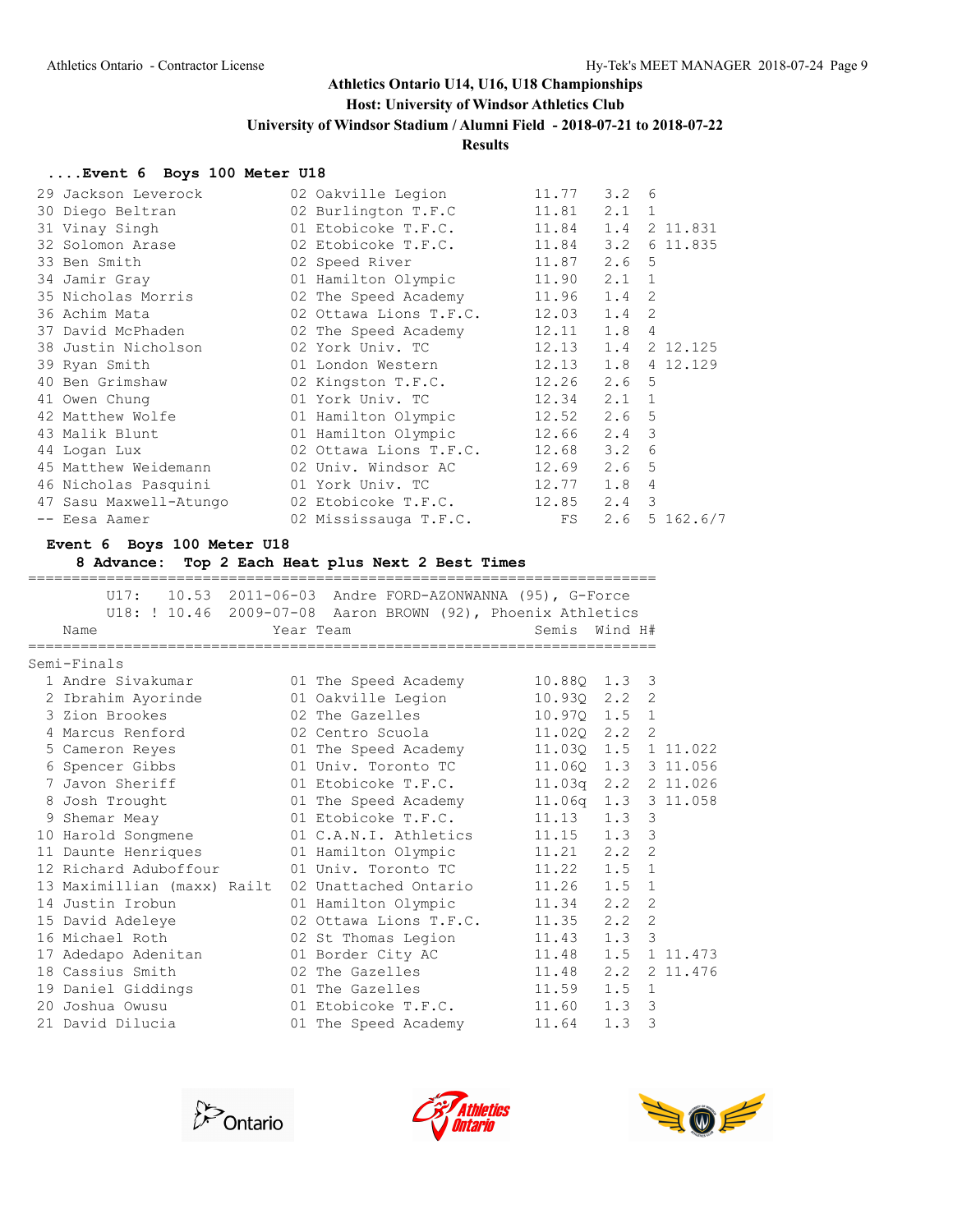# Athletics Ontario U14, U16, U18 Championships

**Host: University of Windsor Athletics Club**

**University of Windsor Stadium / Alumni Field - 2018-07-21 to 2018-07-22**

**Results**

### ....Event 6 Boys 100 Meter U18

| Place | Name | Year | Team | Time | Wind | H# | |
|---|---|---|---|---|---|---|---|
| 29 | Jackson Leverock | 02 | Oakville Legion | 11.77 | 3.2 | 6 | |
| 30 | Diego Beltran | 02 | Burlington T.F.C | 11.81 | 2.1 | 1 | |
| 31 | Vinay Singh | 01 | Etobicoke T.F.C. | 11.84 | 1.4 | 2 | 11.831 |
| 32 | Solomon Arase | 02 | Etobicoke T.F.C. | 11.84 | 3.2 | 6 | 11.835 |
| 33 | Ben Smith | 02 | Speed River | 11.87 | 2.6 | 5 | |
| 34 | Jamir Gray | 01 | Hamilton Olympic | 11.90 | 2.1 | 1 | |
| 35 | Nicholas Morris | 02 | The Speed Academy | 11.96 | 1.4 | 2 | |
| 36 | Achim Mata | 02 | Ottawa Lions T.F.C. | 12.03 | 1.4 | 2 | |
| 37 | David McPhaden | 02 | The Speed Academy | 12.11 | 1.8 | 4 | |
| 38 | Justin Nicholson | 02 | York Univ. TC | 12.13 | 1.4 | 2 | 12.125 |
| 39 | Ryan Smith | 01 | London Western | 12.13 | 1.8 | 4 | 12.129 |
| 40 | Ben Grimshaw | 02 | Kingston T.F.C. | 12.26 | 2.6 | 5 | |
| 41 | Owen Chung | 01 | York Univ. TC | 12.34 | 2.1 | 1 | |
| 42 | Matthew Wolfe | 01 | Hamilton Olympic | 12.52 | 2.6 | 5 | |
| 43 | Malik Blunt | 01 | Hamilton Olympic | 12.66 | 2.4 | 3 | |
| 44 | Logan Lux | 02 | Ottawa Lions T.F.C. | 12.68 | 3.2 | 6 | |
| 45 | Matthew Weidemann | 02 | Univ. Windsor AC | 12.69 | 2.6 | 5 | |
| 46 | Nicholas Pasquini | 01 | York Univ. TC | 12.77 | 1.8 | 4 | |
| 47 | Sasu Maxwell-Atungo | 02 | Etobicoke T.F.C. | 12.85 | 2.4 | 3 | |
| -- | Eesa Aamer | 02 | Mississauga T.F.C. | FS | 2.6 | 5 | 162.6/7 |

### Event 6 Boys 100 Meter U18

**8 Advance: Top 2 Each Heat plus Next 2 Best Times**

U17: 10.53 2011-06-03 Andre FORD-AZONWANNA (95), G-Force

U18: ! 10.46 2009-07-08 Aaron BROWN (92), Phoenix Athletics

**Semi-Finals**

| Place | Name | Year | Team | Semis | Wind | H# | |
|---|---|---|---|---|---|---|---|
| 1 | Andre Sivakumar | 01 | The Speed Academy | 10.88Q | 1.3 | 3 | |
| 2 | Ibrahim Ayorinde | 01 | Oakville Legion | 10.93Q | 2.2 | 2 | |
| 3 | Zion Brookes | 02 | The Gazelles | 10.97Q | 1.5 | 1 | |
| 4 | Marcus Renford | 02 | Centro Scuola | 11.02Q | 2.2 | 2 | |
| 5 | Cameron Reyes | 01 | The Speed Academy | 11.03Q | 1.5 | 1 | 11.022 |
| 6 | Spencer Gibbs | 01 | Univ. Toronto TC | 11.06Q | 1.3 | 3 | 11.056 |
| 7 | Javon Sheriff | 01 | Etobicoke T.F.C. | 11.03q | 2.2 | 2 | 11.026 |
| 8 | Josh Trought | 01 | The Speed Academy | 11.06q | 1.3 | 3 | 11.058 |
| 9 | Shemar Meay | 01 | Etobicoke T.F.C. | 11.13 | 1.3 | 3 | |
| 10 | Harold Songmene | 01 | C.A.N.I. Athletics | 11.15 | 1.3 | 3 | |
| 11 | Daunte Henriques | 01 | Hamilton Olympic | 11.21 | 2.2 | 2 | |
| 12 | Richard Aduboffour | 01 | Univ. Toronto TC | 11.22 | 1.5 | 1 | |
| 13 | Maximillian (maxx) Railt | 02 | Unattached Ontario | 11.26 | 1.5 | 1 | |
| 14 | Justin Irobun | 01 | Hamilton Olympic | 11.34 | 2.2 | 2 | |
| 15 | David Adeleye | 02 | Ottawa Lions T.F.C. | 11.35 | 2.2 | 2 | |
| 16 | Michael Roth | 02 | St Thomas Legion | 11.43 | 1.3 | 3 | |
| 17 | Adedapo Adenitan | 01 | Border City AC | 11.48 | 1.5 | 1 | 11.473 |
| 18 | Cassius Smith | 02 | The Gazelles | 11.48 | 2.2 | 2 | 11.476 |
| 19 | Daniel Giddings | 01 | The Gazelles | 11.59 | 1.5 | 1 | |
| 20 | Joshua Owusu | 01 | Etobicoke T.F.C. | 11.60 | 1.3 | 3 | |
| 21 | David Dilucia | 01 | The Speed Academy | 11.64 | 1.3 | 3 | |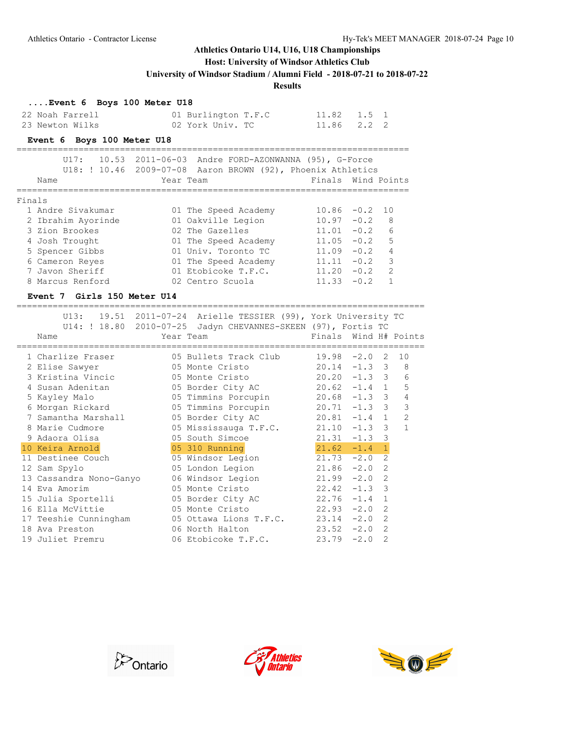## Athletics Ontario U14, U16, U18 Championships

**Host: University of Windsor Athletics Club**

**University of Windsor Stadium / Alumni Field - 2018-07-21 to 2018-07-22**

**Results**

### ....Event 6 Boys 100 Meter U18

| Place | Name | Year | Team | Finals | Wind | H# |
|---|---|---|---|---|---|---|
| 22 | Noah Farrell | 01 | Burlington T.F.C | 11.82 | 1.5 | 1 |
| 23 | Newton Wilks | 02 | York Univ. TC | 11.86 | 2.2 | 2 |

### Event 6 Boys 100 Meter U18

U17: 10.53 2011-06-03 Andre FORD-AZONWANNA (95), G-Force
U18: ! 10.46 2009-07-08 Aaron BROWN (92), Phoenix Athletics

Finals

| Place | Name | Year | Team | Finals | Wind | Points |
|---|---|---|---|---|---|---|
| 1 | Andre Sivakumar | 01 | The Speed Academy | 10.86 | -0.2 | 10 |
| 2 | Ibrahim Ayorinde | 01 | Oakville Legion | 10.97 | -0.2 | 8 |
| 3 | Zion Brookes | 02 | The Gazelles | 11.01 | -0.2 | 6 |
| 4 | Josh Trought | 01 | The Speed Academy | 11.05 | -0.2 | 5 |
| 5 | Spencer Gibbs | 01 | Univ. Toronto TC | 11.09 | -0.2 | 4 |
| 6 | Cameron Reyes | 01 | The Speed Academy | 11.11 | -0.2 | 3 |
| 7 | Javon Sheriff | 01 | Etobicoke T.F.C. | 11.20 | -0.2 | 2 |
| 8 | Marcus Renford | 02 | Centro Scuola | 11.33 | -0.2 | 1 |

### Event 7 Girls 150 Meter U14

U13: 19.51 2011-07-24 Arielle TESSIER (99), York University TC
U14: ! 18.80 2010-07-25 Jadyn CHEVANNES-SKEEN (97), Fortis TC

| Place | Name | Year | Team | Finals | Wind | H# | Points |
|---|---|---|---|---|---|---|---|
| 1 | Charlize Fraser | 05 | Bullets Track Club | 19.98 | -2.0 | 2 | 10 |
| 2 | Elise Sawyer | 05 | Monte Cristo | 20.14 | -1.3 | 3 | 8 |
| 3 | Kristina Vincic | 05 | Monte Cristo | 20.20 | -1.3 | 3 | 6 |
| 4 | Susan Adenitan | 05 | Border City AC | 20.62 | -1.4 | 1 | 5 |
| 5 | Kayley Malo | 05 | Timmins Porcupin | 20.68 | -1.3 | 3 | 4 |
| 6 | Morgan Rickard | 05 | Timmins Porcupin | 20.71 | -1.3 | 3 | 3 |
| 7 | Samantha Marshall | 05 | Border City AC | 20.81 | -1.4 | 1 | 2 |
| 8 | Marie Cudmore | 05 | Mississauga T.F.C. | 21.10 | -1.3 | 3 | 1 |
| 9 | Adaora Olisa | 05 | South Simcoe | 21.31 | -1.3 | 3 | |
| 10 | Keira Arnold | 05 | 310 Running | 21.62 | -1.4 | 1 | |
| 11 | Destinee Couch | 05 | Windsor Legion | 21.73 | -2.0 | 2 | |
| 12 | Sam Spylo | 05 | London Legion | 21.86 | -2.0 | 2 | |
| 13 | Cassandra Nono-Ganyo | 06 | Windsor Legion | 21.99 | -2.0 | 2 | |
| 14 | Eva Amorim | 05 | Monte Cristo | 22.42 | -1.3 | 3 | |
| 15 | Julia Sportelli | 05 | Border City AC | 22.76 | -1.4 | 1 | |
| 16 | Ella McVittie | 05 | Monte Cristo | 22.93 | -2.0 | 2 | |
| 17 | Teeshie Cunningham | 05 | Ottawa Lions T.F.C. | 23.14 | -2.0 | 2 | |
| 18 | Ava Preston | 06 | North Halton | 23.52 | -2.0 | 2 | |
| 19 | Juliet Premru | 06 | Etobicoke T.F.C. | 23.79 | -2.0 | 2 | |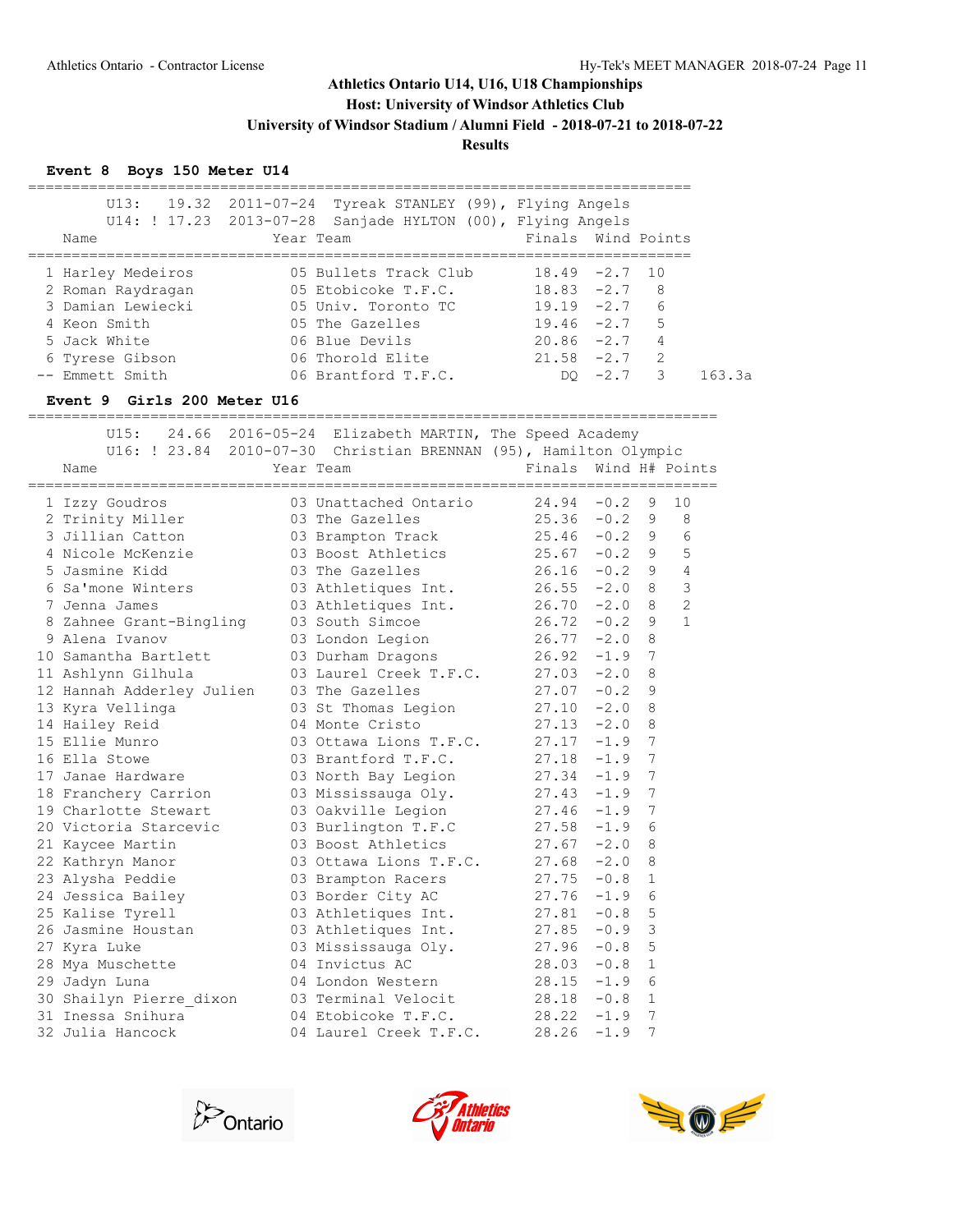Athletics Ontario - Contractor License

Hy-Tek's MEET MANAGER 2018-07-24

## Athletics Ontario U14, U16, U18 Championships
### Host: University of Windsor Athletics Club
### University of Windsor Stadium / Alumni Field - 2018-07-21 to 2018-07-22
### Results

**Event 8 Boys 150 Meter U14**

U13: 19.32 2011-07-24 Tyreak STANLEY (99), Flying Angels
U14: ! 17.23 2013-07-28 Sanjade HYLTON (00), Flying Angels

| | Name | Year | Team | Finals | Wind | Points | |
|---|---|---|---|---|---|---|---|
| 1 | Harley Medeiros | 05 | Bullets Track Club | 18.49 | -2.7 | 10 | |
| 2 | Roman Raydragan | 05 | Etobicoke T.F.C. | 18.83 | -2.7 | 8 | |
| 3 | Damian Lewiecki | 05 | Univ. Toronto TC | 19.19 | -2.7 | 6 | |
| 4 | Keon Smith | 05 | The Gazelles | 19.46 | -2.7 | 5 | |
| 5 | Jack White | 06 | Blue Devils | 20.86 | -2.7 | 4 | |
| 6 | Tyrese Gibson | 06 | Thorold Elite | 21.58 | -2.7 | 2 | |
| -- | Emmett Smith | 06 | Brantford T.F.C. | DQ | -2.7 | 3 | 163.3a |

**Event 9 Girls 200 Meter U16**

U15: 24.66 2016-05-24 Elizabeth MARTIN, The Speed Academy
U16: ! 23.84 2010-07-30 Christian BRENNAN (95), Hamilton Olympic

| | Name | Year | Team | Finals | Wind | H# | Points |
|---|---|---|---|---|---|---|---|
| 1 | Izzy Goudros | 03 | Unattached Ontario | 24.94 | -0.2 | 9 | 10 |
| 2 | Trinity Miller | 03 | The Gazelles | 25.36 | -0.2 | 9 | 8 |
| 3 | Jillian Catton | 03 | Brampton Track | 25.46 | -0.2 | 9 | 6 |
| 4 | Nicole McKenzie | 03 | Boost Athletics | 25.67 | -0.2 | 9 | 5 |
| 5 | Jasmine Kidd | 03 | The Gazelles | 26.16 | -0.2 | 9 | 4 |
| 6 | Sa'mone Winters | 03 | Athletiques Int. | 26.55 | -2.0 | 8 | 3 |
| 7 | Jenna James | 03 | Athletiques Int. | 26.70 | -2.0 | 8 | 2 |
| 8 | Zahnee Grant-Bingling | 03 | South Simcoe | 26.72 | -0.2 | 9 | 1 |
| 9 | Alena Ivanov | 03 | London Legion | 26.77 | -2.0 | 8 | |
| 10 | Samantha Bartlett | 03 | Durham Dragons | 26.92 | -1.9 | 7 | |
| 11 | Ashlynn Gilhula | 03 | Laurel Creek T.F.C. | 27.03 | -2.0 | 8 | |
| 12 | Hannah Adderley Julien | 03 | The Gazelles | 27.07 | -0.2 | 9 | |
| 13 | Kyra Vellinga | 03 | St Thomas Legion | 27.10 | -2.0 | 8 | |
| 14 | Hailey Reid | 04 | Monte Cristo | 27.13 | -2.0 | 8 | |
| 15 | Ellie Munro | 03 | Ottawa Lions T.F.C. | 27.17 | -1.9 | 7 | |
| 16 | Ella Stowe | 03 | Brantford T.F.C. | 27.18 | -1.9 | 7 | |
| 17 | Janae Hardware | 03 | North Bay Legion | 27.34 | -1.9 | 7 | |
| 18 | Franchery Carrion | 03 | Mississauga Oly. | 27.43 | -1.9 | 7 | |
| 19 | Charlotte Stewart | 03 | Oakville Legion | 27.46 | -1.9 | 7 | |
| 20 | Victoria Starcevic | 03 | Burlington T.F.C | 27.58 | -1.9 | 6 | |
| 21 | Kaycee Martin | 03 | Boost Athletics | 27.67 | -2.0 | 8 | |
| 22 | Kathryn Manor | 03 | Ottawa Lions T.F.C. | 27.68 | -2.0 | 8 | |
| 23 | Alysha Peddie | 03 | Brampton Racers | 27.75 | -0.8 | 1 | |
| 24 | Jessica Bailey | 03 | Border City AC | 27.76 | -1.9 | 6 | |
| 25 | Kalise Tyrell | 03 | Athletiques Int. | 27.81 | -0.8 | 5 | |
| 26 | Jasmine Houstan | 03 | Athletiques Int. | 27.85 | -0.9 | 3 | |
| 27 | Kyra Luke | 03 | Mississauga Oly. | 27.96 | -0.8 | 5 | |
| 28 | Mya Muschette | 04 | Invictus AC | 28.03 | -0.8 | 1 | |
| 29 | Jadyn Luna | 04 | London Western | 28.15 | -1.9 | 6 | |
| 30 | Shailyn Pierre_dixon | 03 | Terminal Velocit | 28.18 | -0.8 | 1 | |
| 31 | Inessa Snihura | 04 | Etobicoke T.F.C. | 28.22 | -1.9 | 7 | |
| 32 | Julia Hancock | 04 | Laurel Creek T.F.C. | 28.26 | -1.9 | 7 | |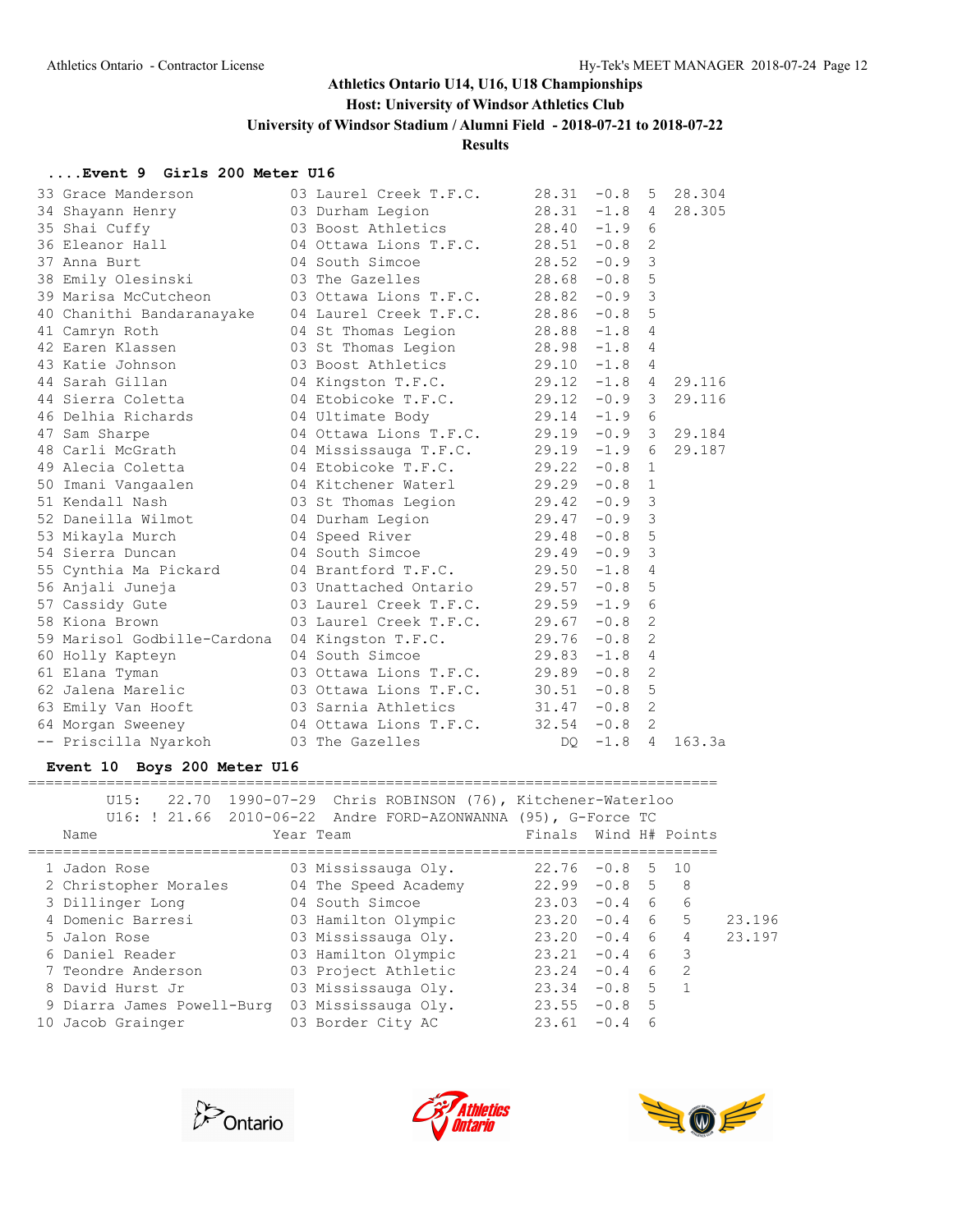## Athletics Ontario U14, U16, U18 Championships

**Host: University of Windsor Athletics Club**

**University of Windsor Stadium / Alumni Field - 2018-07-21 to 2018-07-22**

**Results**

### ....Event 9 Girls 200 Meter U16

| Place | Name | Year | Team | Finals | Wind | H# | Points | |
|---|---|---|---|---|---|---|---|---|
| 33 | Grace Manderson | 03 | Laurel Creek T.F.C. | 28.31 | -0.8 | 5 | 28.304 | |
| 34 | Shayann Henry | 03 | Durham Legion | 28.31 | -1.8 | 4 | 28.305 | |
| 35 | Shai Cuffy | 03 | Boost Athletics | 28.40 | -1.9 | 6 | | |
| 36 | Eleanor Hall | 04 | Ottawa Lions T.F.C. | 28.51 | -0.8 | 2 | | |
| 37 | Anna Burt | 04 | South Simcoe | 28.52 | -0.9 | 3 | | |
| 38 | Emily Olesinski | 03 | The Gazelles | 28.68 | -0.8 | 5 | | |
| 39 | Marisa McCutcheon | 03 | Ottawa Lions T.F.C. | 28.82 | -0.9 | 3 | | |
| 40 | Chanithi Bandaranayake | 04 | Laurel Creek T.F.C. | 28.86 | -0.8 | 5 | | |
| 41 | Camryn Roth | 04 | St Thomas Legion | 28.88 | -1.8 | 4 | | |
| 42 | Earen Klassen | 03 | St Thomas Legion | 28.98 | -1.8 | 4 | | |
| 43 | Katie Johnson | 03 | Boost Athletics | 29.10 | -1.8 | 4 | | |
| 44 | Sarah Gillan | 04 | Kingston T.F.C. | 29.12 | -1.8 | 4 | 29.116 | |
| 44 | Sierra Coletta | 04 | Etobicoke T.F.C. | 29.12 | -0.9 | 3 | 29.116 | |
| 46 | Delhia Richards | 04 | Ultimate Body | 29.14 | -1.9 | 6 | | |
| 47 | Sam Sharpe | 04 | Ottawa Lions T.F.C. | 29.19 | -0.9 | 3 | 29.184 | |
| 48 | Carli McGrath | 04 | Mississauga T.F.C. | 29.19 | -1.9 | 6 | 29.187 | |
| 49 | Alecia Coletta | 04 | Etobicoke T.F.C. | 29.22 | -0.8 | 1 | | |
| 50 | Imani Vangaalen | 04 | Kitchener Waterl | 29.29 | -0.8 | 1 | | |
| 51 | Kendall Nash | 03 | St Thomas Legion | 29.42 | -0.9 | 3 | | |
| 52 | Daneilla Wilmot | 04 | Durham Legion | 29.47 | -0.9 | 3 | | |
| 53 | Mikayla Murch | 04 | Speed River | 29.48 | -0.8 | 5 | | |
| 54 | Sierra Duncan | 04 | South Simcoe | 29.49 | -0.9 | 3 | | |
| 55 | Cynthia Ma Pickard | 04 | Brantford T.F.C. | 29.50 | -1.8 | 4 | | |
| 56 | Anjali Juneja | 03 | Unattached Ontario | 29.57 | -0.8 | 5 | | |
| 57 | Cassidy Gute | 03 | Laurel Creek T.F.C. | 29.59 | -1.9 | 6 | | |
| 58 | Kiona Brown | 03 | Laurel Creek T.F.C. | 29.67 | -0.8 | 2 | | |
| 59 | Marisol Godbille-Cardona | 04 | Kingston T.F.C. | 29.76 | -0.8 | 2 | | |
| 60 | Holly Kapteyn | 04 | South Simcoe | 29.83 | -1.8 | 4 | | |
| 61 | Elana Tyman | 03 | Ottawa Lions T.F.C. | 29.89 | -0.8 | 2 | | |
| 62 | Jalena Marelic | 03 | Ottawa Lions T.F.C. | 30.51 | -0.8 | 5 | | |
| 63 | Emily Van Hooft | 03 | Sarnia Athletics | 31.47 | -0.8 | 2 | | |
| 64 | Morgan Sweeney | 04 | Ottawa Lions T.F.C. | 32.54 | -0.8 | 2 | | |
| -- | Priscilla Nyarkoh | 03 | The Gazelles | DQ | -1.8 | 4 | 163.3a | |

### Event 10 Boys 200 Meter U16

U15: 22.70 1990-07-29 Chris ROBINSON (76), Kitchener-Waterloo
U16: ! 21.66 2010-06-22 Andre FORD-AZONWANNA (95), G-Force TC

| Place | Name | Year | Team | Finals | Wind | H# | Points | |
|---|---|---|---|---|---|---|---|---|
| 1 | Jadon Rose | 03 | Mississauga Oly. | 22.76 | -0.8 | 5 | 10 | |
| 2 | Christopher Morales | 04 | The Speed Academy | 22.99 | -0.8 | 5 | 8 | |
| 3 | Dillinger Long | 04 | South Simcoe | 23.03 | -0.4 | 6 | 6 | |
| 4 | Domenic Barresi | 03 | Hamilton Olympic | 23.20 | -0.4 | 6 | 5 | 23.196 |
| 5 | Jalon Rose | 03 | Mississauga Oly. | 23.20 | -0.4 | 6 | 4 | 23.197 |
| 6 | Daniel Reader | 03 | Hamilton Olympic | 23.21 | -0.4 | 6 | 3 | |
| 7 | Teondre Anderson | 03 | Project Athletic | 23.24 | -0.4 | 6 | 2 | |
| 8 | David Hurst Jr | 03 | Mississauga Oly. | 23.34 | -0.8 | 5 | 1 | |
| 9 | Diarra James Powell-Burg | 03 | Mississauga Oly. | 23.55 | -0.8 | 5 | | |
| 10 | Jacob Grainger | 03 | Border City AC | 23.61 | -0.4 | 6 | | |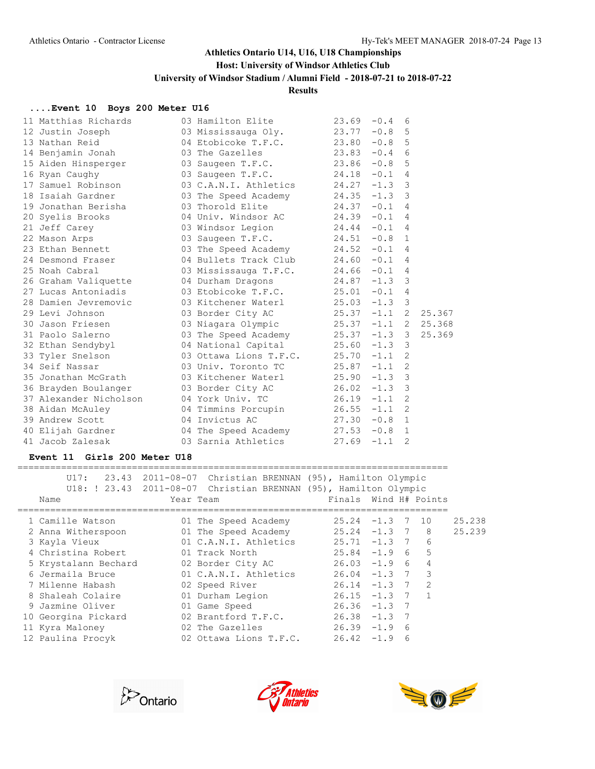**Athletics Ontario U14, U16, U18 Championships**
**Host: University of Windsor Athletics Club**
**University of Windsor Stadium / Alumni Field - 2018-07-21 to 2018-07-22**
**Results**

### ....Event 10 Boys 200 Meter U16

| Place | Name | Year | Team | Finals | Wind | H# | |
|---|---|---|---|---|---|---|---|
| 11 | Matthias Richards | 03 | Hamilton Elite | 23.69 | -0.4 | 6 | |
| 12 | Justin Joseph | 03 | Mississauga Oly. | 23.77 | -0.8 | 5 | |
| 13 | Nathan Reid | 04 | Etobicoke T.F.C. | 23.80 | -0.8 | 5 | |
| 14 | Benjamin Jonah | 03 | The Gazelles | 23.83 | -0.4 | 6 | |
| 15 | Aiden Hinsperger | 03 | Saugeen T.F.C. | 23.86 | -0.8 | 5 | |
| 16 | Ryan Caughy | 03 | Saugeen T.F.C. | 24.18 | -0.1 | 4 | |
| 17 | Samuel Robinson | 03 | C.A.N.I. Athletics | 24.27 | -1.3 | 3 | |
| 18 | Isaiah Gardner | 03 | The Speed Academy | 24.35 | -1.3 | 3 | |
| 19 | Jonathan Berisha | 03 | Thorold Elite | 24.37 | -0.1 | 4 | |
| 20 | Syelis Brooks | 04 | Univ. Windsor AC | 24.39 | -0.1 | 4 | |
| 21 | Jeff Carey | 03 | Windsor Legion | 24.44 | -0.1 | 4 | |
| 22 | Mason Arps | 03 | Saugeen T.F.C. | 24.51 | -0.8 | 1 | |
| 23 | Ethan Bennett | 03 | The Speed Academy | 24.52 | -0.1 | 4 | |
| 24 | Desmond Fraser | 04 | Bullets Track Club | 24.60 | -0.1 | 4 | |
| 25 | Noah Cabral | 03 | Mississauga T.F.C. | 24.66 | -0.1 | 4 | |
| 26 | Graham Valiquette | 04 | Durham Dragons | 24.87 | -1.3 | 3 | |
| 27 | Lucas Antoniadis | 03 | Etobicoke T.F.C. | 25.01 | -0.1 | 4 | |
| 28 | Damien Jevremovic | 03 | Kitchener Waterl | 25.03 | -1.3 | 3 | |
| 29 | Levi Johnson | 03 | Border City AC | 25.37 | -1.1 | 2 | 25.367 |
| 30 | Jason Friesen | 03 | Niagara Olympic | 25.37 | -1.1 | 2 | 25.368 |
| 31 | Paolo Salerno | 03 | The Speed Academy | 25.37 | -1.3 | 3 | 25.369 |
| 32 | Ethan Sendybyl | 04 | National Capital | 25.60 | -1.3 | 3 | |
| 33 | Tyler Snelson | 03 | Ottawa Lions T.F.C. | 25.70 | -1.1 | 2 | |
| 34 | Seif Nassar | 03 | Univ. Toronto TC | 25.87 | -1.1 | 2 | |
| 35 | Jonathan McGrath | 03 | Kitchener Waterl | 25.90 | -1.3 | 3 | |
| 36 | Brayden Boulanger | 03 | Border City AC | 26.02 | -1.3 | 3 | |
| 37 | Alexander Nicholson | 04 | York Univ. TC | 26.19 | -1.1 | 2 | |
| 38 | Aidan McAuley | 04 | Timmins Porcupin | 26.55 | -1.1 | 2 | |
| 39 | Andrew Scott | 04 | Invictus AC | 27.30 | -0.8 | 1 | |
| 40 | Elijah Gardner | 04 | The Speed Academy | 27.53 | -0.8 | 1 | |
| 41 | Jacob Zalesak | 03 | Sarnia Athletics | 27.69 | -1.1 | 2 | |

### Event 11 Girls 200 Meter U18

U17: 23.43 2011-08-07 Christian BRENNAN (95), Hamilton Olympic
U18: ! 23.43 2011-08-07 Christian BRENNAN (95), Hamilton Olympic

| Place | Name | Year | Team | Finals | Wind | H# | Points | |
|---|---|---|---|---|---|---|---|---|
| 1 | Camille Watson | 01 | The Speed Academy | 25.24 | -1.3 | 7 | 10 | 25.238 |
| 2 | Anna Witherspoon | 01 | The Speed Academy | 25.24 | -1.3 | 7 | 8 | 25.239 |
| 3 | Kayla Vieux | 01 | C.A.N.I. Athletics | 25.71 | -1.3 | 7 | 6 | |
| 4 | Christina Robert | 01 | Track North | 25.84 | -1.9 | 6 | 5 | |
| 5 | Krystalann Bechard | 02 | Border City AC | 26.03 | -1.9 | 6 | 4 | |
| 6 | Jermaila Bruce | 01 | C.A.N.I. Athletics | 26.04 | -1.3 | 7 | 3 | |
| 7 | Milenne Habash | 02 | Speed River | 26.14 | -1.3 | 7 | 2 | |
| 8 | Shaleah Colaire | 01 | Durham Legion | 26.15 | -1.3 | 7 | 1 | |
| 9 | Jazmine Oliver | 01 | Game Speed | 26.36 | -1.3 | 7 | | |
| 10 | Georgina Pickard | 02 | Brantford T.F.C. | 26.38 | -1.3 | 7 | | |
| 11 | Kyra Maloney | 02 | The Gazelles | 26.39 | -1.9 | 6 | | |
| 12 | Paulina Procyk | 02 | Ottawa Lions T.F.C. | 26.42 | -1.9 | 6 | | |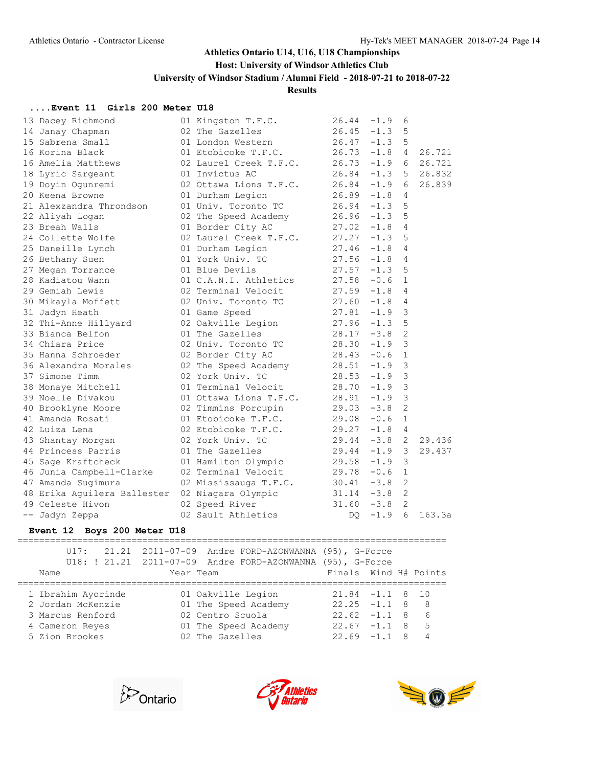## Athletics Ontario U14, U16, U18 Championships

**Host: University of Windsor Athletics Club**

**University of Windsor Stadium / Alumni Field - 2018-07-21 to 2018-07-22**

**Results**

### ....Event 11 Girls 200 Meter U18

| | Name | Year | Team | Finals | Wind | H# | |
|---|---|---|---|---|---|---|---|
| 13 | Dacey Richmond | 01 | Kingston T.F.C. | 26.44 | -1.9 | 6 | |
| 14 | Janay Chapman | 02 | The Gazelles | 26.45 | -1.3 | 5 | |
| 15 | Sabrena Small | 01 | London Western | 26.47 | -1.3 | 5 | |
| 16 | Korina Black | 01 | Etobicoke T.F.C. | 26.73 | -1.8 | 4 | 26.721 |
| 16 | Amelia Matthews | 02 | Laurel Creek T.F.C. | 26.73 | -1.9 | 6 | 26.721 |
| 18 | Lyric Sargeant | 01 | Invictus AC | 26.84 | -1.3 | 5 | 26.832 |
| 19 | Doyin Ogunremi | 02 | Ottawa Lions T.F.C. | 26.84 | -1.9 | 6 | 26.839 |
| 20 | Keena Browne | 01 | Durham Legion | 26.89 | -1.8 | 4 | |
| 21 | Alexzandra Throndson | 01 | Univ. Toronto TC | 26.94 | -1.3 | 5 | |
| 22 | Aliyah Logan | 02 | The Speed Academy | 26.96 | -1.3 | 5 | |
| 23 | Breah Walls | 01 | Border City AC | 27.02 | -1.8 | 4 | |
| 24 | Collette Wolfe | 02 | Laurel Creek T.F.C. | 27.27 | -1.3 | 5 | |
| 25 | Daneille Lynch | 01 | Durham Legion | 27.46 | -1.8 | 4 | |
| 26 | Bethany Suen | 01 | York Univ. TC | 27.56 | -1.8 | 4 | |
| 27 | Megan Torrance | 01 | Blue Devils | 27.57 | -1.3 | 5 | |
| 28 | Kadiatou Wann | 01 | C.A.N.I. Athletics | 27.58 | -0.6 | 1 | |
| 29 | Gemiah Lewis | 02 | Terminal Velocit | 27.59 | -1.8 | 4 | |
| 30 | Mikayla Moffett | 02 | Univ. Toronto TC | 27.60 | -1.8 | 4 | |
| 31 | Jadyn Heath | 01 | Game Speed | 27.81 | -1.9 | 3 | |
| 32 | Thi-Anne Hillyard | 02 | Oakville Legion | 27.96 | -1.3 | 5 | |
| 33 | Bianca Belfon | 01 | The Gazelles | 28.17 | -3.8 | 2 | |
| 34 | Chiara Price | 02 | Univ. Toronto TC | 28.30 | -1.9 | 3 | |
| 35 | Hanna Schroeder | 02 | Border City AC | 28.43 | -0.6 | 1 | |
| 36 | Alexandra Morales | 02 | The Speed Academy | 28.51 | -1.9 | 3 | |
| 37 | Simone Timm | 02 | York Univ. TC | 28.53 | -1.9 | 3 | |
| 38 | Monaye Mitchell | 01 | Terminal Velocit | 28.70 | -1.9 | 3 | |
| 39 | Noelle Divakou | 01 | Ottawa Lions T.F.C. | 28.91 | -1.9 | 3 | |
| 40 | Brooklyne Moore | 02 | Timmins Porcupin | 29.03 | -3.8 | 2 | |
| 41 | Amanda Rosati | 01 | Etobicoke T.F.C. | 29.08 | -0.6 | 1 | |
| 42 | Luiza Lena | 02 | Etobicoke T.F.C. | 29.27 | -1.8 | 4 | |
| 43 | Shantay Morgan | 02 | York Univ. TC | 29.44 | -3.8 | 2 | 29.436 |
| 44 | Princess Parris | 01 | The Gazelles | 29.44 | -1.9 | 3 | 29.437 |
| 45 | Sage Kraftcheck | 01 | Hamilton Olympic | 29.58 | -1.9 | 3 | |
| 46 | Junia Campbell-Clarke | 02 | Terminal Velocit | 29.78 | -0.6 | 1 | |
| 47 | Amanda Sugimura | 02 | Mississauga T.F.C. | 30.41 | -3.8 | 2 | |
| 48 | Erika Aguilera Ballester | 02 | Niagara Olympic | 31.14 | -3.8 | 2 | |
| 49 | Celeste Hivon | 02 | Speed River | 31.60 | -3.8 | 2 | |
| -- | Jadyn Zeppa | 02 | Sault Athletics | DQ | -1.9 | 6 | 163.3a |

### Event 12 Boys 200 Meter U18

U17: 21.21 2011-07-09 Andre FORD-AZONWANNA (95), G-Force

U18: ! 21.21 2011-07-09 Andre FORD-AZONWANNA (95), G-Force

| | Name | Year | Team | Finals | Wind | H# | Points |
|---|---|---|---|---|---|---|---|
| 1 | Ibrahim Ayorinde | 01 | Oakville Legion | 21.84 | -1.1 | 8 | 10 |
| 2 | Jordan McKenzie | 01 | The Speed Academy | 22.25 | -1.1 | 8 | 8 |
| 3 | Marcus Renford | 02 | Centro Scuola | 22.62 | -1.1 | 8 | 6 |
| 4 | Cameron Reyes | 01 | The Speed Academy | 22.67 | -1.1 | 8 | 5 |
| 5 | Zion Brookes | 02 | The Gazelles | 22.69 | -1.1 | 8 | 4 |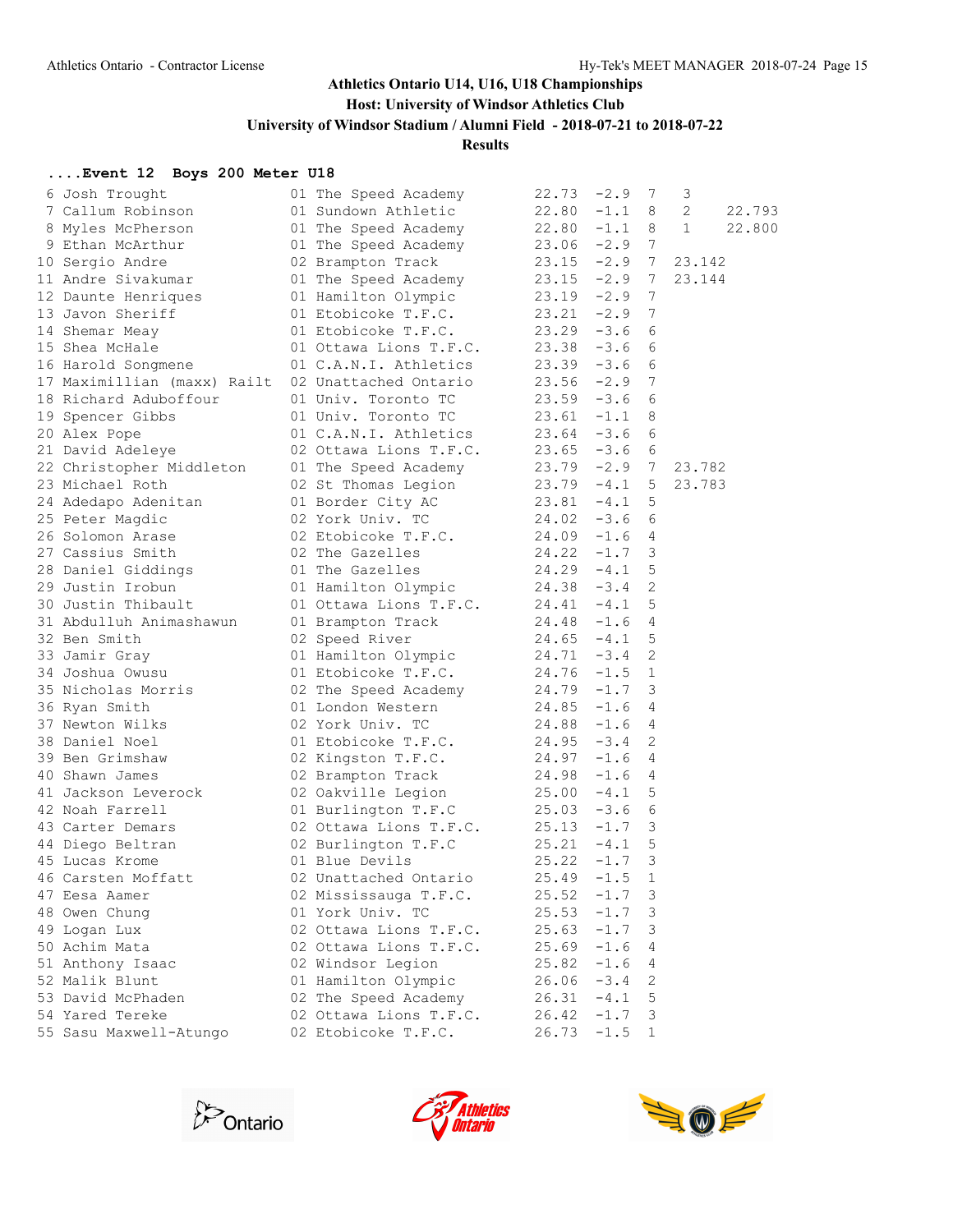# Athletics Ontario U14, U16, U18 Championships

**Host: University of Windsor Athletics Club**

**University of Windsor Stadium / Alumni Field - 2018-07-21 to 2018-07-22**

**Results**

### ....Event 12 Boys 200 Meter U18

| Place | Name | Age | Team | Time | Wind | Heat | Points | Tiebreak |
|---|---|---|---|---|---|---|---|---|
| 6 | Josh Trought | 01 | The Speed Academy | 22.73 | -2.9 | 7 | 3 | |
| 7 | Callum Robinson | 01 | Sundown Athletic | 22.80 | -1.1 | 8 | 2 | 22.793 |
| 8 | Myles McPherson | 01 | The Speed Academy | 22.80 | -1.1 | 8 | 1 | 22.800 |
| 9 | Ethan McArthur | 01 | The Speed Academy | 23.06 | -2.9 | 7 | | |
| 10 | Sergio Andre | 02 | Brampton Track | 23.15 | -2.9 | 7 | 23.142 | |
| 11 | Andre Sivakumar | 01 | The Speed Academy | 23.15 | -2.9 | 7 | 23.144 | |
| 12 | Daunte Henriques | 01 | Hamilton Olympic | 23.19 | -2.9 | 7 | | |
| 13 | Javon Sheriff | 01 | Etobicoke T.F.C. | 23.21 | -2.9 | 7 | | |
| 14 | Shemar Meay | 01 | Etobicoke T.F.C. | 23.29 | -3.6 | 6 | | |
| 15 | Shea McHale | 01 | Ottawa Lions T.F.C. | 23.38 | -3.6 | 6 | | |
| 16 | Harold Songmene | 01 | C.A.N.I. Athletics | 23.39 | -3.6 | 6 | | |
| 17 | Maximillian (maxx) Railt | 02 | Unattached Ontario | 23.56 | -2.9 | 7 | | |
| 18 | Richard Aduboffour | 01 | Univ. Toronto TC | 23.59 | -3.6 | 6 | | |
| 19 | Spencer Gibbs | 01 | Univ. Toronto TC | 23.61 | -1.1 | 8 | | |
| 20 | Alex Pope | 01 | C.A.N.I. Athletics | 23.64 | -3.6 | 6 | | |
| 21 | David Adeleye | 02 | Ottawa Lions T.F.C. | 23.65 | -3.6 | 6 | | |
| 22 | Christopher Middleton | 01 | The Speed Academy | 23.79 | -2.9 | 7 | 23.782 | |
| 23 | Michael Roth | 02 | St Thomas Legion | 23.79 | -4.1 | 5 | 23.783 | |
| 24 | Adedapo Adenitan | 01 | Border City AC | 23.81 | -4.1 | 5 | | |
| 25 | Peter Magdic | 02 | York Univ. TC | 24.02 | -3.6 | 6 | | |
| 26 | Solomon Arase | 02 | Etobicoke T.F.C. | 24.09 | -1.6 | 4 | | |
| 27 | Cassius Smith | 02 | The Gazelles | 24.22 | -1.7 | 3 | | |
| 28 | Daniel Giddings | 01 | The Gazelles | 24.29 | -4.1 | 5 | | |
| 29 | Justin Irobun | 01 | Hamilton Olympic | 24.38 | -3.4 | 2 | | |
| 30 | Justin Thibault | 01 | Ottawa Lions T.F.C. | 24.41 | -4.1 | 5 | | |
| 31 | Abdulluh Animashawun | 01 | Brampton Track | 24.48 | -1.6 | 4 | | |
| 32 | Ben Smith | 02 | Speed River | 24.65 | -4.1 | 5 | | |
| 33 | Jamir Gray | 01 | Hamilton Olympic | 24.71 | -3.4 | 2 | | |
| 34 | Joshua Owusu | 01 | Etobicoke T.F.C. | 24.76 | -1.5 | 1 | | |
| 35 | Nicholas Morris | 02 | The Speed Academy | 24.79 | -1.7 | 3 | | |
| 36 | Ryan Smith | 01 | London Western | 24.85 | -1.6 | 4 | | |
| 37 | Newton Wilks | 02 | York Univ. TC | 24.88 | -1.6 | 4 | | |
| 38 | Daniel Noel | 01 | Etobicoke T.F.C. | 24.95 | -3.4 | 2 | | |
| 39 | Ben Grimshaw | 02 | Kingston T.F.C. | 24.97 | -1.6 | 4 | | |
| 40 | Shawn James | 02 | Brampton Track | 24.98 | -1.6 | 4 | | |
| 41 | Jackson Leverock | 02 | Oakville Legion | 25.00 | -4.1 | 5 | | |
| 42 | Noah Farrell | 01 | Burlington T.F.C | 25.03 | -3.6 | 6 | | |
| 43 | Carter Demars | 02 | Ottawa Lions T.F.C. | 25.13 | -1.7 | 3 | | |
| 44 | Diego Beltran | 02 | Burlington T.F.C | 25.21 | -4.1 | 5 | | |
| 45 | Lucas Krome | 01 | Blue Devils | 25.22 | -1.7 | 3 | | |
| 46 | Carsten Moffatt | 02 | Unattached Ontario | 25.49 | -1.5 | 1 | | |
| 47 | Eesa Aamer | 02 | Mississauga T.F.C. | 25.52 | -1.7 | 3 | | |
| 48 | Owen Chung | 01 | York Univ. TC | 25.53 | -1.7 | 3 | | |
| 49 | Logan Lux | 02 | Ottawa Lions T.F.C. | 25.63 | -1.7 | 3 | | |
| 50 | Achim Mata | 02 | Ottawa Lions T.F.C. | 25.69 | -1.6 | 4 | | |
| 51 | Anthony Isaac | 02 | Windsor Legion | 25.82 | -1.6 | 4 | | |
| 52 | Malik Blunt | 01 | Hamilton Olympic | 26.06 | -3.4 | 2 | | |
| 53 | David McPhaden | 02 | The Speed Academy | 26.31 | -4.1 | 5 | | |
| 54 | Yared Tereke | 02 | Ottawa Lions T.F.C. | 26.42 | -1.7 | 3 | | |
| 55 | Sasu Maxwell-Atungo | 02 | Etobicoke T.F.C. | 26.73 | -1.5 | 1 | | |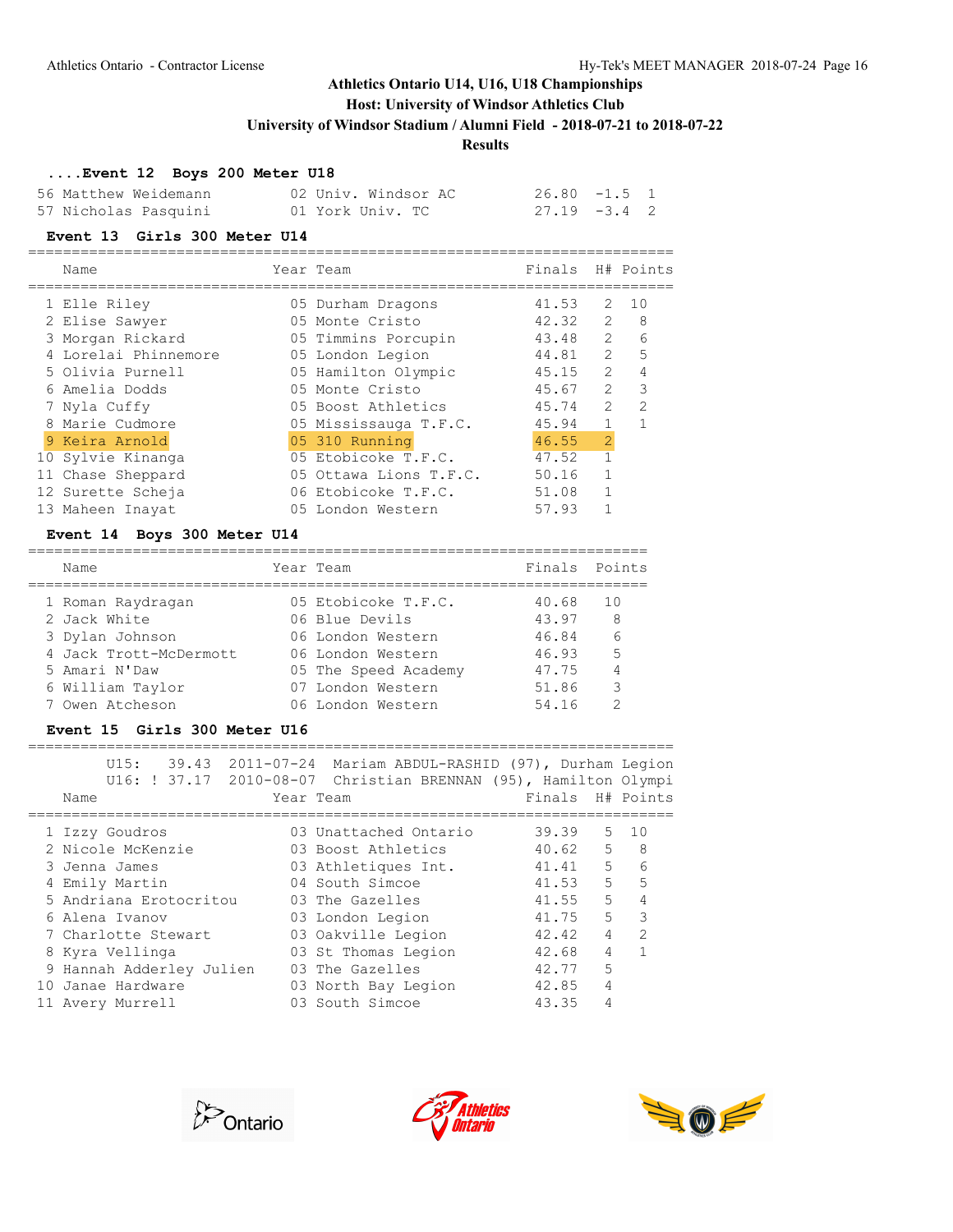## Athletics Ontario U14, U16, U18 Championships
### Host: University of Windsor Athletics Club
### University of Windsor Stadium / Alumni Field - 2018-07-21 to 2018-07-22
### Results

**....Event 12 Boys 200 Meter U18**

| Place | Name | Year | Team | Finals | Wind | H# |
|---|---|---|---|---|---|---|
| 56 | Matthew Weidemann | 02 | Univ. Windsor AC | 26.80 | -1.5 | 1 |
| 57 | Nicholas Pasquini | 01 | York Univ. TC | 27.19 | -3.4 | 2 |

**Event 13 Girls 300 Meter U14**

| Place | Name | Year | Team | Finals | H# | Points |
|---|---|---|---|---|---|---|
| 1 | Elle Riley | 05 | Durham Dragons | 41.53 | 2 | 10 |
| 2 | Elise Sawyer | 05 | Monte Cristo | 42.32 | 2 | 8 |
| 3 | Morgan Rickard | 05 | Timmins Porcupin | 43.48 | 2 | 6 |
| 4 | Lorelai Phinnemore | 05 | London Legion | 44.81 | 2 | 5 |
| 5 | Olivia Purnell | 05 | Hamilton Olympic | 45.15 | 2 | 4 |
| 6 | Amelia Dodds | 05 | Monte Cristo | 45.67 | 2 | 3 |
| 7 | Nyla Cuffy | 05 | Boost Athletics | 45.74 | 2 | 2 |
| 8 | Marie Cudmore | 05 | Mississauga T.F.C. | 45.94 | 1 | 1 |
| 9 | Keira Arnold | 05 | 310 Running | 46.55 | 2 | |
| 10 | Sylvie Kinanga | 05 | Etobicoke T.F.C. | 47.52 | 1 | |
| 11 | Chase Sheppard | 05 | Ottawa Lions T.F.C. | 50.16 | 1 | |
| 12 | Surette Scheja | 06 | Etobicoke T.F.C. | 51.08 | 1 | |
| 13 | Maheen Inayat | 05 | London Western | 57.93 | 1 | |

**Event 14 Boys 300 Meter U14**

| Place | Name | Year | Team | Finals | Points |
|---|---|---|---|---|---|
| 1 | Roman Raydragan | 05 | Etobicoke T.F.C. | 40.68 | 10 |
| 2 | Jack White | 06 | Blue Devils | 43.97 | 8 |
| 3 | Dylan Johnson | 06 | London Western | 46.84 | 6 |
| 4 | Jack Trott-McDermott | 06 | London Western | 46.93 | 5 |
| 5 | Amari N'Daw | 05 | The Speed Academy | 47.75 | 4 |
| 6 | William Taylor | 07 | London Western | 51.86 | 3 |
| 7 | Owen Atcheson | 06 | London Western | 54.16 | 2 |

**Event 15 Girls 300 Meter U16**

U15: 39.43 2011-07-24 Mariam ABDUL-RASHID (97), Durham Legion
U16: ! 37.17 2010-08-07 Christian BRENNAN (95), Hamilton Olympi

| Place | Name | Year | Team | Finals | H# | Points |
|---|---|---|---|---|---|---|
| 1 | Izzy Goudros | 03 | Unattached Ontario | 39.39 | 5 | 10 |
| 2 | Nicole McKenzie | 03 | Boost Athletics | 40.62 | 5 | 8 |
| 3 | Jenna James | 03 | Athletiques Int. | 41.41 | 5 | 6 |
| 4 | Emily Martin | 04 | South Simcoe | 41.53 | 5 | 5 |
| 5 | Andriana Erotocritou | 03 | The Gazelles | 41.55 | 5 | 4 |
| 6 | Alena Ivanov | 03 | London Legion | 41.75 | 5 | 3 |
| 7 | Charlotte Stewart | 03 | Oakville Legion | 42.42 | 4 | 2 |
| 8 | Kyra Vellinga | 03 | St Thomas Legion | 42.68 | 4 | 1 |
| 9 | Hannah Adderley Julien | 03 | The Gazelles | 42.77 | 5 | |
| 10 | Janae Hardware | 03 | North Bay Legion | 42.85 | 4 | |
| 11 | Avery Murrell | 03 | South Simcoe | 43.35 | 4 | |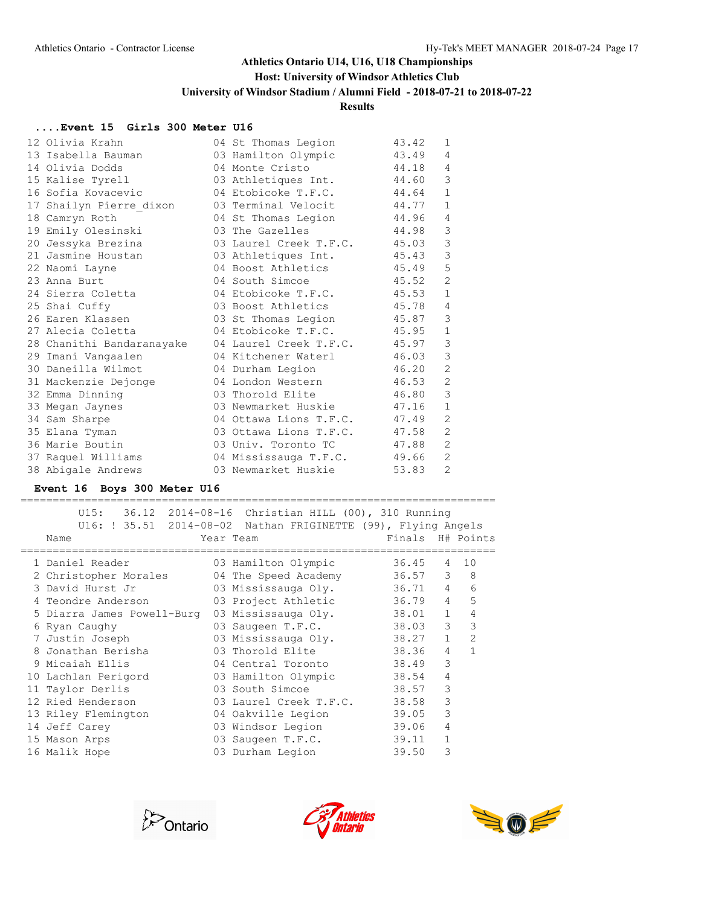# Athletics Ontario U14, U16, U18 Championships

**Host: University of Windsor Athletics Club**

**University of Windsor Stadium / Alumni Field - 2018-07-21 to 2018-07-22**

**Results**

### ....Event 15 Girls 300 Meter U16

| Place | Name | Year | Team | Finals | H# |
|---|---|---|---|---|---|
| 12 | Olivia Krahn | 04 | St Thomas Legion | 43.42 | 1 |
| 13 | Isabella Bauman | 03 | Hamilton Olympic | 43.49 | 4 |
| 14 | Olivia Dodds | 04 | Monte Cristo | 44.18 | 4 |
| 15 | Kalise Tyrell | 03 | Athletiques Int. | 44.60 | 3 |
| 16 | Sofia Kovacevic | 04 | Etobicoke T.F.C. | 44.64 | 1 |
| 17 | Shailyn Pierre_dixon | 03 | Terminal Velocit | 44.77 | 1 |
| 18 | Camryn Roth | 04 | St Thomas Legion | 44.96 | 4 |
| 19 | Emily Olesinski | 03 | The Gazelles | 44.98 | 3 |
| 20 | Jessyka Brezina | 03 | Laurel Creek T.F.C. | 45.03 | 3 |
| 21 | Jasmine Houstan | 03 | Athletiques Int. | 45.43 | 3 |
| 22 | Naomi Layne | 04 | Boost Athletics | 45.49 | 5 |
| 23 | Anna Burt | 04 | South Simcoe | 45.52 | 2 |
| 24 | Sierra Coletta | 04 | Etobicoke T.F.C. | 45.53 | 1 |
| 25 | Shai Cuffy | 03 | Boost Athletics | 45.78 | 4 |
| 26 | Earen Klassen | 03 | St Thomas Legion | 45.87 | 3 |
| 27 | Alecia Coletta | 04 | Etobicoke T.F.C. | 45.95 | 1 |
| 28 | Chanithi Bandaranayake | 04 | Laurel Creek T.F.C. | 45.97 | 3 |
| 29 | Imani Vangaalen | 04 | Kitchener Waterl | 46.03 | 3 |
| 30 | Daneilla Wilmot | 04 | Durham Legion | 46.20 | 2 |
| 31 | Mackenzie Dejonge | 04 | London Western | 46.53 | 2 |
| 32 | Emma Dinning | 03 | Thorold Elite | 46.80 | 3 |
| 33 | Megan Jaynes | 03 | Newmarket Huskie | 47.16 | 1 |
| 34 | Sam Sharpe | 04 | Ottawa Lions T.F.C. | 47.49 | 2 |
| 35 | Elana Tyman | 03 | Ottawa Lions T.F.C. | 47.58 | 2 |
| 36 | Marie Boutin | 03 | Univ. Toronto TC | 47.88 | 2 |
| 37 | Raquel Williams | 04 | Mississauga T.F.C. | 49.66 | 2 |
| 38 | Abigale Andrews | 03 | Newmarket Huskie | 53.83 | 2 |

### Event 16 Boys 300 Meter U16

U15: 36.12 2014-08-16 Christian HILL (00), 310 Running
U16: ! 35.51 2014-08-02 Nathan FRIGINETTE (99), Flying Angels

| Place | Name | Year | Team | Finals | H# | Points |
|---|---|---|---|---|---|---|
| 1 | Daniel Reader | 03 | Hamilton Olympic | 36.45 | 4 | 10 |
| 2 | Christopher Morales | 04 | The Speed Academy | 36.57 | 3 | 8 |
| 3 | David Hurst Jr | 03 | Mississauga Oly. | 36.71 | 4 | 6 |
| 4 | Teondre Anderson | 03 | Project Athletic | 36.79 | 4 | 5 |
| 5 | Diarra James Powell-Burg | 03 | Mississauga Oly. | 38.01 | 1 | 4 |
| 6 | Ryan Caughy | 03 | Saugeen T.F.C. | 38.03 | 3 | 3 |
| 7 | Justin Joseph | 03 | Mississauga Oly. | 38.27 | 1 | 2 |
| 8 | Jonathan Berisha | 03 | Thorold Elite | 38.36 | 4 | 1 |
| 9 | Micaiah Ellis | 04 | Central Toronto | 38.49 | 3 | |
| 10 | Lachlan Perigord | 03 | Hamilton Olympic | 38.54 | 4 | |
| 11 | Taylor Derlis | 03 | South Simcoe | 38.57 | 3 | |
| 12 | Ried Henderson | 03 | Laurel Creek T.F.C. | 38.58 | 3 | |
| 13 | Riley Flemington | 04 | Oakville Legion | 39.05 | 3 | |
| 14 | Jeff Carey | 03 | Windsor Legion | 39.06 | 4 | |
| 15 | Mason Arps | 03 | Saugeen T.F.C. | 39.11 | 1 | |
| 16 | Malik Hope | 03 | Durham Legion | 39.50 | 3 | |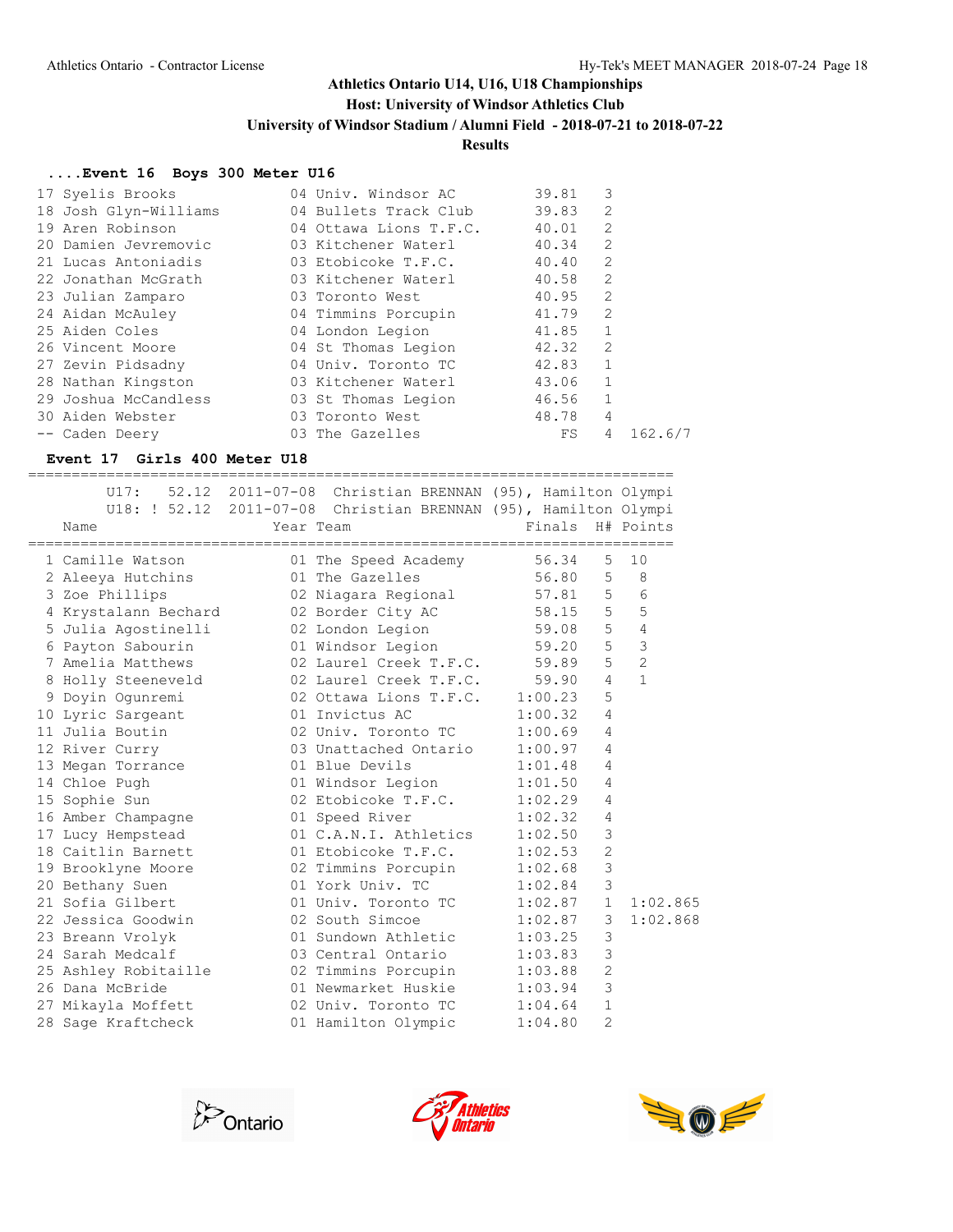# Athletics Ontario U14, U16, U18 Championships

**Host: University of Windsor Athletics Club**

**University of Windsor Stadium / Alumni Field - 2018-07-21 to 2018-07-22**

**Results**

### ....Event 16 Boys 300 Meter U16

| Place | Name | Year | Team | Finals | H# | |
|---|---|---|---|---|---|---|
| 17 | Syelis Brooks | 04 | Univ. Windsor AC | 39.81 | 3 | |
| 18 | Josh Glyn-Williams | 04 | Bullets Track Club | 39.83 | 2 | |
| 19 | Aren Robinson | 04 | Ottawa Lions T.F.C. | 40.01 | 2 | |
| 20 | Damien Jevremovic | 03 | Kitchener Waterl | 40.34 | 2 | |
| 21 | Lucas Antoniadis | 03 | Etobicoke T.F.C. | 40.40 | 2 | |
| 22 | Jonathan McGrath | 03 | Kitchener Waterl | 40.58 | 2 | |
| 23 | Julian Zamparo | 03 | Toronto West | 40.95 | 2 | |
| 24 | Aidan McAuley | 04 | Timmins Porcupin | 41.79 | 2 | |
| 25 | Aiden Coles | 04 | London Legion | 41.85 | 1 | |
| 26 | Vincent Moore | 04 | St Thomas Legion | 42.32 | 2 | |
| 27 | Zevin Pidsadny | 04 | Univ. Toronto TC | 42.83 | 1 | |
| 28 | Nathan Kingston | 03 | Kitchener Waterl | 43.06 | 1 | |
| 29 | Joshua McCandless | 03 | St Thomas Legion | 46.56 | 1 | |
| 30 | Aiden Webster | 03 | Toronto West | 48.78 | 4 | |
| -- | Caden Deery | 03 | The Gazelles | FS | 4 | 162.6/7 |

### Event 17 Girls 400 Meter U18

U17: 52.12 2011-07-08 Christian BRENNAN (95), Hamilton Olympi

U18: ! 52.12 2011-07-08 Christian BRENNAN (95), Hamilton Olympi

| Place | Name | Year | Team | Finals | H# | Points |
|---|---|---|---|---|---|---|
| 1 | Camille Watson | 01 | The Speed Academy | 56.34 | 5 | 10 |
| 2 | Aleeya Hutchins | 01 | The Gazelles | 56.80 | 5 | 8 |
| 3 | Zoe Phillips | 02 | Niagara Regional | 57.81 | 5 | 6 |
| 4 | Krystalann Bechard | 02 | Border City AC | 58.15 | 5 | 5 |
| 5 | Julia Agostinelli | 02 | London Legion | 59.08 | 5 | 4 |
| 6 | Payton Sabourin | 01 | Windsor Legion | 59.20 | 5 | 3 |
| 7 | Amelia Matthews | 02 | Laurel Creek T.F.C. | 59.89 | 5 | 2 |
| 8 | Holly Steeneveld | 02 | Laurel Creek T.F.C. | 59.90 | 4 | 1 |
| 9 | Doyin Ogunremi | 02 | Ottawa Lions T.F.C. | 1:00.23 | 5 | |
| 10 | Lyric Sargeant | 01 | Invictus AC | 1:00.32 | 4 | |
| 11 | Julia Boutin | 02 | Univ. Toronto TC | 1:00.69 | 4 | |
| 12 | River Curry | 03 | Unattached Ontario | 1:00.97 | 4 | |
| 13 | Megan Torrance | 01 | Blue Devils | 1:01.48 | 4 | |
| 14 | Chloe Pugh | 01 | Windsor Legion | 1:01.50 | 4 | |
| 15 | Sophie Sun | 02 | Etobicoke T.F.C. | 1:02.29 | 4 | |
| 16 | Amber Champagne | 01 | Speed River | 1:02.32 | 4 | |
| 17 | Lucy Hempstead | 01 | C.A.N.I. Athletics | 1:02.50 | 3 | |
| 18 | Caitlin Barnett | 01 | Etobicoke T.F.C. | 1:02.53 | 2 | |
| 19 | Brooklyne Moore | 02 | Timmins Porcupin | 1:02.68 | 3 | |
| 20 | Bethany Suen | 01 | York Univ. TC | 1:02.84 | 3 | |
| 21 | Sofia Gilbert | 01 | Univ. Toronto TC | 1:02.87 | 1 | 1:02.865 |
| 22 | Jessica Goodwin | 02 | South Simcoe | 1:02.87 | 3 | 1:02.868 |
| 23 | Breann Vrolyk | 01 | Sundown Athletic | 1:03.25 | 3 | |
| 24 | Sarah Medcalf | 03 | Central Ontario | 1:03.83 | 3 | |
| 25 | Ashley Robitaille | 02 | Timmins Porcupin | 1:03.88 | 2 | |
| 26 | Dana McBride | 01 | Newmarket Huskie | 1:03.94 | 3 | |
| 27 | Mikayla Moffett | 02 | Univ. Toronto TC | 1:04.64 | 1 | |
| 28 | Sage Kraftcheck | 01 | Hamilton Olympic | 1:04.80 | 2 | |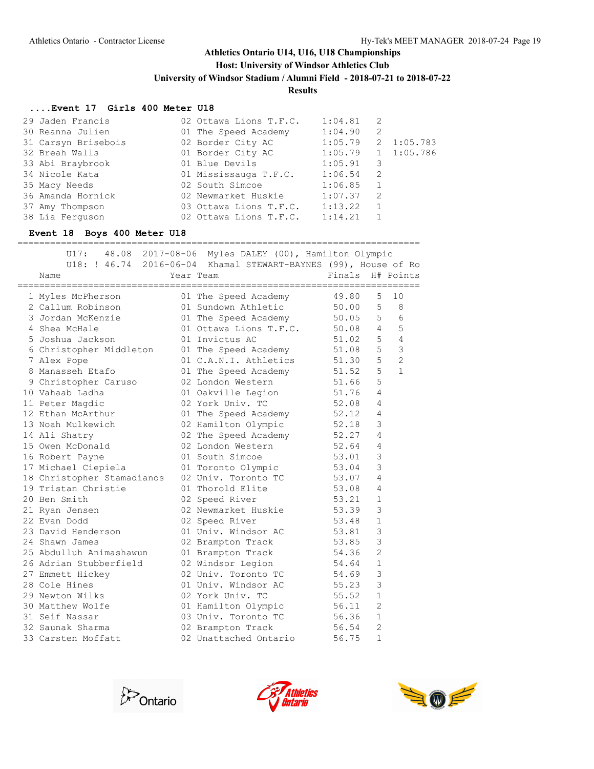## Athletics Ontario U14, U16, U18 Championships

**Host: University of Windsor Athletics Club**

**University of Windsor Stadium / Alumni Field - 2018-07-21 to 2018-07-22**

**Results**

### ....Event 17 Girls 400 Meter U18

| Place | Name | Year | Team | Finals | H# | |
|---|---|---|---|---|---|---|
| 29 | Jaden Francis | 02 | Ottawa Lions T.F.C. | 1:04.81 | 2 | |
| 30 | Reanna Julien | 01 | The Speed Academy | 1:04.90 | 2 | |
| 31 | Carsyn Brisebois | 02 | Border City AC | 1:05.79 | 2 | 1:05.783 |
| 32 | Breah Walls | 01 | Border City AC | 1:05.79 | 1 | 1:05.786 |
| 33 | Abi Braybrook | 01 | Blue Devils | 1:05.91 | 3 | |
| 34 | Nicole Kata | 01 | Mississauga T.F.C. | 1:06.54 | 2 | |
| 35 | Macy Needs | 02 | South Simcoe | 1:06.85 | 1 | |
| 36 | Amanda Hornick | 02 | Newmarket Huskie | 1:07.37 | 2 | |
| 37 | Amy Thompson | 03 | Ottawa Lions T.F.C. | 1:13.22 | 1 | |
| 38 | Lia Ferguson | 02 | Ottawa Lions T.F.C. | 1:14.21 | 1 | |

### Event 18 Boys 400 Meter U18

U17: 48.08 2017-08-06 Myles DALEY (00), Hamilton Olympic

U18: ! 46.74 2016-06-04 Khamal STEWART-BAYNES (99), House of Ro

| Place | Name | Year | Team | Finals | H# | Points |
|---|---|---|---|---|---|---|
| 1 | Myles McPherson | 01 | The Speed Academy | 49.80 | 5 | 10 |
| 2 | Callum Robinson | 01 | Sundown Athletic | 50.00 | 5 | 8 |
| 3 | Jordan McKenzie | 01 | The Speed Academy | 50.05 | 5 | 6 |
| 4 | Shea McHale | 01 | Ottawa Lions T.F.C. | 50.08 | 4 | 5 |
| 5 | Joshua Jackson | 01 | Invictus AC | 51.02 | 5 | 4 |
| 6 | Christopher Middleton | 01 | The Speed Academy | 51.08 | 5 | 3 |
| 7 | Alex Pope | 01 | C.A.N.I. Athletics | 51.30 | 5 | 2 |
| 8 | Manasseh Etafo | 01 | The Speed Academy | 51.52 | 5 | 1 |
| 9 | Christopher Caruso | 02 | London Western | 51.66 | 5 | |
| 10 | Vahaab Ladha | 01 | Oakville Legion | 51.76 | 4 | |
| 11 | Peter Magdic | 02 | York Univ. TC | 52.08 | 4 | |
| 12 | Ethan McArthur | 01 | The Speed Academy | 52.12 | 4 | |
| 13 | Noah Mulkewich | 02 | Hamilton Olympic | 52.18 | 3 | |
| 14 | Ali Shatry | 02 | The Speed Academy | 52.27 | 4 | |
| 15 | Owen McDonald | 02 | London Western | 52.64 | 4 | |
| 16 | Robert Payne | 01 | South Simcoe | 53.01 | 3 | |
| 17 | Michael Ciepiela | 01 | Toronto Olympic | 53.04 | 3 | |
| 18 | Christopher Stamadianos | 02 | Univ. Toronto TC | 53.07 | 4 | |
| 19 | Tristan Christie | 01 | Thorold Elite | 53.08 | 4 | |
| 20 | Ben Smith | 02 | Speed River | 53.21 | 1 | |
| 21 | Ryan Jensen | 02 | Newmarket Huskie | 53.39 | 3 | |
| 22 | Evan Dodd | 02 | Speed River | 53.48 | 1 | |
| 23 | David Henderson | 01 | Univ. Windsor AC | 53.81 | 3 | |
| 24 | Shawn James | 02 | Brampton Track | 53.85 | 3 | |
| 25 | Abdulluh Animashawun | 01 | Brampton Track | 54.36 | 2 | |
| 26 | Adrian Stubberfield | 02 | Windsor Legion | 54.64 | 1 | |
| 27 | Emmett Hickey | 02 | Univ. Toronto TC | 54.69 | 3 | |
| 28 | Cole Hines | 01 | Univ. Windsor AC | 55.23 | 3 | |
| 29 | Newton Wilks | 02 | York Univ. TC | 55.52 | 1 | |
| 30 | Matthew Wolfe | 01 | Hamilton Olympic | 56.11 | 2 | |
| 31 | Seif Nassar | 03 | Univ. Toronto TC | 56.36 | 1 | |
| 32 | Saunak Sharma | 02 | Brampton Track | 56.54 | 2 | |
| 33 | Carsten Moffatt | 02 | Unattached Ontario | 56.75 | 1 | |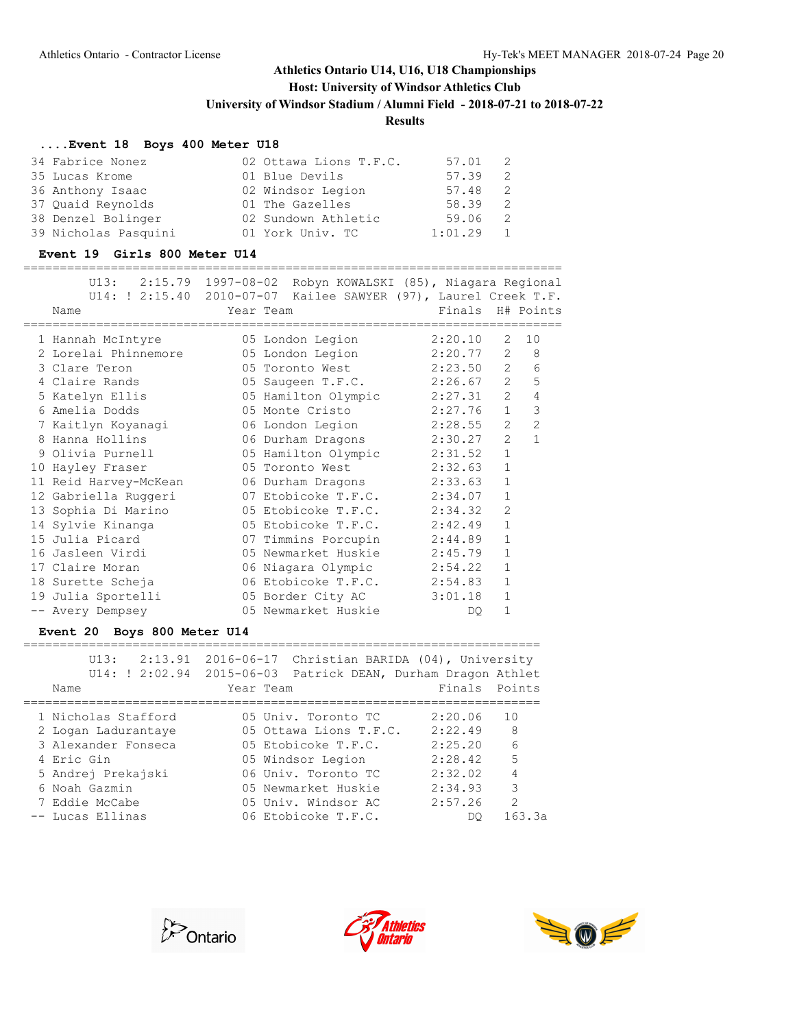Athletics Ontario U14, U16, U18 Championships
Host: University of Windsor Athletics Club
University of Windsor Stadium / Alumni Field - 2018-07-21 to 2018-07-22
Results

### ....Event 18 Boys 400 Meter U18

| Place | Name | Year | Team | Finals | H# |
|---|---|---|---|---|---|
| 34 | Fabrice Nonez | 02 | Ottawa Lions T.F.C. | 57.01 | 2 |
| 35 | Lucas Krome | 01 | Blue Devils | 57.39 | 2 |
| 36 | Anthony Isaac | 02 | Windsor Legion | 57.48 | 2 |
| 37 | Quaid Reynolds | 01 | The Gazelles | 58.39 | 2 |
| 38 | Denzel Bolinger | 02 | Sundown Athletic | 59.06 | 2 |
| 39 | Nicholas Pasquini | 01 | York Univ. TC | 1:01.29 | 1 |

### Event 19 Girls 800 Meter U14

U13: 2:15.79 1997-08-02 Robyn KOWALSKI (85), Niagara Regional
U14: ! 2:15.40 2010-07-07 Kailee SAWYER (97), Laurel Creek T.F.

| Place | Name | Year | Team | Finals | H# | Points |
|---|---|---|---|---|---|---|
| 1 | Hannah McIntyre | 05 | London Legion | 2:20.10 | 2 | 10 |
| 2 | Lorelai Phinnemore | 05 | London Legion | 2:20.77 | 2 | 8 |
| 3 | Clare Teron | 05 | Toronto West | 2:23.50 | 2 | 6 |
| 4 | Claire Rands | 05 | Saugeen T.F.C. | 2:26.67 | 2 | 5 |
| 5 | Katelyn Ellis | 05 | Hamilton Olympic | 2:27.31 | 2 | 4 |
| 6 | Amelia Dodds | 05 | Monte Cristo | 2:27.76 | 1 | 3 |
| 7 | Kaitlyn Koyanagi | 06 | London Legion | 2:28.55 | 2 | 2 |
| 8 | Hanna Hollins | 06 | Durham Dragons | 2:30.27 | 2 | 1 |
| 9 | Olivia Purnell | 05 | Hamilton Olympic | 2:31.52 | 1 | |
| 10 | Hayley Fraser | 05 | Toronto West | 2:32.63 | 1 | |
| 11 | Reid Harvey-McKean | 06 | Durham Dragons | 2:33.63 | 1 | |
| 12 | Gabriella Ruggeri | 07 | Etobicoke T.F.C. | 2:34.07 | 1 | |
| 13 | Sophia Di Marino | 05 | Etobicoke T.F.C. | 2:34.32 | 2 | |
| 14 | Sylvie Kinanga | 05 | Etobicoke T.F.C. | 2:42.49 | 1 | |
| 15 | Julia Picard | 07 | Timmins Porcupin | 2:44.89 | 1 | |
| 16 | Jasleen Virdi | 05 | Newmarket Huskie | 2:45.79 | 1 | |
| 17 | Claire Moran | 06 | Niagara Olympic | 2:54.22 | 1 | |
| 18 | Surette Scheja | 06 | Etobicoke T.F.C. | 2:54.83 | 1 | |
| 19 | Julia Sportelli | 05 | Border City AC | 3:01.18 | 1 | |
| -- | Avery Dempsey | 05 | Newmarket Huskie | DQ | 1 | |

### Event 20 Boys 800 Meter U14

U13: 2:13.91 2016-06-17 Christian BARIDA (04), University
U14: ! 2:02.94 2015-06-03 Patrick DEAN, Durham Dragon Athlet

| Place | Name | Year | Team | Finals | Points |
|---|---|---|---|---|---|
| 1 | Nicholas Stafford | 05 | Univ. Toronto TC | 2:20.06 | 10 |
| 2 | Logan Ladurantaye | 05 | Ottawa Lions T.F.C. | 2:22.49 | 8 |
| 3 | Alexander Fonseca | 05 | Etobicoke T.F.C. | 2:25.20 | 6 |
| 4 | Eric Gin | 05 | Windsor Legion | 2:28.42 | 5 |
| 5 | Andrej Prekajski | 06 | Univ. Toronto TC | 2:32.02 | 4 |
| 6 | Noah Gazmin | 05 | Newmarket Huskie | 2:34.93 | 3 |
| 7 | Eddie McCabe | 05 | Univ. Windsor AC | 2:57.26 | 2 |
| -- | Lucas Ellinas | 06 | Etobicoke T.F.C. | DQ | 163.3a |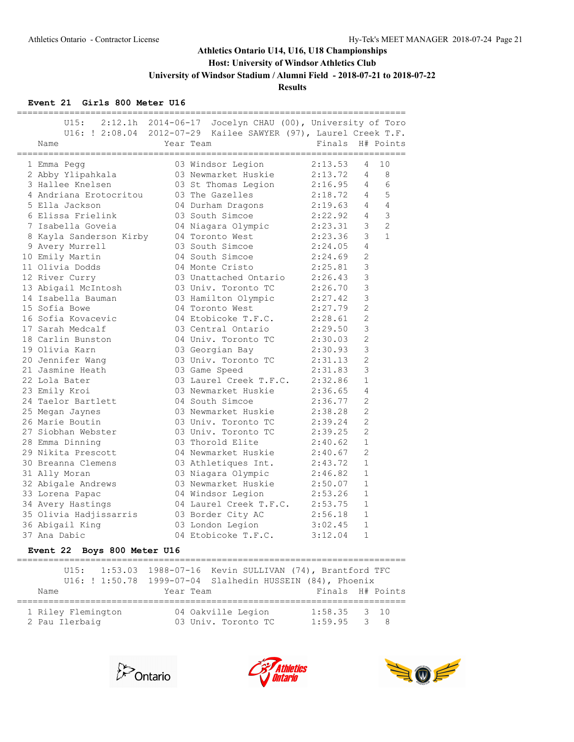# Athletics Ontario U14, U16, U18 Championships

**Host: University of Windsor Athletics Club**

**University of Windsor Stadium / Alumni Field - 2018-07-21 to 2018-07-22**

**Results**

### Event 21 Girls 800 Meter U16

U15: 2:12.1h 2014-06-17 Jocelyn CHAU (00), University of Toro

U16: ! 2:08.04 2012-07-29 Kailee SAWYER (97), Laurel Creek T.F.

| | Name | Year | Team | Finals | H# | Points |
|---|---|---|---|---|---|---|
| 1 | Emma Pegg | 03 | Windsor Legion | 2:13.53 | 4 | 10 |
| 2 | Abby Ylipahkala | 03 | Newmarket Huskie | 2:13.72 | 4 | 8 |
| 3 | Hallee Knelsen | 03 | St Thomas Legion | 2:16.95 | 4 | 6 |
| 4 | Andriana Erotocritou | 03 | The Gazelles | 2:18.72 | 4 | 5 |
| 5 | Ella Jackson | 04 | Durham Dragons | 2:19.63 | 4 | 4 |
| 6 | Elissa Frielink | 03 | South Simcoe | 2:22.92 | 4 | 3 |
| 7 | Isabella Goveia | 04 | Niagara Olympic | 2:23.31 | 3 | 2 |
| 8 | Kayla Sanderson Kirby | 04 | Toronto West | 2:23.36 | 3 | 1 |
| 9 | Avery Murrell | 03 | South Simcoe | 2:24.05 | 4 | |
| 10 | Emily Martin | 04 | South Simcoe | 2:24.69 | 2 | |
| 11 | Olivia Dodds | 04 | Monte Cristo | 2:25.81 | 3 | |
| 12 | River Curry | 03 | Unattached Ontario | 2:26.43 | 3 | |
| 13 | Abigail McIntosh | 03 | Univ. Toronto TC | 2:26.70 | 3 | |
| 14 | Isabella Bauman | 03 | Hamilton Olympic | 2:27.42 | 3 | |
| 15 | Sofia Bowe | 04 | Toronto West | 2:27.79 | 2 | |
| 16 | Sofia Kovacevic | 04 | Etobicoke T.F.C. | 2:28.61 | 2 | |
| 17 | Sarah Medcalf | 03 | Central Ontario | 2:29.50 | 3 | |
| 18 | Carlin Bunston | 04 | Univ. Toronto TC | 2:30.03 | 2 | |
| 19 | Olivia Karn | 03 | Georgian Bay | 2:30.93 | 3 | |
| 20 | Jennifer Wang | 03 | Univ. Toronto TC | 2:31.13 | 2 | |
| 21 | Jasmine Heath | 03 | Game Speed | 2:31.83 | 3 | |
| 22 | Lola Bater | 03 | Laurel Creek T.F.C. | 2:32.86 | 1 | |
| 23 | Emily Kroi | 03 | Newmarket Huskie | 2:36.65 | 4 | |
| 24 | Taelor Bartlett | 04 | South Simcoe | 2:36.77 | 2 | |
| 25 | Megan Jaynes | 03 | Newmarket Huskie | 2:38.28 | 2 | |
| 26 | Marie Boutin | 03 | Univ. Toronto TC | 2:39.24 | 2 | |
| 27 | Siobhan Webster | 03 | Univ. Toronto TC | 2:39.25 | 2 | |
| 28 | Emma Dinning | 03 | Thorold Elite | 2:40.62 | 1 | |
| 29 | Nikita Prescott | 04 | Newmarket Huskie | 2:40.67 | 2 | |
| 30 | Breanna Clemens | 03 | Athletiques Int. | 2:43.72 | 1 | |
| 31 | Ally Moran | 03 | Niagara Olympic | 2:46.82 | 1 | |
| 32 | Abigale Andrews | 03 | Newmarket Huskie | 2:50.07 | 1 | |
| 33 | Lorena Papac | 04 | Windsor Legion | 2:53.26 | 1 | |
| 34 | Avery Hastings | 04 | Laurel Creek T.F.C. | 2:53.75 | 1 | |
| 35 | Olivia Hadjissarris | 03 | Border City AC | 2:56.18 | 1 | |
| 36 | Abigail King | 03 | London Legion | 3:02.45 | 1 | |
| 37 | Ana Dabic | 04 | Etobicoke T.F.C. | 3:12.04 | 1 | |

### Event 22 Boys 800 Meter U16

U15: 1:53.03 1988-07-16 Kevin SULLIVAN (74), Brantford TFC

U16: ! 1:50.78 1999-07-04 Slalhedin HUSSEIN (84), Phoenix

| | Name | Year | Team | Finals | H# | Points |
|---|---|---|---|---|---|---|
| 1 | Riley Flemington | 04 | Oakville Legion | 1:58.35 | 3 | 10 |
| 2 | Pau Ilerbaig | 03 | Univ. Toronto TC | 1:59.95 | 3 | 8 |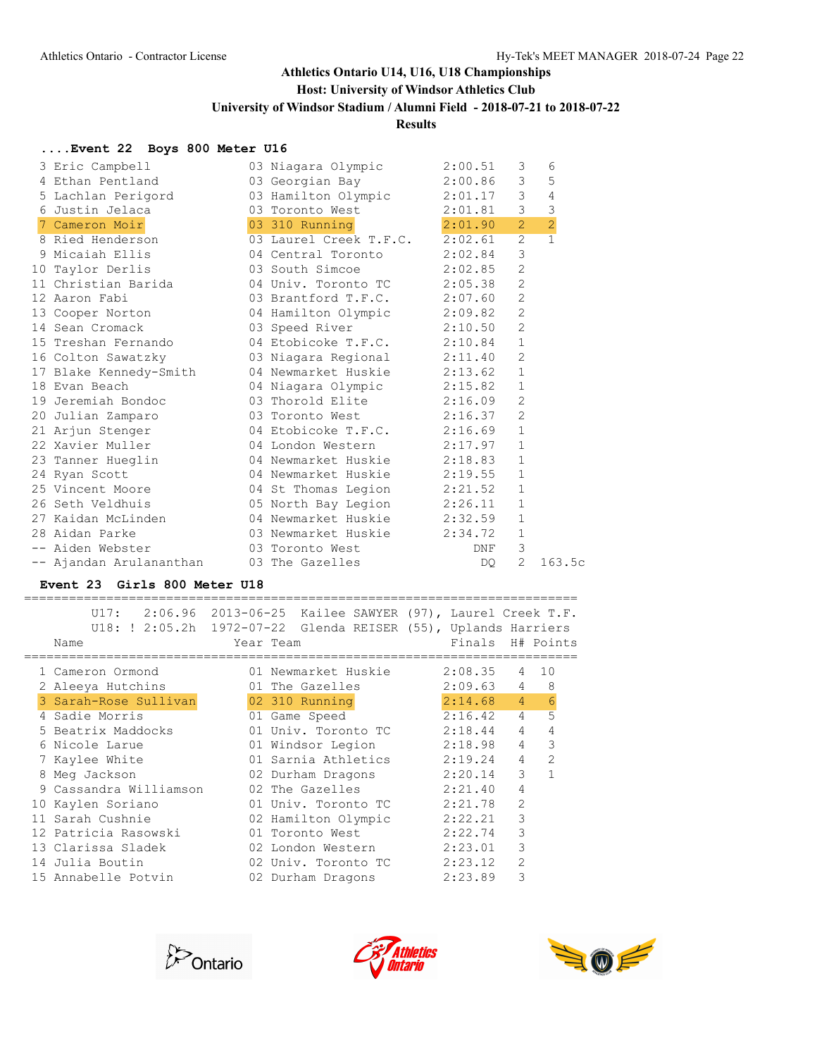# Athletics Ontario U14, U16, U18 Championships

**Host: University of Windsor Athletics Club**

**University of Windsor Stadium / Alumni Field - 2018-07-21 to 2018-07-22**

**Results**

### ....Event 22 Boys 800 Meter U16

| Place | Name | Year | Team | Finals | H# | Points |
|---|---|---|---|---|---|---|
| 3 | Eric Campbell | 03 | Niagara Olympic | 2:00.51 | 3 | 6 |
| 4 | Ethan Pentland | 03 | Georgian Bay | 2:00.86 | 3 | 5 |
| 5 | Lachlan Perigord | 03 | Hamilton Olympic | 2:01.17 | 3 | 4 |
| 6 | Justin Jelaca | 03 | Toronto West | 2:01.81 | 3 | 3 |
| 7 | Cameron Moir | 03 | 310 Running | 2:01.90 | 2 | 2 |
| 8 | Ried Henderson | 03 | Laurel Creek T.F.C. | 2:02.61 | 2 | 1 |
| 9 | Micaiah Ellis | 04 | Central Toronto | 2:02.84 | 3 | |
| 10 | Taylor Derlis | 03 | South Simcoe | 2:02.85 | 2 | |
| 11 | Christian Barida | 04 | Univ. Toronto TC | 2:05.38 | 2 | |
| 12 | Aaron Fabi | 03 | Brantford T.F.C. | 2:07.60 | 2 | |
| 13 | Cooper Norton | 04 | Hamilton Olympic | 2:09.82 | 2 | |
| 14 | Sean Cromack | 03 | Speed River | 2:10.50 | 2 | |
| 15 | Treshan Fernando | 04 | Etobicoke T.F.C. | 2:10.84 | 1 | |
| 16 | Colton Sawatzky | 03 | Niagara Regional | 2:11.40 | 2 | |
| 17 | Blake Kennedy-Smith | 04 | Newmarket Huskie | 2:13.62 | 1 | |
| 18 | Evan Beach | 04 | Niagara Olympic | 2:15.82 | 1 | |
| 19 | Jeremiah Bondoc | 03 | Thorold Elite | 2:16.09 | 2 | |
| 20 | Julian Zamparo | 03 | Toronto West | 2:16.37 | 2 | |
| 21 | Arjun Stenger | 04 | Etobicoke T.F.C. | 2:16.69 | 1 | |
| 22 | Xavier Muller | 04 | London Western | 2:17.97 | 1 | |
| 23 | Tanner Hueglin | 04 | Newmarket Huskie | 2:18.83 | 1 | |
| 24 | Ryan Scott | 04 | Newmarket Huskie | 2:19.55 | 1 | |
| 25 | Vincent Moore | 04 | St Thomas Legion | 2:21.52 | 1 | |
| 26 | Seth Veldhuis | 05 | North Bay Legion | 2:26.11 | 1 | |
| 27 | Kaidan McLinden | 04 | Newmarket Huskie | 2:32.59 | 1 | |
| 28 | Aidan Parke | 03 | Newmarket Huskie | 2:34.72 | 1 | |
| -- | Aiden Webster | 03 | Toronto West | DNF | 3 | |
| -- | Ajandan Arulananthan | 03 | The Gazelles | DQ | 2 | 163.5c |

### Event 23 Girls 800 Meter U18

U17: 2:06.96 2013-06-25 Kailee SAWYER (97), Laurel Creek T.F.
U18: ! 2:05.2h 1972-07-22 Glenda REISER (55), Uplands Harriers

| Place | Name | Year | Team | Finals | H# | Points |
|---|---|---|---|---|---|---|
| 1 | Cameron Ormond | 01 | Newmarket Huskie | 2:08.35 | 4 | 10 |
| 2 | Aleeya Hutchins | 01 | The Gazelles | 2:09.63 | 4 | 8 |
| 3 | Sarah-Rose Sullivan | 02 | 310 Running | 2:14.68 | 4 | 6 |
| 4 | Sadie Morris | 01 | Game Speed | 2:16.42 | 4 | 5 |
| 5 | Beatrix Maddocks | 01 | Univ. Toronto TC | 2:18.44 | 4 | 4 |
| 6 | Nicole Larue | 01 | Windsor Legion | 2:18.98 | 4 | 3 |
| 7 | Kaylee White | 01 | Sarnia Athletics | 2:19.24 | 4 | 2 |
| 8 | Meg Jackson | 02 | Durham Dragons | 2:20.14 | 3 | 1 |
| 9 | Cassandra Williamson | 02 | The Gazelles | 2:21.40 | 4 | |
| 10 | Kaylen Soriano | 01 | Univ. Toronto TC | 2:21.78 | 2 | |
| 11 | Sarah Cushnie | 02 | Hamilton Olympic | 2:22.21 | 3 | |
| 12 | Patricia Rasowski | 01 | Toronto West | 2:22.74 | 3 | |
| 13 | Clarissa Sladek | 02 | London Western | 2:23.01 | 3 | |
| 14 | Julia Boutin | 02 | Univ. Toronto TC | 2:23.12 | 2 | |
| 15 | Annabelle Potvin | 02 | Durham Dragons | 2:23.89 | 3 | |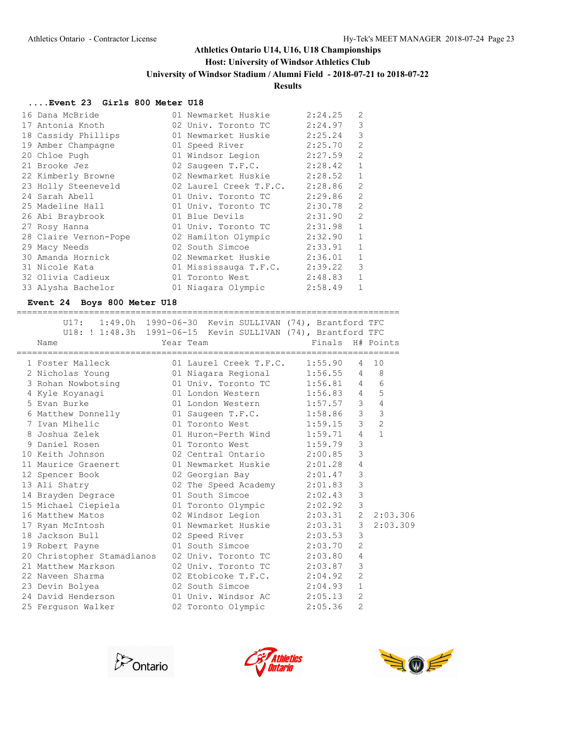Athletics Ontario U14, U16, U18 Championships
Host: University of Windsor Athletics Club
University of Windsor Stadium / Alumni Field - 2018-07-21 to 2018-07-22
Results

### ....Event 23 Girls 800 Meter U18

| Place | Name | Year | Team | Finals | H# |
|---|---|---|---|---|---|
| 16 | Dana McBride | 01 | Newmarket Huskie | 2:24.25 | 2 |
| 17 | Antonia Knoth | 02 | Univ. Toronto TC | 2:24.97 | 3 |
| 18 | Cassidy Phillips | 01 | Newmarket Huskie | 2:25.24 | 3 |
| 19 | Amber Champagne | 01 | Speed River | 2:25.70 | 2 |
| 20 | Chloe Pugh | 01 | Windsor Legion | 2:27.59 | 2 |
| 21 | Brooke Jez | 02 | Saugeen T.F.C. | 2:28.42 | 1 |
| 22 | Kimberly Browne | 02 | Newmarket Huskie | 2:28.52 | 1 |
| 23 | Holly Steeneveld | 02 | Laurel Creek T.F.C. | 2:28.86 | 2 |
| 24 | Sarah Abell | 01 | Univ. Toronto TC | 2:29.86 | 2 |
| 25 | Madeline Hall | 01 | Univ. Toronto TC | 2:30.78 | 2 |
| 26 | Abi Braybrook | 01 | Blue Devils | 2:31.90 | 2 |
| 27 | Rosy Hanna | 01 | Univ. Toronto TC | 2:31.98 | 1 |
| 28 | Claire Vernon-Pope | 02 | Hamilton Olympic | 2:32.90 | 1 |
| 29 | Macy Needs | 02 | South Simcoe | 2:33.91 | 1 |
| 30 | Amanda Hornick | 02 | Newmarket Huskie | 2:36.01 | 1 |
| 31 | Nicole Kata | 01 | Mississauga T.F.C. | 2:39.22 | 3 |
| 32 | Olivia Cadieux | 01 | Toronto West | 2:48.83 | 1 |
| 33 | Alysha Bachelor | 01 | Niagara Olympic | 2:58.49 | 1 |

### Event 24 Boys 800 Meter U18

U17: 1:49.0h 1990-06-30 Kevin SULLIVAN (74), Brantford TFC
U18: ! 1:48.3h 1991-06-15 Kevin SULLIVAN (74), Brantford TFC

| Place | Name | Year | Team | Finals | H# | Points |
|---|---|---|---|---|---|---|
| 1 | Foster Malleck | 01 | Laurel Creek T.F.C. | 1:55.90 | 4 | 10 |
| 2 | Nicholas Young | 01 | Niagara Regional | 1:56.55 | 4 | 8 |
| 3 | Rohan Nowbotsing | 01 | Univ. Toronto TC | 1:56.81 | 4 | 6 |
| 4 | Kyle Koyanagi | 01 | London Western | 1:56.83 | 4 | 5 |
| 5 | Evan Burke | 01 | London Western | 1:57.57 | 3 | 4 |
| 6 | Matthew Donnelly | 01 | Saugeen T.F.C. | 1:58.86 | 3 | 3 |
| 7 | Ivan Mihelic | 01 | Toronto West | 1:59.15 | 3 | 2 |
| 8 | Joshua Zelek | 01 | Huron-Perth Wind | 1:59.71 | 4 | 1 |
| 9 | Daniel Rosen | 01 | Toronto West | 1:59.79 | 3 | |
| 10 | Keith Johnson | 02 | Central Ontario | 2:00.85 | 3 | |
| 11 | Maurice Graenert | 01 | Newmarket Huskie | 2:01.28 | 4 | |
| 12 | Spencer Book | 02 | Georgian Bay | 2:01.47 | 3 | |
| 13 | Ali Shatry | 02 | The Speed Academy | 2:01.83 | 3 | |
| 14 | Brayden Degrace | 01 | South Simcoe | 2:02.43 | 3 | |
| 15 | Michael Ciepiela | 01 | Toronto Olympic | 2:02.92 | 3 | |
| 16 | Matthew Matos | 02 | Windsor Legion | 2:03.31 | 2 | 2:03.306 |
| 17 | Ryan McIntosh | 01 | Newmarket Huskie | 2:03.31 | 3 | 2:03.309 |
| 18 | Jackson Bull | 02 | Speed River | 2:03.53 | 3 | |
| 19 | Robert Payne | 01 | South Simcoe | 2:03.70 | 2 | |
| 20 | Christopher Stamadianos | 02 | Univ. Toronto TC | 2:03.80 | 4 | |
| 21 | Matthew Markson | 02 | Univ. Toronto TC | 2:03.87 | 3 | |
| 22 | Naveen Sharma | 02 | Etobicoke T.F.C. | 2:04.92 | 2 | |
| 23 | Devin Bolyea | 02 | South Simcoe | 2:04.93 | 1 | |
| 24 | David Henderson | 01 | Univ. Windsor AC | 2:05.13 | 2 | |
| 25 | Ferguson Walker | 02 | Toronto Olympic | 2:05.36 | 2 | |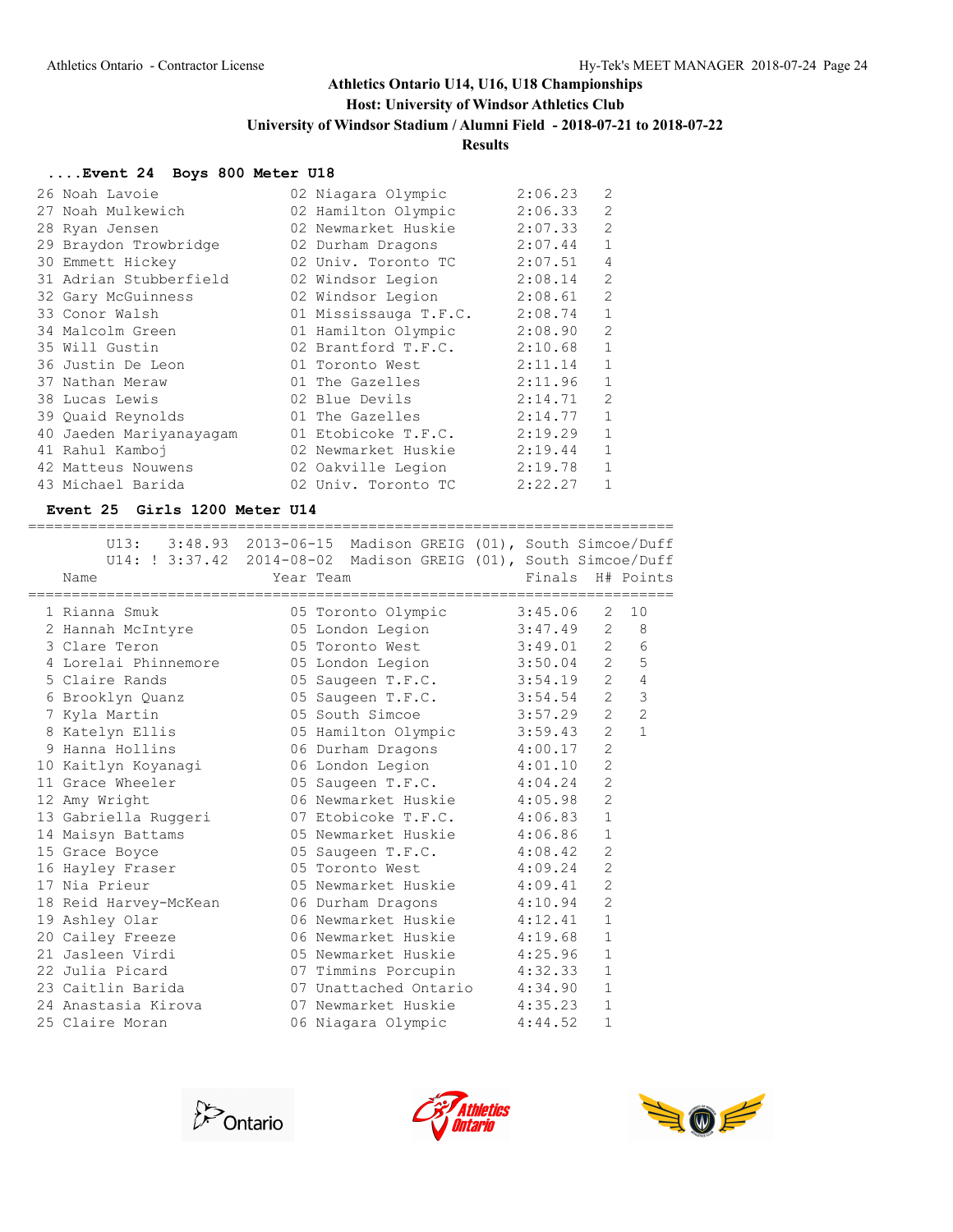Athletics Ontario U14, U16, U18 Championships

Host: University of Windsor Athletics Club

University of Windsor Stadium / Alumni Field - 2018-07-21 to 2018-07-22

Results

### ....Event 24 Boys 800 Meter U18

| Place | Name | Year | Team | Finals | H# |
|---|---|---|---|---|---|
| 26 | Noah Lavoie | 02 | Niagara Olympic | 2:06.23 | 2 |
| 27 | Noah Mulkewich | 02 | Hamilton Olympic | 2:06.33 | 2 |
| 28 | Ryan Jensen | 02 | Newmarket Huskie | 2:07.33 | 2 |
| 29 | Braydon Trowbridge | 02 | Durham Dragons | 2:07.44 | 1 |
| 30 | Emmett Hickey | 02 | Univ. Toronto TC | 2:07.51 | 4 |
| 31 | Adrian Stubberfield | 02 | Windsor Legion | 2:08.14 | 2 |
| 32 | Gary McGuinness | 02 | Windsor Legion | 2:08.61 | 2 |
| 33 | Conor Walsh | 01 | Mississauga T.F.C. | 2:08.74 | 1 |
| 34 | Malcolm Green | 01 | Hamilton Olympic | 2:08.90 | 2 |
| 35 | Will Gustin | 02 | Brantford T.F.C. | 2:10.68 | 1 |
| 36 | Justin De Leon | 01 | Toronto West | 2:11.14 | 1 |
| 37 | Nathan Meraw | 01 | The Gazelles | 2:11.96 | 1 |
| 38 | Lucas Lewis | 02 | Blue Devils | 2:14.71 | 2 |
| 39 | Quaid Reynolds | 01 | The Gazelles | 2:14.77 | 1 |
| 40 | Jaeden Mariyanayagam | 01 | Etobicoke T.F.C. | 2:19.29 | 1 |
| 41 | Rahul Kamboj | 02 | Newmarket Huskie | 2:19.44 | 1 |
| 42 | Matteus Nouwens | 02 | Oakville Legion | 2:19.78 | 1 |
| 43 | Michael Barida | 02 | Univ. Toronto TC | 2:22.27 | 1 |

### Event 25 Girls 1200 Meter U14

U13: 3:48.93 2013-06-15 Madison GREIG (01), South Simcoe/Duff

U14: ! 3:37.42 2014-08-02 Madison GREIG (01), South Simcoe/Duff

| Place | Name | Year | Team | Finals | H# | Points |
|---|---|---|---|---|---|---|
| 1 | Rianna Smuk | 05 | Toronto Olympic | 3:45.06 | 2 | 10 |
| 2 | Hannah McIntyre | 05 | London Legion | 3:47.49 | 2 | 8 |
| 3 | Clare Teron | 05 | Toronto West | 3:49.01 | 2 | 6 |
| 4 | Lorelai Phinnemore | 05 | London Legion | 3:50.04 | 2 | 5 |
| 5 | Claire Rands | 05 | Saugeen T.F.C. | 3:54.19 | 2 | 4 |
| 6 | Brooklyn Quanz | 05 | Saugeen T.F.C. | 3:54.54 | 2 | 3 |
| 7 | Kyla Martin | 05 | South Simcoe | 3:57.29 | 2 | 2 |
| 8 | Katelyn Ellis | 05 | Hamilton Olympic | 3:59.43 | 2 | 1 |
| 9 | Hanna Hollins | 06 | Durham Dragons | 4:00.17 | 2 | |
| 10 | Kaitlyn Koyanagi | 06 | London Legion | 4:01.10 | 2 | |
| 11 | Grace Wheeler | 05 | Saugeen T.F.C. | 4:04.24 | 2 | |
| 12 | Amy Wright | 06 | Newmarket Huskie | 4:05.98 | 2 | |
| 13 | Gabriella Ruggeri | 07 | Etobicoke T.F.C. | 4:06.83 | 1 | |
| 14 | Maisyn Battams | 05 | Newmarket Huskie | 4:06.86 | 1 | |
| 15 | Grace Boyce | 05 | Saugeen T.F.C. | 4:08.42 | 2 | |
| 16 | Hayley Fraser | 05 | Toronto West | 4:09.24 | 2 | |
| 17 | Nia Prieur | 05 | Newmarket Huskie | 4:09.41 | 2 | |
| 18 | Reid Harvey-McKean | 06 | Durham Dragons | 4:10.94 | 2 | |
| 19 | Ashley Olar | 06 | Newmarket Huskie | 4:12.41 | 1 | |
| 20 | Cailey Freeze | 06 | Newmarket Huskie | 4:19.68 | 1 | |
| 21 | Jasleen Virdi | 05 | Newmarket Huskie | 4:25.96 | 1 | |
| 22 | Julia Picard | 07 | Timmins Porcupin | 4:32.33 | 1 | |
| 23 | Caitlin Barida | 07 | Unattached Ontario | 4:34.90 | 1 | |
| 24 | Anastasia Kirova | 07 | Newmarket Huskie | 4:35.23 | 1 | |
| 25 | Claire Moran | 06 | Niagara Olympic | 4:44.52 | 1 | |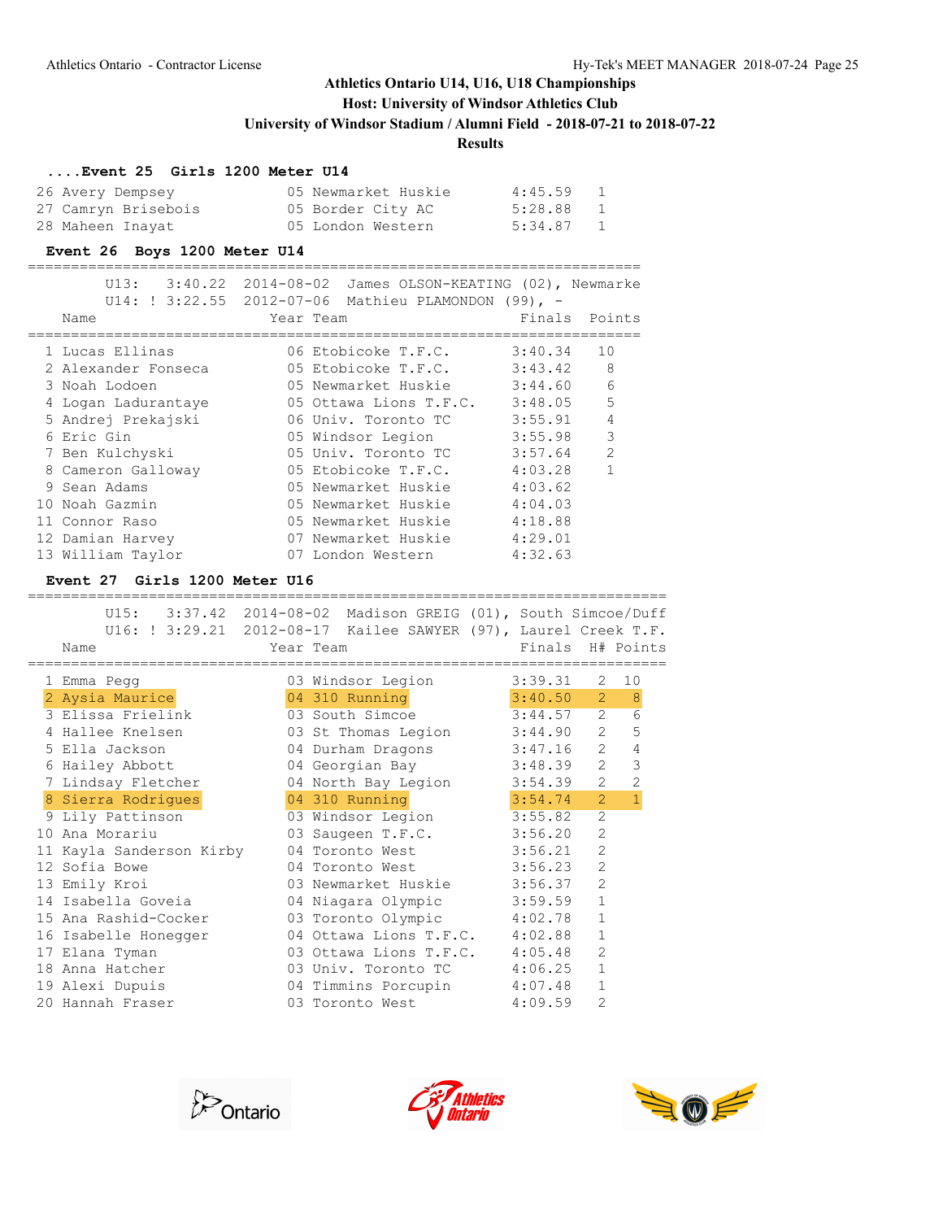## Athletics Ontario U14, U16, U18 Championships

**Host: University of Windsor Athletics Club**

**University of Windsor Stadium / Alumni Field - 2018-07-21 to 2018-07-22**

**Results**

### ....Event 25 Girls 1200 Meter U14

| | Name | Year | Team | Finals | H# |
|---|---|---|---|---|---|
| 26 | Avery Dempsey | 05 | Newmarket Huskie | 4:45.59 | 1 |
| 27 | Camryn Brisebois | 05 | Border City AC | 5:28.88 | 1 |
| 28 | Maheen Inayat | 05 | London Western | 5:34.87 | 1 |

### Event 26 Boys 1200 Meter U14

U13: 3:40.22 2014-08-02 James OLSON-KEATING (02), Newmarke
U14: ! 3:22.55 2012-07-06 Mathieu PLAMONDON (99), -

| | Name | Year | Team | Finals | Points |
|---|---|---|---|---|---|
| 1 | Lucas Ellinas | 06 | Etobicoke T.F.C. | 3:40.34 | 10 |
| 2 | Alexander Fonseca | 05 | Etobicoke T.F.C. | 3:43.42 | 8 |
| 3 | Noah Lodoen | 05 | Newmarket Huskie | 3:44.60 | 6 |
| 4 | Logan Ladurantaye | 05 | Ottawa Lions T.F.C. | 3:48.05 | 5 |
| 5 | Andrej Prekajski | 06 | Univ. Toronto TC | 3:55.91 | 4 |
| 6 | Eric Gin | 05 | Windsor Legion | 3:55.98 | 3 |
| 7 | Ben Kulchyski | 05 | Univ. Toronto TC | 3:57.64 | 2 |
| 8 | Cameron Galloway | 05 | Etobicoke T.F.C. | 4:03.28 | 1 |
| 9 | Sean Adams | 05 | Newmarket Huskie | 4:03.62 | |
| 10 | Noah Gazmin | 05 | Newmarket Huskie | 4:04.03 | |
| 11 | Connor Raso | 05 | Newmarket Huskie | 4:18.88 | |
| 12 | Damian Harvey | 07 | Newmarket Huskie | 4:29.01 | |
| 13 | William Taylor | 07 | London Western | 4:32.63 | |

### Event 27 Girls 1200 Meter U16

U15: 3:37.42 2014-08-02 Madison GREIG (01), South Simcoe/Duff
U16: ! 3:29.21 2012-08-17 Kailee SAWYER (97), Laurel Creek T.F.

| | Name | Year | Team | Finals | H# | Points |
|---|---|---|---|---|---|---|
| 1 | Emma Pegg | 03 | Windsor Legion | 3:39.31 | 2 | 10 |
| 2 | Aysia Maurice | 04 | 310 Running | 3:40.50 | 2 | 8 |
| 3 | Elissa Frielink | 03 | South Simcoe | 3:44.57 | 2 | 6 |
| 4 | Hallee Knelsen | 03 | St Thomas Legion | 3:44.90 | 2 | 5 |
| 5 | Ella Jackson | 04 | Durham Dragons | 3:47.16 | 2 | 4 |
| 6 | Hailey Abbott | 04 | Georgian Bay | 3:48.39 | 2 | 3 |
| 7 | Lindsay Fletcher | 04 | North Bay Legion | 3:54.39 | 2 | 2 |
| 8 | Sierra Rodrigues | 04 | 310 Running | 3:54.74 | 2 | 1 |
| 9 | Lily Pattinson | 03 | Windsor Legion | 3:55.82 | 2 | |
| 10 | Ana Morariu | 03 | Saugeen T.F.C. | 3:56.20 | 2 | |
| 11 | Kayla Sanderson Kirby | 04 | Toronto West | 3:56.21 | 2 | |
| 12 | Sofia Bowe | 04 | Toronto West | 3:56.23 | 2 | |
| 13 | Emily Kroi | 03 | Newmarket Huskie | 3:56.37 | 2 | |
| 14 | Isabella Goveia | 04 | Niagara Olympic | 3:59.59 | 1 | |
| 15 | Ana Rashid-Cocker | 03 | Toronto Olympic | 4:02.78 | 1 | |
| 16 | Isabelle Honegger | 04 | Ottawa Lions T.F.C. | 4:02.88 | 1 | |
| 17 | Elana Tyman | 03 | Ottawa Lions T.F.C. | 4:05.48 | 2 | |
| 18 | Anna Hatcher | 03 | Univ. Toronto TC | 4:06.25 | 1 | |
| 19 | Alexi Dupuis | 04 | Timmins Porcupin | 4:07.48 | 1 | |
| 20 | Hannah Fraser | 03 | Toronto West | 4:09.59 | 2 | |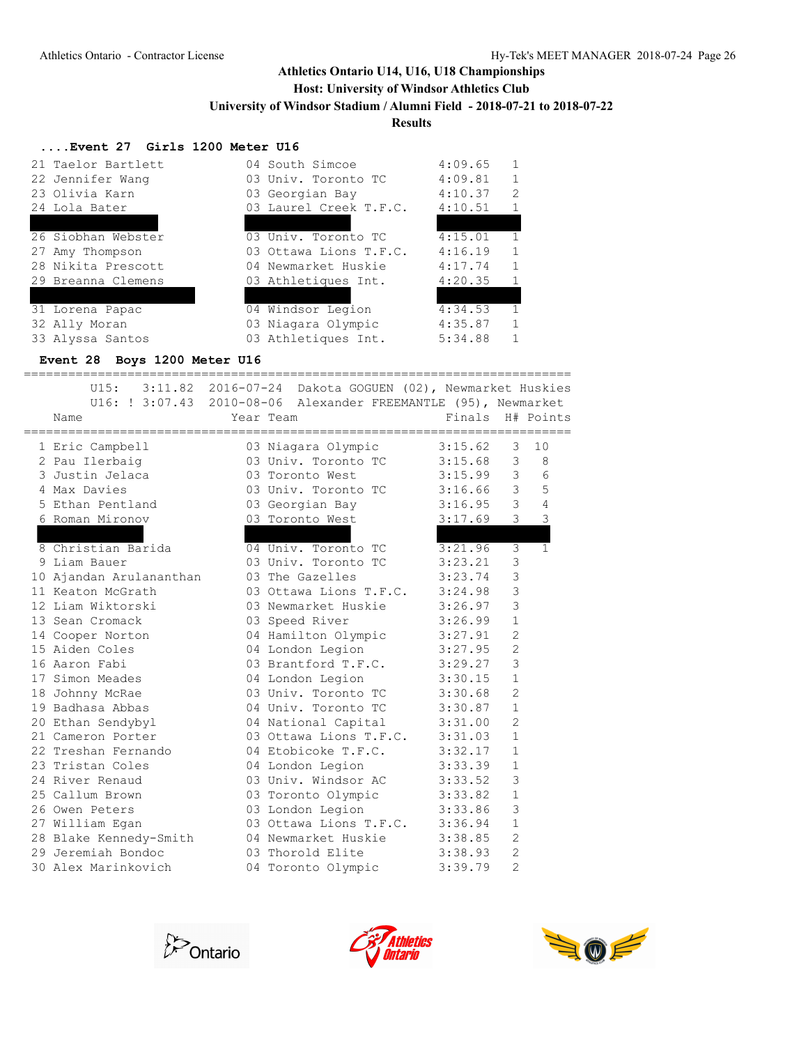Athletics Ontario U14, U16, U18 Championships
Host: University of Windsor Athletics Club
University of Windsor Stadium / Alumni Field - 2018-07-21 to 2018-07-22
Results

### ....Event 27 Girls 1200 Meter U16

| Place | Name | Year | Team | Finals | H# |
|---|---|---|---|---|---|
| 21 | Taelor Bartlett | 04 | South Simcoe | 4:09.65 | 1 |
| 22 | Jennifer Wang | 03 | Univ. Toronto TC | 4:09.81 | 1 |
| 23 | Olivia Karn | 03 | Georgian Bay | 4:10.37 | 2 |
| 24 | Lola Bater | 03 | Laurel Creek T.F.C. | 4:10.51 | 1 |
| | | | | | |
| 26 | Siobhan Webster | 03 | Univ. Toronto TC | 4:15.01 | 1 |
| 27 | Amy Thompson | 03 | Ottawa Lions T.F.C. | 4:16.19 | 1 |
| 28 | Nikita Prescott | 04 | Newmarket Huskie | 4:17.74 | 1 |
| 29 | Breanna Clemens | 03 | Athletiques Int. | 4:20.35 | 1 |
| | | | | | |
| 31 | Lorena Papac | 04 | Windsor Legion | 4:34.53 | 1 |
| 32 | Ally Moran | 03 | Niagara Olympic | 4:35.87 | 1 |
| 33 | Alyssa Santos | 03 | Athletiques Int. | 5:34.88 | 1 |

### Event 28 Boys 1200 Meter U16

U15: 3:11.82 2016-07-24 Dakota GOGUEN (02), Newmarket Huskies
U16: ! 3:07.43 2010-08-06 Alexander FREEMANTLE (95), Newmarket

| Place | Name | Year | Team | Finals | H# | Points |
|---|---|---|---|---|---|---|
| 1 | Eric Campbell | 03 | Niagara Olympic | 3:15.62 | 3 | 10 |
| 2 | Pau Ilerbaig | 03 | Univ. Toronto TC | 3:15.68 | 3 | 8 |
| 3 | Justin Jelaca | 03 | Toronto West | 3:15.99 | 3 | 6 |
| 4 | Max Davies | 03 | Univ. Toronto TC | 3:16.66 | 3 | 5 |
| 5 | Ethan Pentland | 03 | Georgian Bay | 3:16.95 | 3 | 4 |
| 6 | Roman Mironov | 03 | Toronto West | 3:17.69 | 3 | 3 |
| | | | | | | |
| 8 | Christian Barida | 04 | Univ. Toronto TC | 3:21.96 | 3 | 1 |
| 9 | Liam Bauer | 03 | Univ. Toronto TC | 3:23.21 | 3 | |
| 10 | Ajandan Arulananthan | 03 | The Gazelles | 3:23.74 | 3 | |
| 11 | Keaton McGrath | 03 | Ottawa Lions T.F.C. | 3:24.98 | 3 | |
| 12 | Liam Wiktorski | 03 | Newmarket Huskie | 3:26.97 | 3 | |
| 13 | Sean Cromack | 03 | Speed River | 3:26.99 | 1 | |
| 14 | Cooper Norton | 04 | Hamilton Olympic | 3:27.91 | 2 | |
| 15 | Aiden Coles | 04 | London Legion | 3:27.95 | 2 | |
| 16 | Aaron Fabi | 03 | Brantford T.F.C. | 3:29.27 | 3 | |
| 17 | Simon Meades | 04 | London Legion | 3:30.15 | 1 | |
| 18 | Johnny McRae | 03 | Univ. Toronto TC | 3:30.68 | 2 | |
| 19 | Badhasa Abbas | 04 | Univ. Toronto TC | 3:30.87 | 1 | |
| 20 | Ethan Sendybyl | 04 | National Capital | 3:31.00 | 2 | |
| 21 | Cameron Porter | 03 | Ottawa Lions T.F.C. | 3:31.03 | 1 | |
| 22 | Treshan Fernando | 04 | Etobicoke T.F.C. | 3:32.17 | 1 | |
| 23 | Tristan Coles | 04 | London Legion | 3:33.39 | 1 | |
| 24 | River Renaud | 03 | Univ. Windsor AC | 3:33.52 | 3 | |
| 25 | Callum Brown | 03 | Toronto Olympic | 3:33.82 | 1 | |
| 26 | Owen Peters | 03 | London Legion | 3:33.86 | 3 | |
| 27 | William Egan | 03 | Ottawa Lions T.F.C. | 3:36.94 | 1 | |
| 28 | Blake Kennedy-Smith | 04 | Newmarket Huskie | 3:38.85 | 2 | |
| 29 | Jeremiah Bondoc | 03 | Thorold Elite | 3:38.93 | 2 | |
| 30 | Alex Marinkovich | 04 | Toronto Olympic | 3:39.79 | 2 | |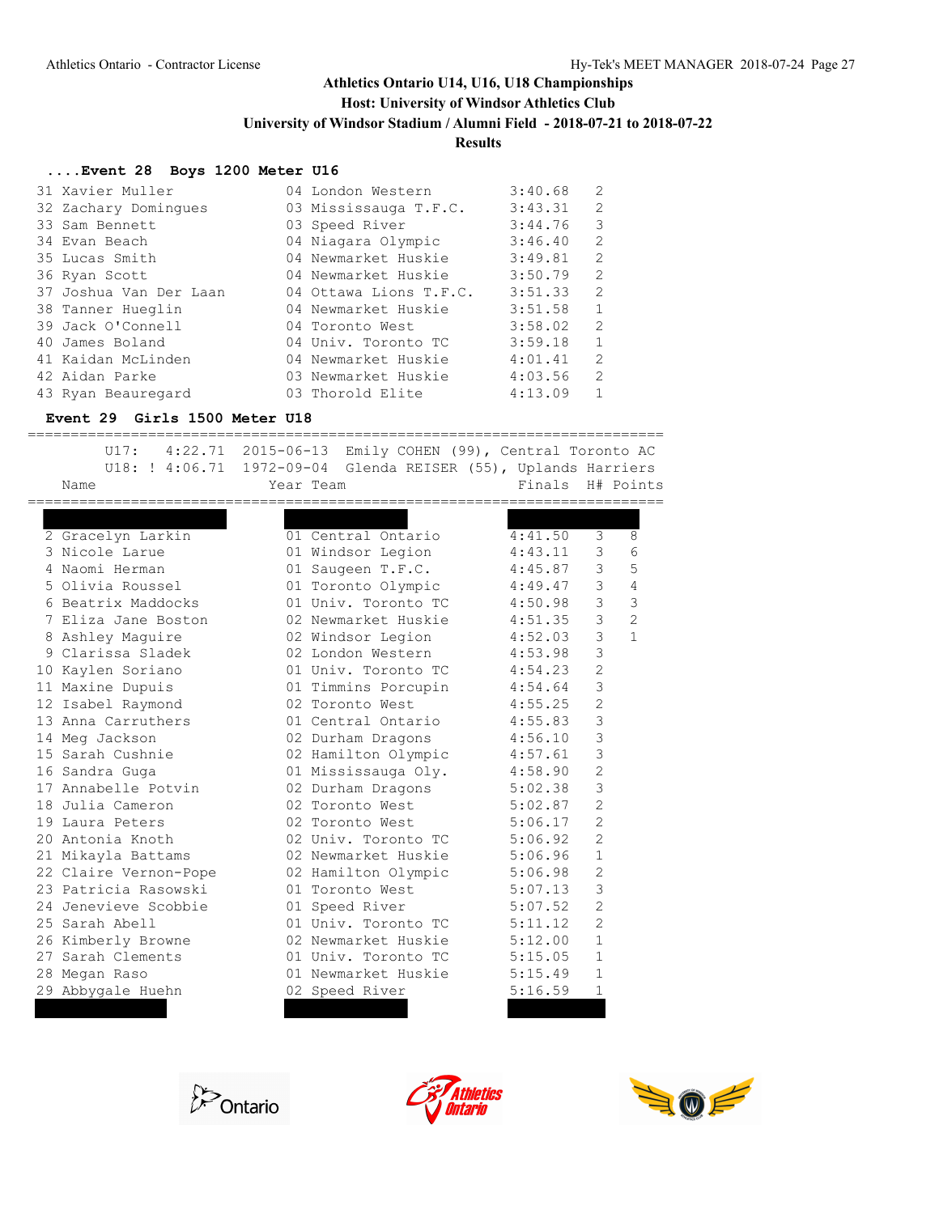## ....Event 28 Boys 1200 Meter U16

| Place | Name | Year | Team | Finals | H# |
|---|---|---|---|---|---|
| 31 | Xavier Muller | 04 | London Western | 3:40.68 | 2 |
| 32 | Zachary Domingues | 03 | Mississauga T.F.C. | 3:43.31 | 2 |
| 33 | Sam Bennett | 03 | Speed River | 3:44.76 | 3 |
| 34 | Evan Beach | 04 | Niagara Olympic | 3:46.40 | 2 |
| 35 | Lucas Smith | 04 | Newmarket Huskie | 3:49.81 | 2 |
| 36 | Ryan Scott | 04 | Newmarket Huskie | 3:50.79 | 2 |
| 37 | Joshua Van Der Laan | 04 | Ottawa Lions T.F.C. | 3:51.33 | 2 |
| 38 | Tanner Hueglin | 04 | Newmarket Huskie | 3:51.58 | 1 |
| 39 | Jack O'Connell | 04 | Toronto West | 3:58.02 | 2 |
| 40 | James Boland | 04 | Univ. Toronto TC | 3:59.18 | 1 |
| 41 | Kaidan McLinden | 04 | Newmarket Huskie | 4:01.41 | 2 |
| 42 | Aidan Parke | 03 | Newmarket Huskie | 4:03.56 | 2 |
| 43 | Ryan Beauregard | 03 | Thorold Elite | 4:13.09 | 1 |

## Event 29 Girls 1500 Meter U18

U17: 4:22.71 2015-06-13 Emily COHEN (99), Central Toronto AC
U18: ! 4:06.71 1972-09-04 Glenda REISER (55), Uplands Harriers

| Place | Name | Year | Team | Finals | H# | Points |
|---|---|---|---|---|---|---|
| 2 | Gracelyn Larkin | 01 | Central Ontario | 4:41.50 | 3 | 8 |
| 3 | Nicole Larue | 01 | Windsor Legion | 4:43.11 | 3 | 6 |
| 4 | Naomi Herman | 01 | Saugeen T.F.C. | 4:45.87 | 3 | 5 |
| 5 | Olivia Roussel | 01 | Toronto Olympic | 4:49.47 | 3 | 4 |
| 6 | Beatrix Maddocks | 01 | Univ. Toronto TC | 4:50.98 | 3 | 3 |
| 7 | Eliza Jane Boston | 02 | Newmarket Huskie | 4:51.35 | 3 | 2 |
| 8 | Ashley Maguire | 02 | Windsor Legion | 4:52.03 | 3 | 1 |
| 9 | Clarissa Sladek | 02 | London Western | 4:53.98 | 3 | |
| 10 | Kaylen Soriano | 01 | Univ. Toronto TC | 4:54.23 | 2 | |
| 11 | Maxine Dupuis | 01 | Timmins Porcupin | 4:54.64 | 3 | |
| 12 | Isabel Raymond | 02 | Toronto West | 4:55.25 | 2 | |
| 13 | Anna Carruthers | 01 | Central Ontario | 4:55.83 | 3 | |
| 14 | Meg Jackson | 02 | Durham Dragons | 4:56.10 | 3 | |
| 15 | Sarah Cushnie | 02 | Hamilton Olympic | 4:57.61 | 3 | |
| 16 | Sandra Guga | 01 | Mississauga Oly. | 4:58.90 | 2 | |
| 17 | Annabelle Potvin | 02 | Durham Dragons | 5:02.38 | 3 | |
| 18 | Julia Cameron | 02 | Toronto West | 5:02.87 | 2 | |
| 19 | Laura Peters | 02 | Toronto West | 5:06.17 | 2 | |
| 20 | Antonia Knoth | 02 | Univ. Toronto TC | 5:06.92 | 2 | |
| 21 | Mikayla Battams | 02 | Newmarket Huskie | 5:06.96 | 1 | |
| 22 | Claire Vernon-Pope | 02 | Hamilton Olympic | 5:06.98 | 2 | |
| 23 | Patricia Rasowski | 01 | Toronto West | 5:07.13 | 3 | |
| 24 | Jenevieve Scobbie | 01 | Speed River | 5:07.52 | 2 | |
| 25 | Sarah Abell | 01 | Univ. Toronto TC | 5:11.12 | 2 | |
| 26 | Kimberly Browne | 02 | Newmarket Huskie | 5:12.00 | 1 | |
| 27 | Sarah Clements | 01 | Univ. Toronto TC | 5:15.05 | 1 | |
| 28 | Megan Raso | 01 | Newmarket Huskie | 5:15.49 | 1 | |
| 29 | Abbygale Huehn | 02 | Speed River | 5:16.59 | 1 | |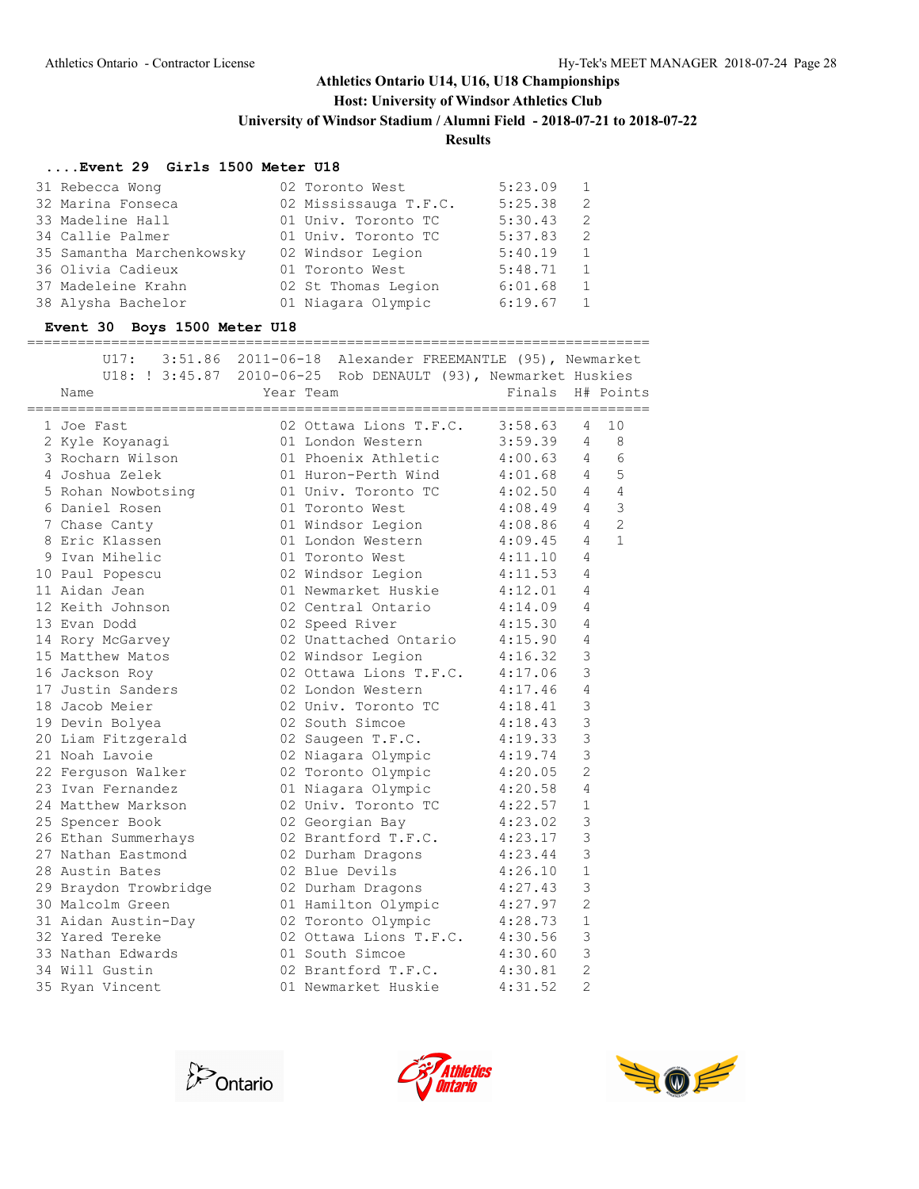## Athletics Ontario U14, U16, U18 Championships

**Host: University of Windsor Athletics Club**

**University of Windsor Stadium / Alumni Field - 2018-07-21 to 2018-07-22**

**Results**

### ....Event 29 Girls 1500 Meter U18

| Place | Name | Year | Team | Finals | H# |
|---|---|---|---|---|---|
| 31 | Rebecca Wong | 02 | Toronto West | 5:23.09 | 1 |
| 32 | Marina Fonseca | 02 | Mississauga T.F.C. | 5:25.38 | 2 |
| 33 | Madeline Hall | 01 | Univ. Toronto TC | 5:30.43 | 2 |
| 34 | Callie Palmer | 01 | Univ. Toronto TC | 5:37.83 | 2 |
| 35 | Samantha Marchenkowsky | 02 | Windsor Legion | 5:40.19 | 1 |
| 36 | Olivia Cadieux | 01 | Toronto West | 5:48.71 | 1 |
| 37 | Madeleine Krahn | 02 | St Thomas Legion | 6:01.68 | 1 |
| 38 | Alysha Bachelor | 01 | Niagara Olympic | 6:19.67 | 1 |

### Event 30 Boys 1500 Meter U18

U17: 3:51.86 2011-06-18 Alexander FREEMANTLE (95), Newmarket

U18: ! 3:45.87 2010-06-25 Rob DENAULT (93), Newmarket Huskies

| Place | Name | Year | Team | Finals | H# | Points |
|---|---|---|---|---|---|---|
| 1 | Joe Fast | 02 | Ottawa Lions T.F.C. | 3:58.63 | 4 | 10 |
| 2 | Kyle Koyanagi | 01 | London Western | 3:59.39 | 4 | 8 |
| 3 | Rocharn Wilson | 01 | Phoenix Athletic | 4:00.63 | 4 | 6 |
| 4 | Joshua Zelek | 01 | Huron-Perth Wind | 4:01.68 | 4 | 5 |
| 5 | Rohan Nowbotsing | 01 | Univ. Toronto TC | 4:02.50 | 4 | 4 |
| 6 | Daniel Rosen | 01 | Toronto West | 4:08.49 | 4 | 3 |
| 7 | Chase Canty | 01 | Windsor Legion | 4:08.86 | 4 | 2 |
| 8 | Eric Klassen | 01 | London Western | 4:09.45 | 4 | 1 |
| 9 | Ivan Mihelic | 01 | Toronto West | 4:11.10 | 4 | |
| 10 | Paul Popescu | 02 | Windsor Legion | 4:11.53 | 4 | |
| 11 | Aidan Jean | 01 | Newmarket Huskie | 4:12.01 | 4 | |
| 12 | Keith Johnson | 02 | Central Ontario | 4:14.09 | 4 | |
| 13 | Evan Dodd | 02 | Speed River | 4:15.30 | 4 | |
| 14 | Rory McGarvey | 02 | Unattached Ontario | 4:15.90 | 4 | |
| 15 | Matthew Matos | 02 | Windsor Legion | 4:16.32 | 3 | |
| 16 | Jackson Roy | 02 | Ottawa Lions T.F.C. | 4:17.06 | 3 | |
| 17 | Justin Sanders | 02 | London Western | 4:17.46 | 4 | |
| 18 | Jacob Meier | 02 | Univ. Toronto TC | 4:18.41 | 3 | |
| 19 | Devin Bolyea | 02 | South Simcoe | 4:18.43 | 3 | |
| 20 | Liam Fitzgerald | 02 | Saugeen T.F.C. | 4:19.33 | 3 | |
| 21 | Noah Lavoie | 02 | Niagara Olympic | 4:19.74 | 3 | |
| 22 | Ferguson Walker | 02 | Toronto Olympic | 4:20.05 | 2 | |
| 23 | Ivan Fernandez | 01 | Niagara Olympic | 4:20.58 | 4 | |
| 24 | Matthew Markson | 02 | Univ. Toronto TC | 4:22.57 | 1 | |
| 25 | Spencer Book | 02 | Georgian Bay | 4:23.02 | 3 | |
| 26 | Ethan Summerhays | 02 | Brantford T.F.C. | 4:23.17 | 3 | |
| 27 | Nathan Eastmond | 02 | Durham Dragons | 4:23.44 | 3 | |
| 28 | Austin Bates | 02 | Blue Devils | 4:26.10 | 1 | |
| 29 | Braydon Trowbridge | 02 | Durham Dragons | 4:27.43 | 3 | |
| 30 | Malcolm Green | 01 | Hamilton Olympic | 4:27.97 | 2 | |
| 31 | Aidan Austin-Day | 02 | Toronto Olympic | 4:28.73 | 1 | |
| 32 | Yared Tereke | 02 | Ottawa Lions T.F.C. | 4:30.56 | 3 | |
| 33 | Nathan Edwards | 01 | South Simcoe | 4:30.60 | 3 | |
| 34 | Will Gustin | 02 | Brantford T.F.C. | 4:30.81 | 2 | |
| 35 | Ryan Vincent | 01 | Newmarket Huskie | 4:31.52 | 2 | |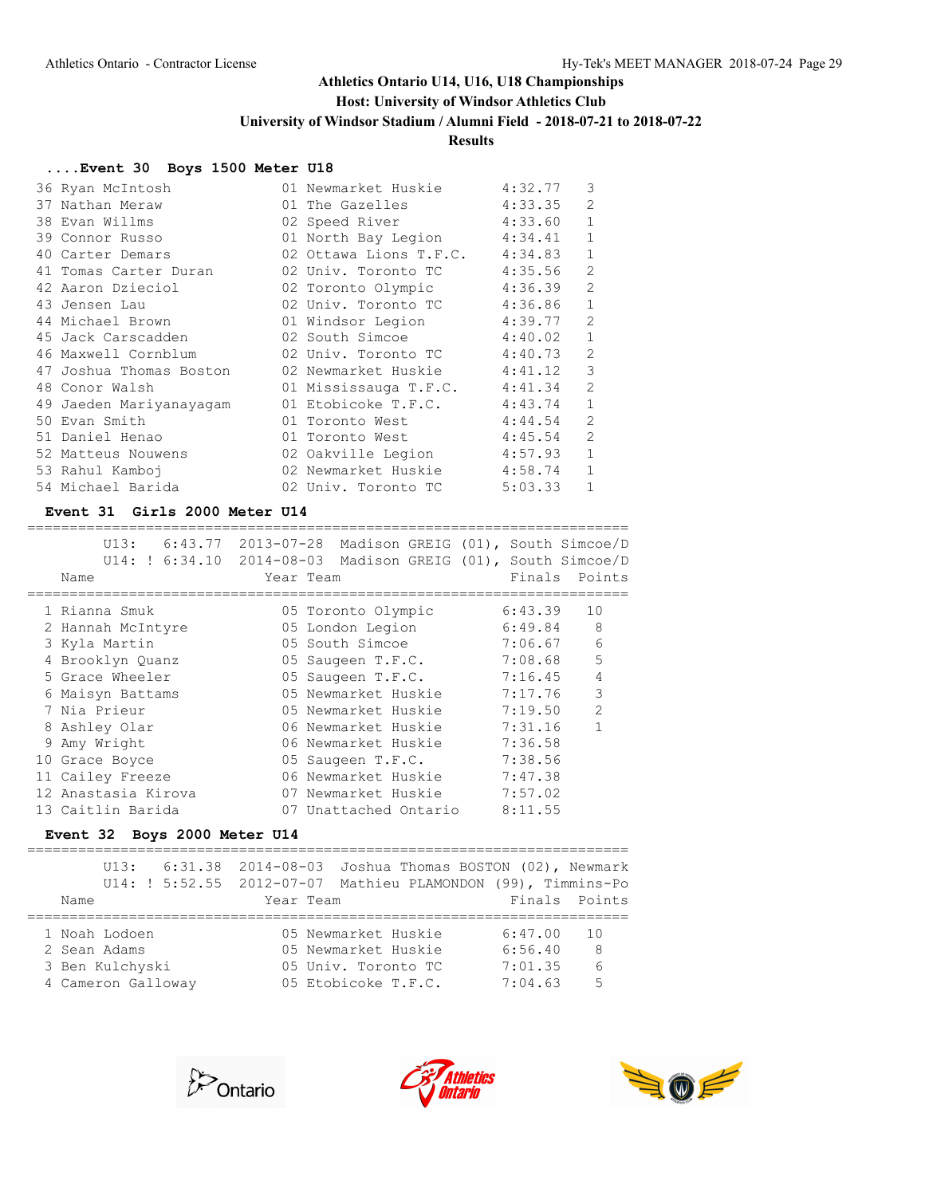## Athletics Ontario U14, U16, U18 Championships

**Host: University of Windsor Athletics Club**

**University of Windsor Stadium / Alumni Field - 2018-07-21 to 2018-07-22**

**Results**

### ....Event 30 Boys 1500 Meter U18

| Place | Name | Year | Team | Finals | Heat |
|---|---|---|---|---|---|
| 36 | Ryan McIntosh | 01 | Newmarket Huskie | 4:32.77 | 3 |
| 37 | Nathan Meraw | 01 | The Gazelles | 4:33.35 | 2 |
| 38 | Evan Willms | 02 | Speed River | 4:33.60 | 1 |
| 39 | Connor Russo | 01 | North Bay Legion | 4:34.41 | 1 |
| 40 | Carter Demars | 02 | Ottawa Lions T.F.C. | 4:34.83 | 1 |
| 41 | Tomas Carter Duran | 02 | Univ. Toronto TC | 4:35.56 | 2 |
| 42 | Aaron Dzieciol | 02 | Toronto Olympic | 4:36.39 | 2 |
| 43 | Jensen Lau | 02 | Univ. Toronto TC | 4:36.86 | 1 |
| 44 | Michael Brown | 01 | Windsor Legion | 4:39.77 | 2 |
| 45 | Jack Carscadden | 02 | South Simcoe | 4:40.02 | 1 |
| 46 | Maxwell Cornblum | 02 | Univ. Toronto TC | 4:40.73 | 2 |
| 47 | Joshua Thomas Boston | 02 | Newmarket Huskie | 4:41.12 | 3 |
| 48 | Conor Walsh | 01 | Mississauga T.F.C. | 4:41.34 | 2 |
| 49 | Jaeden Mariyanayagam | 01 | Etobicoke T.F.C. | 4:43.74 | 1 |
| 50 | Evan Smith | 01 | Toronto West | 4:44.54 | 2 |
| 51 | Daniel Henao | 01 | Toronto West | 4:45.54 | 2 |
| 52 | Matteus Nouwens | 02 | Oakville Legion | 4:57.93 | 1 |
| 53 | Rahul Kamboj | 02 | Newmarket Huskie | 4:58.74 | 1 |
| 54 | Michael Barida | 02 | Univ. Toronto TC | 5:03.33 | 1 |

### Event 31 Girls 2000 Meter U14

U13: 6:43.77 2013-07-28 Madison GREIG (01), South Simcoe/D
U14: ! 6:34.10 2014-08-03 Madison GREIG (01), South Simcoe/D

| Place | Name | Year | Team | Finals | Points |
|---|---|---|---|---|---|
| 1 | Rianna Smuk | 05 | Toronto Olympic | 6:43.39 | 10 |
| 2 | Hannah McIntyre | 05 | London Legion | 6:49.84 | 8 |
| 3 | Kyla Martin | 05 | South Simcoe | 7:06.67 | 6 |
| 4 | Brooklyn Quanz | 05 | Saugeen T.F.C. | 7:08.68 | 5 |
| 5 | Grace Wheeler | 05 | Saugeen T.F.C. | 7:16.45 | 4 |
| 6 | Maisyn Battams | 05 | Newmarket Huskie | 7:17.76 | 3 |
| 7 | Nia Prieur | 05 | Newmarket Huskie | 7:19.50 | 2 |
| 8 | Ashley Olar | 06 | Newmarket Huskie | 7:31.16 | 1 |
| 9 | Amy Wright | 06 | Newmarket Huskie | 7:36.58 | |
| 10 | Grace Boyce | 05 | Saugeen T.F.C. | 7:38.56 | |
| 11 | Cailey Freeze | 06 | Newmarket Huskie | 7:47.38 | |
| 12 | Anastasia Kirova | 07 | Newmarket Huskie | 7:57.02 | |
| 13 | Caitlin Barida | 07 | Unattached Ontario | 8:11.55 | |

### Event 32 Boys 2000 Meter U14

U13: 6:31.38 2014-08-03 Joshua Thomas BOSTON (02), Newmark
U14: ! 5:52.55 2012-07-07 Mathieu PLAMONDON (99), Timmins-Po

| Place | Name | Year | Team | Finals | Points |
|---|---|---|---|---|---|
| 1 | Noah Lodoen | 05 | Newmarket Huskie | 6:47.00 | 10 |
| 2 | Sean Adams | 05 | Newmarket Huskie | 6:56.40 | 8 |
| 3 | Ben Kulchyski | 05 | Univ. Toronto TC | 7:01.35 | 6 |
| 4 | Cameron Galloway | 05 | Etobicoke T.F.C. | 7:04.63 | 5 |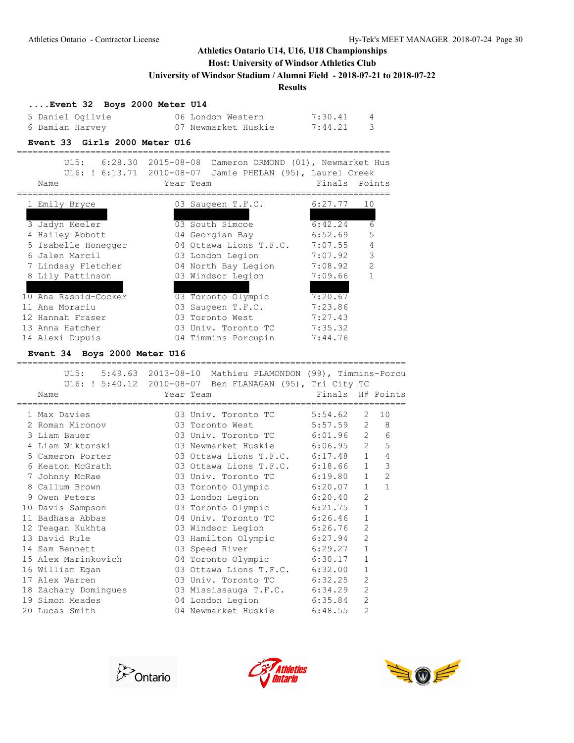Athletics Ontario U14, U16, U18 Championships
Host: University of Windsor Athletics Club
University of Windsor Stadium / Alumni Field - 2018-07-21 to 2018-07-22
Results

## ....Event 32 Boys 2000 Meter U14

| Place | Name | Year | Team | Finals | Points |
|---|---|---|---|---|---|
| 5 | Daniel Ogilvie | 06 | London Western | 7:30.41 | 4 |
| 6 | Damian Harvey | 07 | Newmarket Huskie | 7:44.21 | 3 |

## Event 33 Girls 2000 Meter U16

U15: 6:28.30 2015-08-08 Cameron ORMOND (01), Newmarket Hus
U16: ! 6:13.71 2010-08-07 Jamie PHELAN (95), Laurel Creek

| Place | Name | Year | Team | Finals | Points |
|---|---|---|---|---|---|
| 1 | Emily Bryce | 03 | Saugeen T.F.C. | 6:27.77 | 10 |
| | | | | | |
| 3 | Jadyn Keeler | 03 | South Simcoe | 6:42.24 | 6 |
| 4 | Hailey Abbott | 04 | Georgian Bay | 6:52.69 | 5 |
| 5 | Isabelle Honegger | 04 | Ottawa Lions T.F.C. | 7:07.55 | 4 |
| 6 | Jalen Marcil | 03 | London Legion | 7:07.92 | 3 |
| 7 | Lindsay Fletcher | 04 | North Bay Legion | 7:08.92 | 2 |
| 8 | Lily Pattinson | 03 | Windsor Legion | 7:09.66 | 1 |
| | | | | | |
| 10 | Ana Rashid-Cocker | 03 | Toronto Olympic | 7:20.67 | |
| 11 | Ana Morariu | 03 | Saugeen T.F.C. | 7:23.86 | |
| 12 | Hannah Fraser | 03 | Toronto West | 7:27.43 | |
| 13 | Anna Hatcher | 03 | Univ. Toronto TC | 7:35.32 | |
| 14 | Alexi Dupuis | 04 | Timmins Porcupin | 7:44.76 | |

## Event 34 Boys 2000 Meter U16

U15: 5:49.63 2013-08-10 Mathieu PLAMONDON (99), Timmins-Porcu
U16: ! 5:40.12 2010-08-07 Ben FLANAGAN (95), Tri City TC

| Place | Name | Year | Team | Finals | H# | Points |
|---|---|---|---|---|---|---|
| 1 | Max Davies | 03 | Univ. Toronto TC | 5:54.62 | 2 | 10 |
| 2 | Roman Mironov | 03 | Toronto West | 5:57.59 | 2 | 8 |
| 3 | Liam Bauer | 03 | Univ. Toronto TC | 6:01.96 | 2 | 6 |
| 4 | Liam Wiktorski | 03 | Newmarket Huskie | 6:06.95 | 2 | 5 |
| 5 | Cameron Porter | 03 | Ottawa Lions T.F.C. | 6:17.48 | 1 | 4 |
| 6 | Keaton McGrath | 03 | Ottawa Lions T.F.C. | 6:18.66 | 1 | 3 |
| 7 | Johnny McRae | 03 | Univ. Toronto TC | 6:19.80 | 1 | 2 |
| 8 | Callum Brown | 03 | Toronto Olympic | 6:20.07 | 1 | 1 |
| 9 | Owen Peters | 03 | London Legion | 6:20.40 | 2 | |
| 10 | Davis Sampson | 03 | Toronto Olympic | 6:21.75 | 1 | |
| 11 | Badhasa Abbas | 04 | Univ. Toronto TC | 6:26.46 | 1 | |
| 12 | Teagan Kukhta | 03 | Windsor Legion | 6:26.76 | 2 | |
| 13 | David Rule | 03 | Hamilton Olympic | 6:27.94 | 2 | |
| 14 | Sam Bennett | 03 | Speed River | 6:29.27 | 1 | |
| 15 | Alex Marinkovich | 04 | Toronto Olympic | 6:30.17 | 1 | |
| 16 | William Egan | 03 | Ottawa Lions T.F.C. | 6:32.00 | 1 | |
| 17 | Alex Warren | 03 | Univ. Toronto TC | 6:32.25 | 2 | |
| 18 | Zachary Domingues | 03 | Mississauga T.F.C. | 6:34.29 | 2 | |
| 19 | Simon Meades | 04 | London Legion | 6:35.84 | 2 | |
| 20 | Lucas Smith | 04 | Newmarket Huskie | 6:48.55 | 2 | |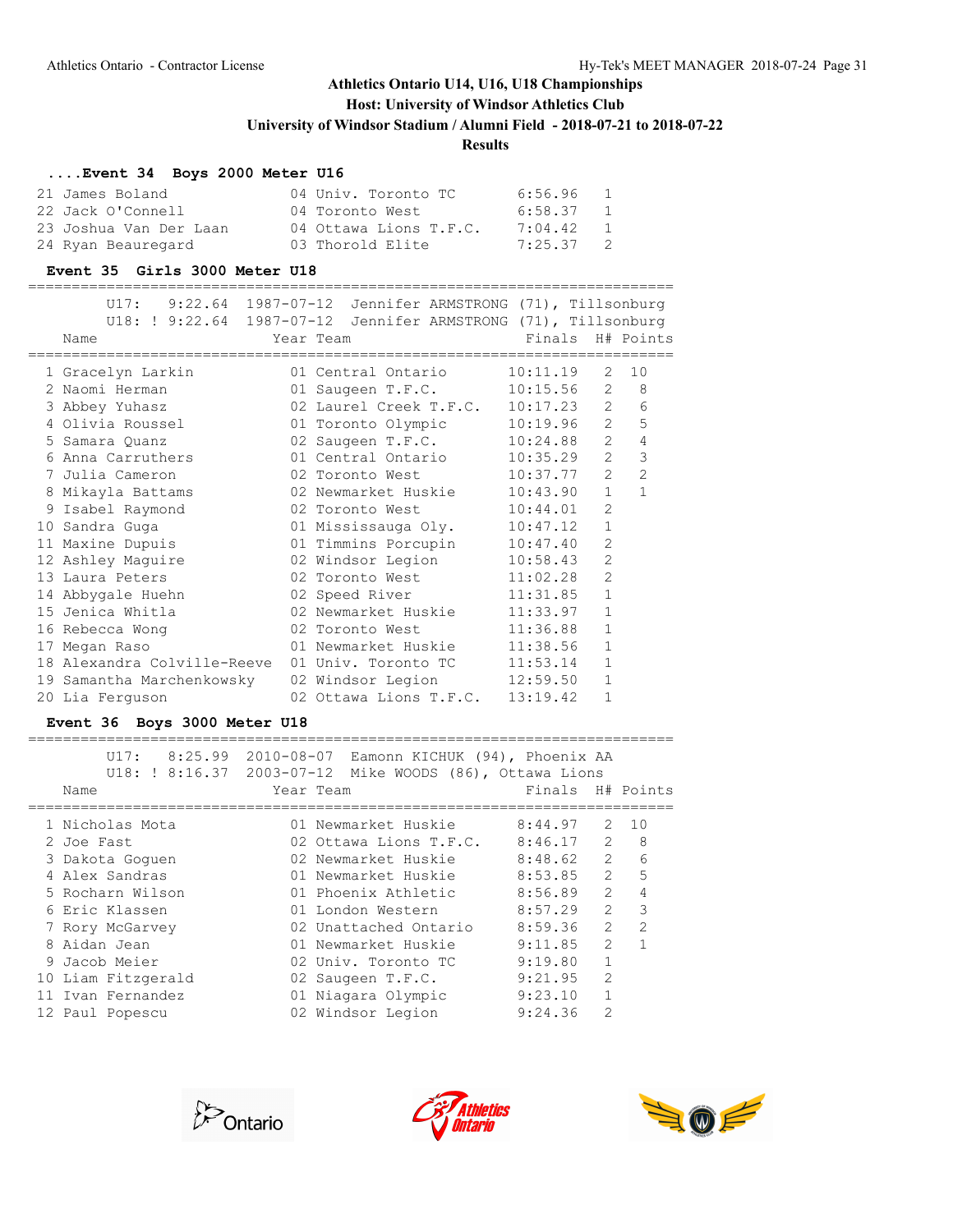## Athletics Ontario U14, U16, U18 Championships

**Host: University of Windsor Athletics Club**

**University of Windsor Stadium / Alumni Field - 2018-07-21 to 2018-07-22**

**Results**

### ....Event 34 Boys 2000 Meter U16

| Place | Name | Year | Team | Finals | H# |
|---|---|---|---|---|---|
| 21 | James Boland | 04 | Univ. Toronto TC | 6:56.96 | 1 |
| 22 | Jack O'Connell | 04 | Toronto West | 6:58.37 | 1 |
| 23 | Joshua Van Der Laan | 04 | Ottawa Lions T.F.C. | 7:04.42 | 1 |
| 24 | Ryan Beauregard | 03 | Thorold Elite | 7:25.37 | 2 |

### Event 35 Girls 3000 Meter U18

U17: 9:22.64 1987-07-12 Jennifer ARMSTRONG (71), Tillsonburg
U18: ! 9:22.64 1987-07-12 Jennifer ARMSTRONG (71), Tillsonburg

| Place | Name | Year | Team | Finals | H# | Points |
|---|---|---|---|---|---|---|
| 1 | Gracelyn Larkin | 01 | Central Ontario | 10:11.19 | 2 | 10 |
| 2 | Naomi Herman | 01 | Saugeen T.F.C. | 10:15.56 | 2 | 8 |
| 3 | Abbey Yuhasz | 02 | Laurel Creek T.F.C. | 10:17.23 | 2 | 6 |
| 4 | Olivia Roussel | 01 | Toronto Olympic | 10:19.96 | 2 | 5 |
| 5 | Samara Quanz | 02 | Saugeen T.F.C. | 10:24.88 | 2 | 4 |
| 6 | Anna Carruthers | 01 | Central Ontario | 10:35.29 | 2 | 3 |
| 7 | Julia Cameron | 02 | Toronto West | 10:37.77 | 2 | 2 |
| 8 | Mikayla Battams | 02 | Newmarket Huskie | 10:43.90 | 1 | 1 |
| 9 | Isabel Raymond | 02 | Toronto West | 10:44.01 | 2 | |
| 10 | Sandra Guga | 01 | Mississauga Oly. | 10:47.12 | 1 | |
| 11 | Maxine Dupuis | 01 | Timmins Porcupin | 10:47.40 | 2 | |
| 12 | Ashley Maguire | 02 | Windsor Legion | 10:58.43 | 2 | |
| 13 | Laura Peters | 02 | Toronto West | 11:02.28 | 2 | |
| 14 | Abbygale Huehn | 02 | Speed River | 11:31.85 | 1 | |
| 15 | Jenica Whitla | 02 | Newmarket Huskie | 11:33.97 | 1 | |
| 16 | Rebecca Wong | 02 | Toronto West | 11:36.88 | 1 | |
| 17 | Megan Raso | 01 | Newmarket Huskie | 11:38.56 | 1 | |
| 18 | Alexandra Colville-Reeve | 01 | Univ. Toronto TC | 11:53.14 | 1 | |
| 19 | Samantha Marchenkowsky | 02 | Windsor Legion | 12:59.50 | 1 | |
| 20 | Lia Ferguson | 02 | Ottawa Lions T.F.C. | 13:19.42 | 1 | |

### Event 36 Boys 3000 Meter U18

U17: 8:25.99 2010-08-07 Eamonn KICHUK (94), Phoenix AA
U18: ! 8:16.37 2003-07-12 Mike WOODS (86), Ottawa Lions

| Place | Name | Year | Team | Finals | H# | Points |
|---|---|---|---|---|---|---|
| 1 | Nicholas Mota | 01 | Newmarket Huskie | 8:44.97 | 2 | 10 |
| 2 | Joe Fast | 02 | Ottawa Lions T.F.C. | 8:46.17 | 2 | 8 |
| 3 | Dakota Goguen | 02 | Newmarket Huskie | 8:48.62 | 2 | 6 |
| 4 | Alex Sandras | 01 | Newmarket Huskie | 8:53.85 | 2 | 5 |
| 5 | Rocharn Wilson | 01 | Phoenix Athletic | 8:56.89 | 2 | 4 |
| 6 | Eric Klassen | 01 | London Western | 8:57.29 | 2 | 3 |
| 7 | Rory McGarvey | 02 | Unattached Ontario | 8:59.36 | 2 | 2 |
| 8 | Aidan Jean | 01 | Newmarket Huskie | 9:11.85 | 2 | 1 |
| 9 | Jacob Meier | 02 | Univ. Toronto TC | 9:19.80 | 1 | |
| 10 | Liam Fitzgerald | 02 | Saugeen T.F.C. | 9:21.95 | 2 | |
| 11 | Ivan Fernandez | 01 | Niagara Olympic | 9:23.10 | 1 | |
| 12 | Paul Popescu | 02 | Windsor Legion | 9:24.36 | 2 | |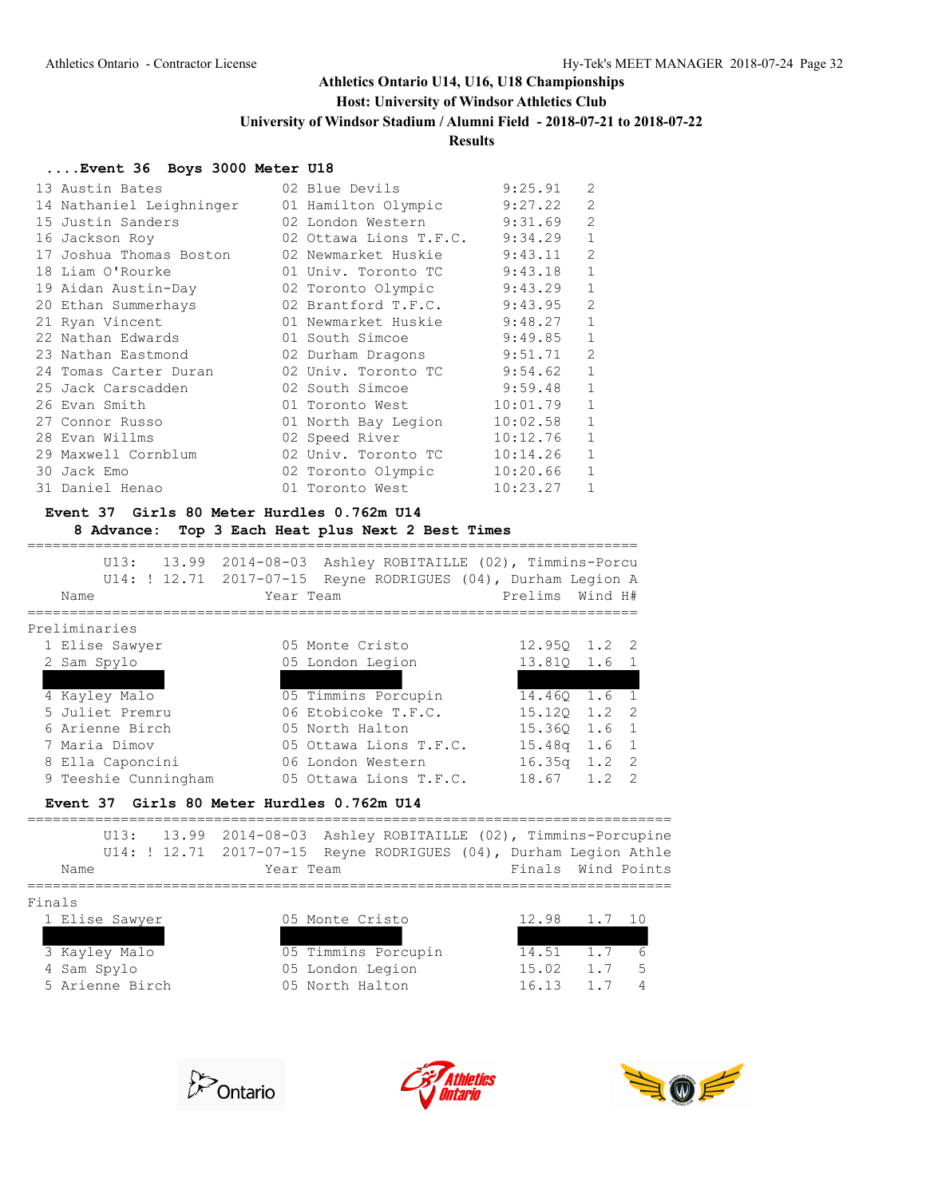Athletics Ontario U14, U16, U18 Championships

Host: University of Windsor Athletics Club

University of Windsor Stadium / Alumni Field - 2018-07-21 to 2018-07-22

Results

### ....Event 36 Boys 3000 Meter U18

| Place | Name | Year | Team | Finals | H# |
|---|---|---|---|---|---|
| 13 | Austin Bates | 02 | Blue Devils | 9:25.91 | 2 |
| 14 | Nathaniel Leighninger | 01 | Hamilton Olympic | 9:27.22 | 2 |
| 15 | Justin Sanders | 02 | London Western | 9:31.69 | 2 |
| 16 | Jackson Roy | 02 | Ottawa Lions T.F.C. | 9:34.29 | 1 |
| 17 | Joshua Thomas Boston | 02 | Newmarket Huskie | 9:43.11 | 2 |
| 18 | Liam O'Rourke | 01 | Univ. Toronto TC | 9:43.18 | 1 |
| 19 | Aidan Austin-Day | 02 | Toronto Olympic | 9:43.29 | 1 |
| 20 | Ethan Summerhays | 02 | Brantford T.F.C. | 9:43.95 | 2 |
| 21 | Ryan Vincent | 01 | Newmarket Huskie | 9:48.27 | 1 |
| 22 | Nathan Edwards | 01 | South Simcoe | 9:49.85 | 1 |
| 23 | Nathan Eastmond | 02 | Durham Dragons | 9:51.71 | 2 |
| 24 | Tomas Carter Duran | 02 | Univ. Toronto TC | 9:54.62 | 1 |
| 25 | Jack Carscadden | 02 | South Simcoe | 9:59.48 | 1 |
| 26 | Evan Smith | 01 | Toronto West | 10:01.79 | 1 |
| 27 | Connor Russo | 01 | North Bay Legion | 10:02.58 | 1 |
| 28 | Evan Willms | 02 | Speed River | 10:12.76 | 1 |
| 29 | Maxwell Cornblum | 02 | Univ. Toronto TC | 10:14.26 | 1 |
| 30 | Jack Emo | 02 | Toronto Olympic | 10:20.66 | 1 |
| 31 | Daniel Henao | 01 | Toronto West | 10:23.27 | 1 |

### Event 37 Girls 80 Meter Hurdles 0.762m U14

8 Advance: Top 3 Each Heat plus Next 2 Best Times

U13: 13.99 2014-08-03 Ashley ROBITAILLE (02), Timmins-Porcu
U14: ! 12.71 2017-07-15 Reyne RODRIGUES (04), Durham Legion A

Preliminaries

| Place | Name | Year | Team | Prelims | Wind | H# |
|---|---|---|---|---|---|---|
| 1 | Elise Sawyer | 05 | Monte Cristo | 12.95Q | 1.2 | 2 |
| 2 | Sam Spylo | 05 | London Legion | 13.81Q | 1.6 | 1 |
| | | | | | | |
| 4 | Kayley Malo | 05 | Timmins Porcupin | 14.46Q | 1.6 | 1 |
| 5 | Juliet Premru | 06 | Etobicoke T.F.C. | 15.12Q | 1.2 | 2 |
| 6 | Arienne Birch | 05 | North Halton | 15.36Q | 1.6 | 1 |
| 7 | Maria Dimov | 05 | Ottawa Lions T.F.C. | 15.48q | 1.6 | 1 |
| 8 | Ella Caponcini | 06 | London Western | 16.35q | 1.2 | 2 |
| 9 | Teeshie Cunningham | 05 | Ottawa Lions T.F.C. | 18.67 | 1.2 | 2 |

### Event 37 Girls 80 Meter Hurdles 0.762m U14

U13: 13.99 2014-08-03 Ashley ROBITAILLE (02), Timmins-Porcupine
U14: ! 12.71 2017-07-15 Reyne RODRIGUES (04), Durham Legion Athle

Finals

| Place | Name | Year | Team | Finals | Wind | Points |
|---|---|---|---|---|---|---|
| 1 | Elise Sawyer | 05 | Monte Cristo | 12.98 | 1.7 | 10 |
| | | | | | | |
| 3 | Kayley Malo | 05 | Timmins Porcupin | 14.51 | 1.7 | 6 |
| 4 | Sam Spylo | 05 | London Legion | 15.02 | 1.7 | 5 |
| 5 | Arienne Birch | 05 | North Halton | 16.13 | 1.7 | 4 |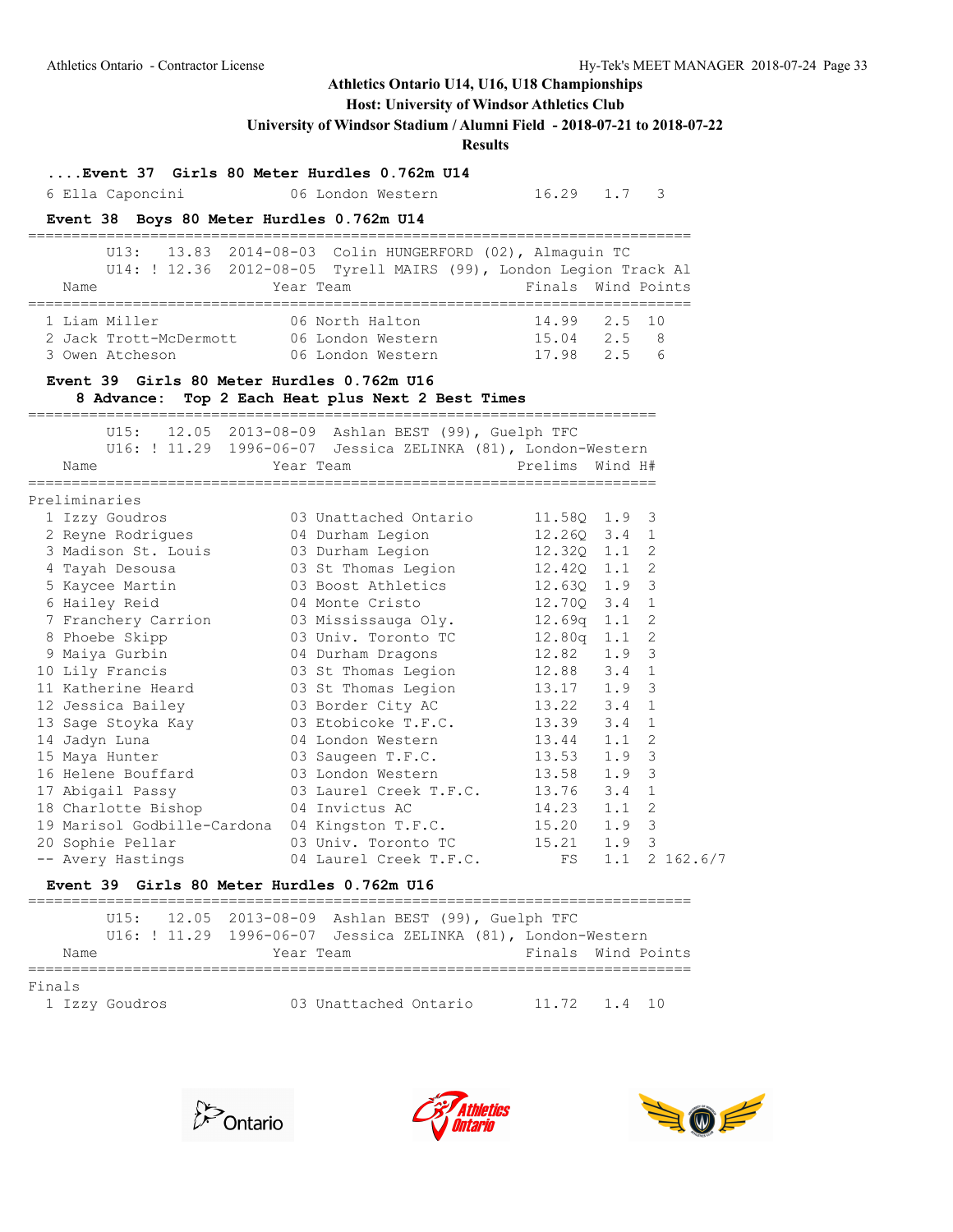## Athletics Ontario U14, U16, U18 Championships

**Host: University of Windsor Athletics Club**

**University of Windsor Stadium / Alumni Field - 2018-07-21 to 2018-07-22**

**Results**

### ....Event 37 Girls 80 Meter Hurdles 0.762m U14

| Place | Name | Year | Team | Finals | Wind | Points |
|---|---|---|---|---|---|---|
| 6 | Ella Caponcini | 06 | London Western | 16.29 | 1.7 | 3 |

### Event 38 Boys 80 Meter Hurdles 0.762m U14

U13: 13.83 2014-08-03 Colin HUNGERFORD (02), Almaguin TC
U14: ! 12.36 2012-08-05 Tyrell MAIRS (99), London Legion Track Al

| Place | Name | Year | Team | Finals | Wind | Points |
|---|---|---|---|---|---|---|
| 1 | Liam Miller | 06 | North Halton | 14.99 | 2.5 | 10 |
| 2 | Jack Trott-McDermott | 06 | London Western | 15.04 | 2.5 | 8 |
| 3 | Owen Atcheson | 06 | London Western | 17.98 | 2.5 | 6 |

### Event 39 Girls 80 Meter Hurdles 0.762m U16

**8 Advance: Top 2 Each Heat plus Next 2 Best Times**

U15: 12.05 2013-08-09 Ashlan BEST (99), Guelph TFC
U16: ! 11.29 1996-06-07 Jessica ZELINKA (81), London-Western

Preliminaries

| Place | Name | Year | Team | Prelims | Wind | H# | |
|---|---|---|---|---|---|---|---|
| 1 | Izzy Goudros | 03 | Unattached Ontario | 11.58Q | 1.9 | 3 | |
| 2 | Reyne Rodrigues | 04 | Durham Legion | 12.26Q | 3.4 | 1 | |
| 3 | Madison St. Louis | 03 | Durham Legion | 12.32Q | 1.1 | 2 | |
| 4 | Tayah Desousa | 03 | St Thomas Legion | 12.42Q | 1.1 | 2 | |
| 5 | Kaycee Martin | 03 | Boost Athletics | 12.63Q | 1.9 | 3 | |
| 6 | Hailey Reid | 04 | Monte Cristo | 12.70Q | 3.4 | 1 | |
| 7 | Franchery Carrion | 03 | Mississauga Oly. | 12.69q | 1.1 | 2 | |
| 8 | Phoebe Skipp | 03 | Univ. Toronto TC | 12.80q | 1.1 | 2 | |
| 9 | Maiya Gurbin | 04 | Durham Dragons | 12.82 | 1.9 | 3 | |
| 10 | Lily Francis | 03 | St Thomas Legion | 12.88 | 3.4 | 1 | |
| 11 | Katherine Heard | 03 | St Thomas Legion | 13.17 | 1.9 | 3 | |
| 12 | Jessica Bailey | 03 | Border City AC | 13.22 | 3.4 | 1 | |
| 13 | Sage Stoyka Kay | 03 | Etobicoke T.F.C. | 13.39 | 3.4 | 1 | |
| 14 | Jadyn Luna | 04 | London Western | 13.44 | 1.1 | 2 | |
| 15 | Maya Hunter | 03 | Saugeen T.F.C. | 13.53 | 1.9 | 3 | |
| 16 | Helene Bouffard | 03 | London Western | 13.58 | 1.9 | 3 | |
| 17 | Abigail Passy | 03 | Laurel Creek T.F.C. | 13.76 | 3.4 | 1 | |
| 18 | Charlotte Bishop | 04 | Invictus AC | 14.23 | 1.1 | 2 | |
| 19 | Marisol Godbille-Cardona | 04 | Kingston T.F.C. | 15.20 | 1.9 | 3 | |
| 20 | Sophie Pellar | 03 | Univ. Toronto TC | 15.21 | 1.9 | 3 | |
| -- | Avery Hastings | 04 | Laurel Creek T.F.C. | FS | 1.1 | 2 | 162.6/7 |

### Event 39 Girls 80 Meter Hurdles 0.762m U16

U15: 12.05 2013-08-09 Ashlan BEST (99), Guelph TFC
U16: ! 11.29 1996-06-07 Jessica ZELINKA (81), London-Western

Finals

| Place | Name | Year | Team | Finals | Wind | Points |
|---|---|---|---|---|---|---|
| 1 | Izzy Goudros | 03 | Unattached Ontario | 11.72 | 1.4 | 10 |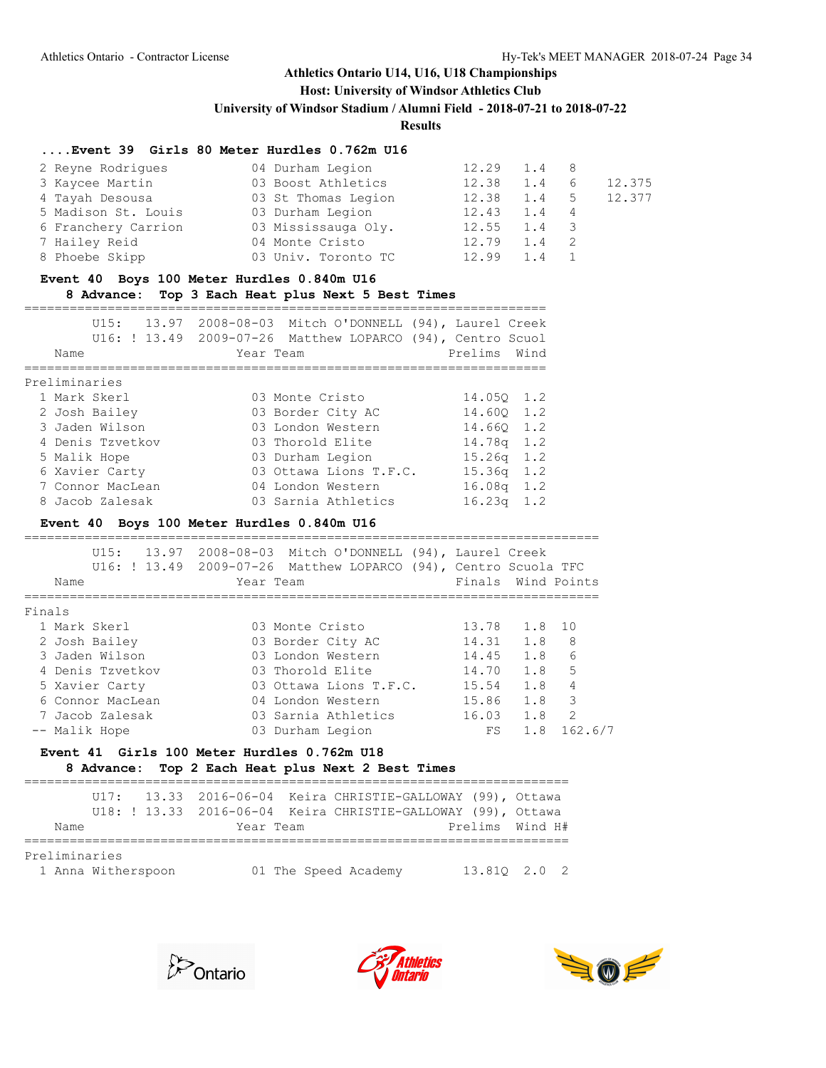# Athletics Ontario U14, U16, U18 Championships

**Host: University of Windsor Athletics Club**

**University of Windsor Stadium / Alumni Field - 2018-07-21 to 2018-07-22**

**Results**

### ....Event 39 Girls 80 Meter Hurdles 0.762m U16

| Place | Name | Year | Team | Finals | Wind | Points | |
|---|---|---|---|---|---|---|---|
| 2 | Reyne Rodrigues | 04 | Durham Legion | 12.29 | 1.4 | 8 | |
| 3 | Kaycee Martin | 03 | Boost Athletics | 12.38 | 1.4 | 6 | 12.375 |
| 4 | Tayah Desousa | 03 | St Thomas Legion | 12.38 | 1.4 | 5 | 12.377 |
| 5 | Madison St. Louis | 03 | Durham Legion | 12.43 | 1.4 | 4 | |
| 6 | Franchery Carrion | 03 | Mississauga Oly. | 12.55 | 1.4 | 3 | |
| 7 | Hailey Reid | 04 | Monte Cristo | 12.79 | 1.4 | 2 | |
| 8 | Phoebe Skipp | 03 | Univ. Toronto TC | 12.99 | 1.4 | 1 | |

### Event 40 Boys 100 Meter Hurdles 0.840m U16

**8 Advance: Top 3 Each Heat plus Next 5 Best Times**

U15: 13.97 2008-08-03 Mitch O'DONNELL (94), Laurel Creek
U16: ! 13.49 2009-07-26 Matthew LOPARCO (94), Centro Scuol

**Preliminaries**

| Place | Name | Year | Team | Prelims | Wind |
|---|---|---|---|---|---|
| 1 | Mark Skerl | 03 | Monte Cristo | 14.05Q | 1.2 |
| 2 | Josh Bailey | 03 | Border City AC | 14.60Q | 1.2 |
| 3 | Jaden Wilson | 03 | London Western | 14.66Q | 1.2 |
| 4 | Denis Tzvetkov | 03 | Thorold Elite | 14.78q | 1.2 |
| 5 | Malik Hope | 03 | Durham Legion | 15.26q | 1.2 |
| 6 | Xavier Carty | 03 | Ottawa Lions T.F.C. | 15.36q | 1.2 |
| 7 | Connor MacLean | 04 | London Western | 16.08q | 1.2 |
| 8 | Jacob Zalesak | 03 | Sarnia Athletics | 16.23q | 1.2 |

### Event 40 Boys 100 Meter Hurdles 0.840m U16

U15: 13.97 2008-08-03 Mitch O'DONNELL (94), Laurel Creek
U16: ! 13.49 2009-07-26 Matthew LOPARCO (94), Centro Scuola TFC

**Finals**

| Place | Name | Year | Team | Finals | Wind | Points |
|---|---|---|---|---|---|---|
| 1 | Mark Skerl | 03 | Monte Cristo | 13.78 | 1.8 | 10 |
| 2 | Josh Bailey | 03 | Border City AC | 14.31 | 1.8 | 8 |
| 3 | Jaden Wilson | 03 | London Western | 14.45 | 1.8 | 6 |
| 4 | Denis Tzvetkov | 03 | Thorold Elite | 14.70 | 1.8 | 5 |
| 5 | Xavier Carty | 03 | Ottawa Lions T.F.C. | 15.54 | 1.8 | 4 |
| 6 | Connor MacLean | 04 | London Western | 15.86 | 1.8 | 3 |
| 7 | Jacob Zalesak | 03 | Sarnia Athletics | 16.03 | 1.8 | 2 |
| -- | Malik Hope | 03 | Durham Legion | FS | 1.8 | 162.6/7 |

### Event 41 Girls 100 Meter Hurdles 0.762m U18

**8 Advance: Top 2 Each Heat plus Next 2 Best Times**

U17: 13.33 2016-06-04 Keira CHRISTIE-GALLOWAY (99), Ottawa
U18: ! 13.33 2016-06-04 Keira CHRISTIE-GALLOWAY (99), Ottawa

**Preliminaries**

| Place | Name | Year | Team | Prelims | Wind | H# |
|---|---|---|---|---|---|---|
| 1 | Anna Witherspoon | 01 | The Speed Academy | 13.81Q | 2.0 | 2 |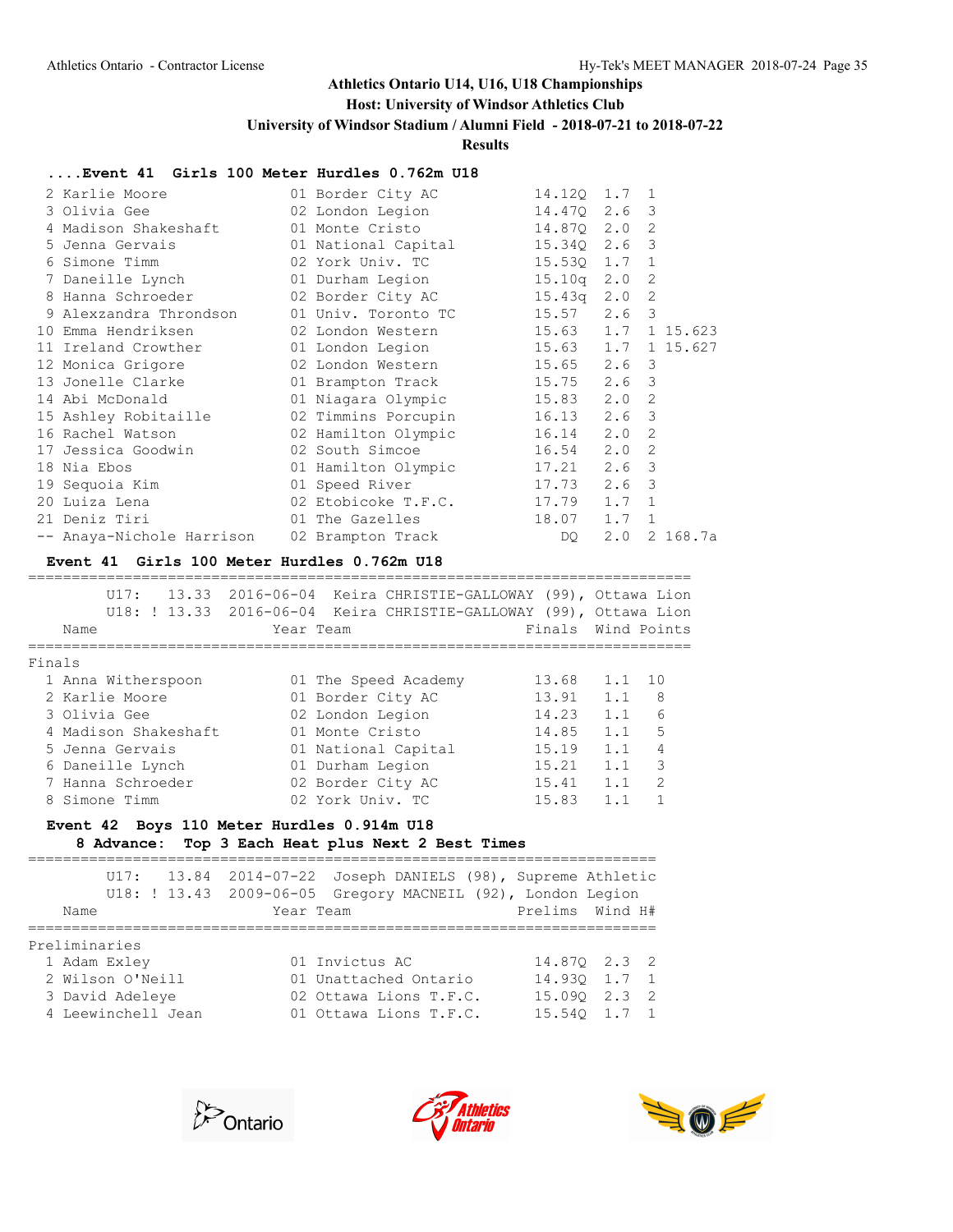Athletics Ontario U14, U16, U18 Championships
Host: University of Windsor Athletics Club
University of Windsor Stadium / Alumni Field - 2018-07-21 to 2018-07-22
**Results**

### ....Event 41 Girls 100 Meter Hurdles 0.762m U18

| | Name | Year | Team | Prelims | Wind | H# | |
|---|---|---|---|---|---|---|---|
| 2 | Karlie Moore | 01 | Border City AC | 14.12Q | 1.7 | 1 | |
| 3 | Olivia Gee | 02 | London Legion | 14.47Q | 2.6 | 3 | |
| 4 | Madison Shakeshaft | 01 | Monte Cristo | 14.87Q | 2.0 | 2 | |
| 5 | Jenna Gervais | 01 | National Capital | 15.34Q | 2.6 | 3 | |
| 6 | Simone Timm | 02 | York Univ. TC | 15.53Q | 1.7 | 1 | |
| 7 | Daneille Lynch | 01 | Durham Legion | 15.10q | 2.0 | 2 | |
| 8 | Hanna Schroeder | 02 | Border City AC | 15.43q | 2.0 | 2 | |
| 9 | Alexzandra Throndson | 01 | Univ. Toronto TC | 15.57 | 2.6 | 3 | |
| 10 | Emma Hendriksen | 02 | London Western | 15.63 | 1.7 | 1 | 15.623 |
| 11 | Ireland Crowther | 01 | London Legion | 15.63 | 1.7 | 1 | 15.627 |
| 12 | Monica Grigore | 02 | London Western | 15.65 | 2.6 | 3 | |
| 13 | Jonelle Clarke | 01 | Brampton Track | 15.75 | 2.6 | 3 | |
| 14 | Abi McDonald | 01 | Niagara Olympic | 15.83 | 2.0 | 2 | |
| 15 | Ashley Robitaille | 02 | Timmins Porcupin | 16.13 | 2.6 | 3 | |
| 16 | Rachel Watson | 02 | Hamilton Olympic | 16.14 | 2.0 | 2 | |
| 17 | Jessica Goodwin | 02 | South Simcoe | 16.54 | 2.0 | 2 | |
| 18 | Nia Ebos | 01 | Hamilton Olympic | 17.21 | 2.6 | 3 | |
| 19 | Sequoia Kim | 01 | Speed River | 17.73 | 2.6 | 3 | |
| 20 | Luiza Lena | 02 | Etobicoke T.F.C. | 17.79 | 1.7 | 1 | |
| 21 | Deniz Tiri | 01 | The Gazelles | 18.07 | 1.7 | 1 | |
| -- | Anaya-Nichole Harrison | 02 | Brampton Track | DQ | 2.0 | 2 | 168.7a |

### Event 41 Girls 100 Meter Hurdles 0.762m U18

U17: 13.33 2016-06-04 Keira CHRISTIE-GALLOWAY (99), Ottawa Lion
U18: ! 13.33 2016-06-04 Keira CHRISTIE-GALLOWAY (99), Ottawa Lion

**Finals**

| | Name | Year | Team | Finals | Wind | Points |
|---|---|---|---|---|---|---|
| 1 | Anna Witherspoon | 01 | The Speed Academy | 13.68 | 1.1 | 10 |
| 2 | Karlie Moore | 01 | Border City AC | 13.91 | 1.1 | 8 |
| 3 | Olivia Gee | 02 | London Legion | 14.23 | 1.1 | 6 |
| 4 | Madison Shakeshaft | 01 | Monte Cristo | 14.85 | 1.1 | 5 |
| 5 | Jenna Gervais | 01 | National Capital | 15.19 | 1.1 | 4 |
| 6 | Daneille Lynch | 01 | Durham Legion | 15.21 | 1.1 | 3 |
| 7 | Hanna Schroeder | 02 | Border City AC | 15.41 | 1.1 | 2 |
| 8 | Simone Timm | 02 | York Univ. TC | 15.83 | 1.1 | 1 |

### Event 42 Boys 110 Meter Hurdles 0.914m U18

**8 Advance: Top 3 Each Heat plus Next 2 Best Times**

U17: 13.84 2014-07-22 Joseph DANIELS (98), Supreme Athletic
U18: ! 13.43 2009-06-05 Gregory MACNEIL (92), London Legion

**Preliminaries**

| | Name | Year | Team | Prelims | Wind | H# |
|---|---|---|---|---|---|---|
| 1 | Adam Exley | 01 | Invictus AC | 14.87Q | 2.3 | 2 |
| 2 | Wilson O'Neill | 01 | Unattached Ontario | 14.93Q | 1.7 | 1 |
| 3 | David Adeleye | 02 | Ottawa Lions T.F.C. | 15.09Q | 2.3 | 2 |
| 4 | Leewinchell Jean | 01 | Ottawa Lions T.F.C. | 15.54Q | 1.7 | 1 |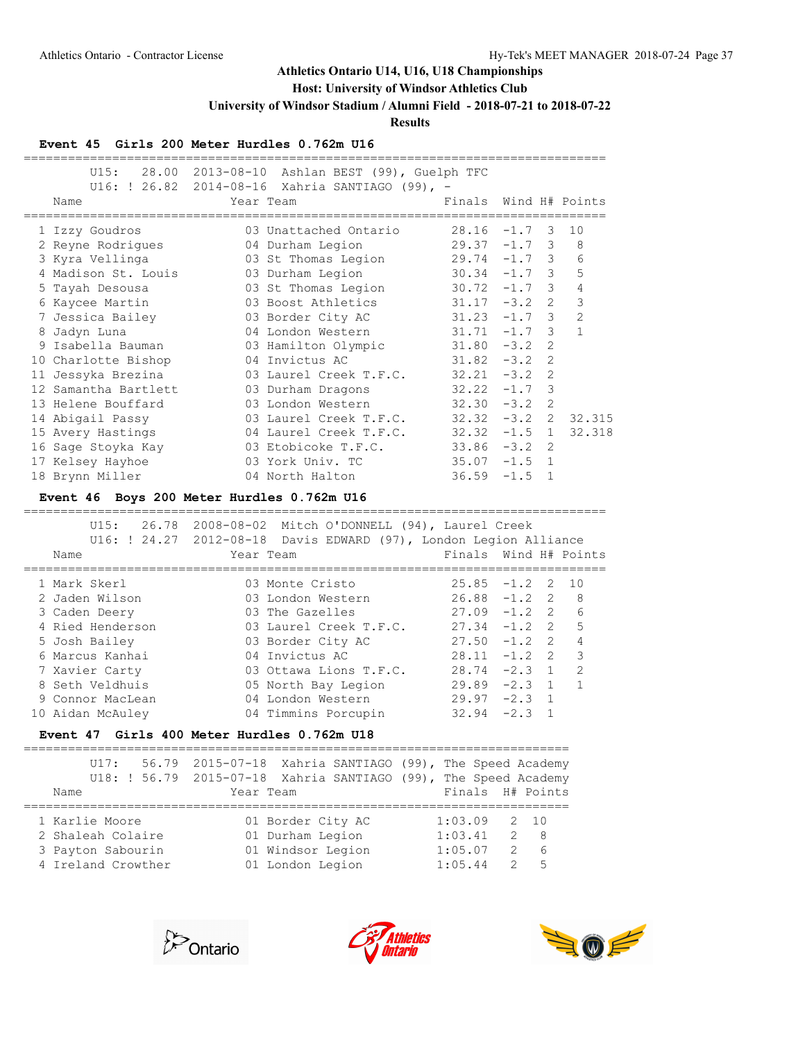## Athletics Ontario U14, U16, U18 Championships

**Host: University of Windsor Athletics Club**

**University of Windsor Stadium / Alumni Field - 2018-07-21 to 2018-07-22**

**Results**

### Event 45 Girls 200 Meter Hurdles 0.762m U16

U15: 28.00 2013-08-10 Ashlan BEST (99), Guelph TFC
U16: ! 26.82 2014-08-16 Xahria SANTIAGO (99), -

| Place | Name | Year | Team | Finals | Wind | H# | Points |
|---|---|---|---|---|---|---|---|
| 1 | Izzy Goudros | 03 | Unattached Ontario | 28.16 | -1.7 | 3 | 10 |
| 2 | Reyne Rodrigues | 04 | Durham Legion | 29.37 | -1.7 | 3 | 8 |
| 3 | Kyra Vellinga | 03 | St Thomas Legion | 29.74 | -1.7 | 3 | 6 |
| 4 | Madison St. Louis | 03 | Durham Legion | 30.34 | -1.7 | 3 | 5 |
| 5 | Tayah Desousa | 03 | St Thomas Legion | 30.72 | -1.7 | 3 | 4 |
| 6 | Kaycee Martin | 03 | Boost Athletics | 31.17 | -3.2 | 2 | 3 |
| 7 | Jessica Bailey | 03 | Border City AC | 31.23 | -1.7 | 3 | 2 |
| 8 | Jadyn Luna | 04 | London Western | 31.71 | -1.7 | 3 | 1 |
| 9 | Isabella Bauman | 03 | Hamilton Olympic | 31.80 | -3.2 | 2 | |
| 10 | Charlotte Bishop | 04 | Invictus AC | 31.82 | -3.2 | 2 | |
| 11 | Jessyka Brezina | 03 | Laurel Creek T.F.C. | 32.21 | -3.2 | 2 | |
| 12 | Samantha Bartlett | 03 | Durham Dragons | 32.22 | -1.7 | 3 | |
| 13 | Helene Bouffard | 03 | London Western | 32.30 | -3.2 | 2 | |
| 14 | Abigail Passy | 03 | Laurel Creek T.F.C. | 32.32 | -3.2 | 2 | 32.315 |
| 15 | Avery Hastings | 04 | Laurel Creek T.F.C. | 32.32 | -1.5 | 1 | 32.318 |
| 16 | Sage Stoyka Kay | 03 | Etobicoke T.F.C. | 33.86 | -3.2 | 2 | |
| 17 | Kelsey Hayhoe | 03 | York Univ. TC | 35.07 | -1.5 | 1 | |
| 18 | Brynn Miller | 04 | North Halton | 36.59 | -1.5 | 1 | |

### Event 46 Boys 200 Meter Hurdles 0.762m U16

U15: 26.78 2008-08-02 Mitch O'DONNELL (94), Laurel Creek
U16: ! 24.27 2012-08-18 Davis EDWARD (97), London Legion Alliance

| Place | Name | Year | Team | Finals | Wind | H# | Points |
|---|---|---|---|---|---|---|---|
| 1 | Mark Skerl | 03 | Monte Cristo | 25.85 | -1.2 | 2 | 10 |
| 2 | Jaden Wilson | 03 | London Western | 26.88 | -1.2 | 2 | 8 |
| 3 | Caden Deery | 03 | The Gazelles | 27.09 | -1.2 | 2 | 6 |
| 4 | Ried Henderson | 03 | Laurel Creek T.F.C. | 27.34 | -1.2 | 2 | 5 |
| 5 | Josh Bailey | 03 | Border City AC | 27.50 | -1.2 | 2 | 4 |
| 6 | Marcus Kanhai | 04 | Invictus AC | 28.11 | -1.2 | 2 | 3 |
| 7 | Xavier Carty | 03 | Ottawa Lions T.F.C. | 28.74 | -2.3 | 1 | 2 |
| 8 | Seth Veldhuis | 05 | North Bay Legion | 29.89 | -2.3 | 1 | 1 |
| 9 | Connor MacLean | 04 | London Western | 29.97 | -2.3 | 1 | |
| 10 | Aidan McAuley | 04 | Timmins Porcupin | 32.94 | -2.3 | 1 | |

### Event 47 Girls 400 Meter Hurdles 0.762m U18

U17: 56.79 2015-07-18 Xahria SANTIAGO (99), The Speed Academy
U18: ! 56.79 2015-07-18 Xahria SANTIAGO (99), The Speed Academy

| Place | Name | Year | Team | Finals | H# | Points |
|---|---|---|---|---|---|---|
| 1 | Karlie Moore | 01 | Border City AC | 1:03.09 | 2 | 10 |
| 2 | Shaleah Colaire | 01 | Durham Legion | 1:03.41 | 2 | 8 |
| 3 | Payton Sabourin | 01 | Windsor Legion | 1:05.07 | 2 | 6 |
| 4 | Ireland Crowther | 01 | London Legion | 1:05.44 | 2 | 5 |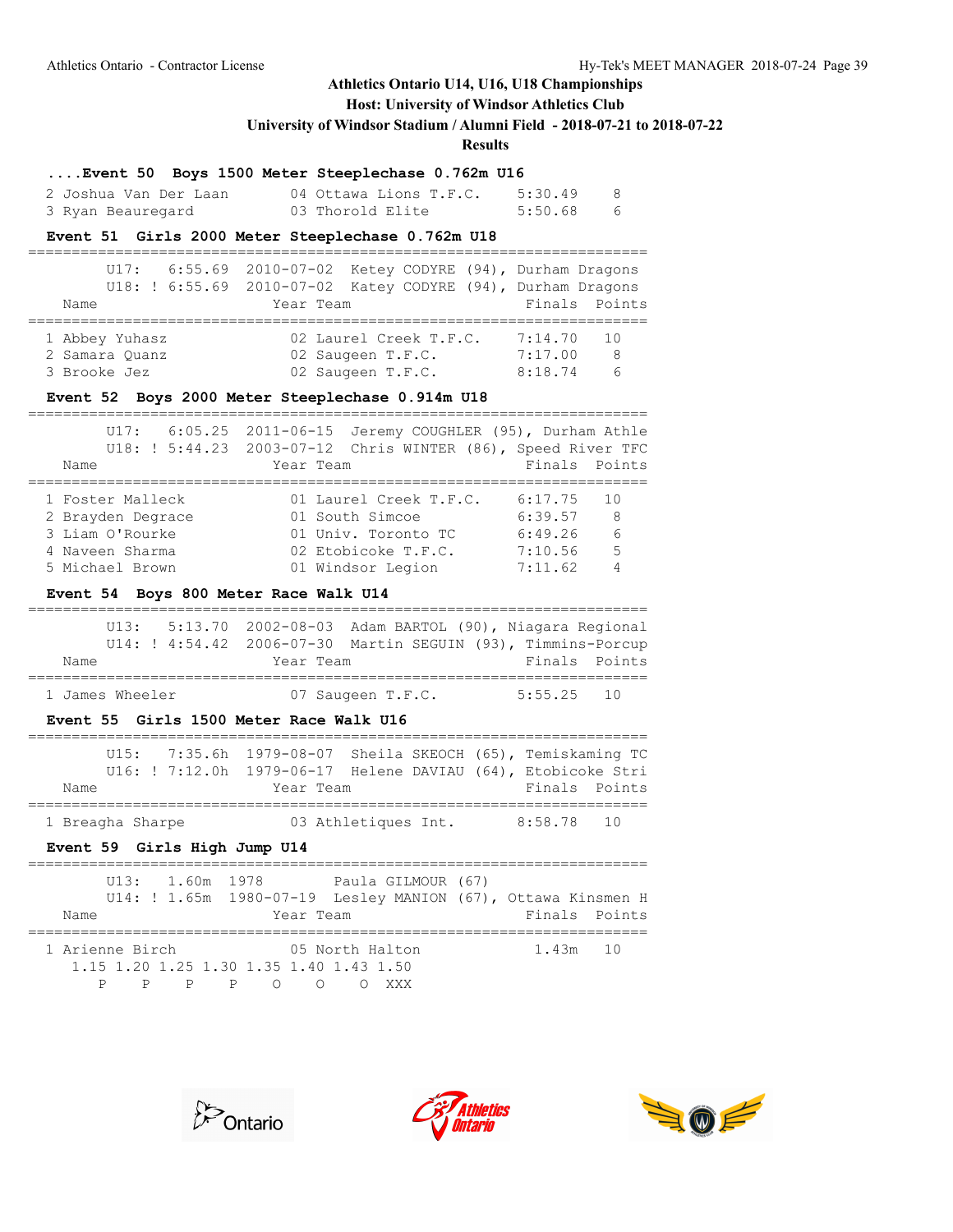Athletics Ontario U14, U16, U18 Championships

Host: University of Windsor Athletics Club

University of Windsor Stadium / Alumni Field - 2018-07-21 to 2018-07-22

**Results**

### ....Event 50 Boys 1500 Meter Steeplechase 0.762m U16

| Place | Name | Year | Team | Finals | Points |
|---|---|---|---|---|---|
| 2 | Joshua Van Der Laan | 04 | Ottawa Lions T.F.C. | 5:30.49 | 8 |
| 3 | Ryan Beauregard | 03 | Thorold Elite | 5:50.68 | 6 |

### Event 51 Girls 2000 Meter Steeplechase 0.762m U18

U17: 6:55.69 2010-07-02 Ketey CODYRE (94), Durham Dragons
U18: ! 6:55.69 2010-07-02 Katey CODYRE (94), Durham Dragons

| Place | Name | Year | Team | Finals | Points |
|---|---|---|---|---|---|
| 1 | Abbey Yuhasz | 02 | Laurel Creek T.F.C. | 7:14.70 | 10 |
| 2 | Samara Quanz | 02 | Saugeen T.F.C. | 7:17.00 | 8 |
| 3 | Brooke Jez | 02 | Saugeen T.F.C. | 8:18.74 | 6 |

### Event 52 Boys 2000 Meter Steeplechase 0.914m U18

U17: 6:05.25 2011-06-15 Jeremy COUGHLER (95), Durham Athle
U18: ! 5:44.23 2003-07-12 Chris WINTER (86), Speed River TFC

| Place | Name | Year | Team | Finals | Points |
|---|---|---|---|---|---|
| 1 | Foster Malleck | 01 | Laurel Creek T.F.C. | 6:17.75 | 10 |
| 2 | Brayden Degrace | 01 | South Simcoe | 6:39.57 | 8 |
| 3 | Liam O'Rourke | 01 | Univ. Toronto TC | 6:49.26 | 6 |
| 4 | Naveen Sharma | 02 | Etobicoke T.F.C. | 7:10.56 | 5 |
| 5 | Michael Brown | 01 | Windsor Legion | 7:11.62 | 4 |

### Event 54 Boys 800 Meter Race Walk U14

U13: 5:13.70 2002-08-03 Adam BARTOL (90), Niagara Regional
U14: ! 4:54.42 2006-07-30 Martin SEGUIN (93), Timmins-Porcup

| Place | Name | Year | Team | Finals | Points |
|---|---|---|---|---|---|
| 1 | James Wheeler | 07 | Saugeen T.F.C. | 5:55.25 | 10 |

### Event 55 Girls 1500 Meter Race Walk U16

U15: 7:35.6h 1979-08-07 Sheila SKEOCH (65), Temiskaming TC
U16: ! 7:12.0h 1979-06-17 Helene DAVIAU (64), Etobicoke Stri

| Place | Name | Year | Team | Finals | Points |
|---|---|---|---|---|---|
| 1 | Breagha Sharpe | 03 | Athletiques Int. | 8:58.78 | 10 |

### Event 59 Girls High Jump U14

U13: 1.60m 1978 Paula GILMOUR (67)
U14: ! 1.65m 1980-07-19 Lesley MANION (67), Ottawa Kinsmen H

| Place | Name | Year | Team | Finals | Points |
|---|---|---|---|---|---|
| 1 | Arienne Birch | 05 | North Halton | 1.43m | 10 |

| 1.15 | 1.20 | 1.25 | 1.30 | 1.35 | 1.40 | 1.43 | 1.50 |
|---|---|---|---|---|---|---|---|
| P | P | P | P | O | O | O | XXX |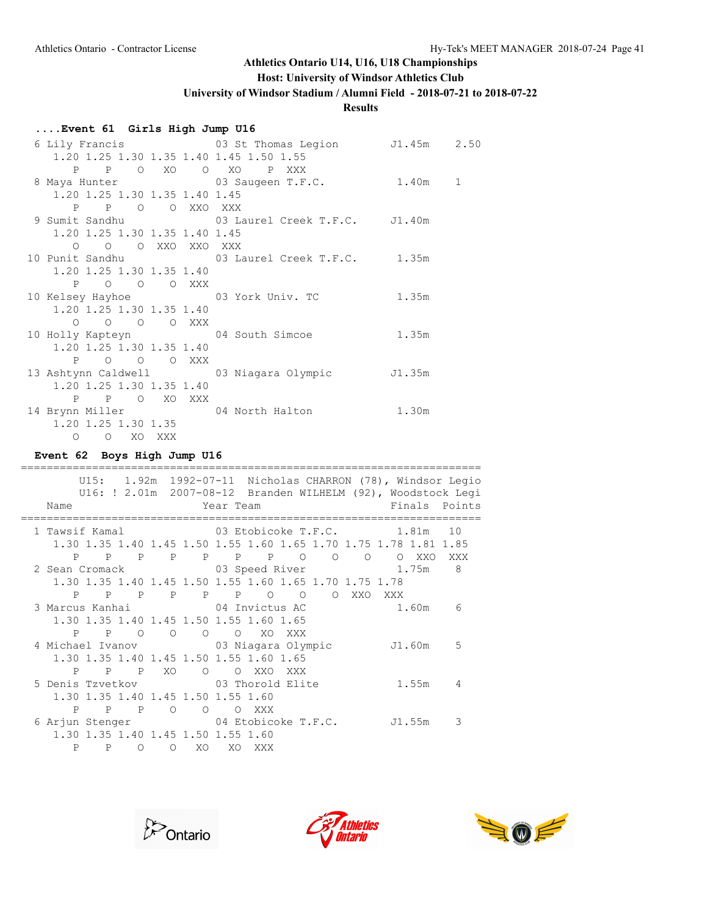## Athletics Ontario U14, U16, U18 Championships

**Host: University of Windsor Athletics Club**

**University of Windsor Stadium / Alumni Field - 2018-07-21 to 2018-07-22**

**Results**

### ....Event 61 Girls High Jump U16

```
  6 Lily Francis            03 St Thomas Legion       J1.45m    2.50 
     1.20 1.25 1.30 1.35 1.40 1.45 1.50 1.55
        P    P    O   XO    O   XO    P  XXX
  8 Maya Hunter             03 Saugeen T.F.C.          1.40m    1 
     1.20 1.25 1.30 1.35 1.40 1.45
        P    P    O    O  XXO  XXX
  9 Sumit Sandhu            03 Laurel Creek T.F.C.    J1.40m 
     1.20 1.25 1.30 1.35 1.40 1.45
        O    O    O  XXO  XXO  XXX
 10 Punit Sandhu            03 Laurel Creek T.F.C.     1.35m 
     1.20 1.25 1.30 1.35 1.40
        P    O    O    O  XXX
 10 Kelsey Hayhoe           03 York Univ. TC           1.35m 
     1.20 1.25 1.30 1.35 1.40
        O    O    O    O  XXX
 10 Holly Kapteyn           04 South Simcoe            1.35m 
     1.20 1.25 1.30 1.35 1.40
        P    O    O    O  XXX
 13 Ashtynn Caldwell        03 Niagara Olympic        J1.35m 
     1.20 1.25 1.30 1.35 1.40
        P    P    O   XO  XXX
 14 Brynn Miller            04 North Halton            1.30m 
     1.20 1.25 1.30 1.35
        O    O   XO  XXX
```

### Event 62 Boys High Jump U16

```
=====================================================================
       U15:    1.92m  1992-07-11  Nicholas CHARRON (78), Windsor Legio
       U16: ! 2.01m  2007-08-12  Branden WILHELM (92), Woodstock Legi
    Name                    Year Team                  Finals  Points 
=====================================================================
  1 Tawsif Kamal            03 Etobicoke T.F.C.        1.81m   10 
     1.30 1.35 1.40 1.45 1.50 1.55 1.60 1.65 1.70 1.75 1.78 1.81 1.85
        P    P    P    P    P    P    P    O    O    O    O  XXO  XXX
  2 Sean Cromack            03 Speed River             1.75m    8 
     1.30 1.35 1.40 1.45 1.50 1.55 1.60 1.65 1.70 1.75 1.78
        P    P    P    P    P    P    O    O    O  XXO  XXX
  3 Marcus Kanhai           04 Invictus AC             1.60m    6 
     1.30 1.35 1.40 1.45 1.50 1.55 1.60 1.65
        P    P    O    O    O    O   XO  XXX
  4 Michael Ivanov          03 Niagara Olympic        J1.60m    5 
     1.30 1.35 1.40 1.45 1.50 1.55 1.60 1.65
        P    P    P   XO    O    O  XXO  XXX
  5 Denis Tzvetkov          03 Thorold Elite           1.55m    4 
     1.30 1.35 1.40 1.45 1.50 1.55 1.60
        P    P    P    O    O    O  XXX
  6 Arjun Stenger           04 Etobicoke T.F.C.       J1.55m    3 
     1.30 1.35 1.40 1.45 1.50 1.55 1.60
        P    P    O    O   XO   XO  XXX
```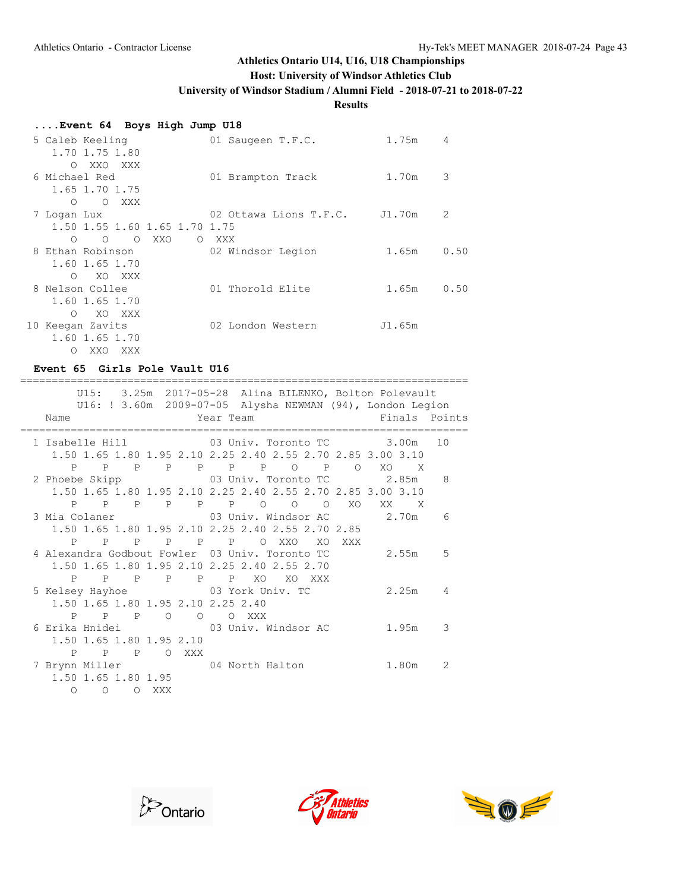## ....Event 64 Boys High Jump U18

```
  5 Caleb Keeling            01 Saugeen T.F.C.          1.75m    4
     1.70 1.75 1.80
        O  XXO  XXX
  6 Michael Red              01 Brampton Track          1.70m    3
     1.65 1.70 1.75
        O    O  XXX
  7 Logan Lux                02 Ottawa Lions T.F.C.    J1.70m    2
     1.50 1.55 1.60 1.65 1.70 1.75
        O    O    O  XXO    O  XXX
  8 Ethan Robinson           02 Windsor Legion          1.65m    0.50
     1.60 1.65 1.70
        O   XO  XXX
  8 Nelson Collee            01 Thorold Elite           1.65m    0.50
     1.60 1.65 1.70
        O   XO  XXX
 10 Keegan Zavits            02 London Western         J1.65m
     1.60 1.65 1.70
        O  XXO  XXX
```

## Event 65 Girls Pole Vault U16

```
=======================================================================
        U15:   3.25m  2017-05-28  Alina BILENKO, Bolton Polevault
        U16: ! 3.60m  2009-07-05  Alysha NEWMAN (94), London Legion
    Name                    Year Team                   Finals  Points
=======================================================================
  1 Isabelle Hill            03 Univ. Toronto TC        3.00m   10
     1.50 1.65 1.80 1.95 2.10 2.25 2.40 2.55 2.70 2.85 3.00 3.10
        P    P    P    P    P    P    P    O    P    O   XO    X
  2 Phoebe Skipp             03 Univ. Toronto TC        2.85m    8
     1.50 1.65 1.80 1.95 2.10 2.25 2.40 2.55 2.70 2.85 3.00 3.10
        P    P    P    P    P    P    O    O    O   XO   XX    X
  3 Mia Colaner              03 Univ. Windsor AC        2.70m    6
     1.50 1.65 1.80 1.95 2.10 2.25 2.40 2.55 2.70 2.85
        P    P    P    P    P    P    O  XXO   XO  XXX
  4 Alexandra Godbout Fowler  03 Univ. Toronto TC       2.55m    5
     1.50 1.65 1.80 1.95 2.10 2.25 2.40 2.55 2.70
        P    P    P    P    P    P   XO   XO  XXX
  5 Kelsey Hayhoe            03 York Univ. TC           2.25m    4
     1.50 1.65 1.80 1.95 2.10 2.25 2.40
        P    P    P    O    O    O  XXX
  6 Erika Hnidei             03 Univ. Windsor AC        1.95m    3
     1.50 1.65 1.80 1.95 2.10
        P    P    P    O  XXX
  7 Brynn Miller             04 North Halton            1.80m    2
     1.50 1.65 1.80 1.95
        O    O    O  XXX
```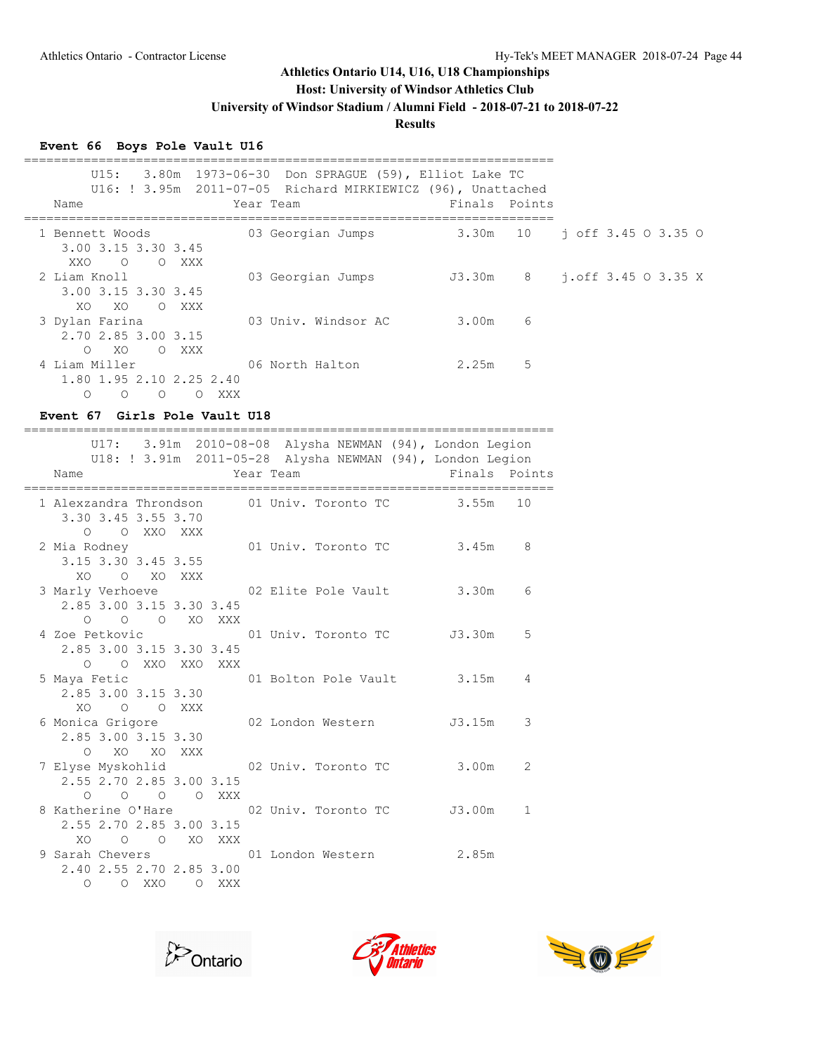Athletics Ontario - Contractor License

Hy-Tek's MEET MANAGER 2018-07-24

**Athletics Ontario U14, U16, U18 Championships**
**Host: University of Windsor Athletics Club**
**University of Windsor Stadium / Alumni Field - 2018-07-21 to 2018-07-22**
**Results**

## Event 66 Boys Pole Vault U16

```
=======================================================================
       U15:   3.80m  1973-06-30  Don SPRAGUE (59), Elliot Lake TC
       U16: ! 3.95m  2011-07-05  Richard MIRKIEWICZ (96), Unattached
    Name                    Year Team                    Finals  Points
=======================================================================
  1 Bennett Woods           03 Georgian Jumps            3.30m   10    j off 3.45 O 3.35 O
     3.00 3.15 3.30 3.45
      XXO    O    O  XXX
  2 Liam Knoll              03 Georgian Jumps           J3.30m    8    j.off 3.45 O 3.35 X
     3.00 3.15 3.30 3.45
       XO   XO    O  XXX
  3 Dylan Farina            03 Univ. Windsor AC          3.00m    6
     2.70 2.85 3.00 3.15
        O   XO    O  XXX
  4 Liam Miller             06 North Halton              2.25m    5
     1.80 1.95 2.10 2.25 2.40
        O    O    O    O  XXX
```

## Event 67 Girls Pole Vault U18

```
=======================================================================
       U17:   3.91m  2010-08-08  Alysha NEWMAN (94), London Legion
       U18: ! 3.91m  2011-05-28  Alysha NEWMAN (94), London Legion
    Name                    Year Team                    Finals  Points
=======================================================================
  1 Alexzandra Throndson    01 Univ. Toronto TC          3.55m   10
     3.30 3.45 3.55 3.70
        O    O  XXO  XXX
  2 Mia Rodney              01 Univ. Toronto TC          3.45m    8
     3.15 3.30 3.45 3.55
       XO    O   XO  XXX
  3 Marly Verhoeve          02 Elite Pole Vault          3.30m    6
     2.85 3.00 3.15 3.30 3.45
        O    O    O   XO  XXX
  4 Zoe Petkovic            01 Univ. Toronto TC         J3.30m    5
     2.85 3.00 3.15 3.30 3.45
        O    O  XXO  XXO  XXX
  5 Maya Fetic              01 Bolton Pole Vault         3.15m    4
     2.85 3.00 3.15 3.30
       XO    O    O  XXX
  6 Monica Grigore          02 London Western           J3.15m    3
     2.85 3.00 3.15 3.30
        O   XO   XO  XXX
  7 Elyse Myskohlid         02 Univ. Toronto TC          3.00m    2
     2.55 2.70 2.85 3.00 3.15
        O    O    O    O  XXX
  8 Katherine O'Hare        02 Univ. Toronto TC         J3.00m    1
     2.55 2.70 2.85 3.00 3.15
       XO    O    O   XO  XXX
  9 Sarah Chevers           01 London Western            2.85m
     2.40 2.55 2.70 2.85 3.00
        O    O  XXO    O  XXX
```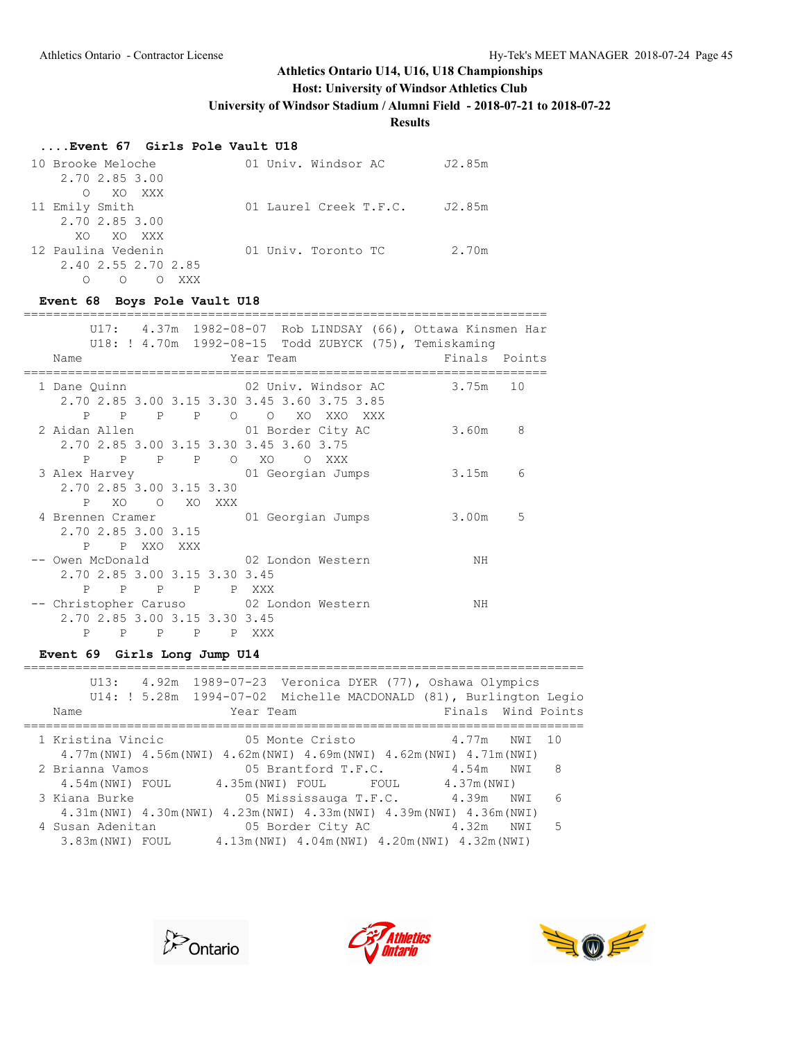Athletics Ontario U14, U16, U18 Championships

Host: University of Windsor Athletics Club

University of Windsor Stadium / Alumni Field - 2018-07-21 to 2018-07-22

**Results**

### ....Event 67 Girls Pole Vault U18

```
10 Brooke Meloche             01 Univ. Windsor AC        J2.85m
     2.70 2.85 3.00
        O   XO  XXX
11 Emily Smith                01 Laurel Creek T.F.C.     J2.85m
     2.70 2.85 3.00
       XO   XO  XXX
12 Paulina Vedenin            01 Univ. Toronto TC         2.70m
     2.40 2.55 2.70 2.85
        O    O    O  XXX
```

### Event 68 Boys Pole Vault U18

```
=====================================================================
       U17:   4.37m  1982-08-07  Rob LINDSAY (66), Ottawa Kinsmen Har
       U18: ! 4.70m  1992-08-15  Todd ZUBYCK (75), Temiskaming
    Name                    Year Team                Finals  Points
=====================================================================
  1 Dane Quinn               02 Univ. Windsor AC        3.75m   10
     2.70 2.85 3.00 3.15 3.30 3.45 3.60 3.75 3.85
        P    P    P    P    O    O   XO  XXO  XXX
  2 Aidan Allen              01 Border City AC          3.60m    8
     2.70 2.85 3.00 3.15 3.30 3.45 3.60 3.75
        P    P    P    P    O   XO    O  XXX
  3 Alex Harvey              01 Georgian Jumps          3.15m    6
     2.70 2.85 3.00 3.15 3.30
        P   XO    O   XO  XXX
  4 Brennen Cramer           01 Georgian Jumps          3.00m    5
     2.70 2.85 3.00 3.15
        P    P  XXO  XXX
 -- Owen McDonald            02 London Western             NH
     2.70 2.85 3.00 3.15 3.30 3.45
        P    P    P    P    P  XXX
 -- Christopher Caruso       02 London Western             NH
     2.70 2.85 3.00 3.15 3.30 3.45
        P    P    P    P    P  XXX
```

### Event 69 Girls Long Jump U14

```
==========================================================================
       U13:   4.92m  1989-07-23  Veronica DYER (77), Oshawa Olympics
       U14: ! 5.28m  1994-07-02  Michelle MACDONALD (81), Burlington Legio
    Name                    Year Team                Finals  Wind Points
==========================================================================
  1 Kristina Vincic          05 Monte Cristo            4.77m   NWI  10
     4.77m(NWI) 4.56m(NWI) 4.62m(NWI) 4.69m(NWI) 4.62m(NWI) 4.71m(NWI)
  2 Brianna Vamos            05 Brantford T.F.C.        4.54m   NWI   8
     4.54m(NWI) FOUL      4.35m(NWI) FOUL      FOUL      4.37m(NWI)
  3 Kiana Burke              05 Mississauga T.F.C.      4.39m   NWI   6
     4.31m(NWI) 4.30m(NWI) 4.23m(NWI) 4.33m(NWI) 4.39m(NWI) 4.36m(NWI)
  4 Susan Adenitan           05 Border City AC          4.32m   NWI   5
     3.83m(NWI) FOUL      4.13m(NWI) 4.04m(NWI) 4.20m(NWI) 4.32m(NWI)
```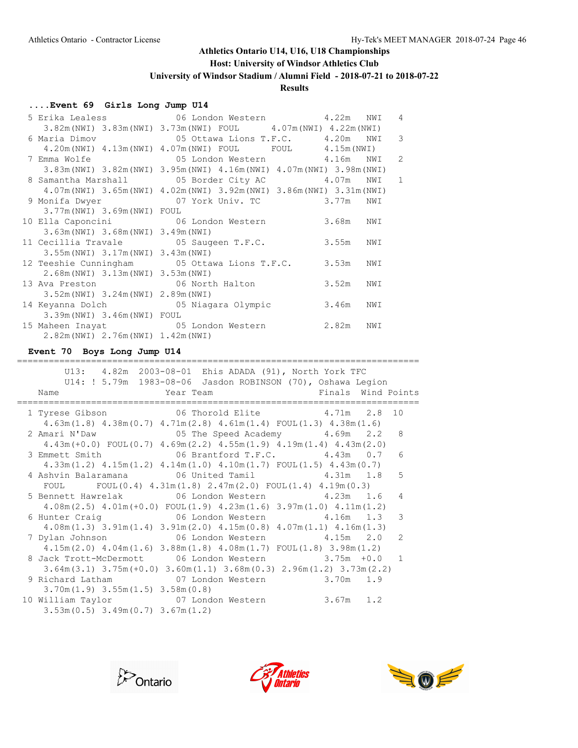# Athletics Ontario U14, U16, U18 Championships

**Host: University of Windsor Athletics Club**

**University of Windsor Stadium / Alumni Field - 2018-07-21 to 2018-07-22**

**Results**

### ....Event 69 Girls Long Jump U14

```
  5 Erika Lealess            06 London Western           4.22m   NWI   4
     3.82m(NWI) 3.83m(NWI) 3.73m(NWI) FOUL      4.07m(NWI) 4.22m(NWI)
  6 Maria Dimov              05 Ottawa Lions T.F.C.      4.20m   NWI   3
     4.20m(NWI) 4.13m(NWI) 4.07m(NWI) FOUL      FOUL      4.15m(NWI)
  7 Emma Wolfe               05 London Western           4.16m   NWI   2
     3.83m(NWI) 3.82m(NWI) 3.95m(NWI) 4.16m(NWI) 4.07m(NWI) 3.98m(NWI)
  8 Samantha Marshall        05 Border City AC           4.07m   NWI   1
     4.07m(NWI) 3.65m(NWI) 4.02m(NWI) 3.92m(NWI) 3.86m(NWI) 3.31m(NWI)
  9 Monifa Dwyer             07 York Univ. TC            3.77m   NWI
     3.77m(NWI) 3.69m(NWI) FOUL
 10 Ella Caponcini           06 London Western           3.68m   NWI
     3.63m(NWI) 3.68m(NWI) 3.49m(NWI)
 11 Cecillia Travale         05 Saugeen T.F.C.           3.55m   NWI
     3.55m(NWI) 3.17m(NWI) 3.43m(NWI)
 12 Teeshie Cunningham       05 Ottawa Lions T.F.C.      3.53m   NWI
     2.68m(NWI) 3.13m(NWI) 3.53m(NWI)
 13 Ava Preston              06 North Halton             3.52m   NWI
     3.52m(NWI) 3.24m(NWI) 2.89m(NWI)
 14 Keyanna Dolch            05 Niagara Olympic          3.46m   NWI
     3.39m(NWI) 3.46m(NWI) FOUL
 15 Maheen Inayat            05 London Western           2.82m   NWI
     2.82m(NWI) 2.76m(NWI) 1.42m(NWI)
```

### Event 70 Boys Long Jump U14

```
===========================================================================
         U13:   4.82m  2003-08-01  Ehis ADADA (91), North York TFC
         U14: ! 5.79m  1983-08-06  Jasdon ROBINSON (70), Oshawa Legion
    Name                    Year Team                     Finals  Wind Points
===========================================================================
  1 Tyrese Gibson            06 Thorold Elite            4.71m   2.8  10
     4.63m(1.8) 4.38m(0.7) 4.71m(2.8) 4.61m(1.4) FOUL(1.3) 4.38m(1.6)
  2 Amari N'Daw              05 The Speed Academy        4.69m   2.2   8
     4.43m(+0.0) FOUL(0.7) 4.69m(2.2) 4.55m(1.9) 4.19m(1.4) 4.43m(2.0)
  3 Emmett Smith             06 Brantford T.F.C.         4.43m   0.7   6
     4.33m(1.2) 4.15m(1.2) 4.14m(1.0) 4.10m(1.7) FOUL(1.5) 4.43m(0.7)
  4 Ashvin Balaramana        06 United Tamil             4.31m   1.8   5
     FOUL      FOUL(0.4) 4.31m(1.8) 2.47m(2.0) FOUL(1.4) 4.19m(0.3)
  5 Bennett Hawrelak         06 London Western           4.23m   1.6   4
     4.08m(2.5) 4.01m(+0.0) FOUL(1.9) 4.23m(1.6) 3.97m(1.0) 4.11m(1.2)
  6 Hunter Craig             06 London Western           4.16m   1.3   3
     4.08m(1.3) 3.91m(1.4) 3.91m(2.0) 4.15m(0.8) 4.07m(1.1) 4.16m(1.3)
  7 Dylan Johnson            06 London Western           4.15m   2.0   2
     4.15m(2.0) 4.04m(1.6) 3.88m(1.8) 4.08m(1.7) FOUL(1.8) 3.98m(1.2)
  8 Jack Trott-McDermott     06 London Western           3.75m  +0.0   1
     3.64m(3.1) 3.75m(+0.0) 3.60m(1.1) 3.68m(0.3) 2.96m(1.2) 3.73m(2.2)
  9 Richard Latham           07 London Western           3.70m   1.9
     3.70m(1.9) 3.55m(1.5) 3.58m(0.8)
 10 William Taylor           07 London Western           3.67m   1.2
     3.53m(0.5) 3.49m(0.7) 3.67m(1.2)
```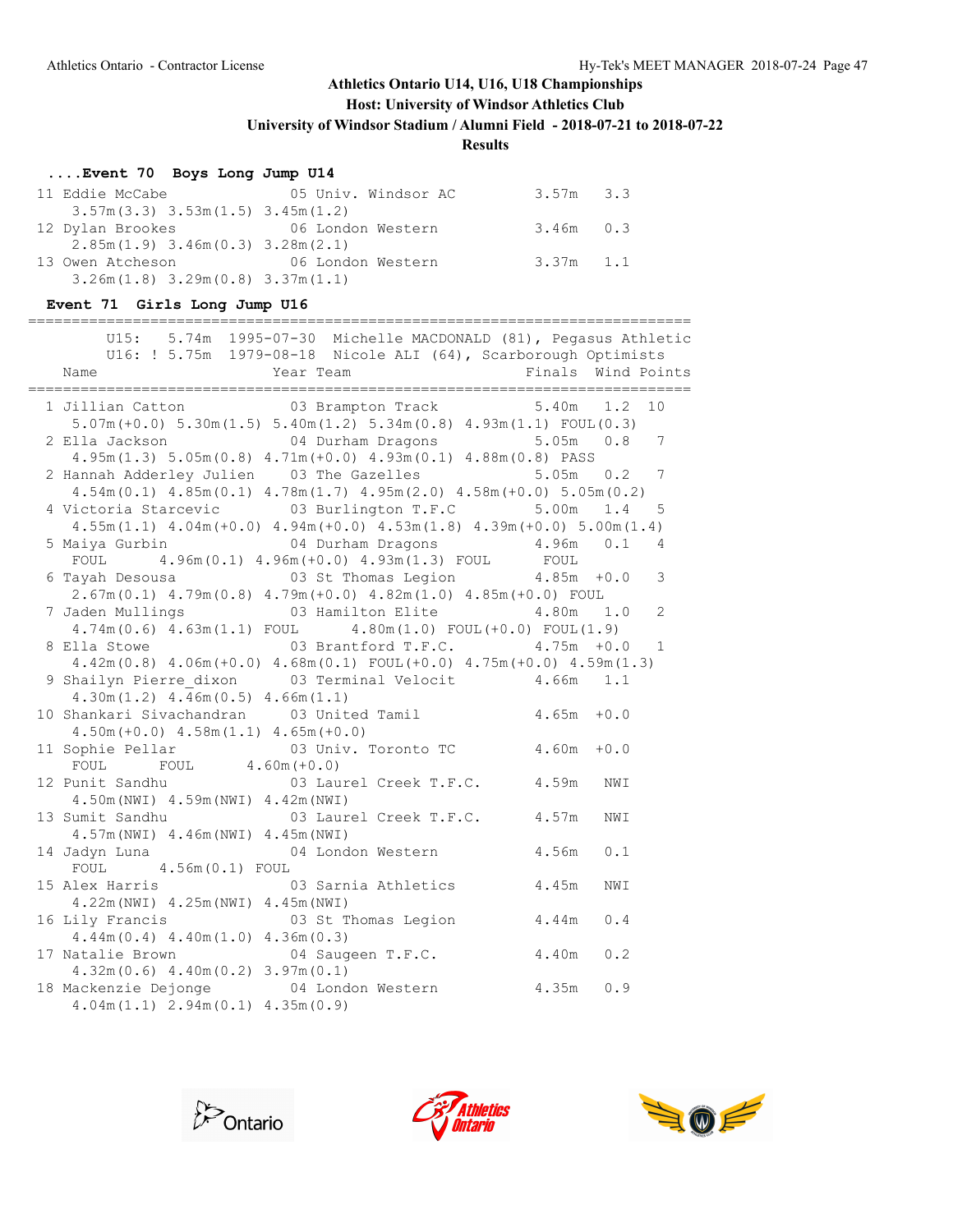## Athletics Ontario U14, U16, U18 Championships

**Host: University of Windsor Athletics Club**

**University of Windsor Stadium / Alumni Field - 2018-07-21 to 2018-07-22**

**Results**

### ....Event 70 Boys Long Jump U14

```
 11 Eddie McCabe             05 Univ. Windsor AC        3.57m   3.3
    3.57m(3.3) 3.53m(1.5) 3.45m(1.2)
 12 Dylan Brookes            06 London Western          3.46m   0.3
    2.85m(1.9) 3.46m(0.3) 3.28m(2.1)
 13 Owen Atcheson            06 London Western          3.37m   1.1
    3.26m(1.8) 3.29m(0.8) 3.37m(1.1)
```

### Event 71 Girls Long Jump U16

```
============================================================================
       U15:   5.74m  1995-07-30  Michelle MACDONALD (81), Pegasus Athletic
       U16: ! 5.75m  1979-08-18  Nicole ALI (64), Scarborough Optimists
    Name                    Year Team                  Finals  Wind Points
============================================================================
  1 Jillian Catton           03 Brampton Track          5.40m   1.2  10
    5.07m(+0.0) 5.30m(1.5) 5.40m(1.2) 5.34m(0.8) 4.93m(1.1) FOUL(0.3)
  2 Ella Jackson             04 Durham Dragons          5.05m   0.8   7
    4.95m(1.3) 5.05m(0.8) 4.71m(+0.0) 4.93m(0.1) 4.88m(0.8) PASS
  2 Hannah Adderley Julien   03 The Gazelles            5.05m   0.2   7
    4.54m(0.1) 4.85m(0.1) 4.78m(1.7) 4.95m(2.0) 4.58m(+0.0) 5.05m(0.2)
  4 Victoria Starcevic       03 Burlington T.F.C        5.00m   1.4   5
    4.55m(1.1) 4.04m(+0.0) 4.94m(+0.0) 4.53m(1.8) 4.39m(+0.0) 5.00m(1.4)
  5 Maiya Gurbin             04 Durham Dragons          4.96m   0.1   4
    FOUL     4.96m(0.1) 4.96m(+0.0) 4.93m(1.3) FOUL      FOUL
  6 Tayah Desousa            03 St Thomas Legion        4.85m  +0.0   3
    2.67m(0.1) 4.79m(0.8) 4.79m(+0.0) 4.82m(1.0) 4.85m(+0.0) FOUL
  7 Jaden Mullings           03 Hamilton Elite          4.80m   1.0   2
    4.74m(0.6) 4.63m(1.1) FOUL      4.80m(1.0) FOUL(+0.0) FOUL(1.9)
  8 Ella Stowe               03 Brantford T.F.C.        4.75m  +0.0   1
    4.42m(0.8) 4.06m(+0.0) 4.68m(0.1) FOUL(+0.0) 4.75m(+0.0) 4.59m(1.3)
  9 Shailyn Pierre_dixon     03 Terminal Velocit        4.66m   1.1
    4.30m(1.2) 4.46m(0.5) 4.66m(1.1)
 10 Shankari Sivachandran    03 United Tamil            4.65m  +0.0
    4.50m(+0.0) 4.58m(1.1) 4.65m(+0.0)
 11 Sophie Pellar            03 Univ. Toronto TC        4.60m  +0.0
    FOUL      FOUL      4.60m(+0.0)
 12 Punit Sandhu             03 Laurel Creek T.F.C.     4.59m   NWI
    4.50m(NWI) 4.59m(NWI) 4.42m(NWI)
 13 Sumit Sandhu             03 Laurel Creek T.F.C.     4.57m   NWI
    4.57m(NWI) 4.46m(NWI) 4.45m(NWI)
 14 Jadyn Luna               04 London Western          4.56m   0.1
    FOUL     4.56m(0.1) FOUL
 15 Alex Harris              03 Sarnia Athletics        4.45m   NWI
    4.22m(NWI) 4.25m(NWI) 4.45m(NWI)
 16 Lily Francis             03 St Thomas Legion        4.44m   0.4
    4.44m(0.4) 4.40m(1.0) 4.36m(0.3)
 17 Natalie Brown            04 Saugeen T.F.C.          4.40m   0.2
    4.32m(0.6) 4.40m(0.2) 3.97m(0.1)
 18 Mackenzie Dejonge        04 London Western          4.35m   0.9
    4.04m(1.1) 2.94m(0.1) 4.35m(0.9)
```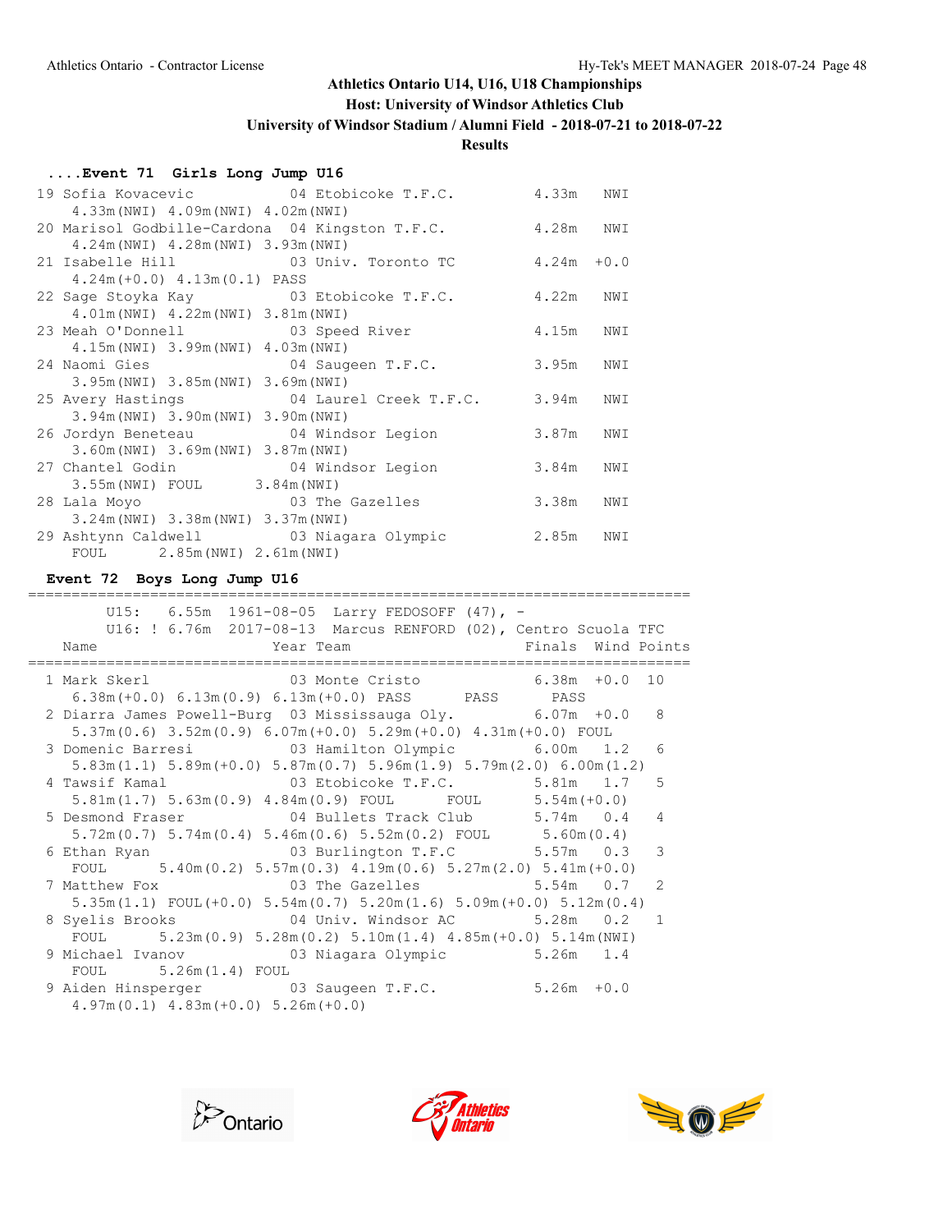Athletics Ontario U14, U16, U18 Championships
Host: University of Windsor Athletics Club
University of Windsor Stadium / Alumni Field - 2018-07-21 to 2018-07-22
Results

### ....Event 71 Girls Long Jump U16

```
 19 Sofia Kovacevic            04 Etobicoke T.F.C.         4.33m   NWI
      4.33m(NWI) 4.09m(NWI) 4.02m(NWI)
 20 Marisol Godbille-Cardona  04 Kingston T.F.C.          4.28m   NWI
      4.24m(NWI) 4.28m(NWI) 3.93m(NWI)
 21 Isabelle Hill             03 Univ. Toronto TC         4.24m  +0.0
      4.24m(+0.0) 4.13m(0.1) PASS
 22 Sage Stoyka Kay           03 Etobicoke T.F.C.         4.22m   NWI
      4.01m(NWI) 4.22m(NWI) 3.81m(NWI)
 23 Meah O'Donnell            03 Speed River              4.15m   NWI
      4.15m(NWI) 3.99m(NWI) 4.03m(NWI)
 24 Naomi Gies                04 Saugeen T.F.C.           3.95m   NWI
      3.95m(NWI) 3.85m(NWI) 3.69m(NWI)
 25 Avery Hastings            04 Laurel Creek T.F.C.      3.94m   NWI
      3.94m(NWI) 3.90m(NWI) 3.90m(NWI)
 26 Jordyn Beneteau           04 Windsor Legion           3.87m   NWI
      3.60m(NWI) 3.69m(NWI) 3.87m(NWI)
 27 Chantel Godin             04 Windsor Legion           3.84m   NWI
      3.55m(NWI) FOUL       3.84m(NWI)
 28 Lala Moyo                 03 The Gazelles             3.38m   NWI
      3.24m(NWI) 3.38m(NWI) 3.37m(NWI)
 29 Ashtynn Caldwell          03 Niagara Olympic          2.85m   NWI
      FOUL      2.85m(NWI) 2.61m(NWI)
```

### Event 72 Boys Long Jump U16

```
===========================================================================
        U15:    6.55m  1961-08-05  Larry FEDOSOFF (47), -
        U16: !  6.76m  2017-08-13  Marcus RENFORD (02), Centro Scuola TFC
    Name                    Year Team                    Finals  Wind Points
===========================================================================
  1 Mark Skerl                 03 Monte Cristo            6.38m  +0.0  10
      6.38m(+0.0) 6.13m(0.9) 6.13m(+0.0) PASS      PASS      PASS
  2 Diarra James Powell-Burg  03 Mississauga Oly.        6.07m  +0.0   8
      5.37m(0.6) 3.52m(0.9) 6.07m(+0.0) 5.29m(+0.0) 4.31m(+0.0) FOUL
  3 Domenic Barresi            03 Hamilton Olympic        6.00m   1.2   6
      5.83m(1.1) 5.89m(+0.0) 5.87m(0.7) 5.96m(1.9) 5.79m(2.0) 6.00m(1.2)
  4 Tawsif Kamal               03 Etobicoke T.F.C.        5.81m   1.7   5
      5.81m(1.7) 5.63m(0.9) 4.84m(0.9) FOUL      FOUL      5.54m(+0.0)
  5 Desmond Fraser             04 Bullets Track Club      5.74m   0.4   4
      5.72m(0.7) 5.74m(0.4) 5.46m(0.6) 5.52m(0.2) FOUL      5.60m(0.4)
  6 Ethan Ryan                 03 Burlington T.F.C        5.57m   0.3   3
      FOUL      5.40m(0.2) 5.57m(0.3) 4.19m(0.6) 5.27m(2.0) 5.41m(+0.0)
  7 Matthew Fox                03 The Gazelles            5.54m   0.7   2
      5.35m(1.1) FOUL(+0.0) 5.54m(0.7) 5.20m(1.6) 5.09m(+0.0) 5.12m(0.4)
  8 Syelis Brooks              04 Univ. Windsor AC        5.28m   0.2   1
      FOUL      5.23m(0.9) 5.28m(0.2) 5.10m(1.4) 4.85m(+0.0) 5.14m(NWI)
  9 Michael Ivanov             03 Niagara Olympic         5.26m   1.4
      FOUL      5.26m(1.4) FOUL
  9 Aiden Hinsperger           03 Saugeen T.F.C.          5.26m  +0.0
      4.97m(0.1) 4.83m(+0.0) 5.26m(+0.0)
```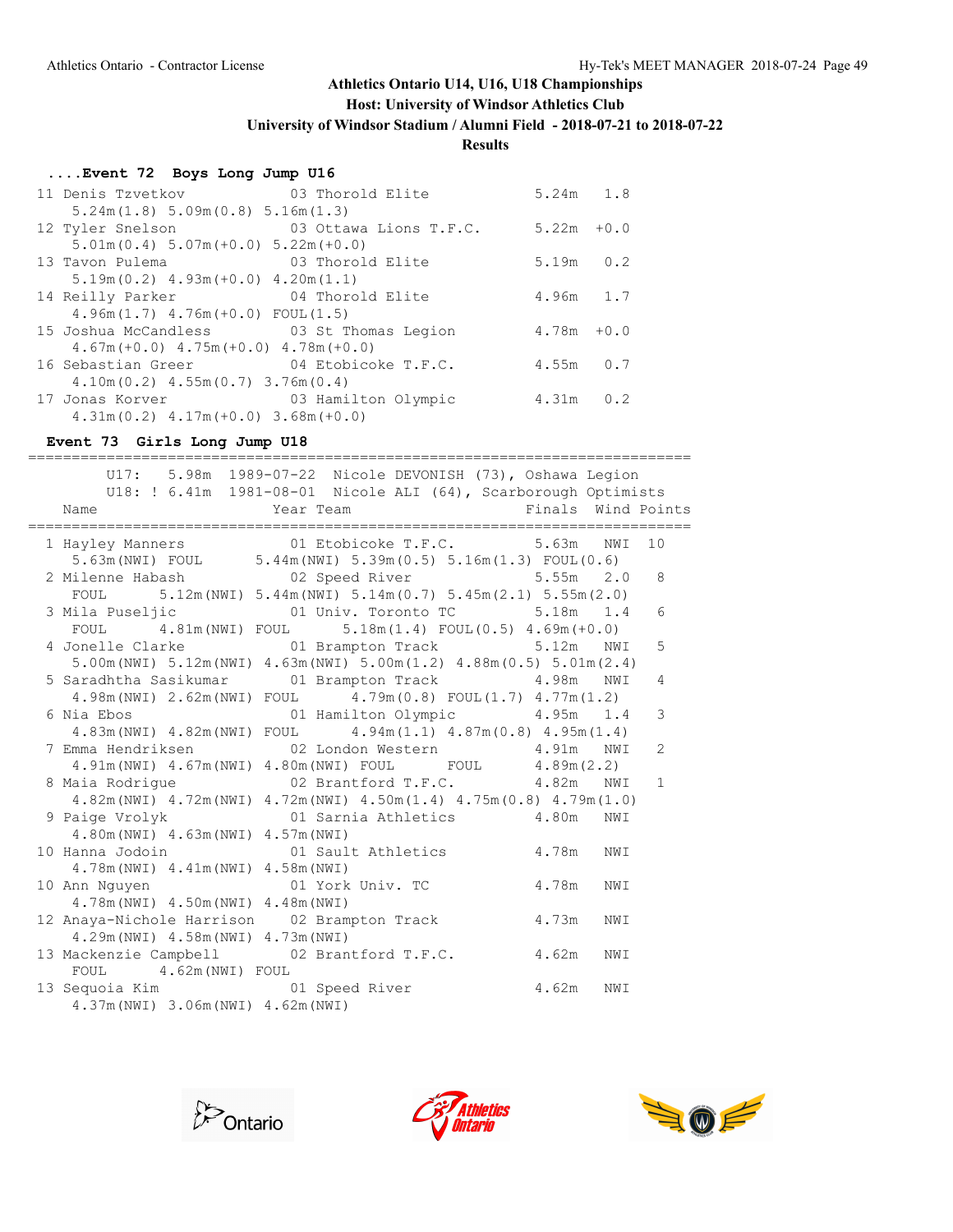Athletics Ontario U14, U16, U18 Championships

Host: University of Windsor Athletics Club

University of Windsor Stadium / Alumni Field - 2018-07-21 to 2018-07-22

**Results**

### ....Event 72 Boys Long Jump U16

```
 11 Denis Tzvetkov            03 Thorold Elite            5.24m   1.8
     5.24m(1.8) 5.09m(0.8) 5.16m(1.3)
 12 Tyler Snelson             03 Ottawa Lions T.F.C.      5.22m  +0.0
     5.01m(0.4) 5.07m(+0.0) 5.22m(+0.0)
 13 Tavon Pulema              03 Thorold Elite            5.19m   0.2
     5.19m(0.2) 4.93m(+0.0) 4.20m(1.1)
 14 Reilly Parker             04 Thorold Elite            4.96m   1.7
     4.96m(1.7) 4.76m(+0.0) FOUL(1.5)
 15 Joshua McCandless         03 St Thomas Legion         4.78m  +0.0
     4.67m(+0.0) 4.75m(+0.0) 4.78m(+0.0)
 16 Sebastian Greer           04 Etobicoke T.F.C.         4.55m   0.7
     4.10m(0.2) 4.55m(0.7) 3.76m(0.4)
 17 Jonas Korver              03 Hamilton Olympic         4.31m   0.2
     4.31m(0.2) 4.17m(+0.0) 3.68m(+0.0)
```

### Event 73 Girls Long Jump U18

```
=========================================================================
       U17:    5.98m  1989-07-22  Nicole DEVONISH (73), Oshawa Legion
       U18: !  6.41m  1981-08-01  Nicole ALI (64), Scarborough Optimists
    Name                    Year Team                  Finals  Wind Points
=========================================================================
  1 Hayley Manners            01 Etobicoke T.F.C.         5.63m   NWI   10
     5.63m(NWI) FOUL      5.44m(NWI) 5.39m(0.5) 5.16m(1.3) FOUL(0.6)
  2 Milenne Habash            02 Speed River              5.55m   2.0    8
     FOUL      5.12m(NWI) 5.44m(NWI) 5.14m(0.7) 5.45m(2.1) 5.55m(2.0)
  3 Mila Puseljic             01 Univ. Toronto TC         5.18m   1.4    6
     FOUL      4.81m(NWI) FOUL      5.18m(1.4) FOUL(0.5) 4.69m(+0.0)
  4 Jonelle Clarke            01 Brampton Track           5.12m   NWI    5
     5.00m(NWI) 5.12m(NWI) 4.63m(NWI) 5.00m(1.2) 4.88m(0.5) 5.01m(2.4)
  5 Saradhtha Sasikumar       01 Brampton Track           4.98m   NWI    4
     4.98m(NWI) 2.62m(NWI) FOUL      4.79m(0.8) FOUL(1.7) 4.77m(1.2)
  6 Nia Ebos                  01 Hamilton Olympic         4.95m   1.4    3
     4.83m(NWI) 4.82m(NWI) FOUL      4.94m(1.1) 4.87m(0.8) 4.95m(1.4)
  7 Emma Hendriksen           02 London Western           4.91m   NWI    2
     4.91m(NWI) 4.67m(NWI) 4.80m(NWI) FOUL      FOUL      4.89m(2.2)
  8 Maia Rodrigue             02 Brantford T.F.C.         4.82m   NWI    1
     4.82m(NWI) 4.72m(NWI) 4.72m(NWI) 4.50m(1.4) 4.75m(0.8) 4.79m(1.0)
  9 Paige Vrolyk              01 Sarnia Athletics         4.80m   NWI
     4.80m(NWI) 4.63m(NWI) 4.57m(NWI)
 10 Hanna Jodoin              01 Sault Athletics          4.78m   NWI
     4.78m(NWI) 4.41m(NWI) 4.58m(NWI)
 10 Ann Nguyen                01 York Univ. TC            4.78m   NWI
     4.78m(NWI) 4.50m(NWI) 4.48m(NWI)
 12 Anaya-Nichole Harrison    02 Brampton Track           4.73m   NWI
     4.29m(NWI) 4.58m(NWI) 4.73m(NWI)
 13 Mackenzie Campbell        02 Brantford T.F.C.         4.62m   NWI
     FOUL      4.62m(NWI) FOUL
 13 Sequoia Kim               01 Speed River              4.62m   NWI
     4.37m(NWI) 3.06m(NWI) 4.62m(NWI)
```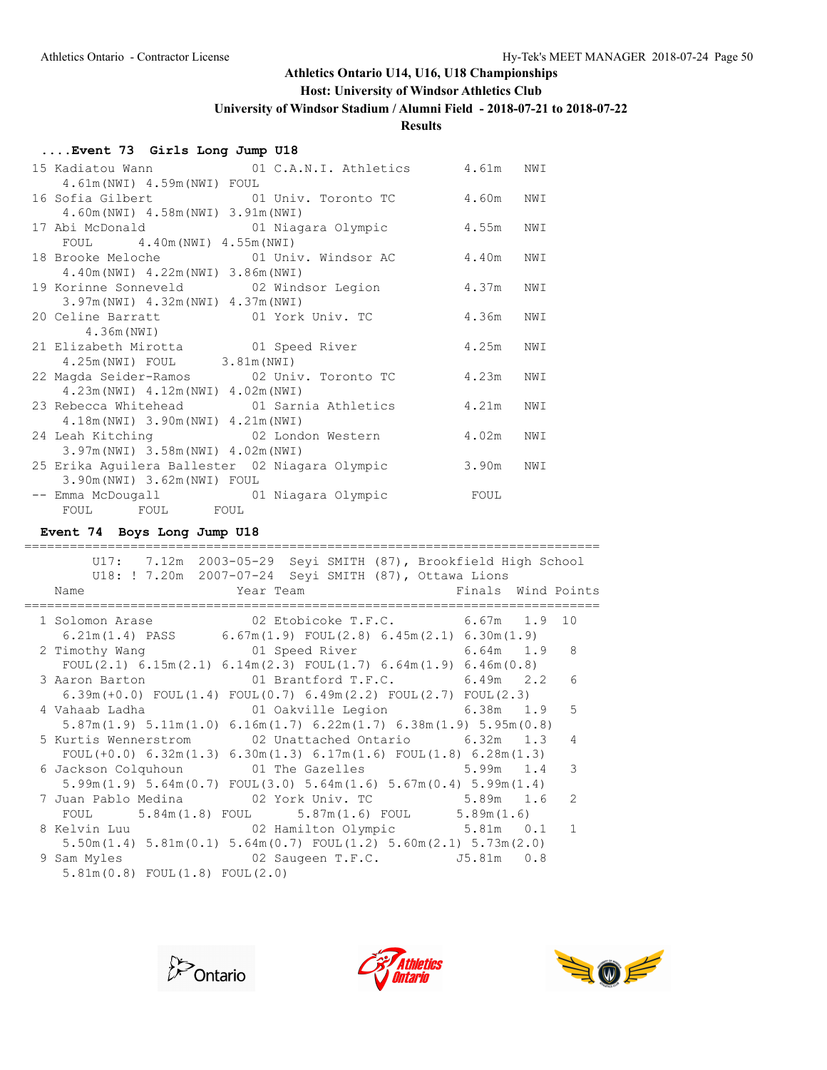# Athletics Ontario U14, U16, U18 Championships

**Host: University of Windsor Athletics Club**

**University of Windsor Stadium / Alumni Field - 2018-07-21 to 2018-07-22**

**Results**

## ....Event 73 Girls Long Jump U18

```
 15 Kadiatou Wann            01 C.A.N.I. Athletics      4.61m   NWI
     4.61m(NWI) 4.59m(NWI) FOUL
 16 Sofia Gilbert            01 Univ. Toronto TC        4.60m   NWI
     4.60m(NWI) 4.58m(NWI) 3.91m(NWI)
 17 Abi McDonald             01 Niagara Olympic         4.55m   NWI
     FOUL      4.40m(NWI) 4.55m(NWI)
 18 Brooke Meloche           01 Univ. Windsor AC        4.40m   NWI
     4.40m(NWI) 4.22m(NWI) 3.86m(NWI)
 19 Korinne Sonneveld        02 Windsor Legion          4.37m   NWI
     3.97m(NWI) 4.32m(NWI) 4.37m(NWI)
 20 Celine Barratt           01 York Univ. TC           4.36m   NWI
        4.36m(NWI)
 21 Elizabeth Mirotta        01 Speed River             4.25m   NWI
     4.25m(NWI) FOUL      3.81m(NWI)
 22 Magda Seider-Ramos       02 Univ. Toronto TC        4.23m   NWI
     4.23m(NWI) 4.12m(NWI) 4.02m(NWI)
 23 Rebecca Whitehead        01 Sarnia Athletics        4.21m   NWI
     4.18m(NWI) 3.90m(NWI) 4.21m(NWI)
 24 Leah Kitching            02 London Western          4.02m   NWI
     3.97m(NWI) 3.58m(NWI) 4.02m(NWI)
 25 Erika Aguilera Ballester 02 Niagara Olympic         3.90m   NWI
     3.90m(NWI) 3.62m(NWI) FOUL
 -- Emma McDougall           01 Niagara Olympic          FOUL
     FOUL      FOUL      FOUL
```

## Event 74 Boys Long Jump U18

```
=========================================================================
       U17:   7.12m  2003-05-29  Seyi SMITH (87), Brookfield High School
       U18: ! 7.20m  2007-07-24  Seyi SMITH (87), Ottawa Lions
    Name                    Year Team                Finals  Wind Points
=========================================================================
  1 Solomon Arase            02 Etobicoke T.F.C.        6.67m   1.9  10
     6.21m(1.4) PASS      6.67m(1.9) FOUL(2.8) 6.45m(2.1) 6.30m(1.9)
  2 Timothy Wang             01 Speed River             6.64m   1.9   8
     FOUL(2.1) 6.15m(2.1) 6.14m(2.3) FOUL(1.7) 6.64m(1.9) 6.46m(0.8)
  3 Aaron Barton             01 Brantford T.F.C.        6.49m   2.2   6
     6.39m(+0.0) FOUL(1.4) FOUL(0.7) 6.49m(2.2) FOUL(2.7) FOUL(2.3)
  4 Vahaab Ladha             01 Oakville Legion         6.38m   1.9   5
     5.87m(1.9) 5.11m(1.0) 6.16m(1.7) 6.22m(1.7) 6.38m(1.9) 5.95m(0.8)
  5 Kurtis Wennerstrom       02 Unattached Ontario      6.32m   1.3   4
     FOUL(+0.0) 6.32m(1.3) 6.30m(1.3) 6.17m(1.6) FOUL(1.8) 6.28m(1.3)
  6 Jackson Colquhoun        01 The Gazelles            5.99m   1.4   3
     5.99m(1.9) 5.64m(0.7) FOUL(3.0) 5.64m(1.6) 5.67m(0.4) 5.99m(1.4)
  7 Juan Pablo Medina        02 York Univ. TC           5.89m   1.6   2
     FOUL      5.84m(1.8) FOUL      5.87m(1.6) FOUL      5.89m(1.6)
  8 Kelvin Luu               02 Hamilton Olympic        5.81m   0.1   1
     5.50m(1.4) 5.81m(0.1) 5.64m(0.7) FOUL(1.2) 5.60m(2.1) 5.73m(2.0)
  9 Sam Myles                02 Saugeen T.F.C.         J5.81m   0.8
     5.81m(0.8) FOUL(1.8) FOUL(2.0)
```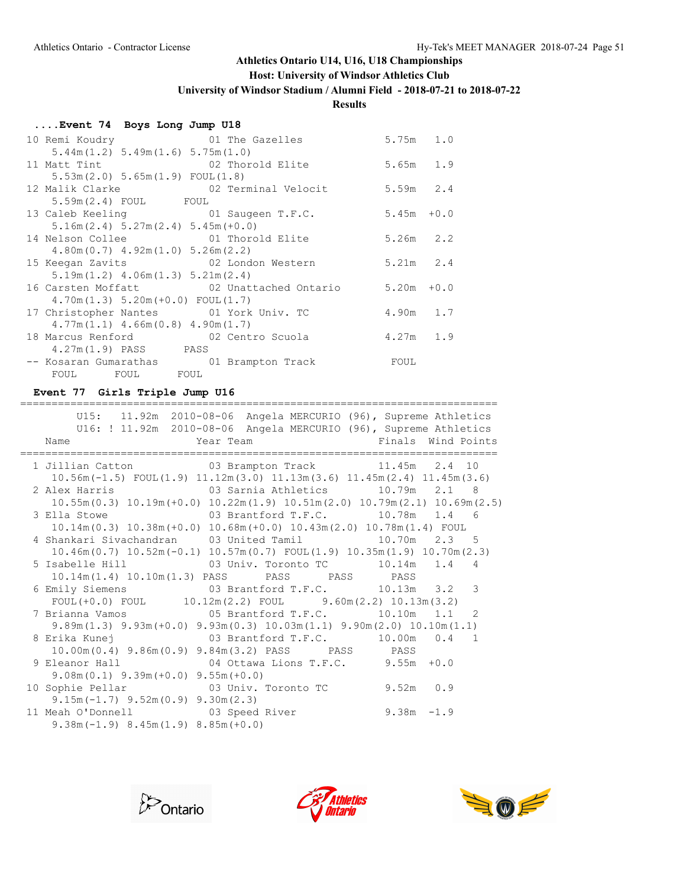## Athletics Ontario U14, U16, U18 Championships

**Host: University of Windsor Athletics Club**

**University of Windsor Stadium / Alumni Field - 2018-07-21 to 2018-07-22**

**Results**

### ....Event 74 Boys Long Jump U18

| Place | Name | Year | Team | Finals | Wind |
|---|---|---|---|---|---|
| 10 | Remi Koudry | 01 | The Gazelles | 5.75m | 1.0 |
| | 5.44m(1.2) 5.49m(1.6) 5.75m(1.0) | | | | |
| 11 | Matt Tint | 02 | Thorold Elite | 5.65m | 1.9 |
| | 5.53m(2.0) 5.65m(1.9) FOUL(1.8) | | | | |
| 12 | Malik Clarke | 02 | Terminal Velocit | 5.59m | 2.4 |
| | 5.59m(2.4) FOUL FOUL | | | | |
| 13 | Caleb Keeling | 01 | Saugeen T.F.C. | 5.45m | +0.0 |
| | 5.16m(2.4) 5.27m(2.4) 5.45m(+0.0) | | | | |
| 14 | Nelson Collee | 01 | Thorold Elite | 5.26m | 2.2 |
| | 4.80m(0.7) 4.92m(1.0) 5.26m(2.2) | | | | |
| 15 | Keegan Zavits | 02 | London Western | 5.21m | 2.4 |
| | 5.19m(1.2) 4.06m(1.3) 5.21m(2.4) | | | | |
| 16 | Carsten Moffatt | 02 | Unattached Ontario | 5.20m | +0.0 |
| | 4.70m(1.3) 5.20m(+0.0) FOUL(1.7) | | | | |
| 17 | Christopher Nantes | 01 | York Univ. TC | 4.90m | 1.7 |
| | 4.77m(1.1) 4.66m(0.8) 4.90m(1.7) | | | | |
| 18 | Marcus Renford | 02 | Centro Scuola | 4.27m | 1.9 |
| | 4.27m(1.9) PASS PASS | | | | |
| -- | Kosaran Gumarathas | 01 | Brampton Track | FOUL | |
| | FOUL FOUL FOUL | | | | |

### Event 77 Girls Triple Jump U16

U15: 11.92m 2010-08-06 Angela MERCURIO (96), Supreme Athletics
U16: ! 11.92m 2010-08-06 Angela MERCURIO (96), Supreme Athletics

| Place | Name | Year | Team | Finals | Wind | Points |
|---|---|---|---|---|---|---|
| 1 | Jillian Catton | 03 | Brampton Track | 11.45m | 2.4 | 10 |
| | 10.56m(-1.5) FOUL(1.9) 11.12m(3.0) 11.13m(3.6) 11.45m(2.4) 11.45m(3.6) | | | | | |
| 2 | Alex Harris | 03 | Sarnia Athletics | 10.79m | 2.1 | 8 |
| | 10.55m(0.3) 10.19m(+0.0) 10.22m(1.9) 10.51m(2.0) 10.79m(2.1) 10.69m(2.5) | | | | | |
| 3 | Ella Stowe | 03 | Brantford T.F.C. | 10.78m | 1.4 | 6 |
| | 10.14m(0.3) 10.38m(+0.0) 10.68m(+0.0) 10.43m(2.0) 10.78m(1.4) FOUL | | | | | |
| 4 | Shankari Sivachandran | 03 | United Tamil | 10.70m | 2.3 | 5 |
| | 10.46m(0.7) 10.52m(-0.1) 10.57m(0.7) FOUL(1.9) 10.35m(1.9) 10.70m(2.3) | | | | | |
| 5 | Isabelle Hill | 03 | Univ. Toronto TC | 10.14m | 1.4 | 4 |
| | 10.14m(1.4) 10.10m(1.3) PASS PASS PASS PASS | | | | | |
| 6 | Emily Siemens | 03 | Brantford T.F.C. | 10.13m | 3.2 | 3 |
| | FOUL(+0.0) FOUL 10.12m(2.2) FOUL 9.60m(2.2) 10.13m(3.2) | | | | | |
| 7 | Brianna Vamos | 05 | Brantford T.F.C. | 10.10m | 1.1 | 2 |
| | 9.89m(1.3) 9.93m(+0.0) 9.93m(0.3) 10.03m(1.1) 9.90m(2.0) 10.10m(1.1) | | | | | |
| 8 | Erika Kunej | 03 | Brantford T.F.C. | 10.00m | 0.4 | 1 |
| | 10.00m(0.4) 9.86m(0.9) 9.84m(3.2) PASS PASS PASS | | | | | |
| 9 | Eleanor Hall | 04 | Ottawa Lions T.F.C. | 9.55m | +0.0 | |
| | 9.08m(0.1) 9.39m(+0.0) 9.55m(+0.0) | | | | | |
| 10 | Sophie Pellar | 03 | Univ. Toronto TC | 9.52m | 0.9 | |
| | 9.15m(-1.7) 9.52m(0.9) 9.30m(2.3) | | | | | |
| 11 | Meah O'Donnell | 03 | Speed River | 9.38m | -1.9 | |
| | 9.38m(-1.9) 8.45m(1.9) 8.85m(+0.0) | | | | | |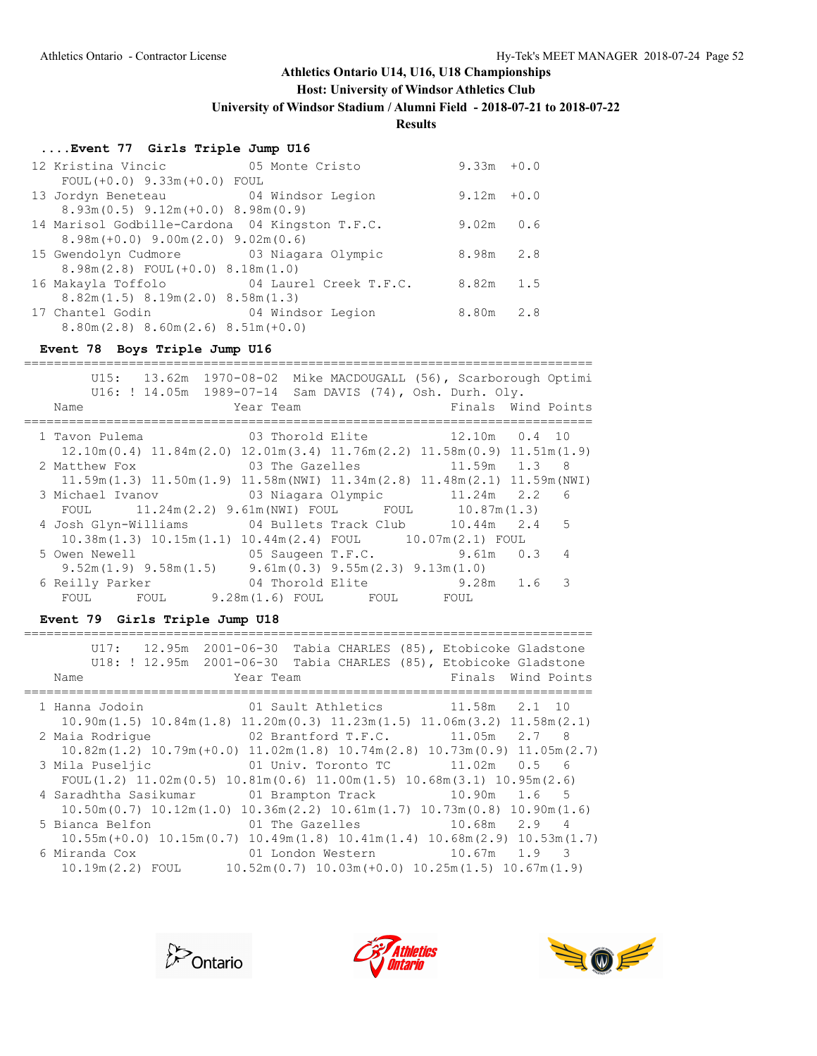Athletics Ontario - Contractor License

Hy-Tek's MEET MANAGER 2018-07-24 Page 52

**Athletics Ontario U14, U16, U18 Championships**

**Host: University of Windsor Athletics Club**

**University of Windsor Stadium / Alumni Field - 2018-07-21 to 2018-07-22**

**Results**

### ....Event 77 Girls Triple Jump U16

```
 12 Kristina Vincic           05 Monte Cristo             9.33m  +0.0
      FOUL(+0.0) 9.33m(+0.0) FOUL
 13 Jordyn Beneteau           04 Windsor Legion           9.12m  +0.0
      8.93m(0.5) 9.12m(+0.0) 8.98m(0.9)
 14 Marisol Godbille-Cardona  04 Kingston T.F.C.          9.02m   0.6
      8.98m(+0.0) 9.00m(2.0) 9.02m(0.6)
 15 Gwendolyn Cudmore         03 Niagara Olympic          8.98m   2.8
      8.98m(2.8) FOUL(+0.0) 8.18m(1.0)
 16 Makayla Toffolo           04 Laurel Creek T.F.C.      8.82m   1.5
      8.82m(1.5) 8.19m(2.0) 8.58m(1.3)
 17 Chantel Godin             04 Windsor Legion           8.80m   2.8
      8.80m(2.8) 8.60m(2.6) 8.51m(+0.0)
```

### Event 78 Boys Triple Jump U16

```
===========================================================================
       U15:   13.62m  1970-08-02  Mike MACDOUGALL (56), Scarborough Optimi
       U16: ! 14.05m  1989-07-14  Sam DAVIS (74), Osh. Durh. Oly.
   Name                    Year Team                 Finals  Wind Points
===========================================================================
  1 Tavon Pulema              03 Thorold Elite           12.10m   0.4  10
     12.10m(0.4) 11.84m(2.0) 12.01m(3.4) 11.76m(2.2) 11.58m(0.9) 11.51m(1.9)
  2 Matthew Fox               03 The Gazelles            11.59m   1.3   8
     11.59m(1.3) 11.50m(1.9) 11.58m(NWI) 11.34m(2.8) 11.48m(2.1) 11.59m(NWI)
  3 Michael Ivanov            03 Niagara Olympic         11.24m   2.2   6
     FOUL      11.24m(2.2) 9.61m(NWI) FOUL      FOUL      10.87m(1.3)
  4 Josh Glyn-Williams        04 Bullets Track Club      10.44m   2.4   5
     10.38m(1.3) 10.15m(1.1) 10.44m(2.4) FOUL      10.07m(2.1) FOUL
  5 Owen Newell               05 Saugeen T.F.C.           9.61m   0.3   4
     9.52m(1.9) 9.58m(1.5)     9.61m(0.3) 9.55m(2.3) 9.13m(1.0)
  6 Reilly Parker             04 Thorold Elite            9.28m   1.6   3
     FOUL      FOUL      9.28m(1.6) FOUL      FOUL      FOUL
```

### Event 79 Girls Triple Jump U18

```
===========================================================================
       U17:   12.95m  2001-06-30  Tabia CHARLES (85), Etobicoke Gladstone
       U18: ! 12.95m  2001-06-30  Tabia CHARLES (85), Etobicoke Gladstone
   Name                    Year Team                 Finals  Wind Points
===========================================================================
  1 Hanna Jodoin              01 Sault Athletics         11.58m   2.1  10
     10.90m(1.5) 10.84m(1.8) 11.20m(0.3) 11.23m(1.5) 11.06m(3.2) 11.58m(2.1)
  2 Maia Rodrigue             02 Brantford T.F.C.        11.05m   2.7   8
     10.82m(1.2) 10.79m(+0.0) 11.02m(1.8) 10.74m(2.8) 10.73m(0.9) 11.05m(2.7)
  3 Mila Puseljic             01 Univ. Toronto TC        11.02m   0.5   6
     FOUL(1.2) 11.02m(0.5) 10.81m(0.6) 11.00m(1.5) 10.68m(3.1) 10.95m(2.6)
  4 Saradhtha Sasikumar       01 Brampton Track          10.90m   1.6   5
     10.50m(0.7) 10.12m(1.0) 10.36m(2.2) 10.61m(1.7) 10.73m(0.8) 10.90m(1.6)
  5 Bianca Belfon             01 The Gazelles            10.68m   2.9   4
     10.55m(+0.0) 10.15m(0.7) 10.49m(1.8) 10.41m(1.4) 10.68m(2.9) 10.53m(1.7)
  6 Miranda Cox               01 London Western          10.67m   1.9   3
     10.19m(2.2) FOUL      10.52m(0.7) 10.03m(+0.0) 10.25m(1.5) 10.67m(1.9)
```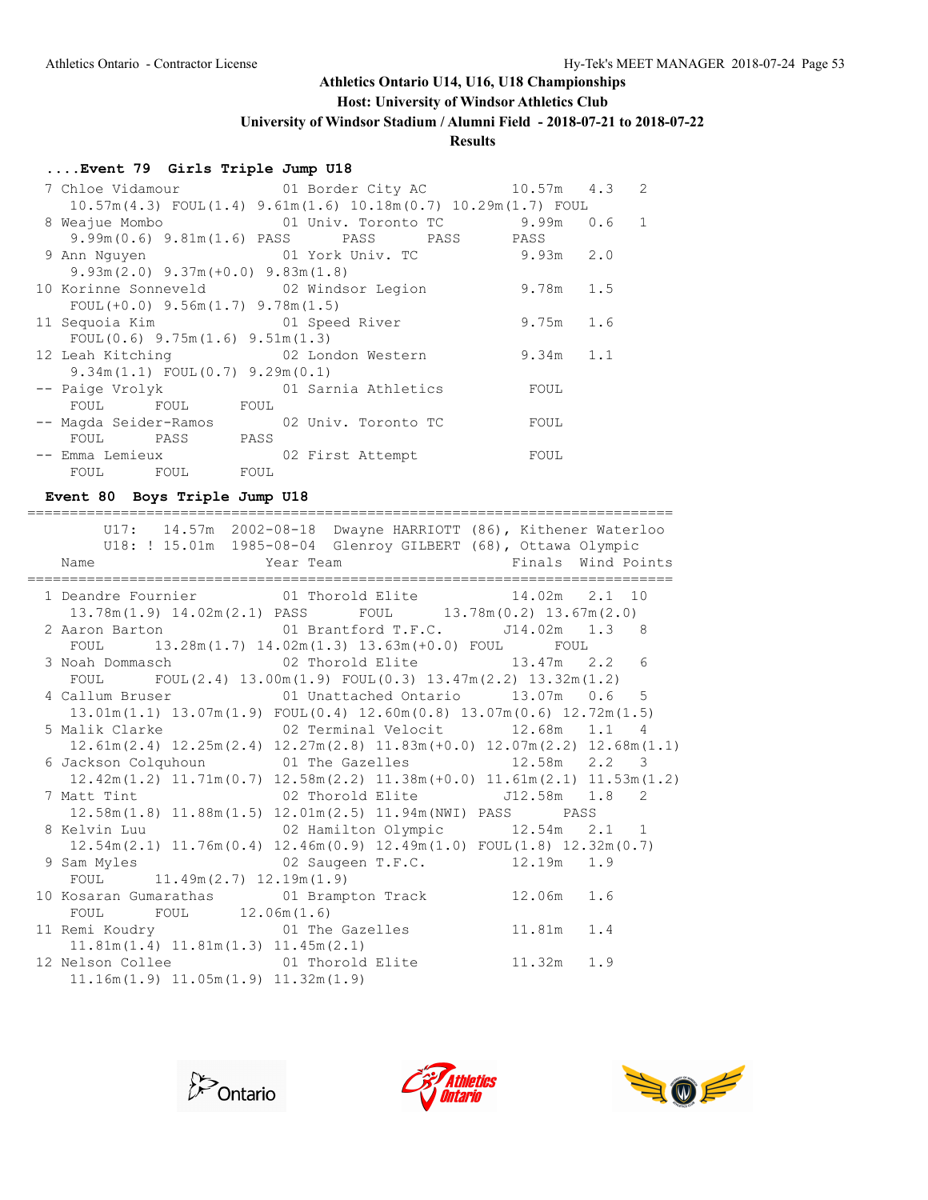Athletics Ontario - Contractor License

## Athletics Ontario U14, U16, U18 Championships
### Host: University of Windsor Athletics Club
### University of Windsor Stadium / Alumni Field - 2018-07-21 to 2018-07-22
### Results

#### ....Event 79 Girls Triple Jump U18

```
  7 Chloe Vidamour           01 Border City AC         10.57m   4.3   2
     10.57m(4.3) FOUL(1.4) 9.61m(1.6) 10.18m(0.7) 10.29m(1.7) FOUL
  8 Weajue Mombo             01 Univ. Toronto TC        9.99m   0.6   1
     9.99m(0.6) 9.81m(1.6) PASS      PASS      PASS      PASS
  9 Ann Nguyen               01 York Univ. TC           9.93m   2.0
     9.93m(2.0) 9.37m(+0.0) 9.83m(1.8)
 10 Korinne Sonneveld        02 Windsor Legion          9.78m   1.5
     FOUL(+0.0) 9.56m(1.7) 9.78m(1.5)
 11 Sequoia Kim              01 Speed River             9.75m   1.6
     FOUL(0.6) 9.75m(1.6) 9.51m(1.3)
 12 Leah Kitching            02 London Western          9.34m   1.1
     9.34m(1.1) FOUL(0.7) 9.29m(0.1)
 -- Paige Vrolyk             01 Sarnia Athletics         FOUL
     FOUL      FOUL      FOUL
 -- Magda Seider-Ramos       02 Univ. Toronto TC         FOUL
     FOUL      PASS      PASS
 -- Emma Lemieux             02 First Attempt            FOUL
     FOUL      FOUL      FOUL
```

#### Event 80 Boys Triple Jump U18

```
==========================================================================
       U17:   14.57m  2002-08-18  Dwayne HARRIOTT (86), Kithener Waterloo
       U18: ! 15.01m  1985-08-04  Glenroy GILBERT (68), Ottawa Olympic
    Name                    Year Team                   Finals  Wind Points
==========================================================================
  1 Deandre Fournier         01 Thorold Elite          14.02m   2.1  10
     13.78m(1.9) 14.02m(2.1) PASS      FOUL      13.78m(0.2) 13.67m(2.0)
  2 Aaron Barton             01 Brantford T.F.C.      J14.02m   1.3   8
     FOUL      13.28m(1.7) 14.02m(1.3) 13.63m(+0.0) FOUL      FOUL
  3 Noah Dommasch            02 Thorold Elite          13.47m   2.2   6
     FOUL      FOUL(2.4) 13.00m(1.9) FOUL(0.3) 13.47m(2.2) 13.32m(1.2)
  4 Callum Bruser            01 Unattached Ontario     13.07m   0.6   5
     13.01m(1.1) 13.07m(1.9) FOUL(0.4) 12.60m(0.8) 13.07m(0.6) 12.72m(1.5)
  5 Malik Clarke             02 Terminal Velocit       12.68m   1.1   4
     12.61m(2.4) 12.25m(2.4) 12.27m(2.8) 11.83m(+0.0) 12.07m(2.2) 12.68m(1.1)
  6 Jackson Colquhoun        01 The Gazelles           12.58m   2.2   3
     12.42m(1.2) 11.71m(0.7) 12.58m(2.2) 11.38m(+0.0) 11.61m(2.1) 11.53m(1.2)
  7 Matt Tint                02 Thorold Elite         J12.58m   1.8   2
     12.58m(1.8) 11.88m(1.5) 12.01m(2.5) 11.94m(NWI) PASS      PASS
  8 Kelvin Luu               02 Hamilton Olympic       12.54m   2.1   1
     12.54m(2.1) 11.76m(0.4) 12.46m(0.9) 12.49m(1.0) FOUL(1.8) 12.32m(0.7)
  9 Sam Myles                02 Saugeen T.F.C.         12.19m   1.9
     FOUL      11.49m(2.7) 12.19m(1.9)
 10 Kosaran Gumarathas       01 Brampton Track         12.06m   1.6
     FOUL      FOUL      12.06m(1.6)
 11 Remi Koudry              01 The Gazelles           11.81m   1.4
     11.81m(1.4) 11.81m(1.3) 11.45m(2.1)
 12 Nelson Collee            01 Thorold Elite          11.32m   1.9
     11.16m(1.9) 11.05m(1.9) 11.32m(1.9)
```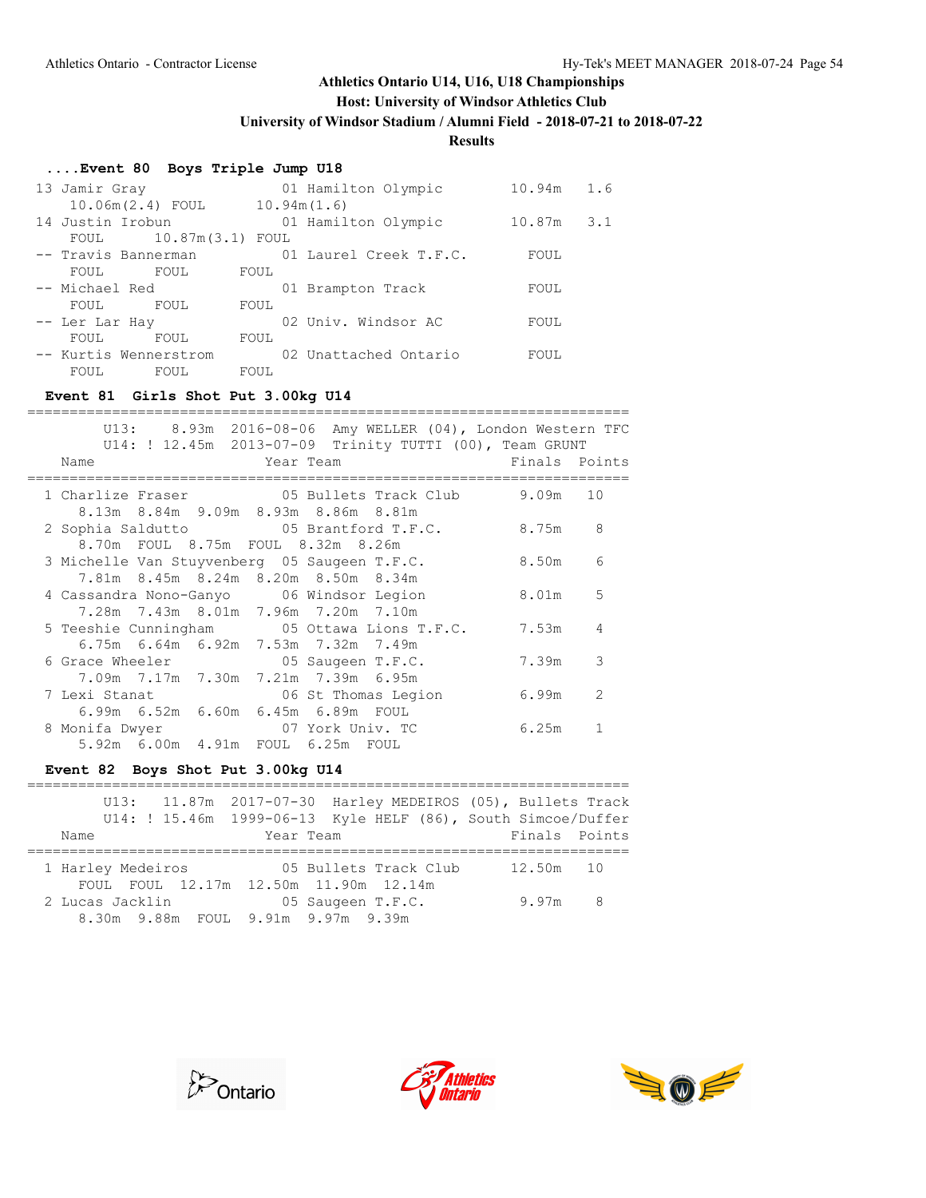Athletics Ontario U14, U16, U18 Championships
Host: University of Windsor Athletics Club
University of Windsor Stadium / Alumni Field - 2018-07-21 to 2018-07-22
**Results**

### ....Event 80 Boys Triple Jump U18

```
 13 Jamir Gray              01 Hamilton Olympic       10.94m   1.6
    10.06m(2.4) FOUL      10.94m(1.6)
 14 Justin Irobun           01 Hamilton Olympic       10.87m   3.1
    FOUL      10.87m(3.1) FOUL
 -- Travis Bannerman        01 Laurel Creek T.F.C.      FOUL
    FOUL      FOUL      FOUL
 -- Michael Red             01 Brampton Track           FOUL
    FOUL      FOUL      FOUL
 -- Ler Lar Hay             02 Univ. Windsor AC         FOUL
    FOUL      FOUL      FOUL
 -- Kurtis Wennerstrom      02 Unattached Ontario       FOUL
    FOUL      FOUL      FOUL
```

### Event 81 Girls Shot Put 3.00kg U14

```
===================================================================
       U13:    8.93m  2016-08-06  Amy WELLER (04), London Western TFC
       U14: ! 12.45m  2013-07-09  Trinity TUTTI (00), Team GRUNT
    Name                    Year Team                  Finals  Points
===================================================================
  1 Charlize Fraser         05 Bullets Track Club       9.09m   10
     8.13m  8.84m  9.09m  8.93m  8.86m  8.81m
  2 Sophia Saldutto         05 Brantford T.F.C.         8.75m    8
     8.70m  FOUL  8.75m  FOUL  8.32m  8.26m
  3 Michelle Van Stuyvenberg  05 Saugeen T.F.C.         8.50m    6
     7.81m  8.45m  8.24m  8.20m  8.50m  8.34m
  4 Cassandra Nono-Ganyo    06 Windsor Legion           8.01m    5
     7.28m  7.43m  8.01m  7.96m  7.20m  7.10m
  5 Teeshie Cunningham      05 Ottawa Lions T.F.C.      7.53m    4
     6.75m  6.64m  6.92m  7.53m  7.32m  7.49m
  6 Grace Wheeler           05 Saugeen T.F.C.           7.39m    3
     7.09m  7.17m  7.30m  7.21m  7.39m  6.95m
  7 Lexi Stanat             06 St Thomas Legion         6.99m    2
     6.99m  6.52m  6.60m  6.45m  6.89m  FOUL
  8 Monifa Dwyer            07 York Univ. TC            6.25m    1
     5.92m  6.00m  4.91m  FOUL  6.25m  FOUL
```

### Event 82 Boys Shot Put 3.00kg U14

```
===================================================================
       U13:   11.87m  2017-07-30  Harley MEDEIROS (05), Bullets Track
       U14: ! 15.46m  1999-06-13  Kyle HELF (86), South Simcoe/Duffer
    Name                    Year Team                  Finals  Points
===================================================================
  1 Harley Medeiros         05 Bullets Track Club      12.50m   10
     FOUL  FOUL  12.17m  12.50m  11.90m  12.14m
  2 Lucas Jacklin           05 Saugeen T.F.C.           9.97m    8
     8.30m  9.88m  FOUL  9.91m  9.97m  9.39m
```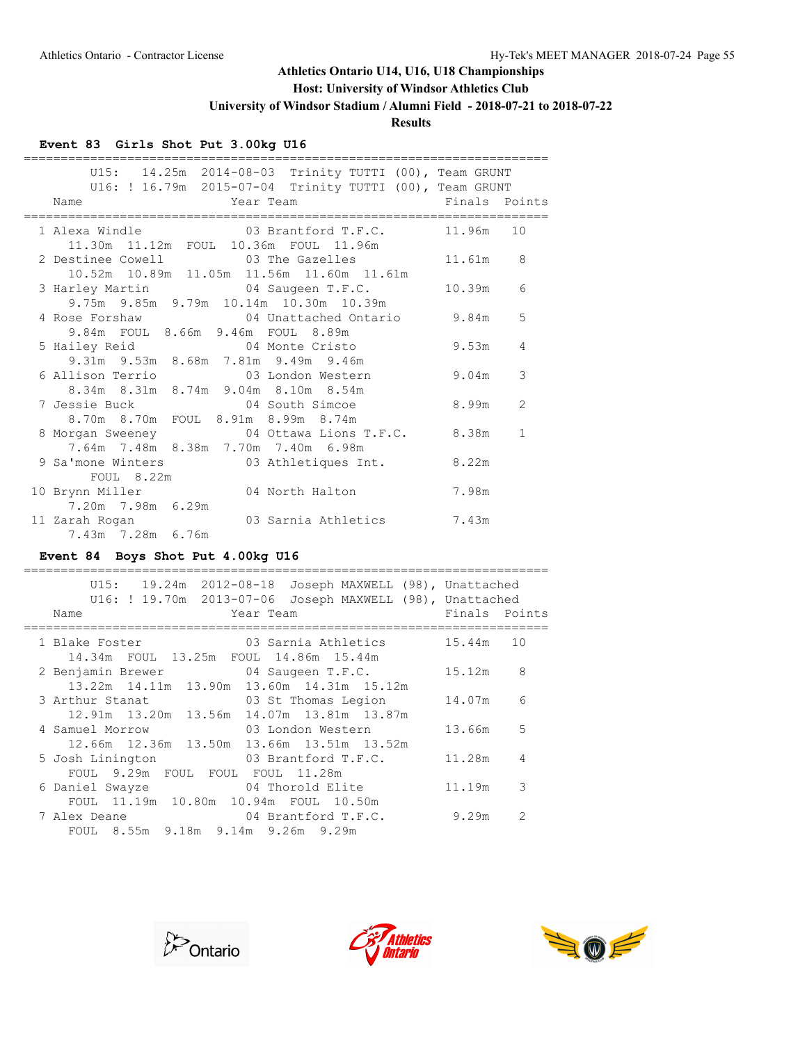# Athletics Ontario U14, U16, U18 Championships

**Host: University of Windsor Athletics Club**

**University of Windsor Stadium / Alumni Field - 2018-07-21 to 2018-07-22**

**Results**

## Event 83 Girls Shot Put 3.00kg U16

U15: 14.25m 2014-08-03 Trinity TUTTI (00), Team GRUNT
U16: ! 16.79m 2015-07-04 Trinity TUTTI (00), Team GRUNT

| Place | Name | Year | Team | Finals | Points |
|---|---|---|---|---|---|
| 1 | Alexa Windle | 03 | Brantford T.F.C. | 11.96m | 10 |
| | 11.30m 11.12m FOUL 10.36m FOUL 11.96m | | | | |
| 2 | Destinee Cowell | 03 | The Gazelles | 11.61m | 8 |
| | 10.52m 10.89m 11.05m 11.56m 11.60m 11.61m | | | | |
| 3 | Harley Martin | 04 | Saugeen T.F.C. | 10.39m | 6 |
| | 9.75m 9.85m 9.79m 10.14m 10.30m 10.39m | | | | |
| 4 | Rose Forshaw | 04 | Unattached Ontario | 9.84m | 5 |
| | 9.84m FOUL 8.66m 9.46m FOUL 8.89m | | | | |
| 5 | Hailey Reid | 04 | Monte Cristo | 9.53m | 4 |
| | 9.31m 9.53m 8.68m 7.81m 9.49m 9.46m | | | | |
| 6 | Allison Terrio | 03 | London Western | 9.04m | 3 |
| | 8.34m 8.31m 8.74m 9.04m 8.10m 8.54m | | | | |
| 7 | Jessie Buck | 04 | South Simcoe | 8.99m | 2 |
| | 8.70m 8.70m FOUL 8.91m 8.99m 8.74m | | | | |
| 8 | Morgan Sweeney | 04 | Ottawa Lions T.F.C. | 8.38m | 1 |
| | 7.64m 7.48m 8.38m 7.70m 7.40m 6.98m | | | | |
| 9 | Sa'mone Winters | 03 | Athletiques Int. | 8.22m | |
| | FOUL 8.22m | | | | |
| 10 | Brynn Miller | 04 | North Halton | 7.98m | |
| | 7.20m 7.98m 6.29m | | | | |
| 11 | Zarah Rogan | 03 | Sarnia Athletics | 7.43m | |
| | 7.43m 7.28m 6.76m | | | | |

## Event 84 Boys Shot Put 4.00kg U16

U15: 19.24m 2012-08-18 Joseph MAXWELL (98), Unattached
U16: ! 19.70m 2013-07-06 Joseph MAXWELL (98), Unattached

| Place | Name | Year | Team | Finals | Points |
|---|---|---|---|---|---|
| 1 | Blake Foster | 03 | Sarnia Athletics | 15.44m | 10 |
| | 14.34m FOUL 13.25m FOUL 14.86m 15.44m | | | | |
| 2 | Benjamin Brewer | 04 | Saugeen T.F.C. | 15.12m | 8 |
| | 13.22m 14.11m 13.90m 13.60m 14.31m 15.12m | | | | |
| 3 | Arthur Stanat | 03 | St Thomas Legion | 14.07m | 6 |
| | 12.91m 13.20m 13.56m 14.07m 13.81m 13.87m | | | | |
| 4 | Samuel Morrow | 03 | London Western | 13.66m | 5 |
| | 12.66m 12.36m 13.50m 13.66m 13.51m 13.52m | | | | |
| 5 | Josh Linington | 03 | Brantford T.F.C. | 11.28m | 4 |
| | FOUL 9.29m FOUL FOUL FOUL 11.28m | | | | |
| 6 | Daniel Swayze | 04 | Thorold Elite | 11.19m | 3 |
| | FOUL 11.19m 10.80m 10.94m FOUL 10.50m | | | | |
| 7 | Alex Deane | 04 | Brantford T.F.C. | 9.29m | 2 |
| | FOUL 8.55m 9.18m 9.14m 9.26m 9.29m | | | | |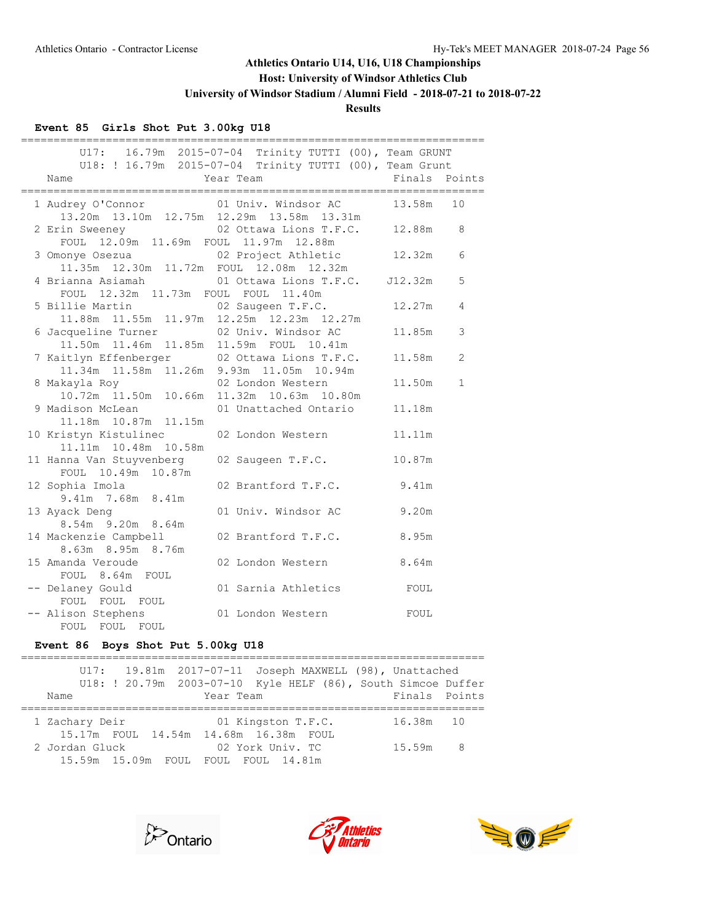# Athletics Ontario U14, U16, U18 Championships

**Host: University of Windsor Athletics Club**

**University of Windsor Stadium / Alumni Field - 2018-07-21 to 2018-07-22**

**Results**

### Event 85 Girls Shot Put 3.00kg U18

```
=====================================================================
       U17:   16.79m  2015-07-04  Trinity TUTTI (00), Team GRUNT     
       U18: ! 16.79m  2015-07-04  Trinity TUTTI (00), Team Grunt     
    Name                    Year Team                 Finals  Points 
=====================================================================
  1 Audrey O'Connor           01 Univ. Windsor AC       13.58m   10  
      13.20m  13.10m  12.75m  12.29m  13.58m  13.31m
  2 Erin Sweeney              02 Ottawa Lions T.F.C.    12.88m    8  
      FOUL  12.09m  11.69m  FOUL  11.97m  12.88m
  3 Omonye Osezua             02 Project Athletic       12.32m    6  
      11.35m  12.30m  11.72m  FOUL  12.08m  12.32m
  4 Brianna Asiamah           01 Ottawa Lions T.F.C.   J12.32m    5  
      FOUL  12.32m  11.73m  FOUL  FOUL  11.40m
  5 Billie Martin             02 Saugeen T.F.C.         12.27m    4  
      11.88m  11.55m  11.97m  12.25m  12.23m  12.27m
  6 Jacqueline Turner         02 Univ. Windsor AC       11.85m    3  
      11.50m  11.46m  11.85m  11.59m  FOUL  10.41m
  7 Kaitlyn Effenberger       02 Ottawa Lions T.F.C.    11.58m    2  
      11.34m  11.58m  11.26m  9.93m  11.05m  10.94m
  8 Makayla Roy               02 London Western         11.50m    1  
      10.72m  11.50m  10.66m  11.32m  10.63m  10.80m
  9 Madison McLean            01 Unattached Ontario     11.18m       
      11.18m  10.87m  11.15m
 10 Kristyn Kistulinec        02 London Western         11.11m       
      11.11m  10.48m  10.58m
 11 Hanna Van Stuyvenberg     02 Saugeen T.F.C.         10.87m       
      FOUL  10.49m  10.87m
 12 Sophia Imola              02 Brantford T.F.C.        9.41m       
      9.41m  7.68m  8.41m
 13 Ayack Deng                01 Univ. Windsor AC        9.20m       
      8.54m  9.20m  8.64m
 14 Mackenzie Campbell        02 Brantford T.F.C.        8.95m       
      8.63m  8.95m  8.76m
 15 Amanda Veroude            02 London Western          8.64m       
      FOUL  8.64m  FOUL
 -- Delaney Gould             01 Sarnia Athletics         FOUL       
      FOUL  FOUL  FOUL
 -- Alison Stephens           01 London Western           FOUL       
      FOUL  FOUL  FOUL
```

### Event 86 Boys Shot Put 5.00kg U18

```
=====================================================================
       U17:   19.81m  2017-07-11  Joseph MAXWELL (98), Unattached    
       U18: ! 20.79m  2003-07-10  Kyle HELF (86), South Simcoe Duffer
    Name                    Year Team                 Finals  Points 
=====================================================================
  1 Zachary Deir              01 Kingston T.F.C.        16.38m   10  
      15.17m  FOUL  14.54m  14.68m  16.38m  FOUL
  2 Jordan Gluck              02 York Univ. TC          15.59m    8  
      15.59m  15.09m  FOUL  FOUL  FOUL  14.81m
```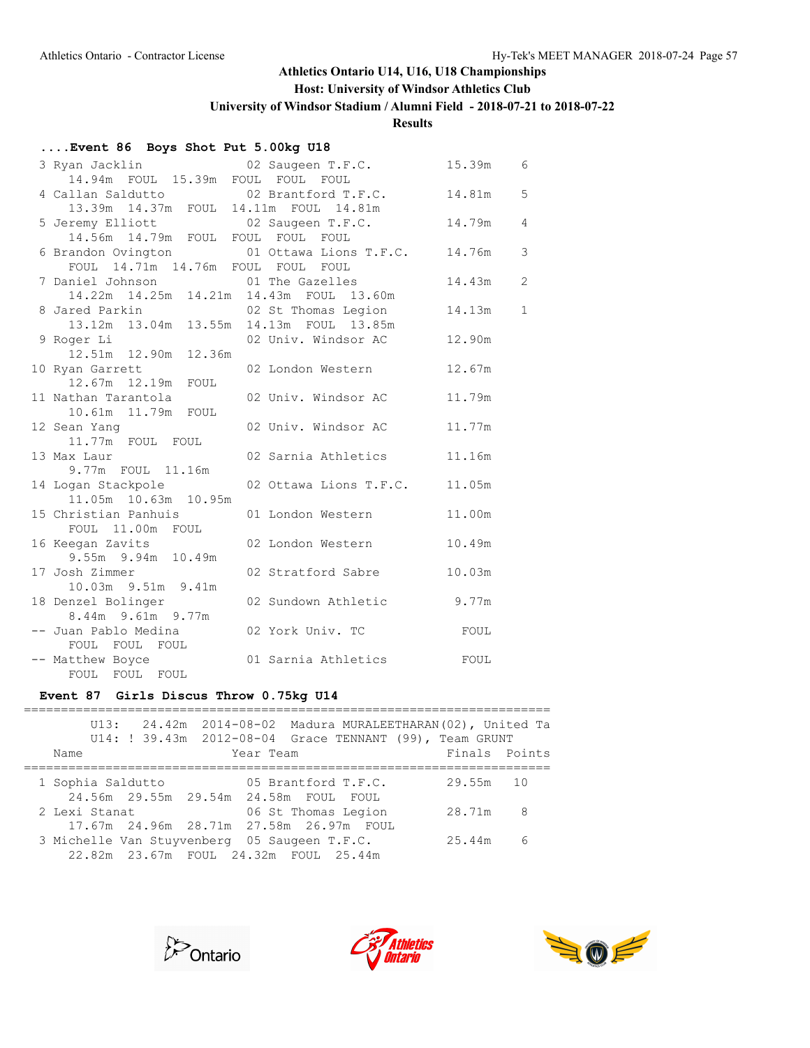Athletics Ontario U14, U16, U18 Championships

Host: University of Windsor Athletics Club

University of Windsor Stadium / Alumni Field - 2018-07-21 to 2018-07-22

**Results**

### ....Event 86 Boys Shot Put 5.00kg U18

```
  3 Ryan Jacklin            02 Saugeen T.F.C.          15.39m    6
      14.94m  FOUL  15.39m  FOUL  FOUL  FOUL
  4 Callan Saldutto         02 Brantford T.F.C.        14.81m    5
      13.39m  14.37m  FOUL  14.11m  FOUL  14.81m
  5 Jeremy Elliott          02 Saugeen T.F.C.          14.79m    4
      14.56m  14.79m  FOUL  FOUL  FOUL  FOUL
  6 Brandon Ovington        01 Ottawa Lions T.F.C.     14.76m    3
      FOUL  14.71m  14.76m  FOUL  FOUL  FOUL
  7 Daniel Johnson          01 The Gazelles            14.43m    2
      14.22m  14.25m  14.21m  14.43m  FOUL  13.60m
  8 Jared Parkin            02 St Thomas Legion        14.13m    1
      13.12m  13.04m  13.55m  14.13m  FOUL  13.85m
  9 Roger Li                02 Univ. Windsor AC        12.90m
      12.51m  12.90m  12.36m
 10 Ryan Garrett            02 London Western          12.67m
      12.67m  12.19m  FOUL
 11 Nathan Tarantola        02 Univ. Windsor AC        11.79m
      10.61m  11.79m  FOUL
 12 Sean Yang               02 Univ. Windsor AC        11.77m
      11.77m  FOUL  FOUL
 13 Max Laur                02 Sarnia Athletics        11.16m
      9.77m  FOUL  11.16m
 14 Logan Stackpole         02 Ottawa Lions T.F.C.     11.05m
      11.05m  10.63m  10.95m
 15 Christian Panhuis       01 London Western          11.00m
      FOUL  11.00m  FOUL
 16 Keegan Zavits           02 London Western          10.49m
      9.55m  9.94m  10.49m
 17 Josh Zimmer             02 Stratford Sabre         10.03m
      10.03m  9.51m  9.41m
 18 Denzel Bolinger         02 Sundown Athletic         9.77m
      8.44m  9.61m  9.77m
 -- Juan Pablo Medina       02 York Univ. TC             FOUL
      FOUL  FOUL  FOUL
 -- Matthew Boyce           01 Sarnia Athletics          FOUL
      FOUL  FOUL  FOUL
```

### Event 87 Girls Discus Throw 0.75kg U14

```
=====================================================================
       U13:   24.42m  2014-08-02  Madura MURALEETHARAN(02), United Ta
       U14: ! 39.43m  2012-08-04  Grace TENNANT (99), Team GRUNT
    Name                    Year Team                  Finals  Points
=====================================================================
  1 Sophia Saldutto         05 Brantford T.F.C.        29.55m   10
      24.56m  29.55m  29.54m  24.58m  FOUL  FOUL
  2 Lexi Stanat             06 St Thomas Legion        28.71m    8
      17.67m  24.96m  28.71m  27.58m  26.97m  FOUL
  3 Michelle Van Stuyvenberg  05 Saugeen T.F.C.        25.44m    6
      22.82m  23.67m  FOUL  24.32m  FOUL  25.44m
```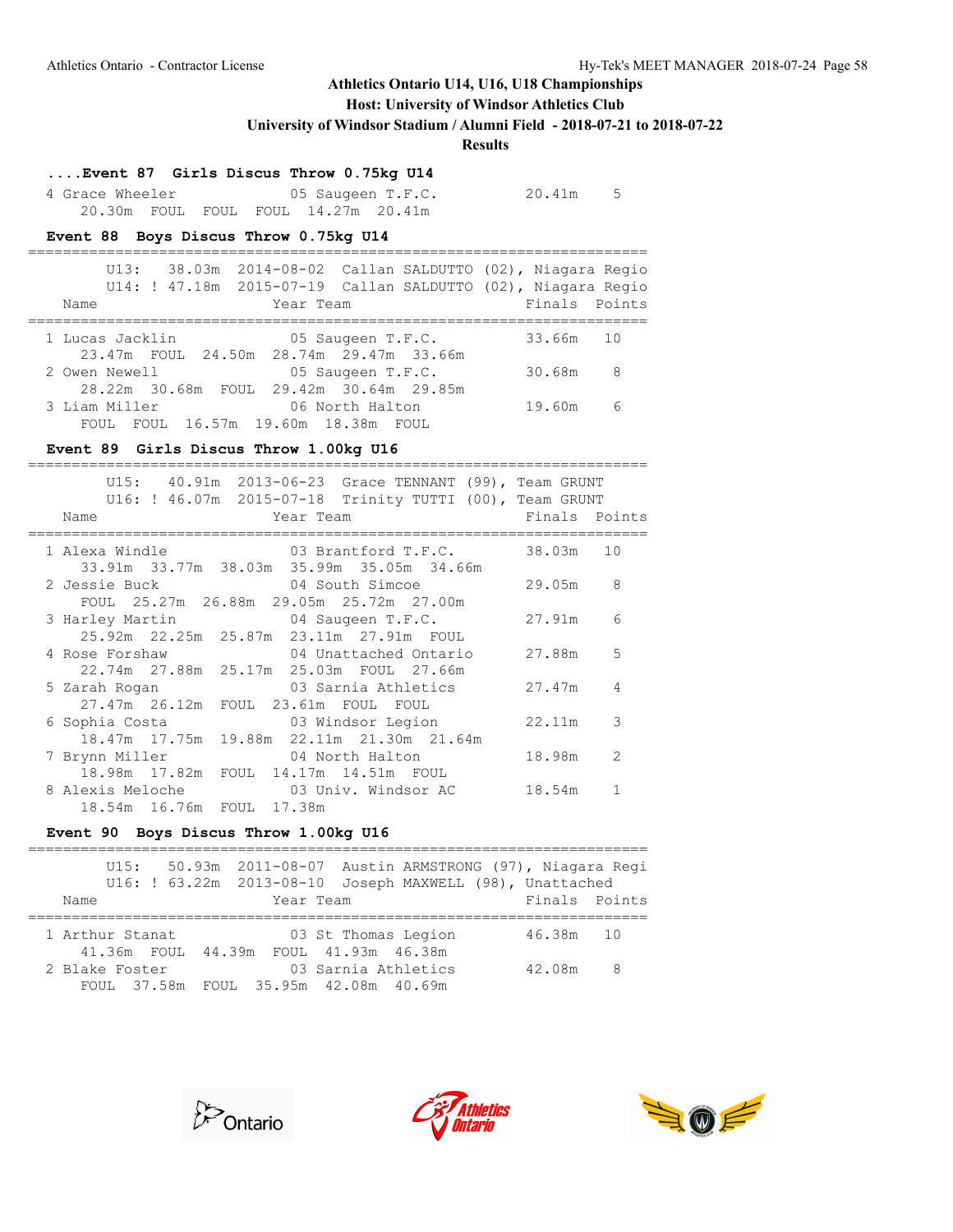## Athletics Ontario U14, U16, U18 Championships

**Host: University of Windsor Athletics Club**

**University of Windsor Stadium / Alumni Field - 2018-07-21 to 2018-07-22**

**Results**

### ....Event 87 Girls Discus Throw 0.75kg U14

```
  4 Grace Wheeler           05 Saugeen T.F.C.         20.41m    5
     20.30m  FOUL  FOUL  FOUL  14.27m  20.41m
```

### Event 88 Boys Discus Throw 0.75kg U14

```
=====================================================================
        U13:   38.03m  2014-08-02  Callan SALDUTTO (02), Niagara Regio
        U14: ! 47.18m  2015-07-19  Callan SALDUTTO (02), Niagara Regio
    Name                    Year Team                 Finals  Points
=====================================================================
  1 Lucas Jacklin           05 Saugeen T.F.C.         33.66m   10
     23.47m  FOUL  24.50m  28.74m  29.47m  33.66m
  2 Owen Newell             05 Saugeen T.F.C.         30.68m    8
     28.22m  30.68m  FOUL  29.42m  30.64m  29.85m
  3 Liam Miller             06 North Halton           19.60m    6
     FOUL  FOUL  16.57m  19.60m  18.38m  FOUL
```

### Event 89 Girls Discus Throw 1.00kg U16

```
=====================================================================
        U15:   40.91m  2013-06-23  Grace TENNANT (99), Team GRUNT
        U16: ! 46.07m  2015-07-18  Trinity TUTTI (00), Team GRUNT
    Name                    Year Team                 Finals  Points
=====================================================================
  1 Alexa Windle            03 Brantford T.F.C.       38.03m   10
     33.91m  33.77m  38.03m  35.99m  35.05m  34.66m
  2 Jessie Buck             04 South Simcoe           29.05m    8
     FOUL  25.27m  26.88m  29.05m  25.72m  27.00m
  3 Harley Martin           04 Saugeen T.F.C.         27.91m    6
     25.92m  22.25m  25.87m  23.11m  27.91m  FOUL
  4 Rose Forshaw            04 Unattached Ontario     27.88m    5
     22.74m  27.88m  25.17m  25.03m  FOUL  27.66m
  5 Zarah Rogan             03 Sarnia Athletics       27.47m    4
     27.47m  26.12m  FOUL  23.61m  FOUL  FOUL
  6 Sophia Costa            03 Windsor Legion         22.11m    3
     18.47m  17.75m  19.88m  22.11m  21.30m  21.64m
  7 Brynn Miller            04 North Halton           18.98m    2
     18.98m  17.82m  FOUL  14.17m  14.51m  FOUL
  8 Alexis Meloche          03 Univ. Windsor AC       18.54m    1
     18.54m  16.76m  FOUL  17.38m
```

### Event 90 Boys Discus Throw 1.00kg U16

```
=====================================================================
        U15:   50.93m  2011-08-07  Austin ARMSTRONG (97), Niagara Regi
        U16: ! 63.22m  2013-08-10  Joseph MAXWELL (98), Unattached
    Name                    Year Team                 Finals  Points
=====================================================================
  1 Arthur Stanat           03 St Thomas Legion       46.38m   10
     41.36m  FOUL  44.39m  FOUL  41.93m  46.38m
  2 Blake Foster            03 Sarnia Athletics       42.08m    8
     FOUL  37.58m  FOUL  35.95m  42.08m  40.69m
```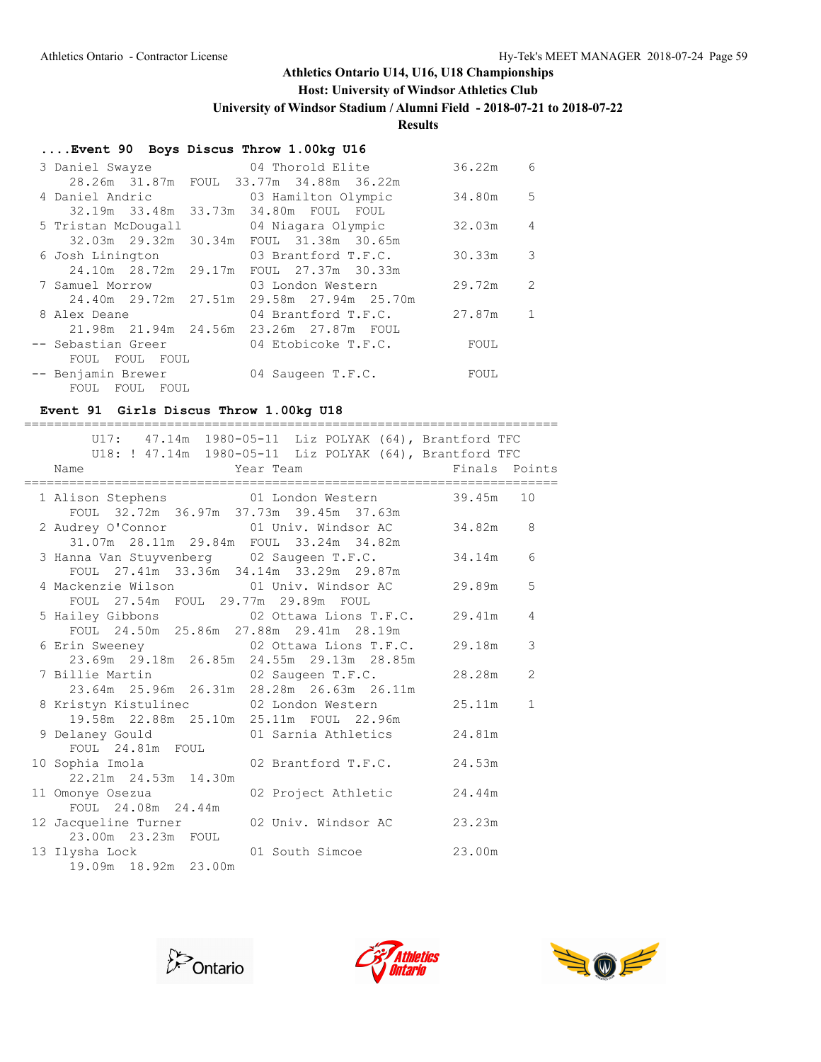Athletics Ontario U14, U16, U18 Championships

Host: University of Windsor Athletics Club

University of Windsor Stadium / Alumni Field - 2018-07-21 to 2018-07-22

**Results**

### ....Event 90 Boys Discus Throw 1.00kg U16

| | Name | Year | Team | Finals | Points |
|---|---|---|---|---|---|
| 3 | Daniel Swayze | 04 | Thorold Elite | 36.22m | 6 |
| | 28.26m 31.87m FOUL 33.77m 34.88m 36.22m | | | | |
| 4 | Daniel Andric | 03 | Hamilton Olympic | 34.80m | 5 |
| | 32.19m 33.48m 33.73m 34.80m FOUL FOUL | | | | |
| 5 | Tristan McDougall | 04 | Niagara Olympic | 32.03m | 4 |
| | 32.03m 29.32m 30.34m FOUL 31.38m 30.65m | | | | |
| 6 | Josh Linington | 03 | Brantford T.F.C. | 30.33m | 3 |
| | 24.10m 28.72m 29.17m FOUL 27.37m 30.33m | | | | |
| 7 | Samuel Morrow | 03 | London Western | 29.72m | 2 |
| | 24.40m 29.72m 27.51m 29.58m 27.94m 25.70m | | | | |
| 8 | Alex Deane | 04 | Brantford T.F.C. | 27.87m | 1 |
| | 21.98m 21.94m 24.56m 23.26m 27.87m FOUL | | | | |
| -- | Sebastian Greer | 04 | Etobicoke T.F.C. | FOUL | |
| | FOUL FOUL FOUL | | | | |
| -- | Benjamin Brewer | 04 | Saugeen T.F.C. | FOUL | |
| | FOUL FOUL FOUL | | | | |

### Event 91 Girls Discus Throw 1.00kg U18

U17: 47.14m 1980-05-11 Liz POLYAK (64), Brantford TFC

U18: ! 47.14m 1980-05-11 Liz POLYAK (64), Brantford TFC

| | Name | Year | Team | Finals | Points |
|---|---|---|---|---|---|
| 1 | Alison Stephens | 01 | London Western | 39.45m | 10 |
| | FOUL 32.72m 36.97m 37.73m 39.45m 37.63m | | | | |
| 2 | Audrey O'Connor | 01 | Univ. Windsor AC | 34.82m | 8 |
| | 31.07m 28.11m 29.84m FOUL 33.24m 34.82m | | | | |
| 3 | Hanna Van Stuyvenberg | 02 | Saugeen T.F.C. | 34.14m | 6 |
| | FOUL 27.41m 33.36m 34.14m 33.29m 29.87m | | | | |
| 4 | Mackenzie Wilson | 01 | Univ. Windsor AC | 29.89m | 5 |
| | FOUL 27.54m FOUL 29.77m 29.89m FOUL | | | | |
| 5 | Hailey Gibbons | 02 | Ottawa Lions T.F.C. | 29.41m | 4 |
| | FOUL 24.50m 25.86m 27.88m 29.41m 28.19m | | | | |
| 6 | Erin Sweeney | 02 | Ottawa Lions T.F.C. | 29.18m | 3 |
| | 23.69m 29.18m 26.85m 24.55m 29.13m 28.85m | | | | |
| 7 | Billie Martin | 02 | Saugeen T.F.C. | 28.28m | 2 |
| | 23.64m 25.96m 26.31m 28.28m 26.63m 26.11m | | | | |
| 8 | Kristyn Kistulinec | 02 | London Western | 25.11m | 1 |
| | 19.58m 22.88m 25.10m 25.11m FOUL 22.96m | | | | |
| 9 | Delaney Gould | 01 | Sarnia Athletics | 24.81m | |
| | FOUL 24.81m FOUL | | | | |
| 10 | Sophia Imola | 02 | Brantford T.F.C. | 24.53m | |
| | 22.21m 24.53m 14.30m | | | | |
| 11 | Omonye Osezua | 02 | Project Athletic | 24.44m | |
| | FOUL 24.08m 24.44m | | | | |
| 12 | Jacqueline Turner | 02 | Univ. Windsor AC | 23.23m | |
| | 23.00m 23.23m FOUL | | | | |
| 13 | Ilysha Lock | 01 | South Simcoe | 23.00m | |
| | 19.09m 18.92m 23.00m | | | | |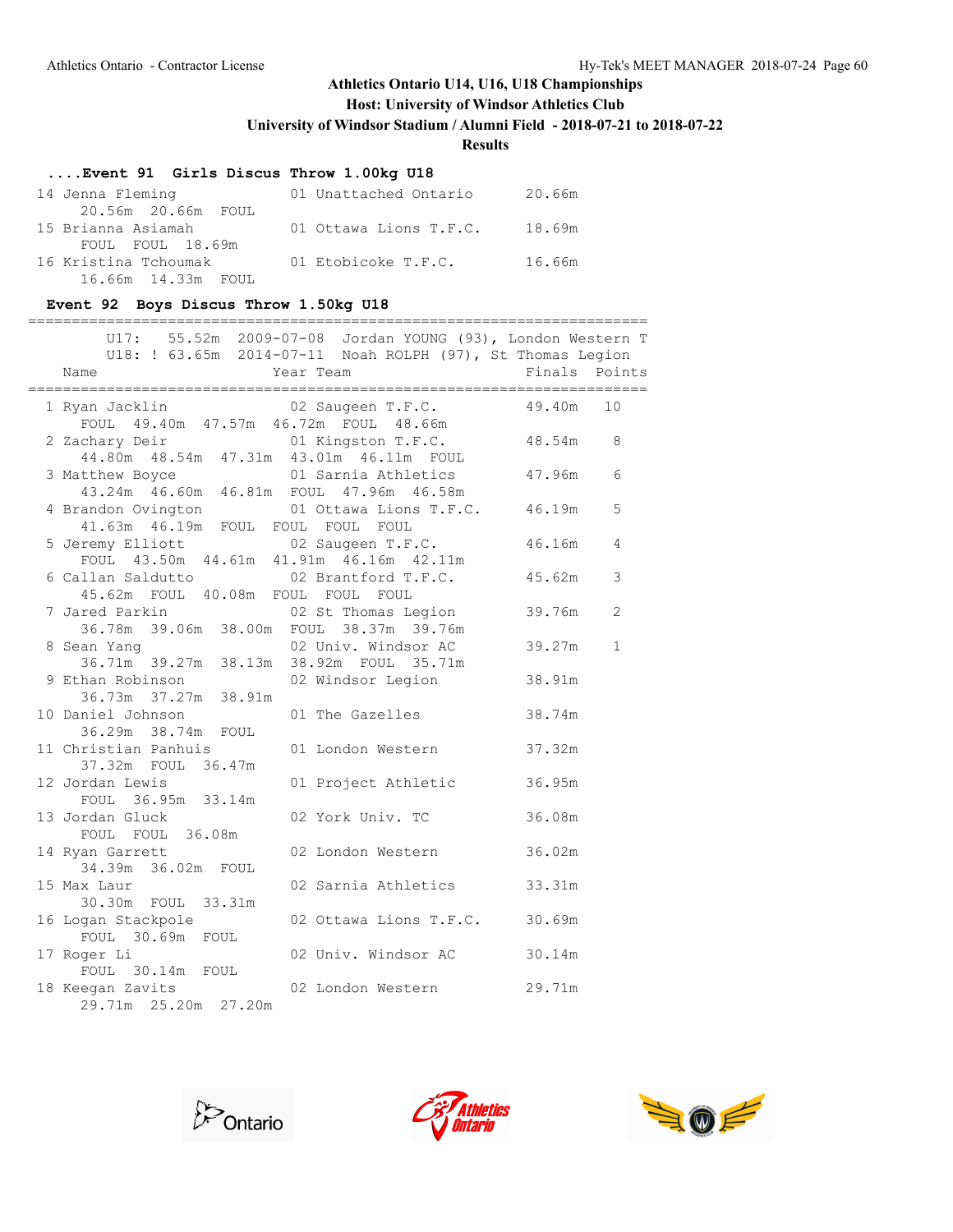Athletics Ontario U14, U16, U18 Championships

Host: University of Windsor Athletics Club

University of Windsor Stadium / Alumni Field - 2018-07-21 to 2018-07-22

**Results**

### ....Event 91 Girls Discus Throw 1.00kg U18

| Place | Name | Year | Team | Finals |
|---|---|---|---|---|
| 14 | Jenna Fleming | 01 | Unattached Ontario | 20.66m |
| | 20.56m 20.66m FOUL | | | |
| 15 | Brianna Asiamah | 01 | Ottawa Lions T.F.C. | 18.69m |
| | FOUL FOUL 18.69m | | | |
| 16 | Kristina Tchoumak | 01 | Etobicoke T.F.C. | 16.66m |
| | 16.66m 14.33m FOUL | | | |

### Event 92 Boys Discus Throw 1.50kg U18

U17: 55.52m 2009-07-08 Jordan YOUNG (93), London Western T

U18: ! 63.65m 2014-07-11 Noah ROLPH (97), St Thomas Legion

| Place | Name | Year | Team | Finals | Points |
|---|---|---|---|---|---|
| 1 | Ryan Jacklin | 02 | Saugeen T.F.C. | 49.40m | 10 |
| | FOUL 49.40m 47.57m 46.72m FOUL 48.66m | | | | |
| 2 | Zachary Deir | 01 | Kingston T.F.C. | 48.54m | 8 |
| | 44.80m 48.54m 47.31m 43.01m 46.11m FOUL | | | | |
| 3 | Matthew Boyce | 01 | Sarnia Athletics | 47.96m | 6 |
| | 43.24m 46.60m 46.81m FOUL 47.96m 46.58m | | | | |
| 4 | Brandon Ovington | 01 | Ottawa Lions T.F.C. | 46.19m | 5 |
| | 41.63m 46.19m FOUL FOUL FOUL FOUL | | | | |
| 5 | Jeremy Elliott | 02 | Saugeen T.F.C. | 46.16m | 4 |
| | FOUL 43.50m 44.61m 41.91m 46.16m 42.11m | | | | |
| 6 | Callan Saldutto | 02 | Brantford T.F.C. | 45.62m | 3 |
| | 45.62m FOUL 40.08m FOUL FOUL FOUL | | | | |
| 7 | Jared Parkin | 02 | St Thomas Legion | 39.76m | 2 |
| | 36.78m 39.06m 38.00m FOUL 38.37m 39.76m | | | | |
| 8 | Sean Yang | 02 | Univ. Windsor AC | 39.27m | 1 |
| | 36.71m 39.27m 38.13m 38.92m FOUL 35.71m | | | | |
| 9 | Ethan Robinson | 02 | Windsor Legion | 38.91m | |
| | 36.73m 37.27m 38.91m | | | | |
| 10 | Daniel Johnson | 01 | The Gazelles | 38.74m | |
| | 36.29m 38.74m FOUL | | | | |
| 11 | Christian Panhuis | 01 | London Western | 37.32m | |
| | 37.32m FOUL 36.47m | | | | |
| 12 | Jordan Lewis | 01 | Project Athletic | 36.95m | |
| | FOUL 36.95m 33.14m | | | | |
| 13 | Jordan Gluck | 02 | York Univ. TC | 36.08m | |
| | FOUL FOUL 36.08m | | | | |
| 14 | Ryan Garrett | 02 | London Western | 36.02m | |
| | 34.39m 36.02m FOUL | | | | |
| 15 | Max Laur | 02 | Sarnia Athletics | 33.31m | |
| | 30.30m FOUL 33.31m | | | | |
| 16 | Logan Stackpole | 02 | Ottawa Lions T.F.C. | 30.69m | |
| | FOUL 30.69m FOUL | | | | |
| 17 | Roger Li | 02 | Univ. Windsor AC | 30.14m | |
| | FOUL 30.14m FOUL | | | | |
| 18 | Keegan Zavits | 02 | London Western | 29.71m | |
| | 29.71m 25.20m 27.20m | | | | |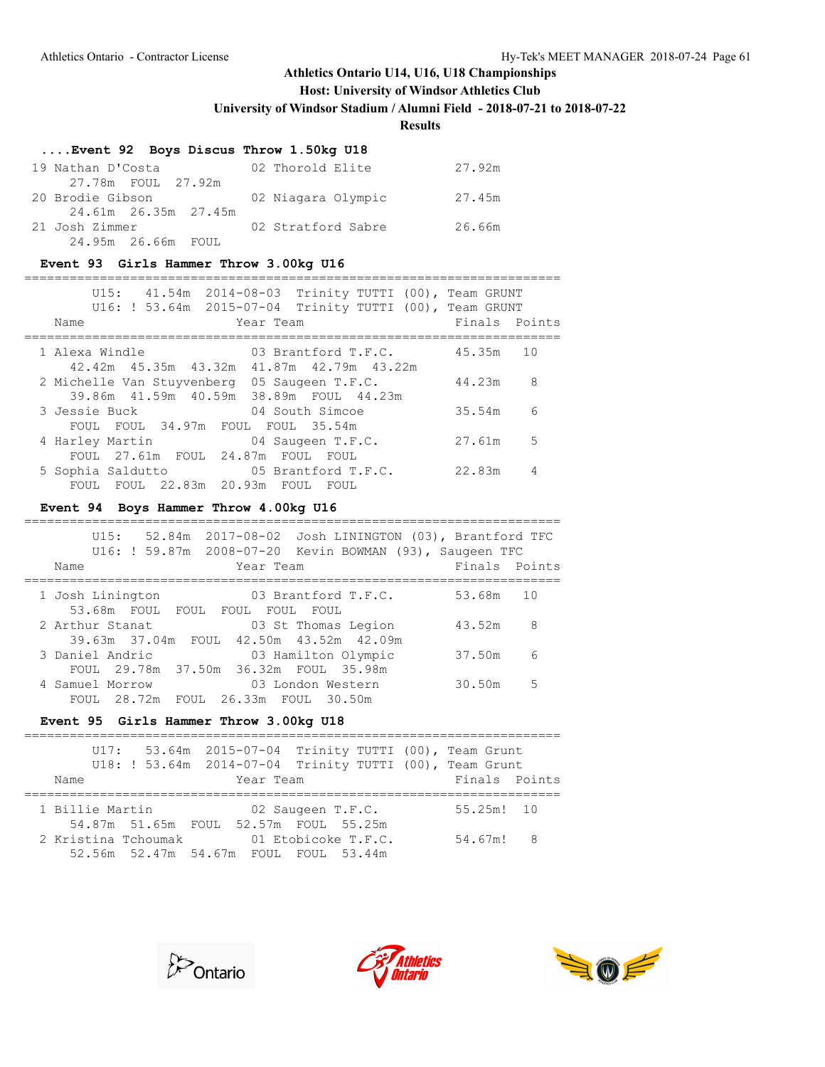## Athletics Ontario U14, U16, U18 Championships

**Host: University of Windsor Athletics Club**

**University of Windsor Stadium / Alumni Field - 2018-07-21 to 2018-07-22**

**Results**

### ....Event 92 Boys Discus Throw 1.50kg U18

```
 19 Nathan D'Costa           02 Thorold Elite           27.92m
      27.78m  FOUL  27.92m
 20 Brodie Gibson            02 Niagara Olympic         27.45m
      24.61m  26.35m  27.45m
 21 Josh Zimmer              02 Stratford Sabre         26.66m
      24.95m  26.66m  FOUL
```

### Event 93 Girls Hammer Throw 3.00kg U16

```
=====================================================================
        U15:   41.54m  2014-08-03  Trinity TUTTI (00), Team GRUNT
        U16: ! 53.64m  2015-07-04  Trinity TUTTI (00), Team GRUNT
    Name                    Year Team                  Finals  Points
=====================================================================
  1 Alexa Windle             03 Brantford T.F.C.        45.35m   10
      42.42m  45.35m  43.32m  41.87m  42.79m  43.22m
  2 Michelle Van Stuyvenberg  05 Saugeen T.F.C.         44.23m    8
      39.86m  41.59m  40.59m  38.89m  FOUL  44.23m
  3 Jessie Buck              04 South Simcoe            35.54m    6
      FOUL  FOUL  34.97m  FOUL  FOUL  35.54m
  4 Harley Martin            04 Saugeen T.F.C.          27.61m    5
      FOUL  27.61m  FOUL  24.87m  FOUL  FOUL
  5 Sophia Saldutto          05 Brantford T.F.C.        22.83m    4
      FOUL  FOUL  22.83m  20.93m  FOUL  FOUL
```

### Event 94 Boys Hammer Throw 4.00kg U16

```
=====================================================================
        U15:   52.84m  2017-08-02  Josh LININGTON (03), Brantford TFC
        U16: ! 59.87m  2008-07-20  Kevin BOWMAN (93), Saugeen TFC
    Name                    Year Team                  Finals  Points
=====================================================================
  1 Josh Linington           03 Brantford T.F.C.        53.68m   10
      53.68m  FOUL  FOUL  FOUL  FOUL  FOUL
  2 Arthur Stanat            03 St Thomas Legion        43.52m    8
      39.63m  37.04m  FOUL  42.50m  43.52m  42.09m
  3 Daniel Andric            03 Hamilton Olympic        37.50m    6
      FOUL  29.78m  37.50m  36.32m  FOUL  35.98m
  4 Samuel Morrow            03 London Western          30.50m    5
      FOUL  28.72m  FOUL  26.33m  FOUL  30.50m
```

### Event 95 Girls Hammer Throw 3.00kg U18

```
=====================================================================
        U17:   53.64m  2015-07-04  Trinity TUTTI (00), Team Grunt
        U18: ! 53.64m  2014-07-04  Trinity TUTTI (00), Team Grunt
    Name                    Year Team                  Finals  Points
=====================================================================
  1 Billie Martin            02 Saugeen T.F.C.          55.25m!  10
      54.87m  51.65m  FOUL  52.57m  FOUL  55.25m
  2 Kristina Tchoumak        01 Etobicoke T.F.C.        54.67m!   8
      52.56m  52.47m  54.67m  FOUL  FOUL  53.44m
```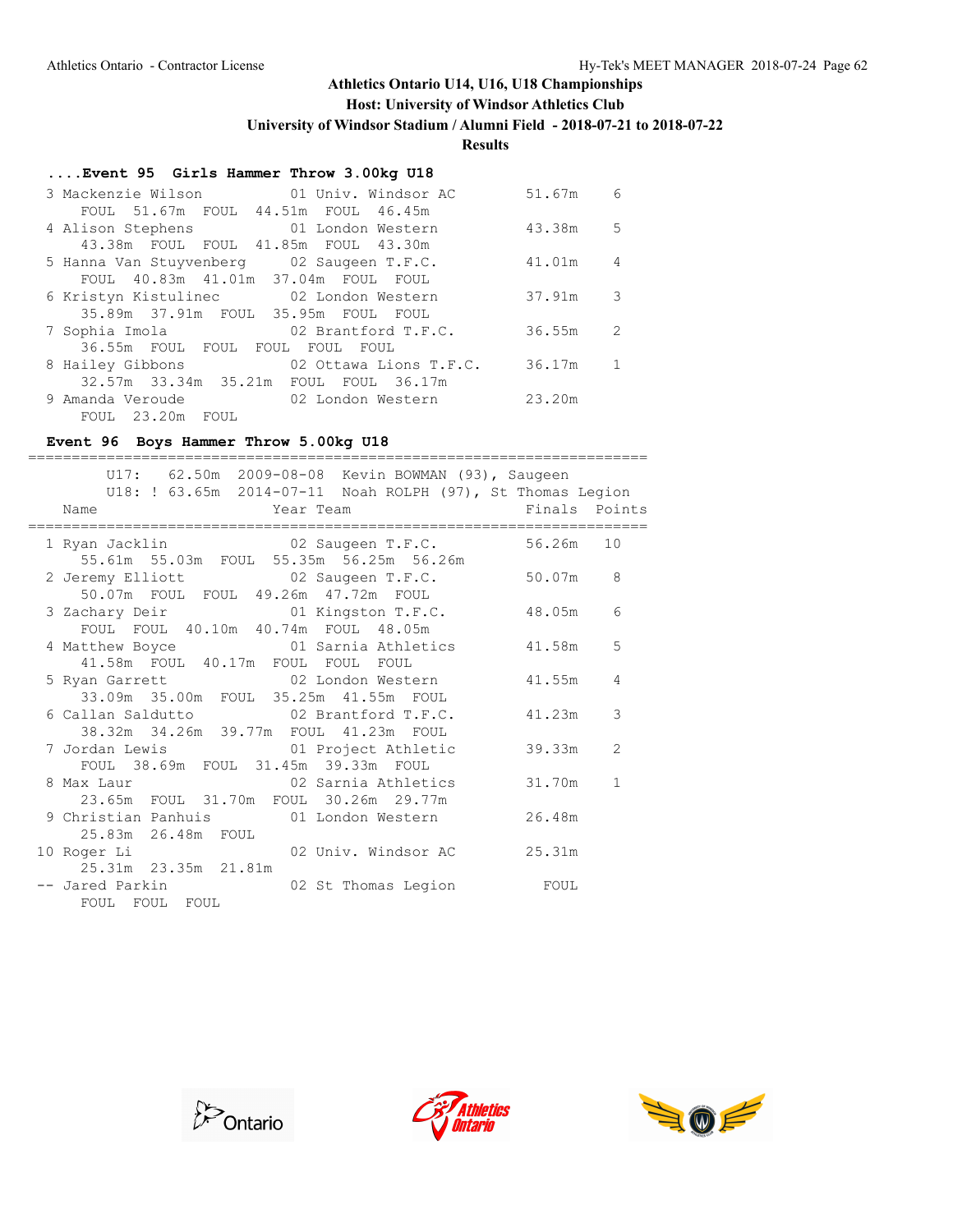# Athletics Ontario U14, U16, U18 Championships

**Host: University of Windsor Athletics Club**

**University of Windsor Stadium / Alumni Field - 2018-07-21 to 2018-07-22**

**Results**

### ....Event 95 Girls Hammer Throw 3.00kg U18

```
  3 Mackenzie Wilson         01 Univ. Windsor AC       51.67m    6
     FOUL  51.67m  FOUL  44.51m  FOUL  46.45m
  4 Alison Stephens          01 London Western         43.38m    5
     43.38m  FOUL  FOUL  41.85m  FOUL  43.30m
  5 Hanna Van Stuyvenberg    02 Saugeen T.F.C.         41.01m    4
     FOUL  40.83m  41.01m  37.04m  FOUL  FOUL
  6 Kristyn Kistulinec       02 London Western         37.91m    3
     35.89m  37.91m  FOUL  35.95m  FOUL  FOUL
  7 Sophia Imola             02 Brantford T.F.C.       36.55m    2
     36.55m  FOUL  FOUL  FOUL  FOUL  FOUL
  8 Hailey Gibbons           02 Ottawa Lions T.F.C.    36.17m    1
     32.57m  33.34m  35.21m  FOUL  FOUL  36.17m
  9 Amanda Veroude           02 London Western         23.20m
     FOUL  23.20m  FOUL
```

### Event 96 Boys Hammer Throw 5.00kg U18

```
===================================================================
        U17:   62.50m  2009-08-08  Kevin BOWMAN (93), Saugeen
        U18: ! 63.65m  2014-07-11  Noah ROLPH (97), St Thomas Legion
    Name                   Year Team                  Finals  Points
===================================================================
  1 Ryan Jacklin             02 Saugeen T.F.C.         56.26m   10
     55.61m  55.03m  FOUL  55.35m  56.25m  56.26m
  2 Jeremy Elliott           02 Saugeen T.F.C.         50.07m    8
     50.07m  FOUL  FOUL  49.26m  47.72m  FOUL
  3 Zachary Deir             01 Kingston T.F.C.        48.05m    6
     FOUL  FOUL  40.10m  40.74m  FOUL  48.05m
  4 Matthew Boyce            01 Sarnia Athletics       41.58m    5
     41.58m  FOUL  40.17m  FOUL  FOUL  FOUL
  5 Ryan Garrett             02 London Western         41.55m    4
     33.09m  35.00m  FOUL  35.25m  41.55m  FOUL
  6 Callan Saldutto          02 Brantford T.F.C.       41.23m    3
     38.32m  34.26m  39.77m  FOUL  41.23m  FOUL
  7 Jordan Lewis             01 Project Athletic       39.33m    2
     FOUL  38.69m  FOUL  31.45m  39.33m  FOUL
  8 Max Laur                 02 Sarnia Athletics       31.70m    1
     23.65m  FOUL  31.70m  FOUL  30.26m  29.77m
  9 Christian Panhuis        01 London Western         26.48m
     25.83m  26.48m  FOUL
 10 Roger Li                 02 Univ. Windsor AC       25.31m
     25.31m  23.35m  21.81m
 -- Jared Parkin             02 St Thomas Legion         FOUL
     FOUL  FOUL  FOUL
```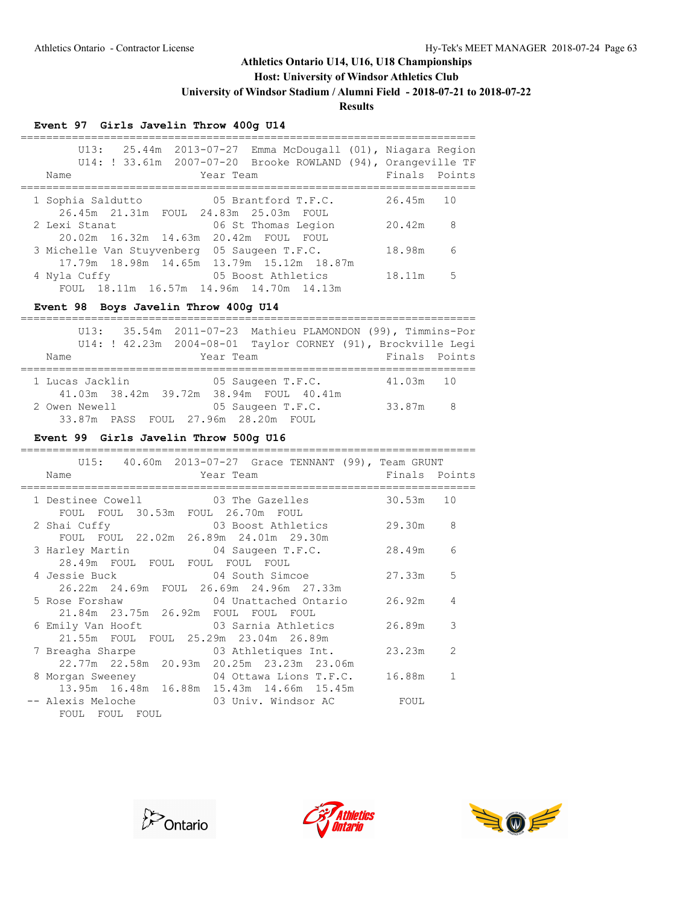# Athletics Ontario U14, U16, U18 Championships

**Host: University of Windsor Athletics Club**

**University of Windsor Stadium / Alumni Field - 2018-07-21 to 2018-07-22**

**Results**

### Event 97 Girls Javelin Throw 400g U14

U13: 25.44m 2013-07-27 Emma McDougall (01), Niagara Region
U14: ! 33.61m 2007-07-20 Brooke ROWLAND (94), Orangeville TF

| Place | Name | Year | Team | Finals | Points |
|---|---|---|---|---|---|
| 1 | Sophia Saldutto | 05 | Brantford T.F.C. | 26.45m | 10 |
| | 26.45m 21.31m FOUL 24.83m 25.03m FOUL | | | | |
| 2 | Lexi Stanat | 06 | St Thomas Legion | 20.42m | 8 |
| | 20.02m 16.32m 14.63m 20.42m FOUL FOUL | | | | |
| 3 | Michelle Van Stuyvenberg | 05 | Saugeen T.F.C. | 18.98m | 6 |
| | 17.79m 18.98m 14.65m 13.79m 15.12m 18.87m | | | | |
| 4 | Nyla Cuffy | 05 | Boost Athletics | 18.11m | 5 |
| | FOUL 18.11m 16.57m 14.96m 14.70m 14.13m | | | | |

### Event 98 Boys Javelin Throw 400g U14

U13: 35.54m 2011-07-23 Mathieu PLAMONDON (99), Timmins-Por
U14: ! 42.23m 2004-08-01 Taylor CORNEY (91), Brockville Legi

| Place | Name | Year | Team | Finals | Points |
|---|---|---|---|---|---|
| 1 | Lucas Jacklin | 05 | Saugeen T.F.C. | 41.03m | 10 |
| | 41.03m 38.42m 39.72m 38.94m FOUL 40.41m | | | | |
| 2 | Owen Newell | 05 | Saugeen T.F.C. | 33.87m | 8 |
| | 33.87m PASS FOUL 27.96m 28.20m FOUL | | | | |

### Event 99 Girls Javelin Throw 500g U16

U15: 40.60m 2013-07-27 Grace TENNANT (99), Team GRUNT

| Place | Name | Year | Team | Finals | Points |
|---|---|---|---|---|---|
| 1 | Destinee Cowell | 03 | The Gazelles | 30.53m | 10 |
| | FOUL FOUL 30.53m FOUL 26.70m FOUL | | | | |
| 2 | Shai Cuffy | 03 | Boost Athletics | 29.30m | 8 |
| | FOUL FOUL 22.02m 26.89m 24.01m 29.30m | | | | |
| 3 | Harley Martin | 04 | Saugeen T.F.C. | 28.49m | 6 |
| | 28.49m FOUL FOUL FOUL FOUL FOUL | | | | |
| 4 | Jessie Buck | 04 | South Simcoe | 27.33m | 5 |
| | 26.22m 24.69m FOUL 26.69m 24.96m 27.33m | | | | |
| 5 | Rose Forshaw | 04 | Unattached Ontario | 26.92m | 4 |
| | 21.84m 23.75m 26.92m FOUL FOUL FOUL | | | | |
| 6 | Emily Van Hooft | 03 | Sarnia Athletics | 26.89m | 3 |
| | 21.55m FOUL FOUL 25.29m 23.04m 26.89m | | | | |
| 7 | Breagha Sharpe | 03 | Athletiques Int. | 23.23m | 2 |
| | 22.77m 22.58m 20.93m 20.25m 23.23m 23.06m | | | | |
| 8 | Morgan Sweeney | 04 | Ottawa Lions T.F.C. | 16.88m | 1 |
| | 13.95m 16.48m 16.88m 15.43m 14.66m 15.45m | | | | |
| -- | Alexis Meloche | 03 | Univ. Windsor AC | FOUL | |
| | FOUL FOUL FOUL | | | | |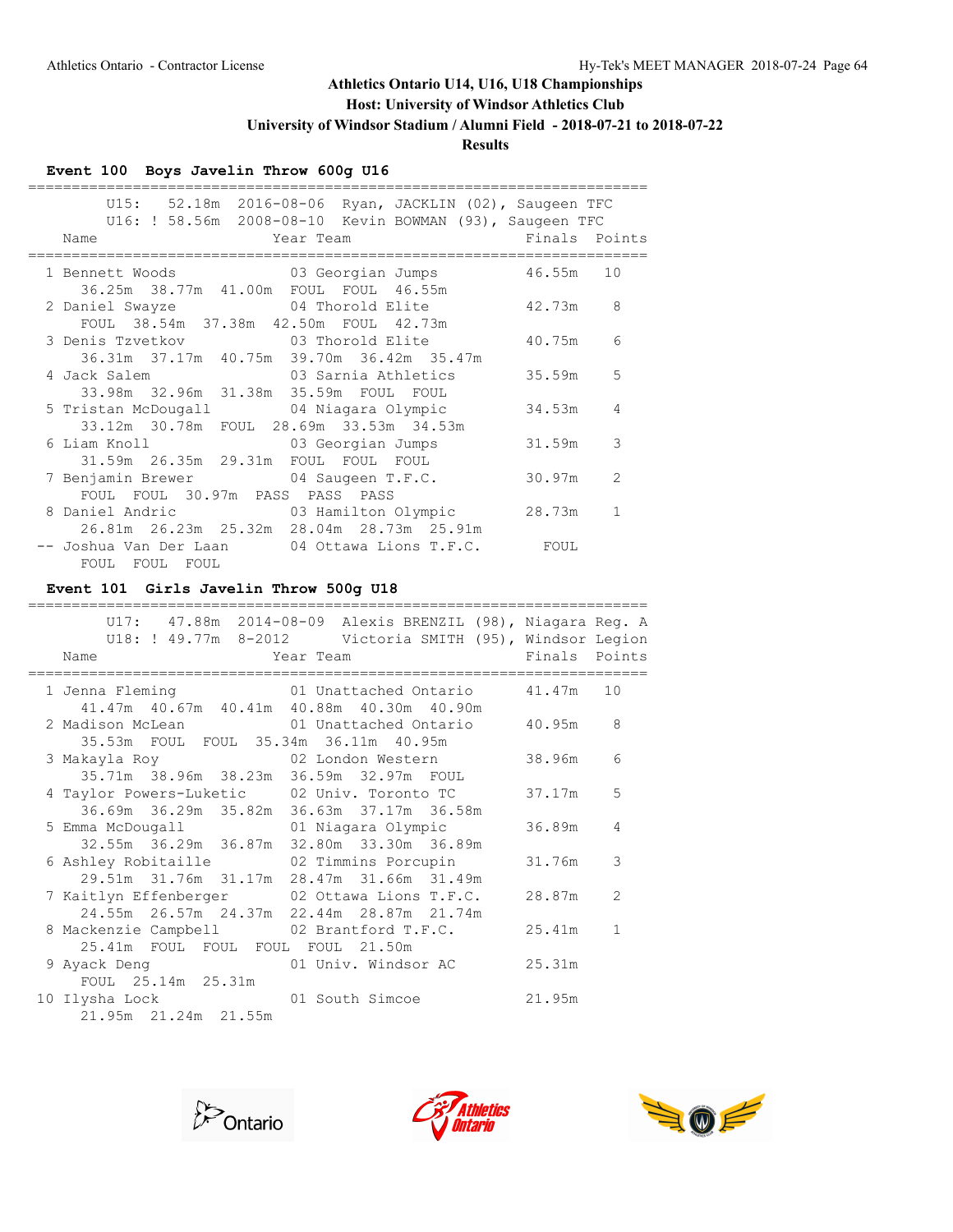Athletics Ontario - Contractor License

Hy-Tek's MEET MANAGER 2018-07-24

**Athletics Ontario U14, U16, U18 Championships**

**Host: University of Windsor Athletics Club**

**University of Windsor Stadium / Alumni Field - 2018-07-21 to 2018-07-22**

**Results**

### Event 100 Boys Javelin Throw 600g U16

```
=====================================================================
       U15:   52.18m  2016-08-06  Ryan, JACKLIN (02), Saugeen TFC
       U16: ! 58.56m  2008-08-10  Kevin BOWMAN (93), Saugeen TFC
    Name                    Year Team                 Finals  Points
=====================================================================
  1 Bennett Woods             03 Georgian Jumps         46.55m   10
      36.25m  38.77m  41.00m  FOUL  FOUL  46.55m
  2 Daniel Swayze             04 Thorold Elite          42.73m    8
      FOUL  38.54m  37.38m  42.50m  FOUL  42.73m
  3 Denis Tzvetkov            03 Thorold Elite          40.75m    6
      36.31m  37.17m  40.75m  39.70m  36.42m  35.47m
  4 Jack Salem                03 Sarnia Athletics       35.59m    5
      33.98m  32.96m  31.38m  35.59m  FOUL  FOUL
  5 Tristan McDougall         04 Niagara Olympic        34.53m    4
      33.12m  30.78m  FOUL  28.69m  33.53m  34.53m
  6 Liam Knoll                03 Georgian Jumps         31.59m    3
      31.59m  26.35m  29.31m  FOUL  FOUL  FOUL
  7 Benjamin Brewer           04 Saugeen T.F.C.         30.97m    2
      FOUL  FOUL  30.97m  PASS  PASS  PASS
  8 Daniel Andric             03 Hamilton Olympic       28.73m    1
      26.81m  26.23m  25.32m  28.04m  28.73m  25.91m
 -- Joshua Van Der Laan       04 Ottawa Lions T.F.C.      FOUL
      FOUL  FOUL  FOUL
```

### Event 101 Girls Javelin Throw 500g U18

```
=====================================================================
       U17:   47.88m  2014-08-09  Alexis BRENZIL (98), Niagara Reg. A
       U18: ! 49.77m  8-2012      Victoria SMITH (95), Windsor Legion
    Name                    Year Team                 Finals  Points
=====================================================================
  1 Jenna Fleming             01 Unattached Ontario     41.47m   10
      41.47m  40.67m  40.41m  40.88m  40.30m  40.90m
  2 Madison McLean            01 Unattached Ontario     40.95m    8
      35.53m  FOUL  FOUL  35.34m  36.11m  40.95m
  3 Makayla Roy               02 London Western         38.96m    6
      35.71m  38.96m  38.23m  36.59m  32.97m  FOUL
  4 Taylor Powers-Luketic     02 Univ. Toronto TC       37.17m    5
      36.69m  36.29m  35.82m  36.63m  37.17m  36.58m
  5 Emma McDougall            01 Niagara Olympic        36.89m    4
      32.55m  36.29m  36.87m  32.80m  33.30m  36.89m
  6 Ashley Robitaille         02 Timmins Porcupin       31.76m    3
      29.51m  31.76m  31.17m  28.47m  31.66m  31.49m
  7 Kaitlyn Effenberger       02 Ottawa Lions T.F.C.    28.87m    2
      24.55m  26.57m  24.37m  22.44m  28.87m  21.74m
  8 Mackenzie Campbell        02 Brantford T.F.C.       25.41m    1
      25.41m  FOUL  FOUL  FOUL  FOUL  21.50m
  9 Ayack Deng                01 Univ. Windsor AC       25.31m
      FOUL  25.14m  25.31m
 10 Ilysha Lock               01 South Simcoe           21.95m
      21.95m  21.24m  21.55m
```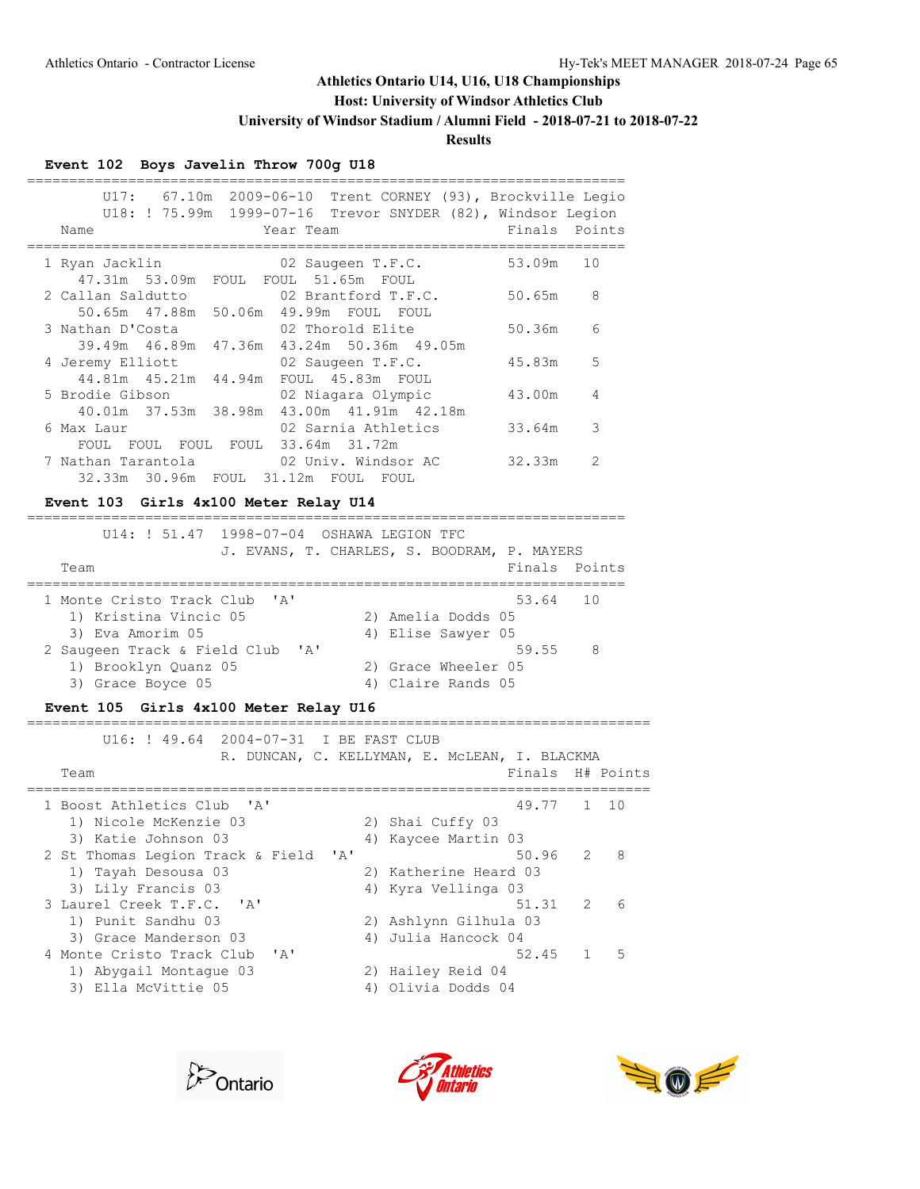Athletics Ontario U14, U16, U18 Championships

Host: University of Windsor Athletics Club

University of Windsor Stadium / Alumni Field - 2018-07-21 to 2018-07-22

**Results**

### Event 102 Boys Javelin Throw 700g U18

U17: 67.10m 2009-06-10 Trent CORNEY (93), Brockville Legio
U18: ! 75.99m 1999-07-16 Trevor SNYDER (82), Windsor Legion

| Name | Year | Team | Finals | Points |
|---|---|---|---|---|
| 1 Ryan Jacklin | 02 | Saugeen T.F.C. | 53.09m | 10 |
| 47.31m 53.09m FOUL FOUL 51.65m FOUL | | | | |
| 2 Callan Saldutto | 02 | Brantford T.F.C. | 50.65m | 8 |
| 50.65m 47.88m 50.06m 49.99m FOUL FOUL | | | | |
| 3 Nathan D'Costa | 02 | Thorold Elite | 50.36m | 6 |
| 39.49m 46.89m 47.36m 43.24m 50.36m 49.05m | | | | |
| 4 Jeremy Elliott | 02 | Saugeen T.F.C. | 45.83m | 5 |
| 44.81m 45.21m 44.94m FOUL 45.83m FOUL | | | | |
| 5 Brodie Gibson | 02 | Niagara Olympic | 43.00m | 4 |
| 40.01m 37.53m 38.98m 43.00m 41.91m 42.18m | | | | |
| 6 Max Laur | 02 | Sarnia Athletics | 33.64m | 3 |
| FOUL FOUL FOUL FOUL 33.64m 31.72m | | | | |
| 7 Nathan Tarantola | 02 | Univ. Windsor AC | 32.33m | 2 |
| 32.33m 30.96m FOUL 31.12m FOUL FOUL | | | | |

### Event 103 Girls 4x100 Meter Relay U14

U14: ! 51.47 1998-07-04 OSHAWA LEGION TFC
J. EVANS, T. CHARLES, S. BOODRAM, P. MAYERS

| Team | Finals | Points |
|---|---|---|
| 1 Monte Cristo Track Club 'A' | 53.64 | 10 |
| 1) Kristina Vincic 05, 2) Amelia Dodds 05, 3) Eva Amorim 05, 4) Elise Sawyer 05 | | |
| 2 Saugeen Track & Field Club 'A' | 59.55 | 8 |
| 1) Brooklyn Quanz 05, 2) Grace Wheeler 05, 3) Grace Boyce 05, 4) Claire Rands 05 | | |

### Event 105 Girls 4x100 Meter Relay U16

U16: ! 49.64 2004-07-31 I BE FAST CLUB
R. DUNCAN, C. KELLYMAN, E. McLEAN, I. BLACKMA

| Team | Finals | H# | Points |
|---|---|---|---|
| 1 Boost Athletics Club 'A' | 49.77 | 1 | 10 |
| 1) Nicole McKenzie 03, 2) Shai Cuffy 03, 3) Katie Johnson 03, 4) Kaycee Martin 03 | | | |
| 2 St Thomas Legion Track & Field 'A' | 50.96 | 2 | 8 |
| 1) Tayah Desousa 03, 2) Katherine Heard 03, 3) Lily Francis 03, 4) Kyra Vellinga 03 | | | |
| 3 Laurel Creek T.F.C. 'A' | 51.31 | 2 | 6 |
| 1) Punit Sandhu 03, 2) Ashlynn Gilhula 03, 3) Grace Manderson 03, 4) Julia Hancock 04 | | | |
| 4 Monte Cristo Track Club 'A' | 52.45 | 1 | 5 |
| 1) Abygail Montague 03, 2) Hailey Reid 04, 3) Ella McVittie 05, 4) Olivia Dodds 04 | | | |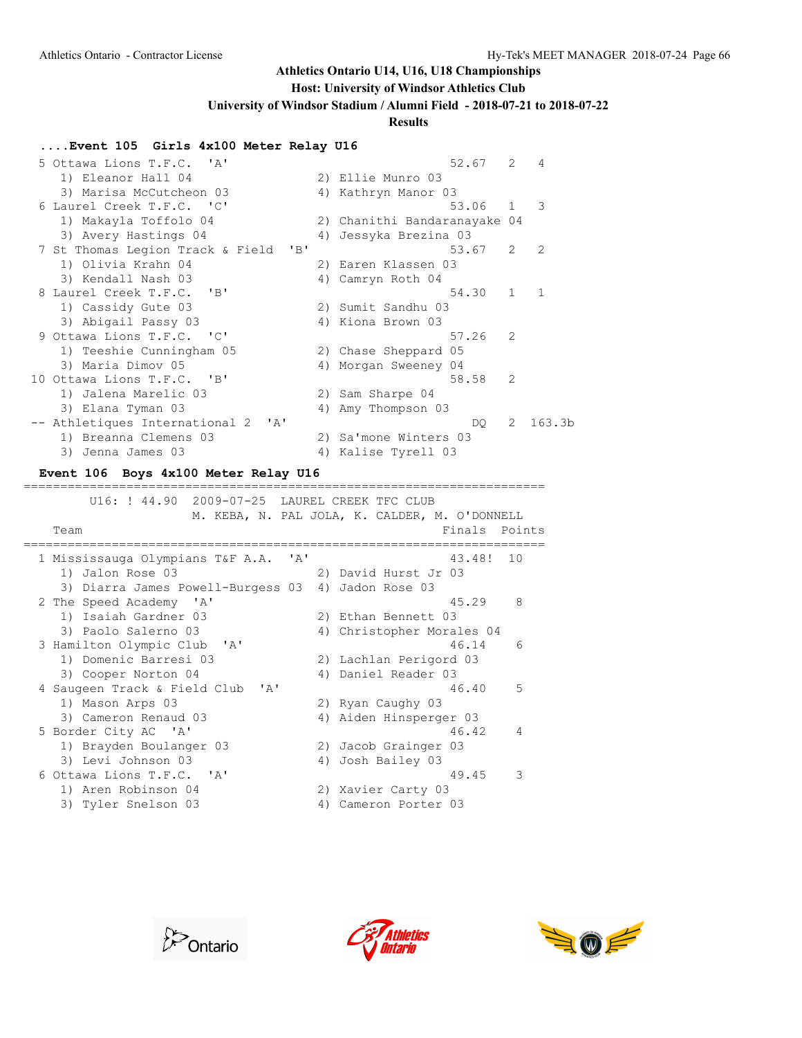## ....Event 105 Girls 4x100 Meter Relay U16

| Place | Team | Finals | Heat | Points |
|---|---|---|---|---|
| 5 | Ottawa Lions T.F.C. 'A' | 52.67 | 2 | 4 |
| | 1) Eleanor Hall 04; 2) Ellie Munro 03; 3) Marisa McCutcheon 03; 4) Kathryn Manor 03 | | | |
| 6 | Laurel Creek T.F.C. 'C' | 53.06 | 1 | 3 |
| | 1) Makayla Toffolo 04; 2) Chanithi Bandaranayake 04; 3) Avery Hastings 04; 4) Jessyka Brezina 03 | | | |
| 7 | St Thomas Legion Track & Field 'B' | 53.67 | 2 | 2 |
| | 1) Olivia Krahn 04; 2) Earen Klassen 03; 3) Kendall Nash 03; 4) Camryn Roth 04 | | | |
| 8 | Laurel Creek T.F.C. 'B' | 54.30 | 1 | 1 |
| | 1) Cassidy Gute 03; 2) Sumit Sandhu 03; 3) Abigail Passy 03; 4) Kiona Brown 03 | | | |
| 9 | Ottawa Lions T.F.C. 'C' | 57.26 | 2 | |
| | 1) Teeshie Cunningham 05; 2) Chase Sheppard 05; 3) Maria Dimov 05; 4) Morgan Sweeney 04 | | | |
| 10 | Ottawa Lions T.F.C. 'B' | 58.58 | 2 | |
| | 1) Jalena Marelic 03; 2) Sam Sharpe 04; 3) Elana Tyman 03; 4) Amy Thompson 03 | | | |
| -- | Athletiques International 2 'A' | DQ | 2 | 163.3b |
| | 1) Breanna Clemens 03; 2) Sa'mone Winters 03; 3) Jenna James 03; 4) Kalise Tyrell 03 | | | |

## Event 106 Boys 4x100 Meter Relay U16

U16: ! 44.90 2009-07-25 LAUREL CREEK TFC CLUB
M. KEBA, N. PAL JOLA, K. CALDER, M. O'DONNELL

| Place | Team | Finals | Points |
|---|---|---|---|
| 1 | Mississauga Olympians T&F A.A. 'A' | 43.48! | 10 |
| | 1) Jalon Rose 03; 2) David Hurst Jr 03; 3) Diarra James Powell-Burgess 03; 4) Jadon Rose 03 | | |
| 2 | The Speed Academy 'A' | 45.29 | 8 |
| | 1) Isaiah Gardner 03; 2) Ethan Bennett 03; 3) Paolo Salerno 03; 4) Christopher Morales 04 | | |
| 3 | Hamilton Olympic Club 'A' | 46.14 | 6 |
| | 1) Domenic Barresi 03; 2) Lachlan Perigord 03; 3) Cooper Norton 04; 4) Daniel Reader 03 | | |
| 4 | Saugeen Track & Field Club 'A' | 46.40 | 5 |
| | 1) Mason Arps 03; 2) Ryan Caughy 03; 3) Cameron Renaud 03; 4) Aiden Hinsperger 03 | | |
| 5 | Border City AC 'A' | 46.42 | 4 |
| | 1) Brayden Boulanger 03; 2) Jacob Grainger 03; 3) Levi Johnson 03; 4) Josh Bailey 03 | | |
| 6 | Ottawa Lions T.F.C. 'A' | 49.45 | 3 |
| | 1) Aren Robinson 04; 2) Xavier Carty 03; 3) Tyler Snelson 03; 4) Cameron Porter 03 | | |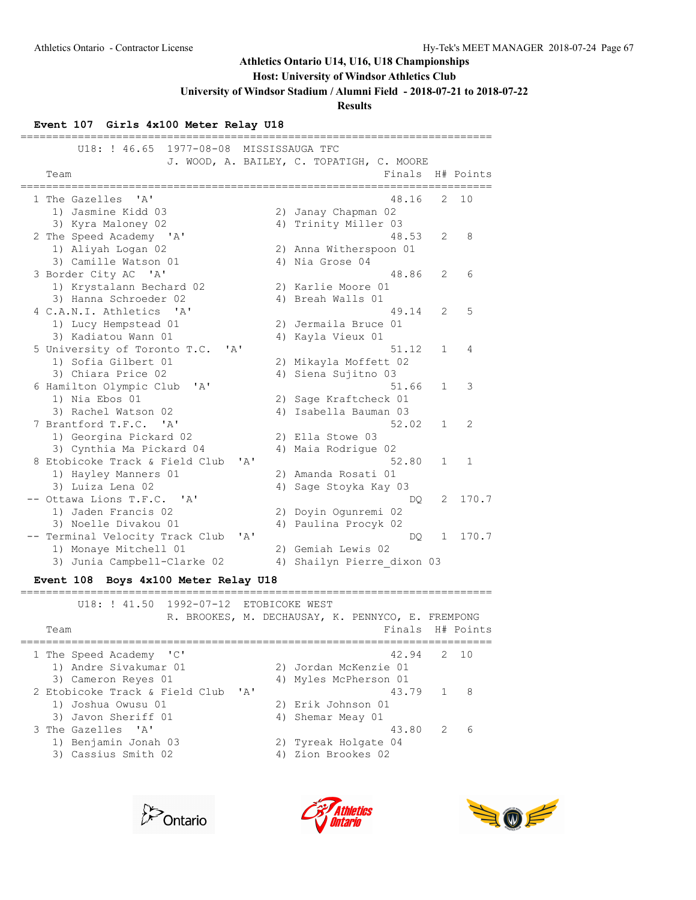## Athletics Ontario U14, U16, U18 Championships

**Host: University of Windsor Athletics Club**

**University of Windsor Stadium / Alumni Field - 2018-07-21 to 2018-07-22**

**Results**

### Event 107 Girls 4x100 Meter Relay U18

U18: ! 46.65 1977-08-08 MISSISSAUGA TFC
J. WOOD, A. BAILEY, C. TOPATIGH, C. MOORE

| Place | Team | Finals | H# | Points |
|---|---|---|---|---|
| 1 | The Gazelles 'A' | 48.16 | 2 | 10 |
| | 1) Jasmine Kidd 03, 2) Janay Chapman 02, 3) Kyra Maloney 02, 4) Trinity Miller 03 | | | |
| 2 | The Speed Academy 'A' | 48.53 | 2 | 8 |
| | 1) Aliyah Logan 02, 2) Anna Witherspoon 01, 3) Camille Watson 01, 4) Nia Grose 04 | | | |
| 3 | Border City AC 'A' | 48.86 | 2 | 6 |
| | 1) Krystalann Bechard 02, 2) Karlie Moore 01, 3) Hanna Schroeder 02, 4) Breah Walls 01 | | | |
| 4 | C.A.N.I. Athletics 'A' | 49.14 | 2 | 5 |
| | 1) Lucy Hempstead 01, 2) Jermaila Bruce 01, 3) Kadiatou Wann 01, 4) Kayla Vieux 01 | | | |
| 5 | University of Toronto T.C. 'A' | 51.12 | 1 | 4 |
| | 1) Sofia Gilbert 01, 2) Mikayla Moffett 02, 3) Chiara Price 02, 4) Siena Sujitno 03 | | | |
| 6 | Hamilton Olympic Club 'A' | 51.66 | 1 | 3 |
| | 1) Nia Ebos 01, 2) Sage Kraftcheck 01, 3) Rachel Watson 02, 4) Isabella Bauman 03 | | | |
| 7 | Brantford T.F.C. 'A' | 52.02 | 1 | 2 |
| | 1) Georgina Pickard 02, 2) Ella Stowe 03, 3) Cynthia Ma Pickard 04, 4) Maia Rodrigue 02 | | | |
| 8 | Etobicoke Track & Field Club 'A' | 52.80 | 1 | 1 |
| | 1) Hayley Manners 01, 2) Amanda Rosati 01, 3) Luiza Lena 02, 4) Sage Stoyka Kay 03 | | | |
| -- | Ottawa Lions T.F.C. 'A' | DQ | 2 | 170.7 |
| | 1) Jaden Francis 02, 2) Doyin Ogunremi 02, 3) Noelle Divakou 01, 4) Paulina Procyk 02 | | | |
| -- | Terminal Velocity Track Club 'A' | DQ | 1 | 170.7 |
| | 1) Monaye Mitchell 01, 2) Gemiah Lewis 02, 3) Junia Campbell-Clarke 02, 4) Shailyn Pierre_dixon 03 | | | |

### Event 108 Boys 4x100 Meter Relay U18

U18: ! 41.50 1992-07-12 ETOBICOKE WEST
R. BROOKES, M. DECHAUSAY, K. PENNYCO, E. FREMPONG

| Place | Team | Finals | H# | Points |
|---|---|---|---|---|
| 1 | The Speed Academy 'C' | 42.94 | 2 | 10 |
| | 1) Andre Sivakumar 01, 2) Jordan McKenzie 01, 3) Cameron Reyes 01, 4) Myles McPherson 01 | | | |
| 2 | Etobicoke Track & Field Club 'A' | 43.79 | 1 | 8 |
| | 1) Joshua Owusu 01, 2) Erik Johnson 01, 3) Javon Sheriff 01, 4) Shemar Meay 01 | | | |
| 3 | The Gazelles 'A' | 43.80 | 2 | 6 |
| | 1) Benjamin Jonah 03, 2) Tyreak Holgate 04, 3) Cassius Smith 02, 4) Zion Brookes 02 | | | |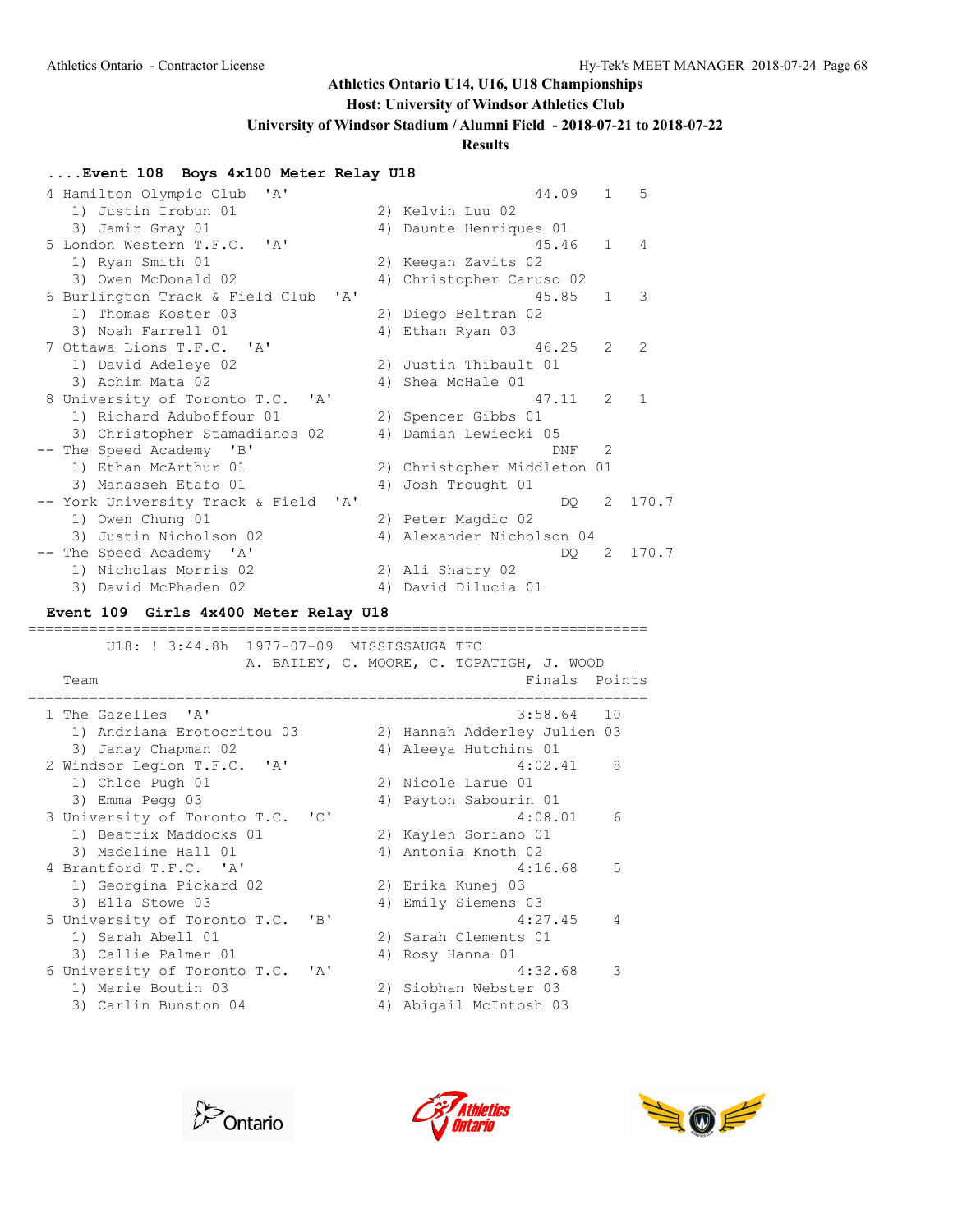Athletics Ontario U14, U16, U18 Championships

Host: University of Windsor Athletics Club

University of Windsor Stadium / Alumni Field - 2018-07-21 to 2018-07-22

**Results**

### ....Event 108 Boys 4x100 Meter Relay U18

```
  4 Hamilton Olympic Club  'A'                         44.09   1   5
     1) Justin Irobun 01               2) Kelvin Luu 02
     3) Jamir Gray 01                  4) Daunte Henriques 01
  5 London Western T.F.C.  'A'                         45.46   1   4
     1) Ryan Smith 01                  2) Keegan Zavits 02
     3) Owen McDonald 02               4) Christopher Caruso 02
  6 Burlington Track & Field Club  'A'                 45.85   1   3
     1) Thomas Koster 03               2) Diego Beltran 02
     3) Noah Farrell 01                4) Ethan Ryan 03
  7 Ottawa Lions T.F.C.  'A'                           46.25   2   2
     1) David Adeleye 02               2) Justin Thibault 01
     3) Achim Mata 02                  4) Shea McHale 01
  8 University of Toronto T.C.  'A'                    47.11   2   1
     1) Richard Aduboffour 01          2) Spencer Gibbs 01
     3) Christopher Stamadianos 02     4) Damian Lewiecki 05
 -- The Speed Academy  'B'                               DNF   2
     1) Ethan McArthur 01              2) Christopher Middleton 01
     3) Manasseh Etafo 01              4) Josh Trought 01
 -- York University Track & Field  'A'                    DQ   2  170.7
     1) Owen Chung 01                  2) Peter Magdic 02
     3) Justin Nicholson 02            4) Alexander Nicholson 04
 -- The Speed Academy  'A'                                DQ   2  170.7
     1) Nicholas Morris 02             2) Ali Shatry 02
     3) David McPhaden 02              4) David Dilucia 01
```

### Event 109 Girls 4x400 Meter Relay U18

```
=====================================================================
       U18: ! 3:44.8h  1977-07-09  MISSISSAUGA TFC
                    A. BAILEY, C. MOORE, C. TOPATIGH, J. WOOD
    Team                                          Finals  Points
=====================================================================
  1 The Gazelles  'A'                            3:58.64   10
     1) Andriana Erotocritou 03       2) Hannah Adderley Julien 03
     3) Janay Chapman 02              4) Aleeya Hutchins 01
  2 Windsor Legion T.F.C.  'A'                   4:02.41    8
     1) Chloe Pugh 01                 2) Nicole Larue 01
     3) Emma Pegg 03                  4) Payton Sabourin 01
  3 University of Toronto T.C.  'C'              4:08.01    6
     1) Beatrix Maddocks 01           2) Kaylen Soriano 01
     3) Madeline Hall 01              4) Antonia Knoth 02
  4 Brantford T.F.C.  'A'                        4:16.68    5
     1) Georgina Pickard 02           2) Erika Kunej 03
     3) Ella Stowe 03                 4) Emily Siemens 03
  5 University of Toronto T.C.  'B'              4:27.45    4
     1) Sarah Abell 01                2) Sarah Clements 01
     3) Callie Palmer 01              4) Rosy Hanna 01
  6 University of Toronto T.C.  'A'              4:32.68    3
     1) Marie Boutin 03               2) Siobhan Webster 03
     3) Carlin Bunston 04             4) Abigail McIntosh 03
```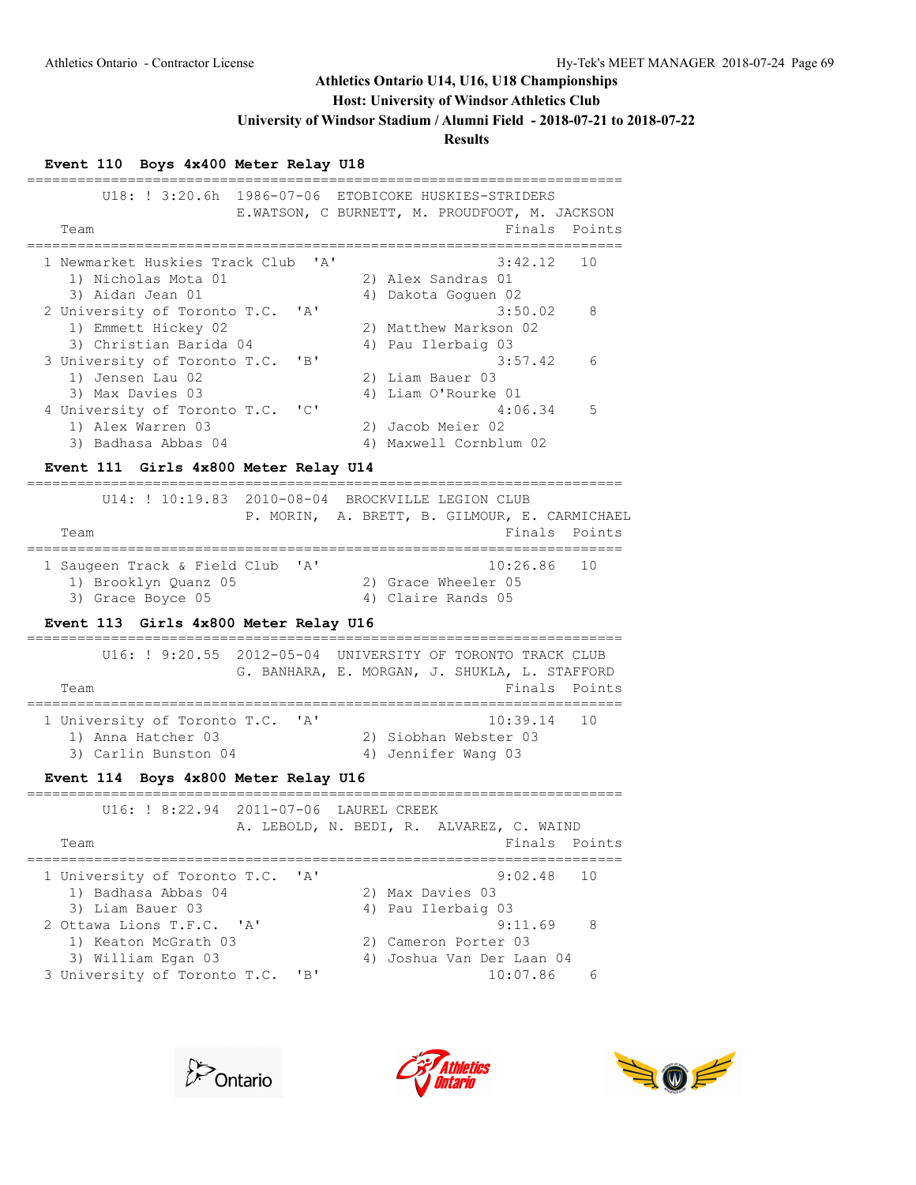## Athletics Ontario U14, U16, U18 Championships

**Host: University of Windsor Athletics Club**

**University of Windsor Stadium / Alumni Field - 2018-07-21 to 2018-07-22**

**Results**

### Event 110 Boys 4x400 Meter Relay U18

```
======================================================================
        U18: ! 3:20.6h  1986-07-06  ETOBICOKE HUSKIES-STRIDERS
                        E.WATSON, C BURNETT, M. PROUDFOOT, M. JACKSON
    Team                                               Finals  Points
======================================================================
  1 Newmarket Huskies Track Club  'A'                 3:42.12   10
     1) Nicholas Mota 01                2) Alex Sandras 01
     3) Aidan Jean 01                   4) Dakota Goguen 02
  2 University of Toronto T.C.  'A'                   3:50.02    8
     1) Emmett Hickey 02                2) Matthew Markson 02
     3) Christian Barida 04             4) Pau Ilerbaig 03
  3 University of Toronto T.C.  'B'                   3:57.42    6
     1) Jensen Lau 02                   2) Liam Bauer 03
     3) Max Davies 03                   4) Liam O'Rourke 01
  4 University of Toronto T.C.  'C'                   4:06.34    5
     1) Alex Warren 03                  2) Jacob Meier 02
     3) Badhasa Abbas 04                4) Maxwell Cornblum 02
```

### Event 111 Girls 4x800 Meter Relay U14

```
======================================================================
        U14: ! 10:19.83  2010-08-04  BROCKVILLE LEGION CLUB
                         P. MORIN,  A. BRETT, B. GILMOUR, E. CARMICHAEL
    Team                                               Finals  Points
======================================================================
  1 Saugeen Track & Field Club  'A'                  10:26.86   10
     1) Brooklyn Quanz 05               2) Grace Wheeler 05
     3) Grace Boyce 05                  4) Claire Rands 05
```

### Event 113 Girls 4x800 Meter Relay U16

```
======================================================================
        U16: ! 9:20.55  2012-05-04  UNIVERSITY OF TORONTO TRACK CLUB
                        G. BANHARA, E. MORGAN, J. SHUKLA, L. STAFFORD
    Team                                               Finals  Points
======================================================================
  1 University of Toronto T.C.  'A'                  10:39.14   10
     1) Anna Hatcher 03                 2) Siobhan Webster 03
     3) Carlin Bunston 04               4) Jennifer Wang 03
```

### Event 114 Boys 4x800 Meter Relay U16

```
======================================================================
        U16: ! 8:22.94  2011-07-06  LAUREL CREEK
                        A. LEBOLD, N. BEDI, R.  ALVAREZ, C. WAIND
    Team                                               Finals  Points
======================================================================
  1 University of Toronto T.C.  'A'                   9:02.48   10
     1) Badhasa Abbas 04                2) Max Davies 03
     3) Liam Bauer 03                   4) Pau Ilerbaig 03
  2 Ottawa Lions T.F.C.  'A'                          9:11.69    8
     1) Keaton McGrath 03               2) Cameron Porter 03
     3) William Egan 03                 4) Joshua Van Der Laan 04
  3 University of Toronto T.C.  'B'                  10:07.86    6
```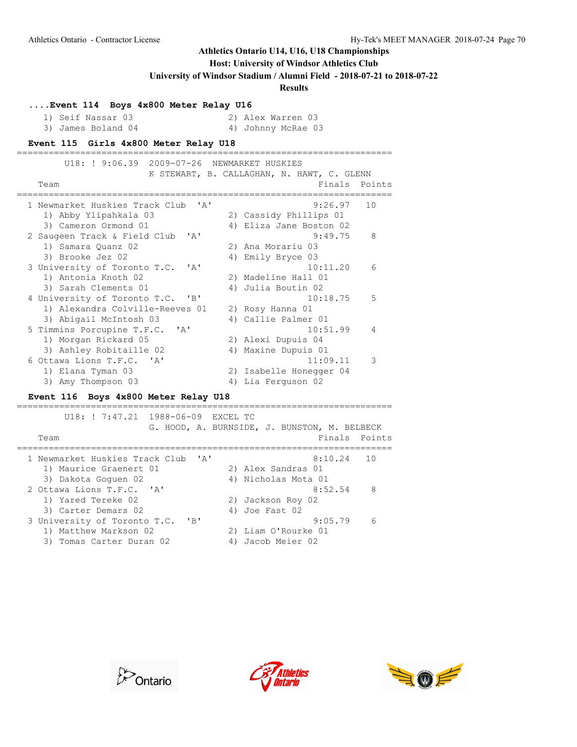## Athletics Ontario U14, U16, U18 Championships

**Host: University of Windsor Athletics Club**

**University of Windsor Stadium / Alumni Field - 2018-07-21 to 2018-07-22**

**Results**

### ....Event 114 Boys 4x800 Meter Relay U16

```
    1) Seif Nassar 03                 2) Alex Warren 03
    3) James Boland 04                4) Johnny McRae 03
```

### Event 115 Girls 4x800 Meter Relay U18

```
=======================================================================
       U18: ! 9:06.39  2009-07-26  NEWMARKET HUSKIES
                    K STEWART, B. CALLAGHAN, N. HAWT, C. GLENN
    Team                                             Finals  Points
=======================================================================
  1 Newmarket Huskies Track Club  'A'                9:26.97   10
    1) Abby Ylipahkala 03             2) Cassidy Phillips 01
    3) Cameron Ormond 01              4) Eliza Jane Boston 02
  2 Saugeen Track & Field Club  'A'                  9:49.75    8
    1) Samara Quanz 02                2) Ana Morariu 03
    3) Brooke Jez 02                  4) Emily Bryce 03
  3 University of Toronto T.C.  'A'                 10:11.20    6
    1) Antonia Knoth 02               2) Madeline Hall 01
    3) Sarah Clements 01              4) Julia Boutin 02
  4 University of Toronto T.C.  'B'                 10:18.75    5
    1) Alexandra Colville-Reeves 01   2) Rosy Hanna 01
    3) Abigail McIntosh 03            4) Callie Palmer 01
  5 Timmins Porcupine T.F.C.  'A'                   10:51.99    4
    1) Morgan Rickard 05              2) Alexi Dupuis 04
    3) Ashley Robitaille 02           4) Maxine Dupuis 01
  6 Ottawa Lions T.F.C.  'A'                        11:09.11    3
    1) Elana Tyman 03                 2) Isabelle Honegger 04
    3) Amy Thompson 03                4) Lia Ferguson 02
```

### Event 116 Boys 4x800 Meter Relay U18

```
=======================================================================
       U18: ! 7:47.21  1988-06-09  EXCEL TC
                    G. HOOD, A. BURNSIDE, J. BUNSTON, M. BELBECK
    Team                                             Finals  Points
=======================================================================
  1 Newmarket Huskies Track Club  'A'                8:10.24   10
    1) Maurice Graenert 01            2) Alex Sandras 01
    3) Dakota Goguen 02               4) Nicholas Mota 01
  2 Ottawa Lions T.F.C.  'A'                         8:52.54    8
    1) Yared Tereke 02                2) Jackson Roy 02
    3) Carter Demars 02               4) Joe Fast 02
  3 University of Toronto T.C.  'B'                  9:05.79    6
    1) Matthew Markson 02             2) Liam O'Rourke 01
    3) Tomas Carter Duran 02          4) Jacob Meier 02
```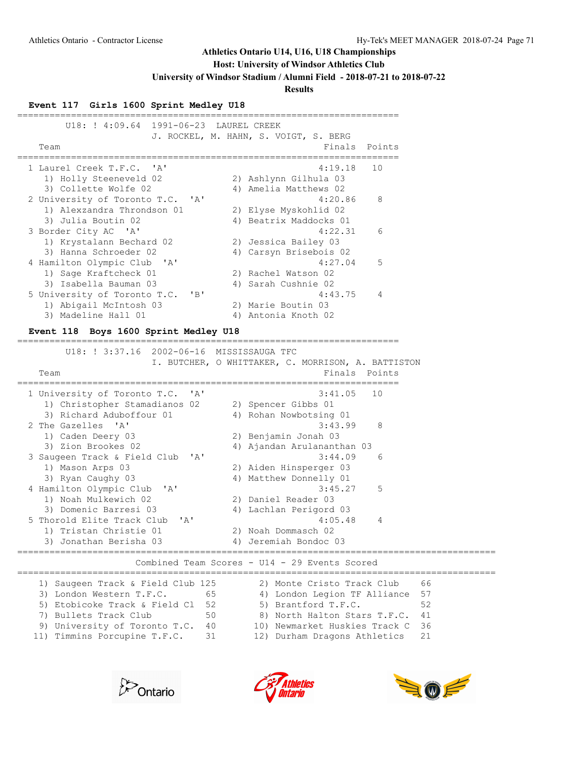**Athletics Ontario U14, U16, U18 Championships**
**Host: University of Windsor Athletics Club**
**University of Windsor Stadium / Alumni Field - 2018-07-21 to 2018-07-22**
**Results**

### Event 117 Girls 1600 Sprint Medley U18

U18: ! 4:09.64 1991-06-23 LAUREL CREEK
J. ROCKEL, M. HAHN, S. VOIGT, S. BERG

| Place | Team | Finals | Points |
|---|---|---|---|
| 1 | Laurel Creek T.F.C. 'A' | 4:19.18 | 10 |
| | 1) Holly Steeneveld 02, 2) Ashlynn Gilhula 03, 3) Collette Wolfe 02, 4) Amelia Matthews 02 | | |
| 2 | University of Toronto T.C. 'A' | 4:20.86 | 8 |
| | 1) Alexzandra Throndson 01, 2) Elyse Myskohlid 02, 3) Julia Boutin 02, 4) Beatrix Maddocks 01 | | |
| 3 | Border City AC 'A' | 4:22.31 | 6 |
| | 1) Krystalann Bechard 02, 2) Jessica Bailey 03, 3) Hanna Schroeder 02, 4) Carsyn Brisebois 02 | | |
| 4 | Hamilton Olympic Club 'A' | 4:27.04 | 5 |
| | 1) Sage Kraftcheck 01, 2) Rachel Watson 02, 3) Isabella Bauman 03, 4) Sarah Cushnie 02 | | |
| 5 | University of Toronto T.C. 'B' | 4:43.75 | 4 |
| | 1) Abigail McIntosh 03, 2) Marie Boutin 03, 3) Madeline Hall 01, 4) Antonia Knoth 02 | | |

### Event 118 Boys 1600 Sprint Medley U18

U18: ! 3:37.16 2002-06-16 MISSISSAUGA TFC
I. BUTCHER, O WHITTAKER, C. MORRISON, A. BATTISTON

| Place | Team | Finals | Points |
|---|---|---|---|
| 1 | University of Toronto T.C. 'A' | 3:41.05 | 10 |
| | 1) Christopher Stamadianos 02, 2) Spencer Gibbs 01, 3) Richard Aduboffour 01, 4) Rohan Nowbotsing 01 | | |
| 2 | The Gazelles 'A' | 3:43.99 | 8 |
| | 1) Caden Deery 03, 2) Benjamin Jonah 03, 3) Zion Brookes 02, 4) Ajandan Arulananthan 03 | | |
| 3 | Saugeen Track & Field Club 'A' | 3:44.09 | 6 |
| | 1) Mason Arps 03, 2) Aiden Hinsperger 03, 3) Ryan Caughy 03, 4) Matthew Donnelly 01 | | |
| 4 | Hamilton Olympic Club 'A' | 3:45.27 | 5 |
| | 1) Noah Mulkewich 02, 2) Daniel Reader 03, 3) Domenic Barresi 03, 4) Lachlan Perigord 03 | | |
| 5 | Thorold Elite Track Club 'A' | 4:05.48 | 4 |
| | 1) Tristan Christie 01, 2) Noah Dommasch 02, 3) Jonathan Berisha 03, 4) Jeremiah Bondoc 03 | | |

### Combined Team Scores - U14 - 29 Events Scored

| Place | Team | Points | Place | Team | Points |
|---|---|---|---|---|---|
| 1) | Saugeen Track & Field Club | 125 | 2) | Monte Cristo Track Club | 66 |
| 3) | London Western T.F.C. | 65 | 4) | London Legion TF Alliance | 57 |
| 5) | Etobicoke Track & Field Cl | 52 | 5) | Brantford T.F.C. | 52 |
| 7) | Bullets Track Club | 50 | 8) | North Halton Stars T.F.C. | 41 |
| 9) | University of Toronto T.C. | 40 | 10) | Newmarket Huskies Track C | 36 |
| 11) | Timmins Porcupine T.F.C. | 31 | 12) | Durham Dragons Athletics | 21 |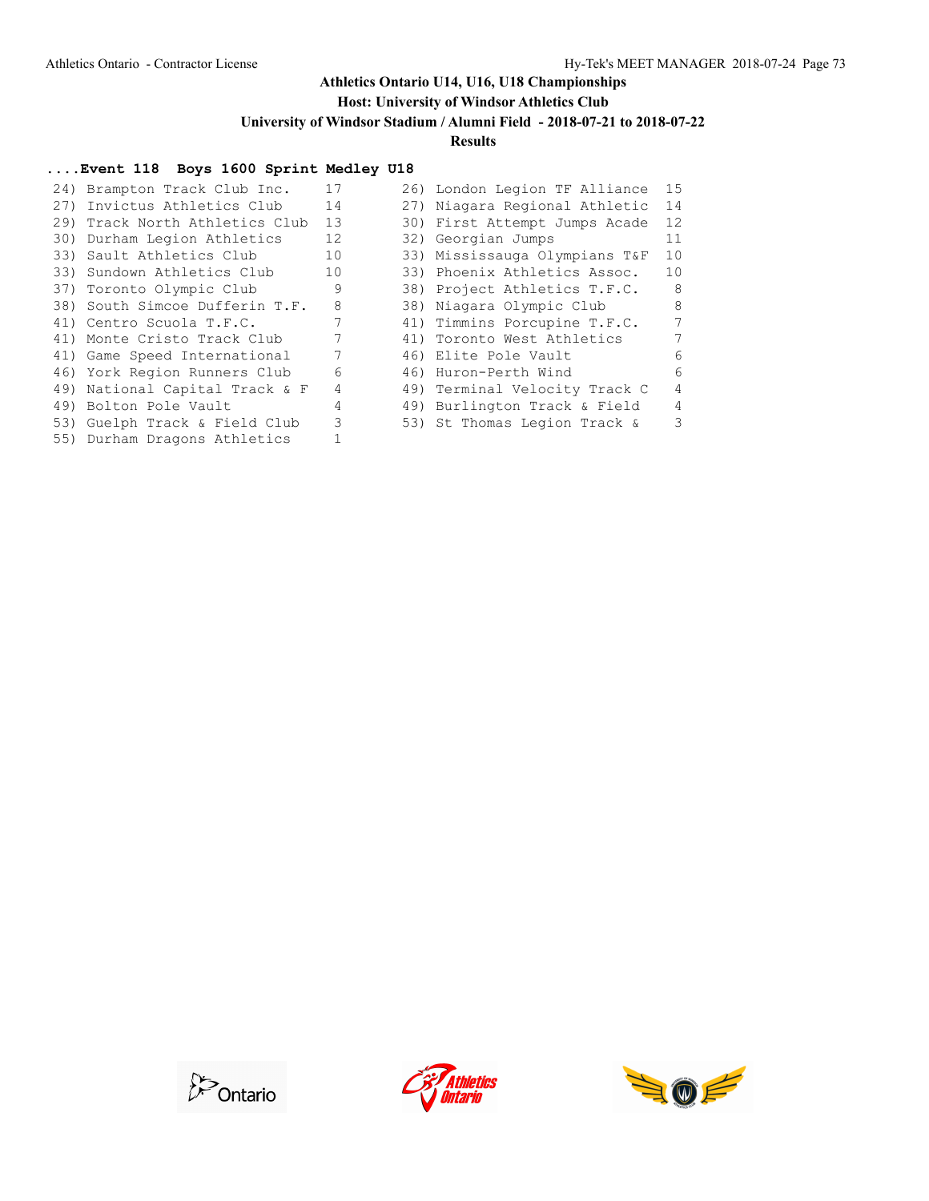**Athletics Ontario U14, U16, U18 Championships**

**Host: University of Windsor Athletics Club**

**University of Windsor Stadium / Alumni Field - 2018-07-21 to 2018-07-22**

**Results**

### ....Event 118 Boys 1600 Sprint Medley U18

| | | | | | |
|---|---|---|---|---|---|
| 24) | Brampton Track Club Inc. | 17 | 26) | London Legion TF Alliance | 15 |
| 27) | Invictus Athletics Club | 14 | 27) | Niagara Regional Athletic | 14 |
| 29) | Track North Athletics Club | 13 | 30) | First Attempt Jumps Acade | 12 |
| 30) | Durham Legion Athletics | 12 | 32) | Georgian Jumps | 11 |
| 33) | Sault Athletics Club | 10 | 33) | Mississauga Olympians T&F | 10 |
| 33) | Sundown Athletics Club | 10 | 33) | Phoenix Athletics Assoc. | 10 |
| 37) | Toronto Olympic Club | 9 | 38) | Project Athletics T.F.C. | 8 |
| 38) | South Simcoe Dufferin T.F. | 8 | 38) | Niagara Olympic Club | 8 |
| 41) | Centro Scuola T.F.C. | 7 | 41) | Timmins Porcupine T.F.C. | 7 |
| 41) | Monte Cristo Track Club | 7 | 41) | Toronto West Athletics | 7 |
| 41) | Game Speed International | 7 | 46) | Elite Pole Vault | 6 |
| 46) | York Region Runners Club | 6 | 46) | Huron-Perth Wind | 6 |
| 49) | National Capital Track & F | 4 | 49) | Terminal Velocity Track C | 4 |
| 49) | Bolton Pole Vault | 4 | 49) | Burlington Track & Field | 4 |
| 53) | Guelph Track & Field Club | 3 | 53) | St Thomas Legion Track & | 3 |
| 55) | Durham Dragons Athletics | 1 | | | |